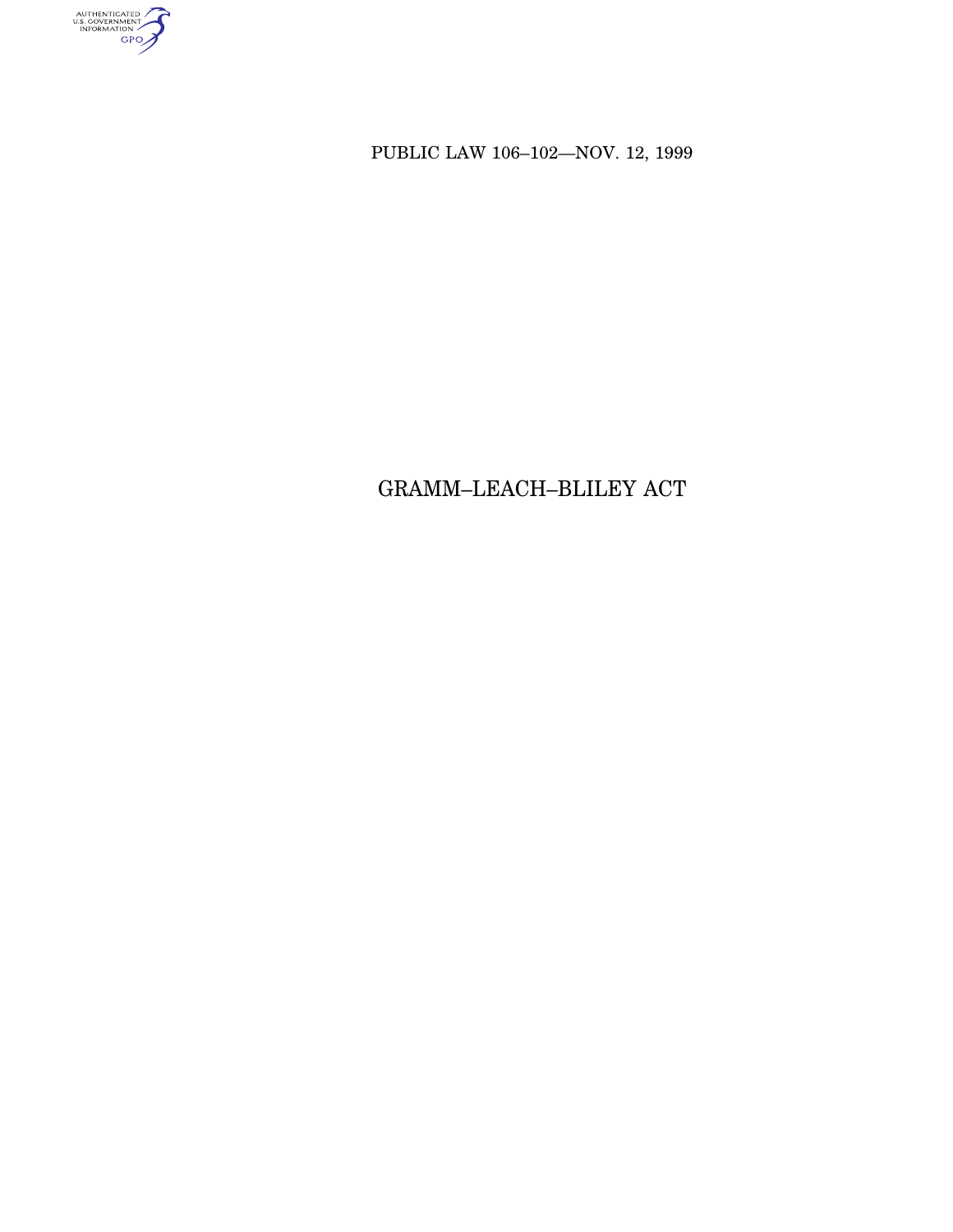PUBLIC LAW 106–102—NOV. 12, 1999

# GRAMM–LEACH–BLILEY ACT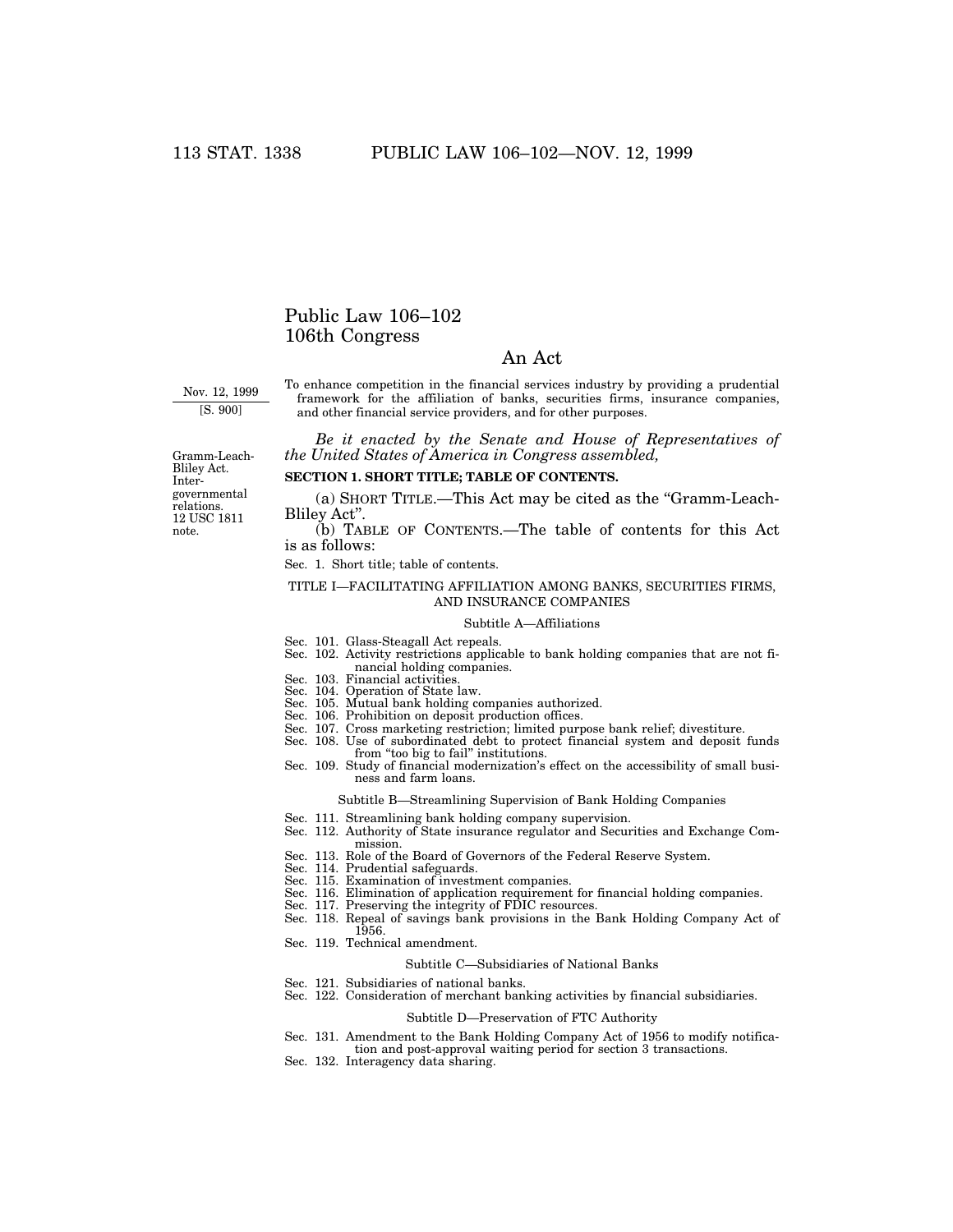# Public Law 106–102
# 106th Congress

## An Act

Nov. 12, 1999
[S. 900]

To enhance competition in the financial services industry by providing a prudential framework for the affiliation of banks, securities firms, insurance companies, and other financial service providers, and for other purposes.

*Be it enacted by the Senate and House of Representatives of the United States of America in Congress assembled,*

Gramm-Leach-Bliley Act. Intergovernmental relations. 12 USC 1811 note.

**SECTION 1. SHORT TITLE; TABLE OF CONTENTS.**

(a) SHORT TITLE.—This Act may be cited as the "Gramm-Leach-Bliley Act".

(b) TABLE OF CONTENTS.—The table of contents for this Act is as follows:

Sec. 1. Short title; table of contents.

TITLE I—FACILITATING AFFILIATION AMONG BANKS, SECURITIES FIRMS, AND INSURANCE COMPANIES

Subtitle A—Affiliations

Sec. 101. Glass-Steagall Act repeals.
Sec. 102. Activity restrictions applicable to bank holding companies that are not financial holding companies.
Sec. 103. Financial activities.
Sec. 104. Operation of State law.
Sec. 105. Mutual bank holding companies authorized.
Sec. 106. Prohibition on deposit production offices.
Sec. 107. Cross marketing restriction; limited purpose bank relief; divestiture.
Sec. 108. Use of subordinated debt to protect financial system and deposit funds from "too big to fail" institutions.
Sec. 109. Study of financial modernization's effect on the accessibility of small business and farm loans.

Subtitle B—Streamlining Supervision of Bank Holding Companies

Sec. 111. Streamlining bank holding company supervision.
Sec. 112. Authority of State insurance regulator and Securities and Exchange Commission.
Sec. 113. Role of the Board of Governors of the Federal Reserve System.
Sec. 114. Prudential safeguards.
Sec. 115. Examination of investment companies.
Sec. 116. Elimination of application requirement for financial holding companies.
Sec. 117. Preserving the integrity of FDIC resources.
Sec. 118. Repeal of savings bank provisions in the Bank Holding Company Act of 1956.
Sec. 119. Technical amendment.

Subtitle C—Subsidiaries of National Banks

Sec. 121. Subsidiaries of national banks.
Sec. 122. Consideration of merchant banking activities by financial subsidiaries.

Subtitle D—Preservation of FTC Authority

Sec. 131. Amendment to the Bank Holding Company Act of 1956 to modify notification and post-approval waiting period for section 3 transactions.
Sec. 132. Interagency data sharing.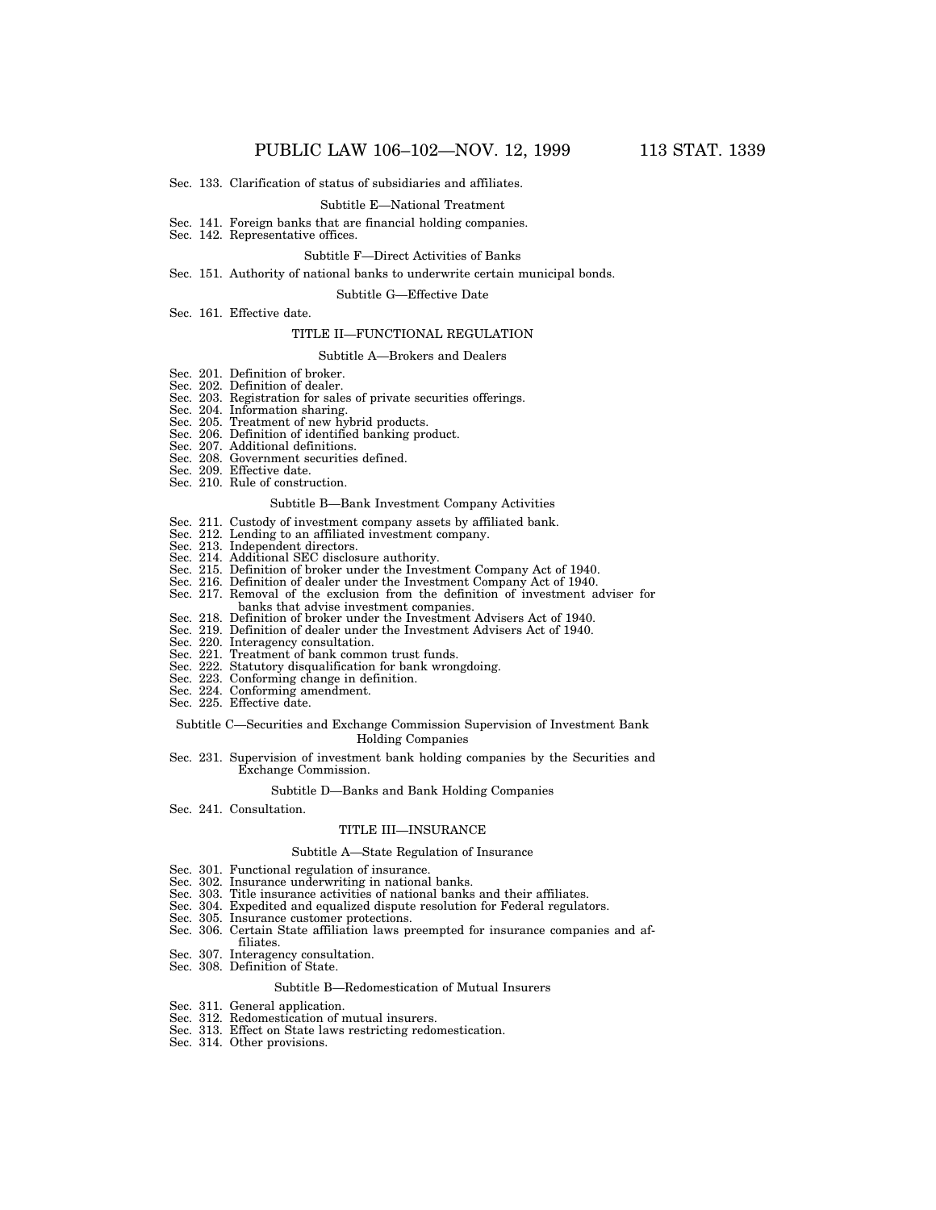Sec. 133. Clarification of status of subsidiaries and affiliates.

Subtitle E—National Treatment

Sec. 141. Foreign banks that are financial holding companies.
Sec. 142. Representative offices.

Subtitle F—Direct Activities of Banks

Sec. 151. Authority of national banks to underwrite certain municipal bonds.

Subtitle G—Effective Date

Sec. 161. Effective date.

TITLE II—FUNCTIONAL REGULATION

Subtitle A—Brokers and Dealers

Sec. 201. Definition of broker.
Sec. 202. Definition of dealer.
Sec. 203. Registration for sales of private securities offerings.
Sec. 204. Information sharing.
Sec. 205. Treatment of new hybrid products.
Sec. 206. Definition of identified banking product.
Sec. 207. Additional definitions.
Sec. 208. Government securities defined.
Sec. 209. Effective date.
Sec. 210. Rule of construction.

Subtitle B—Bank Investment Company Activities

Sec. 211. Custody of investment company assets by affiliated bank.
Sec. 212. Lending to an affiliated investment company.
Sec. 213. Independent directors.
Sec. 214. Additional SEC disclosure authority.
Sec. 215. Definition of broker under the Investment Company Act of 1940.
Sec. 216. Definition of dealer under the Investment Company Act of 1940.
Sec. 217. Removal of the exclusion from the definition of investment adviser for banks that advise investment companies.
Sec. 218. Definition of broker under the Investment Advisers Act of 1940.
Sec. 219. Definition of dealer under the Investment Advisers Act of 1940.
Sec. 220. Interagency consultation.
Sec. 221. Treatment of bank common trust funds.
Sec. 222. Statutory disqualification for bank wrongdoing.
Sec. 223. Conforming change in definition.
Sec. 224. Conforming amendment.
Sec. 225. Effective date.

Subtitle C—Securities and Exchange Commission Supervision of Investment Bank Holding Companies

Sec. 231. Supervision of investment bank holding companies by the Securities and Exchange Commission.

Subtitle D—Banks and Bank Holding Companies

Sec. 241. Consultation.

TITLE III—INSURANCE

Subtitle A—State Regulation of Insurance

Sec. 301. Functional regulation of insurance.
Sec. 302. Insurance underwriting in national banks.
Sec. 303. Title insurance activities of national banks and their affiliates.
Sec. 304. Expedited and equalized dispute resolution for Federal regulators.
Sec. 305. Insurance customer protections.
Sec. 306. Certain State affiliation laws preempted for insurance companies and affiliates.
Sec. 307. Interagency consultation.
Sec. 308. Definition of State.

Subtitle B—Redomestication of Mutual Insurers

Sec. 311. General application.
Sec. 312. Redomestication of mutual insurers.
Sec. 313. Effect on State laws restricting redomestication.
Sec. 314. Other provisions.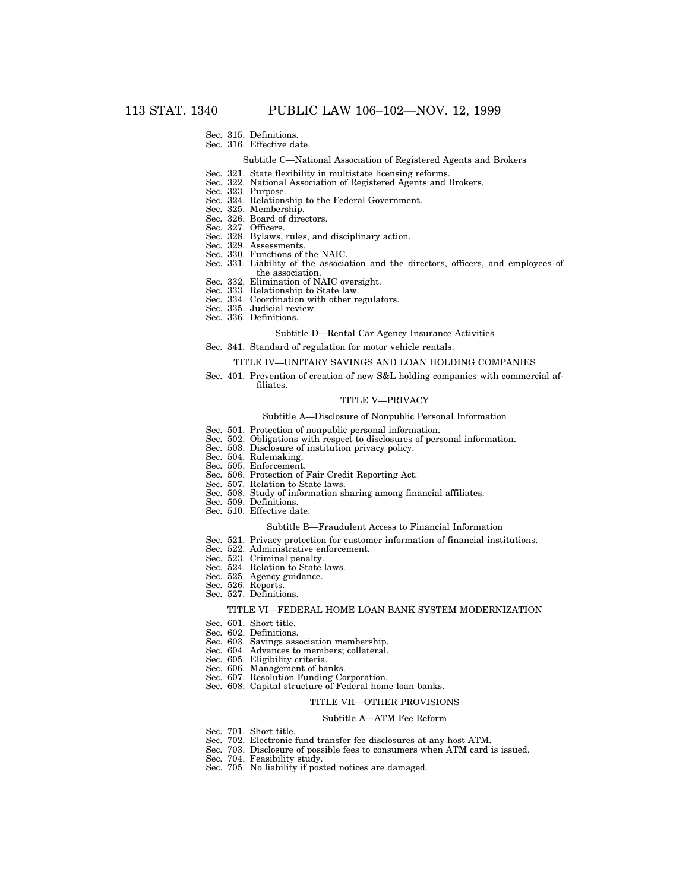Sec. 315. Definitions.
Sec. 316. Effective date.

Subtitle C—National Association of Registered Agents and Brokers

Sec. 321. State flexibility in multistate licensing reforms.
Sec. 322. National Association of Registered Agents and Brokers.
Sec. 323. Purpose.
Sec. 324. Relationship to the Federal Government.
Sec. 325. Membership.
Sec. 326. Board of directors.
Sec. 327. Officers.
Sec. 328. Bylaws, rules, and disciplinary action.
Sec. 329. Assessments.
Sec. 330. Functions of the NAIC.
Sec. 331. Liability of the association and the directors, officers, and employees of the association.
Sec. 332. Elimination of NAIC oversight.
Sec. 333. Relationship to State law.
Sec. 334. Coordination with other regulators.
Sec. 335. Judicial review.
Sec. 336. Definitions.

Subtitle D—Rental Car Agency Insurance Activities

Sec. 341. Standard of regulation for motor vehicle rentals.

TITLE IV—UNITARY SAVINGS AND LOAN HOLDING COMPANIES

Sec. 401. Prevention of creation of new S&L holding companies with commercial affiliates.

TITLE V—PRIVACY

Subtitle A—Disclosure of Nonpublic Personal Information

Sec. 501. Protection of nonpublic personal information.
Sec. 502. Obligations with respect to disclosures of personal information.
Sec. 503. Disclosure of institution privacy policy.
Sec. 504. Rulemaking.
Sec. 505. Enforcement.
Sec. 506. Protection of Fair Credit Reporting Act.
Sec. 507. Relation to State laws.
Sec. 508. Study of information sharing among financial affiliates.
Sec. 509. Definitions.
Sec. 510. Effective date.

Subtitle B—Fraudulent Access to Financial Information

Sec. 521. Privacy protection for customer information of financial institutions.
Sec. 522. Administrative enforcement.
Sec. 523. Criminal penalty.
Sec. 524. Relation to State laws.
Sec. 525. Agency guidance.
Sec. 526. Reports.
Sec. 527. Definitions.

TITLE VI—FEDERAL HOME LOAN BANK SYSTEM MODERNIZATION

Sec. 601. Short title.
Sec. 602. Definitions.
Sec. 603. Savings association membership.
Sec. 604. Advances to members; collateral.
Sec. 605. Eligibility criteria.
Sec. 606. Management of banks.
Sec. 607. Resolution Funding Corporation.
Sec. 608. Capital structure of Federal home loan banks.

TITLE VII—OTHER PROVISIONS

Subtitle A—ATM Fee Reform

Sec. 701. Short title.
Sec. 702. Electronic fund transfer fee disclosures at any host ATM.
Sec. 703. Disclosure of possible fees to consumers when ATM card is issued.
Sec. 704. Feasibility study.
Sec. 705. No liability if posted notices are damaged.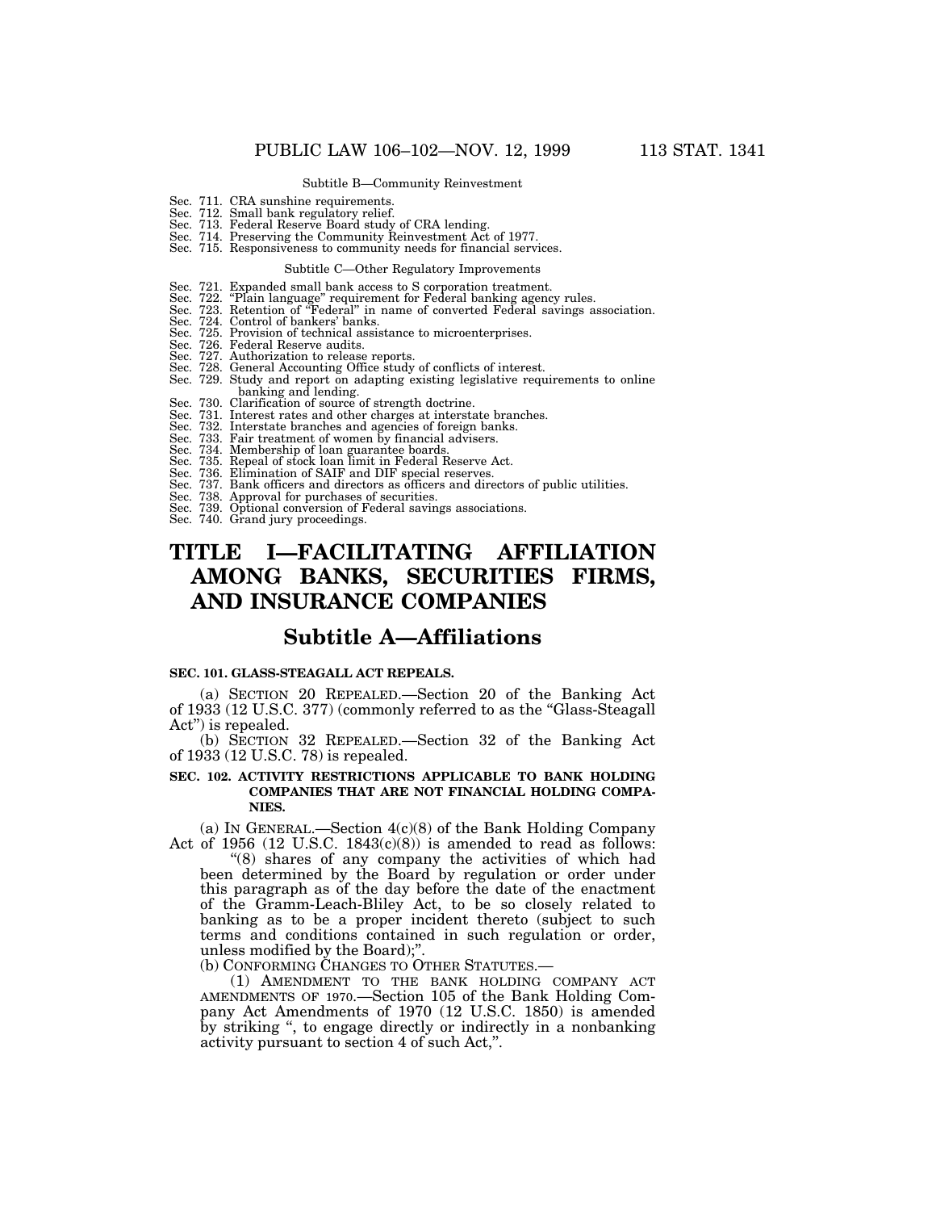Subtitle B—Community Reinvestment

Sec. 711. CRA sunshine requirements.
Sec. 712. Small bank regulatory relief.
Sec. 713. Federal Reserve Board study of CRA lending.
Sec. 714. Preserving the Community Reinvestment Act of 1977.
Sec. 715. Responsiveness to community needs for financial services.

Subtitle C—Other Regulatory Improvements

Sec. 721. Expanded small bank access to S corporation treatment.
Sec. 722. "Plain language" requirement for Federal banking agency rules.
Sec. 723. Retention of "Federal" in name of converted Federal savings association.
Sec. 724. Control of bankers' banks.
Sec. 725. Provision of technical assistance to microenterprises.
Sec. 726. Federal Reserve audits.
Sec. 727. Authorization to release reports.
Sec. 728. General Accounting Office study of conflicts of interest.
Sec. 729. Study and report on adapting existing legislative requirements to online banking and lending.
Sec. 730. Clarification of source of strength doctrine.
Sec. 731. Interest rates and other charges at interstate branches.
Sec. 732. Interstate branches and agencies of foreign banks.
Sec. 733. Fair treatment of women by financial advisers.
Sec. 734. Membership of loan guarantee boards.
Sec. 735. Repeal of stock loan limit in Federal Reserve Act.
Sec. 736. Elimination of SAIF and DIF special reserves.
Sec. 737. Bank officers and directors as officers and directors of public utilities.
Sec. 738. Approval for purchases of securities.
Sec. 739. Optional conversion of Federal savings associations.
Sec. 740. Grand jury proceedings.

# TITLE I—FACILITATING AFFILIATION AMONG BANKS, SECURITIES FIRMS, AND INSURANCE COMPANIES

## Subtitle A—Affiliations

**SEC. 101. GLASS-STEAGALL ACT REPEALS.**

(a) SECTION 20 REPEALED.—Section 20 of the Banking Act of 1933 (12 U.S.C. 377) (commonly referred to as the "Glass-Steagall Act") is repealed.

(b) SECTION 32 REPEALED.—Section 32 of the Banking Act of 1933 (12 U.S.C. 78) is repealed.

**SEC. 102. ACTIVITY RESTRICTIONS APPLICABLE TO BANK HOLDING COMPANIES THAT ARE NOT FINANCIAL HOLDING COMPANIES.**

(a) IN GENERAL.—Section 4(c)(8) of the Bank Holding Company Act of 1956 (12 U.S.C. 1843(c)(8)) is amended to read as follows:

"(8) shares of any company the activities of which had been determined by the Board by regulation or order under this paragraph as of the day before the date of the enactment of the Gramm-Leach-Bliley Act, to be so closely related to banking as to be a proper incident thereto (subject to such terms and conditions contained in such regulation or order, unless modified by the Board);".

(b) CONFORMING CHANGES TO OTHER STATUTES.—

(1) AMENDMENT TO THE BANK HOLDING COMPANY ACT AMENDMENTS OF 1970.—Section 105 of the Bank Holding Company Act Amendments of 1970 (12 U.S.C. 1850) is amended by striking ", to engage directly or indirectly in a nonbanking activity pursuant to section 4 of such Act,".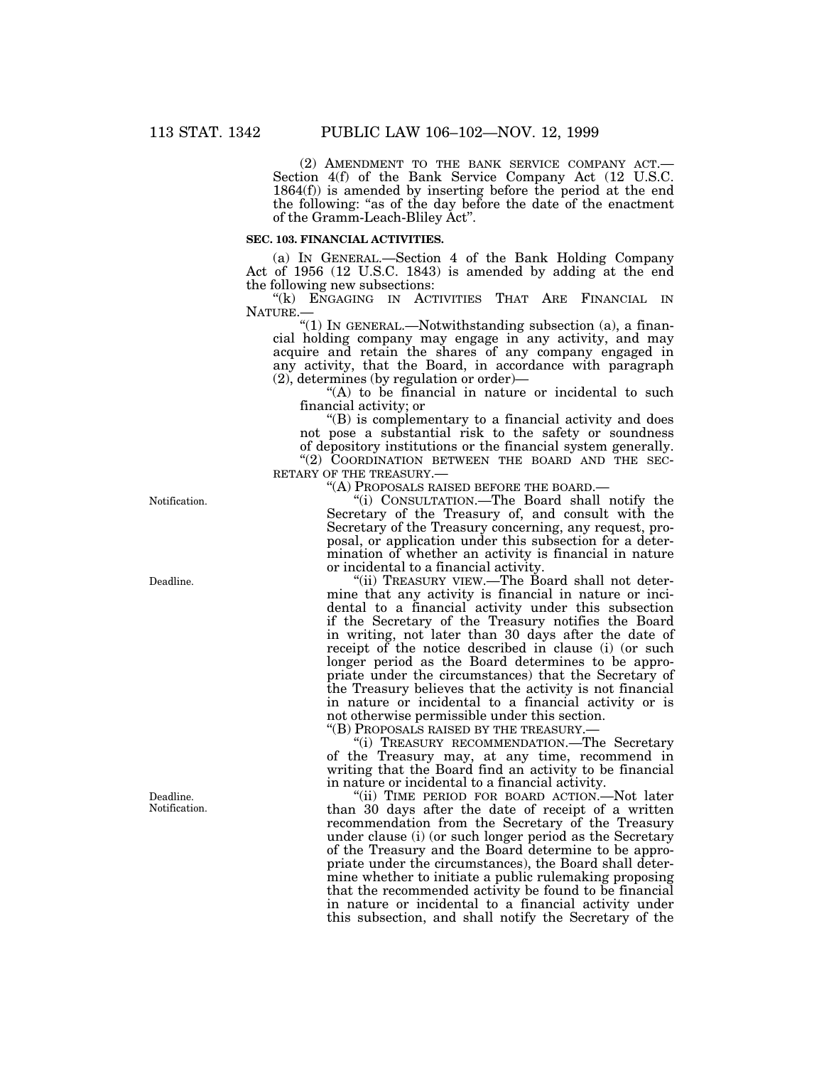(2) AMENDMENT TO THE BANK SERVICE COMPANY ACT.—Section 4(f) of the Bank Service Company Act (12 U.S.C. 1864(f)) is amended by inserting before the period at the end the following: "as of the day before the date of the enactment of the Gramm-Leach-Bliley Act".

**SEC. 103. FINANCIAL ACTIVITIES.**

(a) IN GENERAL.—Section 4 of the Bank Holding Company Act of 1956 (12 U.S.C. 1843) is amended by adding at the end the following new subsections:

"(k) ENGAGING IN ACTIVITIES THAT ARE FINANCIAL IN NATURE.—

"(1) IN GENERAL.—Notwithstanding subsection (a), a financial holding company may engage in any activity, and may acquire and retain the shares of any company engaged in any activity, that the Board, in accordance with paragraph (2), determines (by regulation or order)—

"(A) to be financial in nature or incidental to such financial activity; or

"(B) is complementary to a financial activity and does not pose a substantial risk to the safety or soundness of depository institutions or the financial system generally.

"(2) COORDINATION BETWEEN THE BOARD AND THE SECRETARY OF THE TREASURY.—

"(A) PROPOSALS RAISED BEFORE THE BOARD.—

Notification.

"(i) CONSULTATION.—The Board shall notify the Secretary of the Treasury of, and consult with the Secretary of the Treasury concerning, any request, proposal, or application under this subsection for a determination of whether an activity is financial in nature or incidental to a financial activity.

Deadline.

"(ii) TREASURY VIEW.—The Board shall not determine that any activity is financial in nature or incidental to a financial activity under this subsection if the Secretary of the Treasury notifies the Board in writing, not later than 30 days after the date of receipt of the notice described in clause (i) (or such longer period as the Board determines to be appropriate under the circumstances) that the Secretary of the Treasury believes that the activity is not financial in nature or incidental to a financial activity or is not otherwise permissible under this section.

"(B) PROPOSALS RAISED BY THE TREASURY.—

"(i) TREASURY RECOMMENDATION.—The Secretary of the Treasury may, at any time, recommend in writing that the Board find an activity to be financial in nature or incidental to a financial activity.

Deadline. Notification.

"(ii) TIME PERIOD FOR BOARD ACTION.—Not later than 30 days after the date of receipt of a written recommendation from the Secretary of the Treasury under clause (i) (or such longer period as the Secretary of the Treasury and the Board determine to be appropriate under the circumstances), the Board shall determine whether to initiate a public rulemaking proposing that the recommended activity be found to be financial in nature or incidental to a financial activity under this subsection, and shall notify the Secretary of the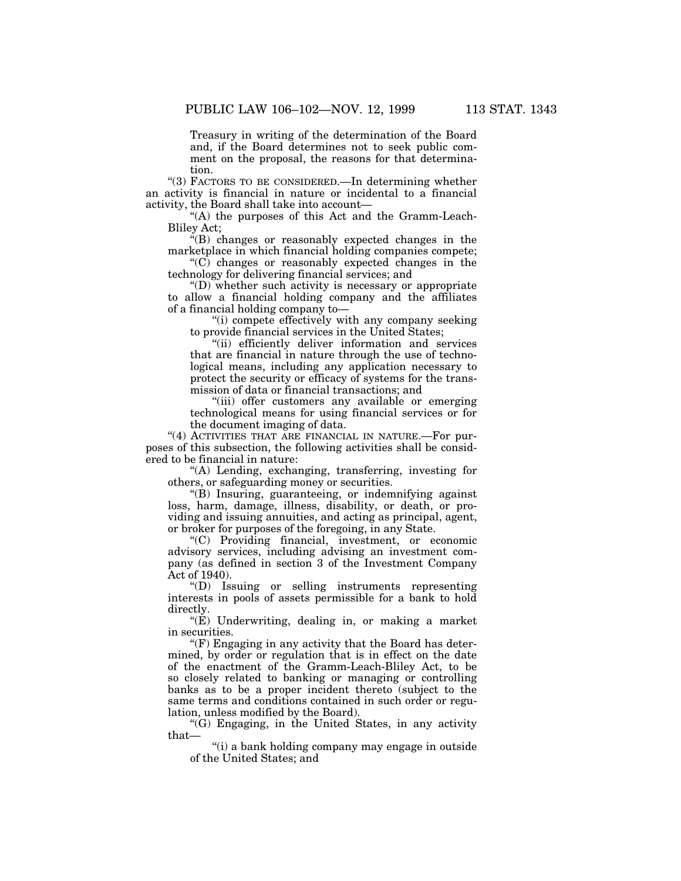Treasury in writing of the determination of the Board and, if the Board determines not to seek public comment on the proposal, the reasons for that determination.

"(3) FACTORS TO BE CONSIDERED.—In determining whether an activity is financial in nature or incidental to a financial activity, the Board shall take into account—

"(A) the purposes of this Act and the Gramm-Leach-Bliley Act;

"(B) changes or reasonably expected changes in the marketplace in which financial holding companies compete;

"(C) changes or reasonably expected changes in the technology for delivering financial services; and

"(D) whether such activity is necessary or appropriate to allow a financial holding company and the affiliates of a financial holding company to—

"(i) compete effectively with any company seeking to provide financial services in the United States;

"(ii) efficiently deliver information and services that are financial in nature through the use of technological means, including any application necessary to protect the security or efficacy of systems for the transmission of data or financial transactions; and

"(iii) offer customers any available or emerging technological means for using financial services or for the document imaging of data.

"(4) ACTIVITIES THAT ARE FINANCIAL IN NATURE.—For purposes of this subsection, the following activities shall be considered to be financial in nature:

"(A) Lending, exchanging, transferring, investing for others, or safeguarding money or securities.

"(B) Insuring, guaranteeing, or indemnifying against loss, harm, damage, illness, disability, or death, or providing and issuing annuities, and acting as principal, agent, or broker for purposes of the foregoing, in any State.

"(C) Providing financial, investment, or economic advisory services, including advising an investment company (as defined in section 3 of the Investment Company Act of 1940).

"(D) Issuing or selling instruments representing interests in pools of assets permissible for a bank to hold directly.

"(E) Underwriting, dealing in, or making a market in securities.

"(F) Engaging in any activity that the Board has determined, by order or regulation that is in effect on the date of the enactment of the Gramm-Leach-Bliley Act, to be so closely related to banking or managing or controlling banks as to be a proper incident thereto (subject to the same terms and conditions contained in such order or regulation, unless modified by the Board).

"(G) Engaging, in the United States, in any activity that—

"(i) a bank holding company may engage in outside of the United States; and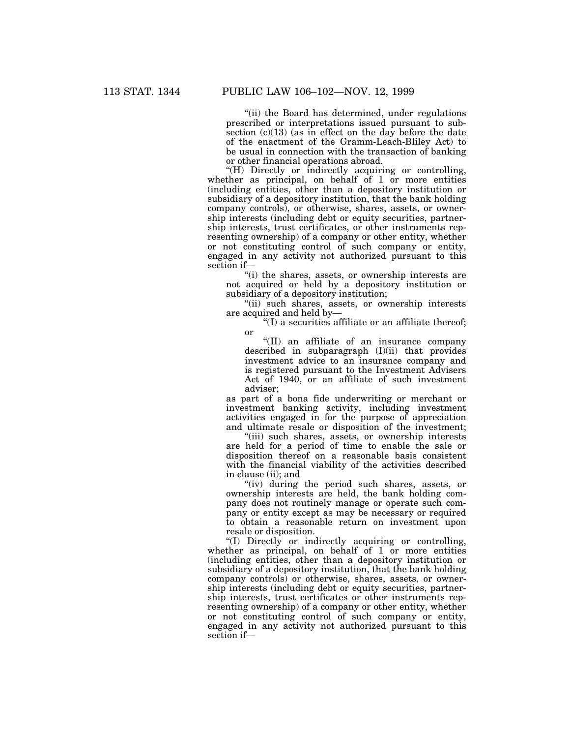"(ii) the Board has determined, under regulations prescribed or interpretations issued pursuant to subsection (c)(13) (as in effect on the day before the date of the enactment of the Gramm-Leach-Bliley Act) to be usual in connection with the transaction of banking or other financial operations abroad.

"(H) Directly or indirectly acquiring or controlling, whether as principal, on behalf of 1 or more entities (including entities, other than a depository institution or subsidiary of a depository institution, that the bank holding company controls), or otherwise, shares, assets, or ownership interests (including debt or equity securities, partnership interests, trust certificates, or other instruments representing ownership) of a company or other entity, whether or not constituting control of such company or entity, engaged in any activity not authorized pursuant to this section if—

"(i) the shares, assets, or ownership interests are not acquired or held by a depository institution or subsidiary of a depository institution;

"(ii) such shares, assets, or ownership interests are acquired and held by—

"(I) a securities affiliate or an affiliate thereof; or

"(II) an affiliate of an insurance company described in subparagraph (I)(ii) that provides investment advice to an insurance company and is registered pursuant to the Investment Advisers Act of 1940, or an affiliate of such investment adviser;

as part of a bona fide underwriting or merchant or investment banking activity, including investment activities engaged in for the purpose of appreciation and ultimate resale or disposition of the investment;

"(iii) such shares, assets, or ownership interests are held for a period of time to enable the sale or disposition thereof on a reasonable basis consistent with the financial viability of the activities described in clause (ii); and

"(iv) during the period such shares, assets, or ownership interests are held, the bank holding company does not routinely manage or operate such company or entity except as may be necessary or required to obtain a reasonable return on investment upon resale or disposition.

"(I) Directly or indirectly acquiring or controlling, whether as principal, on behalf of 1 or more entities (including entities, other than a depository institution or subsidiary of a depository institution, that the bank holding company controls) or otherwise, shares, assets, or ownership interests (including debt or equity securities, partnership interests, trust certificates or other instruments representing ownership) of a company or other entity, whether or not constituting control of such company or entity, engaged in any activity not authorized pursuant to this section if—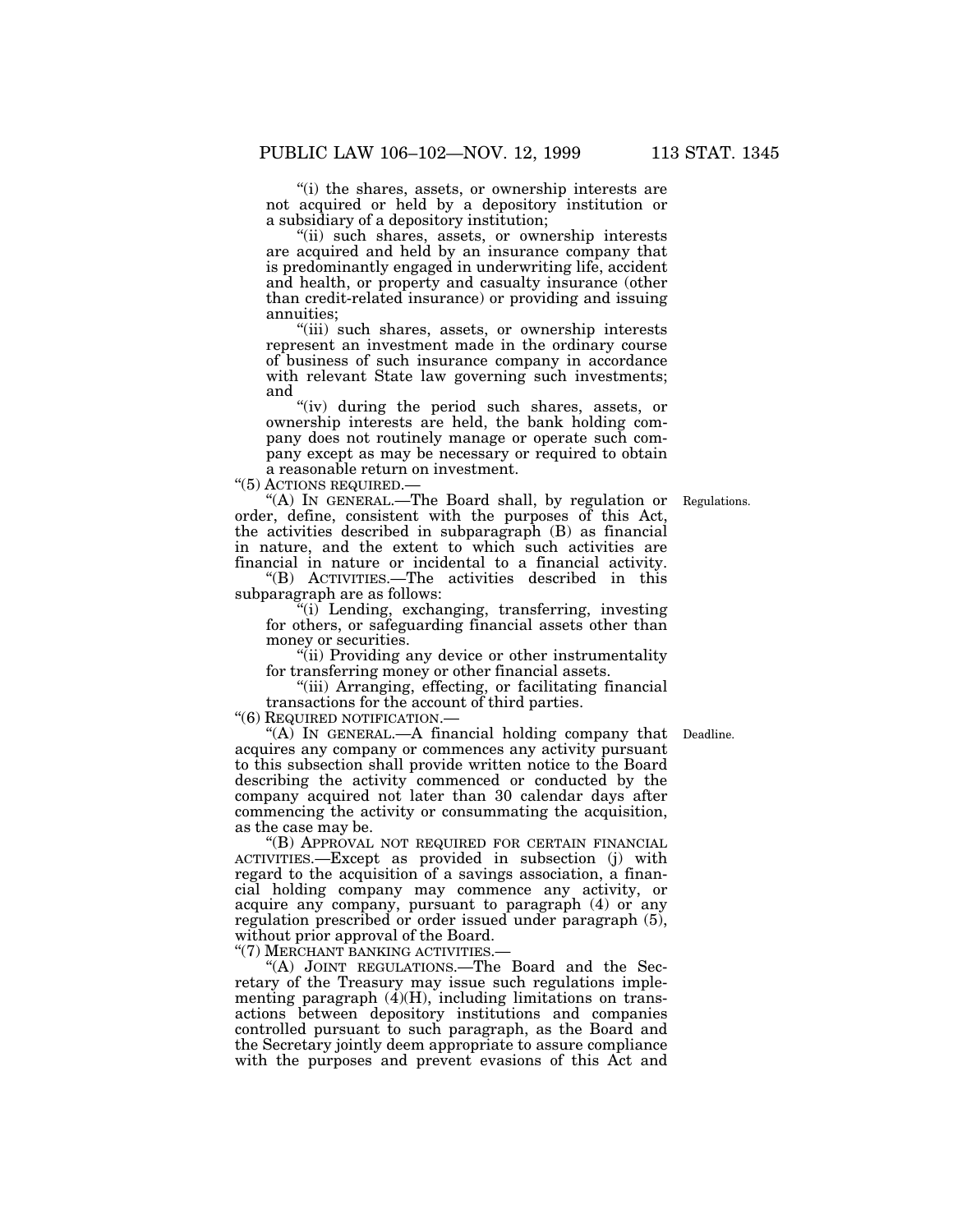"(i) the shares, assets, or ownership interests are not acquired or held by a depository institution or a subsidiary of a depository institution;

"(ii) such shares, assets, or ownership interests are acquired and held by an insurance company that is predominantly engaged in underwriting life, accident and health, or property and casualty insurance (other than credit-related insurance) or providing and issuing annuities;

"(iii) such shares, assets, or ownership interests represent an investment made in the ordinary course of business of such insurance company in accordance with relevant State law governing such investments; and

"(iv) during the period such shares, assets, or ownership interests are held, the bank holding company does not routinely manage or operate such company except as may be necessary or required to obtain a reasonable return on investment.

"(5) ACTIONS REQUIRED.—

"(A) IN GENERAL.—The Board shall, by regulation or order, define, consistent with the purposes of this Act, the activities described in subparagraph (B) as financial in nature, and the extent to which such activities are financial in nature or incidental to a financial activity.

Regulations.

"(B) ACTIVITIES.—The activities described in this subparagraph are as follows:

"(i) Lending, exchanging, transferring, investing for others, or safeguarding financial assets other than money or securities.

"(ii) Providing any device or other instrumentality for transferring money or other financial assets.

"(iii) Arranging, effecting, or facilitating financial transactions for the account of third parties.

"(6) REQUIRED NOTIFICATION.—

"(A) IN GENERAL.—A financial holding company that acquires any company or commences any activity pursuant to this subsection shall provide written notice to the Board describing the activity commenced or conducted by the company acquired not later than 30 calendar days after commencing the activity or consummating the acquisition, as the case may be.

Deadline.

"(B) APPROVAL NOT REQUIRED FOR CERTAIN FINANCIAL ACTIVITIES.—Except as provided in subsection (j) with regard to the acquisition of a savings association, a financial holding company may commence any activity, or acquire any company, pursuant to paragraph (4) or any regulation prescribed or order issued under paragraph (5), without prior approval of the Board.

"(7) MERCHANT BANKING ACTIVITIES.—

"(A) JOINT REGULATIONS.—The Board and the Secretary of the Treasury may issue such regulations implementing paragraph (4)(H), including limitations on transactions between depository institutions and companies controlled pursuant to such paragraph, as the Board and the Secretary jointly deem appropriate to assure compliance with the purposes and prevent evasions of this Act and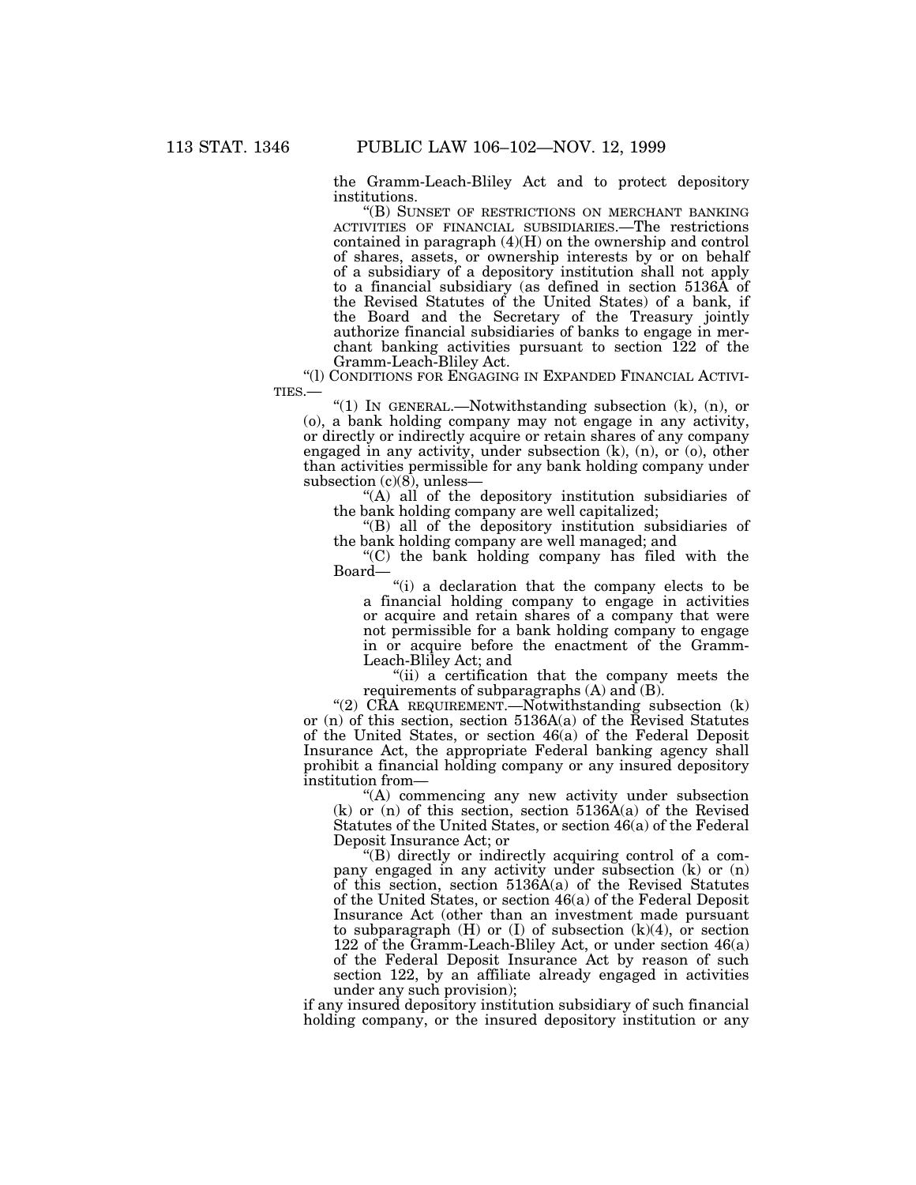the Gramm-Leach-Bliley Act and to protect depository institutions.

"(B) SUNSET OF RESTRICTIONS ON MERCHANT BANKING ACTIVITIES OF FINANCIAL SUBSIDIARIES.—The restrictions contained in paragraph (4)(H) on the ownership and control of shares, assets, or ownership interests by or on behalf of a subsidiary of a depository institution shall not apply to a financial subsidiary (as defined in section 5136A of the Revised Statutes of the United States) of a bank, if the Board and the Secretary of the Treasury jointly authorize financial subsidiaries of banks to engage in merchant banking activities pursuant to section 122 of the Gramm-Leach-Bliley Act.

"(l) CONDITIONS FOR ENGAGING IN EXPANDED FINANCIAL ACTIVITIES.—

"(1) IN GENERAL.—Notwithstanding subsection (k), (n), or (o), a bank holding company may not engage in any activity, or directly or indirectly acquire or retain shares of any company engaged in any activity, under subsection (k), (n), or (o), other than activities permissible for any bank holding company under subsection (c)(8), unless—

"(A) all of the depository institution subsidiaries of the bank holding company are well capitalized;

"(B) all of the depository institution subsidiaries of the bank holding company are well managed; and

"(C) the bank holding company has filed with the Board—

"(i) a declaration that the company elects to be a financial holding company to engage in activities or acquire and retain shares of a company that were not permissible for a bank holding company to engage in or acquire before the enactment of the Gramm-Leach-Bliley Act; and

"(ii) a certification that the company meets the requirements of subparagraphs (A) and (B).

"(2) CRA REQUIREMENT.—Notwithstanding subsection (k) or (n) of this section, section 5136A(a) of the Revised Statutes of the United States, or section 46(a) of the Federal Deposit Insurance Act, the appropriate Federal banking agency shall prohibit a financial holding company or any insured depository institution from—

"(A) commencing any new activity under subsection (k) or (n) of this section, section 5136A(a) of the Revised Statutes of the United States, or section 46(a) of the Federal Deposit Insurance Act; or

"(B) directly or indirectly acquiring control of a company engaged in any activity under subsection (k) or (n) of this section, section 5136A(a) of the Revised Statutes of the United States, or section 46(a) of the Federal Deposit Insurance Act (other than an investment made pursuant to subparagraph (H) or (I) of subsection (k)(4), or section 122 of the Gramm-Leach-Bliley Act, or under section 46(a) of the Federal Deposit Insurance Act by reason of such section 122, by an affiliate already engaged in activities under any such provision);

if any insured depository institution subsidiary of such financial holding company, or the insured depository institution or any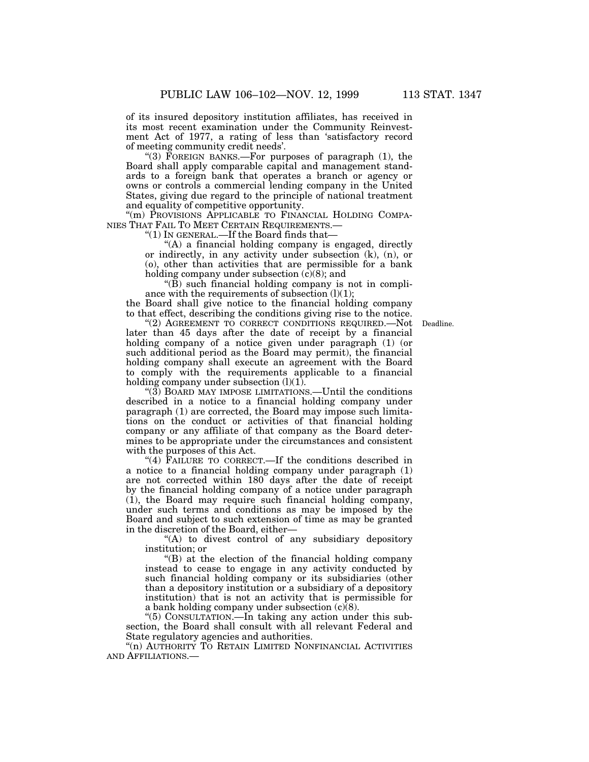of its insured depository institution affiliates, has received in its most recent examination under the Community Reinvestment Act of 1977, a rating of less than 'satisfactory record of meeting community credit needs'.

"(3) FOREIGN BANKS.—For purposes of paragraph (1), the Board shall apply comparable capital and management standards to a foreign bank that operates a branch or agency or owns or controls a commercial lending company in the United States, giving due regard to the principle of national treatment and equality of competitive opportunity.

"(m) PROVISIONS APPLICABLE TO FINANCIAL HOLDING COMPANIES THAT FAIL TO MEET CERTAIN REQUIREMENTS.—

"(1) IN GENERAL.—If the Board finds that—

"(A) a financial holding company is engaged, directly or indirectly, in any activity under subsection (k), (n), or (o), other than activities that are permissible for a bank holding company under subsection (c)(8); and

"(B) such financial holding company is not in compliance with the requirements of subsection (l)(1);

the Board shall give notice to the financial holding company to that effect, describing the conditions giving rise to the notice.

Deadline.

"(2) AGREEMENT TO CORRECT CONDITIONS REQUIRED.—Not later than 45 days after the date of receipt by a financial holding company of a notice given under paragraph (1) (or such additional period as the Board may permit), the financial holding company shall execute an agreement with the Board to comply with the requirements applicable to a financial holding company under subsection (l)(1).

"(3) BOARD MAY IMPOSE LIMITATIONS.—Until the conditions described in a notice to a financial holding company under paragraph (1) are corrected, the Board may impose such limitations on the conduct or activities of that financial holding company or any affiliate of that company as the Board determines to be appropriate under the circumstances and consistent with the purposes of this Act.

"(4) FAILURE TO CORRECT.—If the conditions described in a notice to a financial holding company under paragraph (1) are not corrected within 180 days after the date of receipt by the financial holding company of a notice under paragraph (1), the Board may require such financial holding company, under such terms and conditions as may be imposed by the Board and subject to such extension of time as may be granted in the discretion of the Board, either—

"(A) to divest control of any subsidiary depository institution; or

"(B) at the election of the financial holding company instead to cease to engage in any activity conducted by such financial holding company or its subsidiaries (other than a depository institution or a subsidiary of a depository institution) that is not an activity that is permissible for a bank holding company under subsection (c)(8).

"(5) CONSULTATION.—In taking any action under this subsection, the Board shall consult with all relevant Federal and State regulatory agencies and authorities.

"(n) AUTHORITY TO RETAIN LIMITED NONFINANCIAL ACTIVITIES AND AFFILIATIONS.—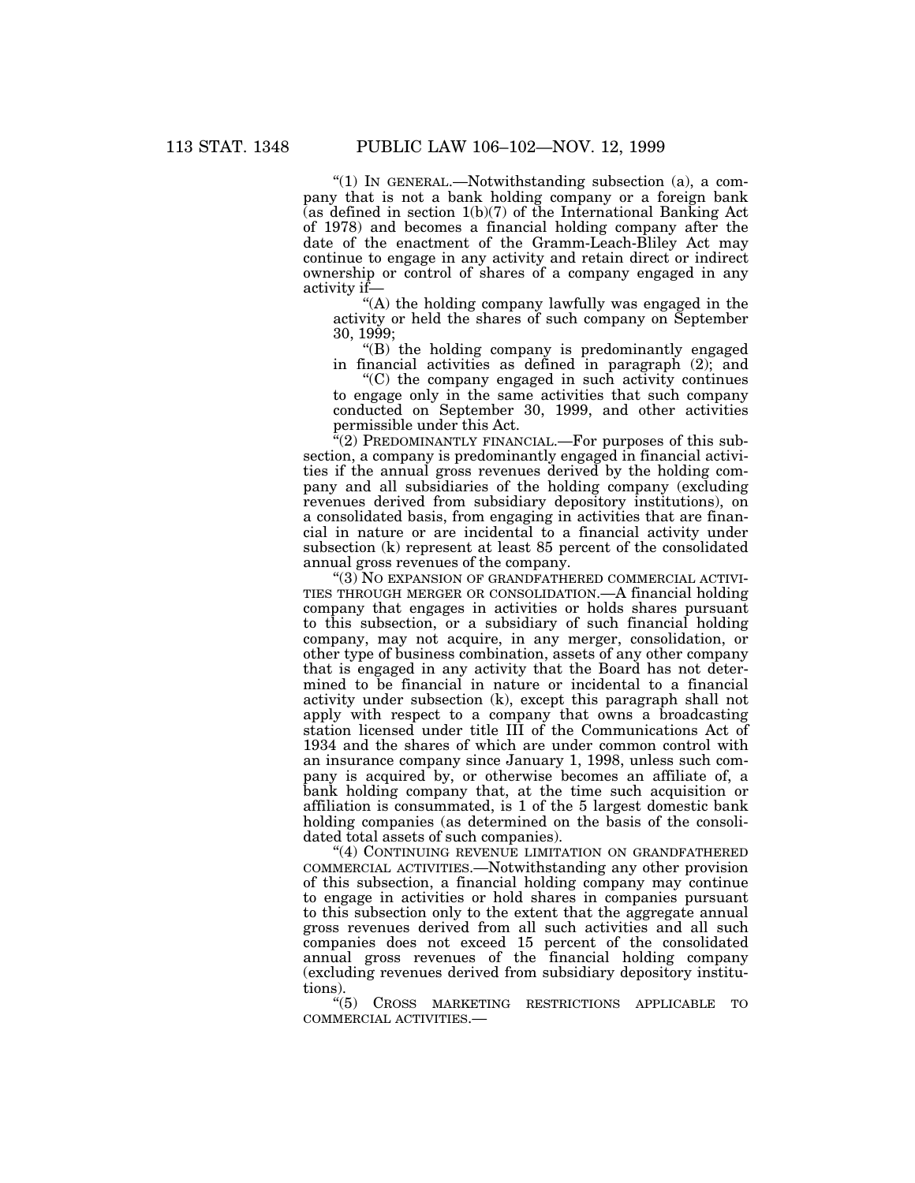"(1) IN GENERAL.—Notwithstanding subsection (a), a company that is not a bank holding company or a foreign bank (as defined in section 1(b)(7) of the International Banking Act of 1978) and becomes a financial holding company after the date of the enactment of the Gramm-Leach-Bliley Act may continue to engage in any activity and retain direct or indirect ownership or control of shares of a company engaged in any activity if—

"(A) the holding company lawfully was engaged in the activity or held the shares of such company on September 30, 1999;

"(B) the holding company is predominantly engaged in financial activities as defined in paragraph (2); and

"(C) the company engaged in such activity continues to engage only in the same activities that such company conducted on September 30, 1999, and other activities permissible under this Act.

"(2) PREDOMINANTLY FINANCIAL.—For purposes of this subsection, a company is predominantly engaged in financial activities if the annual gross revenues derived by the holding company and all subsidiaries of the holding company (excluding revenues derived from subsidiary depository institutions), on a consolidated basis, from engaging in activities that are financial in nature or are incidental to a financial activity under subsection (k) represent at least 85 percent of the consolidated annual gross revenues of the company.

"(3) NO EXPANSION OF GRANDFATHERED COMMERCIAL ACTIVITIES THROUGH MERGER OR CONSOLIDATION.—A financial holding company that engages in activities or holds shares pursuant to this subsection, or a subsidiary of such financial holding company, may not acquire, in any merger, consolidation, or other type of business combination, assets of any other company that is engaged in any activity that the Board has not determined to be financial in nature or incidental to a financial activity under subsection (k), except this paragraph shall not apply with respect to a company that owns a broadcasting station licensed under title III of the Communications Act of 1934 and the shares of which are under common control with an insurance company since January 1, 1998, unless such company is acquired by, or otherwise becomes an affiliate of, a bank holding company that, at the time such acquisition or affiliation is consummated, is 1 of the 5 largest domestic bank holding companies (as determined on the basis of the consolidated total assets of such companies).

"(4) CONTINUING REVENUE LIMITATION ON GRANDFATHERED COMMERCIAL ACTIVITIES.—Notwithstanding any other provision of this subsection, a financial holding company may continue to engage in activities or hold shares in companies pursuant to this subsection only to the extent that the aggregate annual gross revenues derived from all such activities and all such companies does not exceed 15 percent of the consolidated annual gross revenues of the financial holding company (excluding revenues derived from subsidiary depository institutions).

"(5) CROSS MARKETING RESTRICTIONS APPLICABLE TO COMMERCIAL ACTIVITIES.—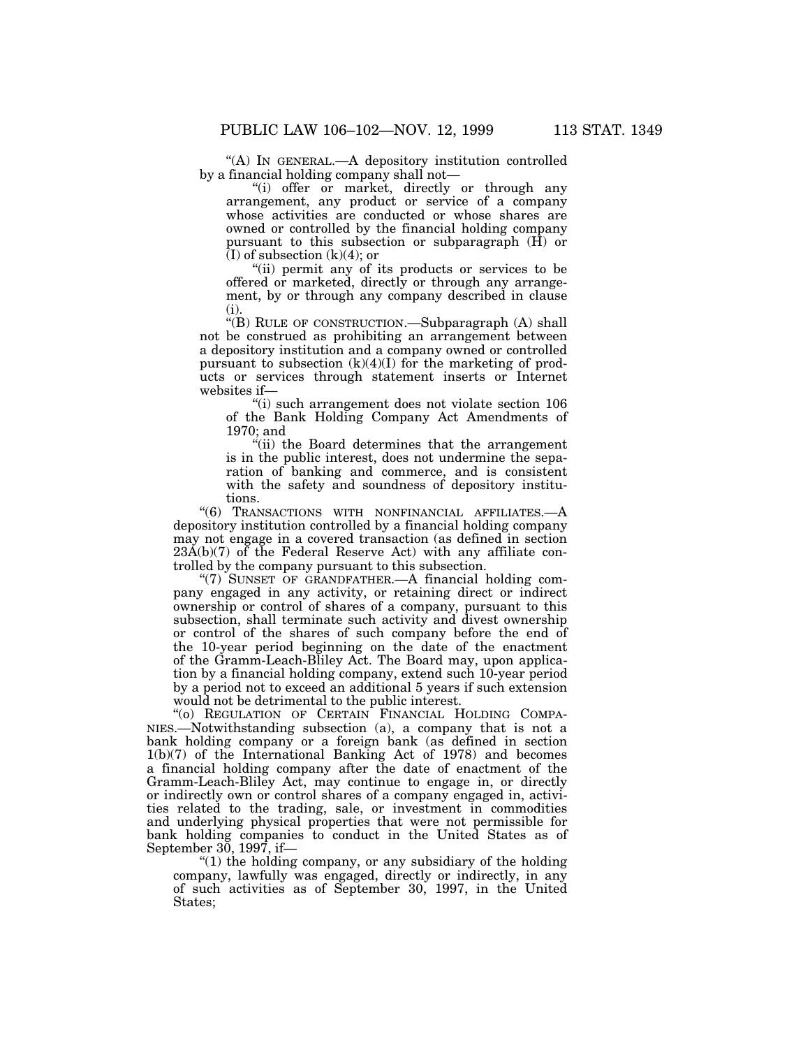"(A) IN GENERAL.—A depository institution controlled by a financial holding company shall not—

"(i) offer or market, directly or through any arrangement, any product or service of a company whose activities are conducted or whose shares are owned or controlled by the financial holding company pursuant to this subsection or subparagraph (H) or (I) of subsection (k)(4); or

"(ii) permit any of its products or services to be offered or marketed, directly or through any arrangement, by or through any company described in clause (i).

"(B) RULE OF CONSTRUCTION.—Subparagraph (A) shall not be construed as prohibiting an arrangement between a depository institution and a company owned or controlled pursuant to subsection (k)(4)(I) for the marketing of products or services through statement inserts or Internet websites if—

"(i) such arrangement does not violate section 106 of the Bank Holding Company Act Amendments of 1970; and

"(ii) the Board determines that the arrangement is in the public interest, does not undermine the separation of banking and commerce, and is consistent with the safety and soundness of depository institutions.

"(6) TRANSACTIONS WITH NONFINANCIAL AFFILIATES.—A depository institution controlled by a financial holding company may not engage in a covered transaction (as defined in section 23A(b)(7) of the Federal Reserve Act) with any affiliate controlled by the company pursuant to this subsection.

"(7) SUNSET OF GRANDFATHER.—A financial holding company engaged in any activity, or retaining direct or indirect ownership or control of shares of a company, pursuant to this subsection, shall terminate such activity and divest ownership or control of the shares of such company before the end of the 10-year period beginning on the date of the enactment of the Gramm-Leach-Bliley Act. The Board may, upon application by a financial holding company, extend such 10-year period by a period not to exceed an additional 5 years if such extension would not be detrimental to the public interest.

"(o) REGULATION OF CERTAIN FINANCIAL HOLDING COMPANIES.—Notwithstanding subsection (a), a company that is not a bank holding company or a foreign bank (as defined in section 1(b)(7) of the International Banking Act of 1978) and becomes a financial holding company after the date of enactment of the Gramm-Leach-Bliley Act, may continue to engage in, or directly or indirectly own or control shares of a company engaged in, activities related to the trading, sale, or investment in commodities and underlying physical properties that were not permissible for bank holding companies to conduct in the United States as of September 30, 1997, if—

"(1) the holding company, or any subsidiary of the holding company, lawfully was engaged, directly or indirectly, in any of such activities as of September 30, 1997, in the United States;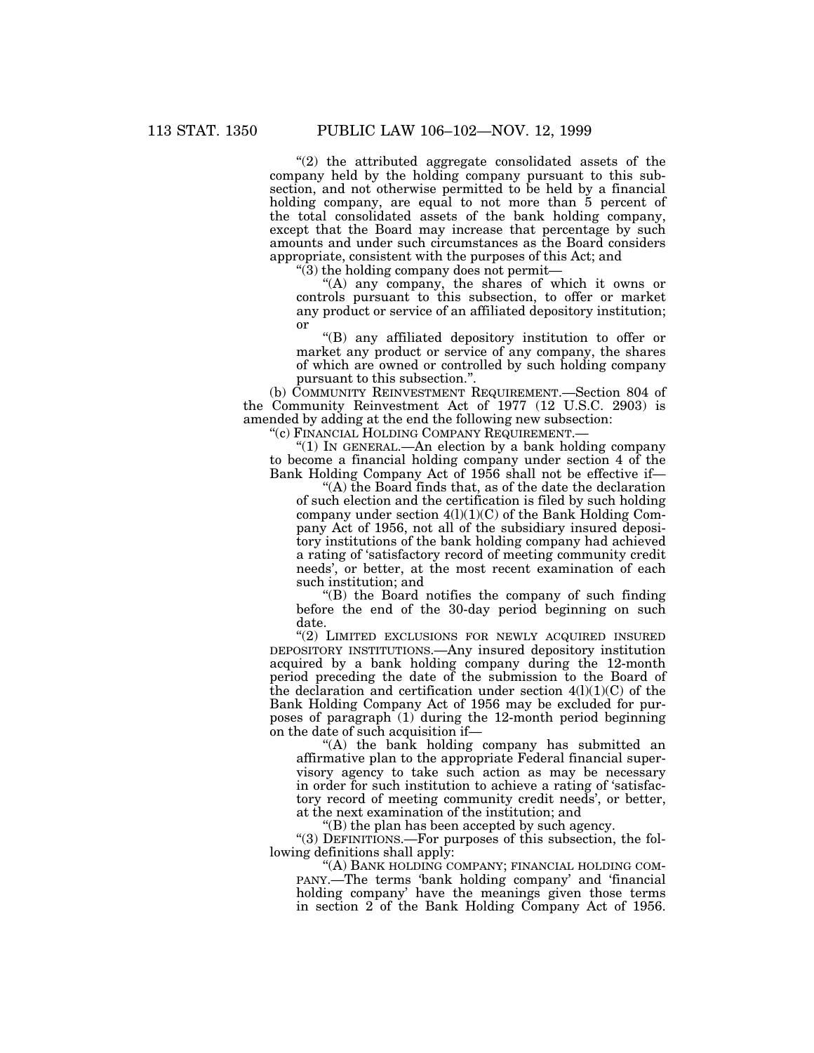"(2) the attributed aggregate consolidated assets of the company held by the holding company pursuant to this subsection, and not otherwise permitted to be held by a financial holding company, are equal to not more than 5 percent of the total consolidated assets of the bank holding company, except that the Board may increase that percentage by such amounts and under such circumstances as the Board considers appropriate, consistent with the purposes of this Act; and

"(3) the holding company does not permit—

"(A) any company, the shares of which it owns or controls pursuant to this subsection, to offer or market any product or service of an affiliated depository institution; or

"(B) any affiliated depository institution to offer or market any product or service of any company, the shares of which are owned or controlled by such holding company pursuant to this subsection.".

(b) COMMUNITY REINVESTMENT REQUIREMENT.—Section 804 of the Community Reinvestment Act of 1977 (12 U.S.C. 2903) is amended by adding at the end the following new subsection:

"(c) FINANCIAL HOLDING COMPANY REQUIREMENT.—

"(1) IN GENERAL.—An election by a bank holding company to become a financial holding company under section 4 of the Bank Holding Company Act of 1956 shall not be effective if—

"(A) the Board finds that, as of the date the declaration of such election and the certification is filed by such holding company under section 4(l)(1)(C) of the Bank Holding Company Act of 1956, not all of the subsidiary insured depository institutions of the bank holding company had achieved a rating of 'satisfactory record of meeting community credit needs', or better, at the most recent examination of each such institution; and

"(B) the Board notifies the company of such finding before the end of the 30-day period beginning on such date.

"(2) LIMITED EXCLUSIONS FOR NEWLY ACQUIRED INSURED DEPOSITORY INSTITUTIONS.—Any insured depository institution acquired by a bank holding company during the 12-month period preceding the date of the submission to the Board of the declaration and certification under section 4(l)(1)(C) of the Bank Holding Company Act of 1956 may be excluded for purposes of paragraph (1) during the 12-month period beginning on the date of such acquisition if—

"(A) the bank holding company has submitted an affirmative plan to the appropriate Federal financial supervisory agency to take such action as may be necessary in order for such institution to achieve a rating of 'satisfactory record of meeting community credit needs', or better, at the next examination of the institution; and

"(B) the plan has been accepted by such agency.

"(3) DEFINITIONS.—For purposes of this subsection, the following definitions shall apply:

"(A) BANK HOLDING COMPANY; FINANCIAL HOLDING COMPANY.—The terms 'bank holding company' and 'financial holding company' have the meanings given those terms in section 2 of the Bank Holding Company Act of 1956.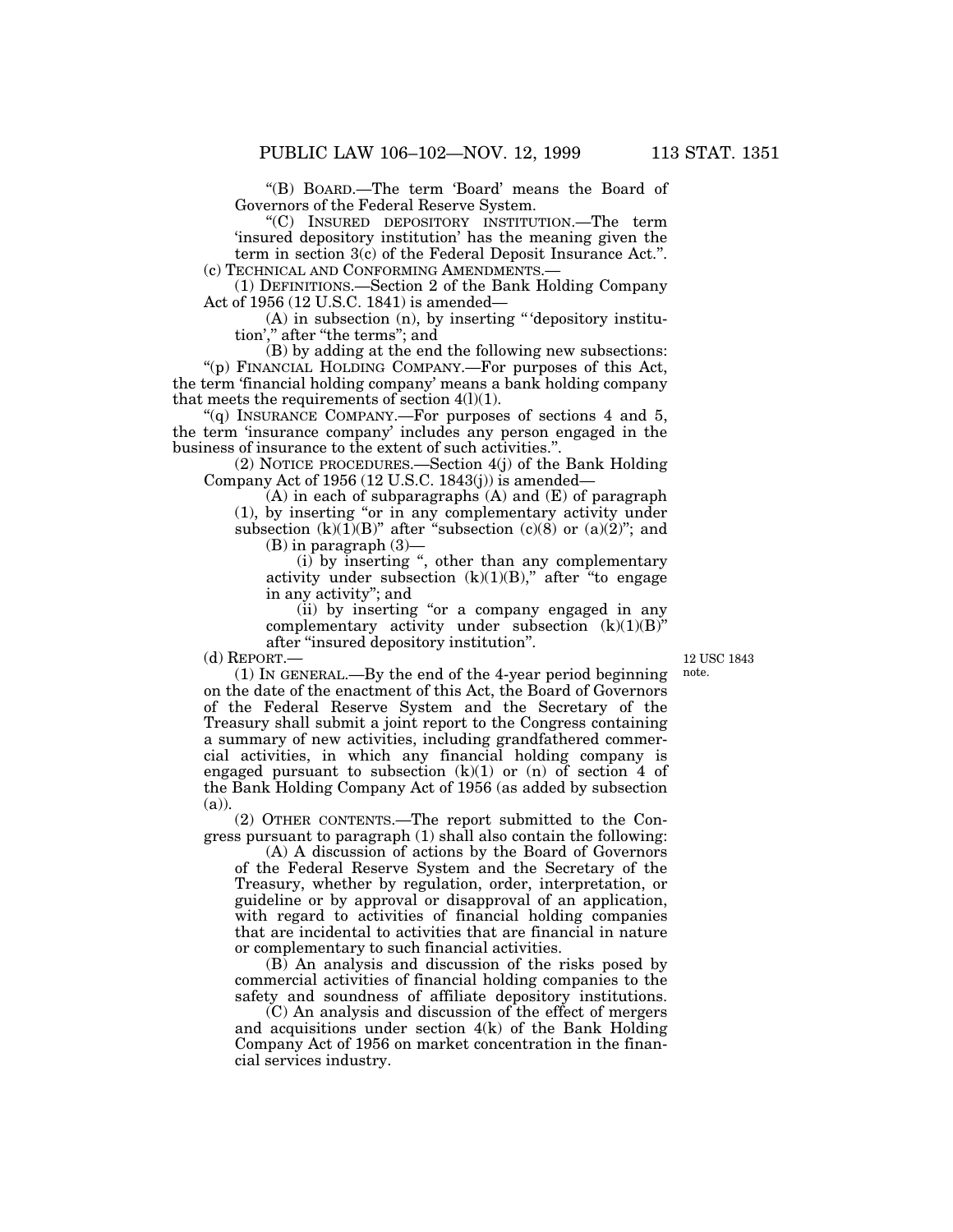"(B) BOARD.—The term 'Board' means the Board of Governors of the Federal Reserve System.

"(C) INSURED DEPOSITORY INSTITUTION.—The term 'insured depository institution' has the meaning given the term in section 3(c) of the Federal Deposit Insurance Act.".

(c) TECHNICAL AND CONFORMING AMENDMENTS.—

(1) DEFINITIONS.—Section 2 of the Bank Holding Company Act of 1956 (12 U.S.C. 1841) is amended—

(A) in subsection (n), by inserting "'depository institution'," after "the terms"; and

(B) by adding at the end the following new subsections:

"(p) FINANCIAL HOLDING COMPANY.—For purposes of this Act, the term 'financial holding company' means a bank holding company that meets the requirements of section 4(l)(1).

"(q) INSURANCE COMPANY.—For purposes of sections 4 and 5, the term 'insurance company' includes any person engaged in the business of insurance to the extent of such activities.".

(2) NOTICE PROCEDURES.—Section 4(j) of the Bank Holding Company Act of 1956 (12 U.S.C. 1843(j)) is amended—

(A) in each of subparagraphs (A) and (E) of paragraph (1), by inserting "or in any complementary activity under subsection (k)(1)(B)" after "subsection (c)(8) or (a)(2)"; and

(B) in paragraph (3)—

(i) by inserting ", other than any complementary activity under subsection (k)(1)(B)," after "to engage in any activity"; and

(ii) by inserting "or a company engaged in any complementary activity under subsection (k)(1)(B)" after "insured depository institution".

(d) REPORT.—

12 USC 1843 note.

(1) IN GENERAL.—By the end of the 4-year period beginning on the date of the enactment of this Act, the Board of Governors of the Federal Reserve System and the Secretary of the Treasury shall submit a joint report to the Congress containing a summary of new activities, including grandfathered commercial activities, in which any financial holding company is engaged pursuant to subsection (k)(1) or (n) of section 4 of the Bank Holding Company Act of 1956 (as added by subsection (a)).

(2) OTHER CONTENTS.—The report submitted to the Congress pursuant to paragraph (1) shall also contain the following:

(A) A discussion of actions by the Board of Governors of the Federal Reserve System and the Secretary of the Treasury, whether by regulation, order, interpretation, or guideline or by approval or disapproval of an application, with regard to activities of financial holding companies that are incidental to activities that are financial in nature or complementary to such financial activities.

(B) An analysis and discussion of the risks posed by commercial activities of financial holding companies to the safety and soundness of affiliate depository institutions.

(C) An analysis and discussion of the effect of mergers and acquisitions under section 4(k) of the Bank Holding Company Act of 1956 on market concentration in the financial services industry.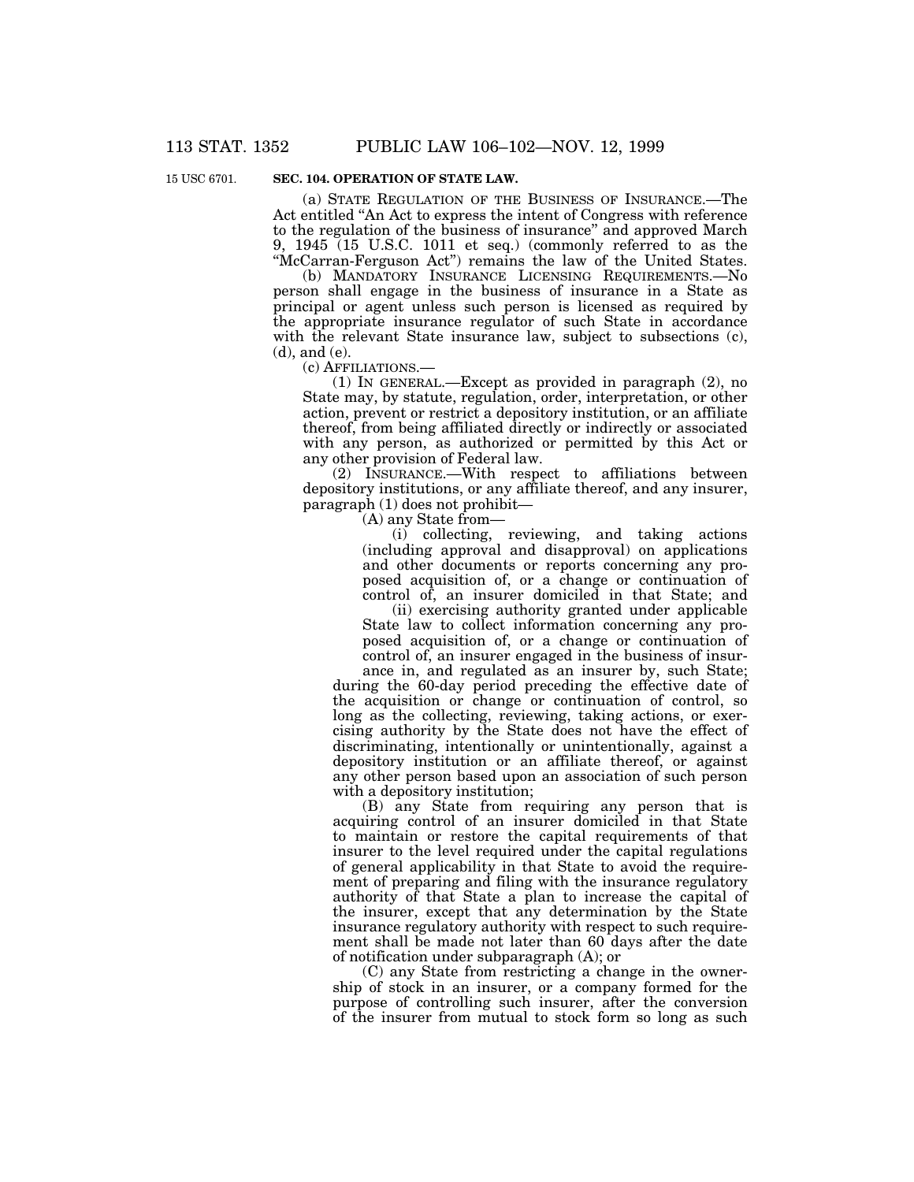15 USC 6701.

**SEC. 104. OPERATION OF STATE LAW.**

(a) STATE REGULATION OF THE BUSINESS OF INSURANCE.—The Act entitled "An Act to express the intent of Congress with reference to the regulation of the business of insurance" and approved March 9, 1945 (15 U.S.C. 1011 et seq.) (commonly referred to as the "McCarran-Ferguson Act") remains the law of the United States.

(b) MANDATORY INSURANCE LICENSING REQUIREMENTS.—No person shall engage in the business of insurance in a State as principal or agent unless such person is licensed as required by the appropriate insurance regulator of such State in accordance with the relevant State insurance law, subject to subsections (c), (d), and (e).

(c) AFFILIATIONS.—

(1) IN GENERAL.—Except as provided in paragraph (2), no State may, by statute, regulation, order, interpretation, or other action, prevent or restrict a depository institution, or an affiliate thereof, from being affiliated directly or indirectly or associated with any person, as authorized or permitted by this Act or any other provision of Federal law.

(2) INSURANCE.—With respect to affiliations between depository institutions, or any affiliate thereof, and any insurer, paragraph (1) does not prohibit—

(A) any State from—

(i) collecting, reviewing, and taking actions (including approval and disapproval) on applications and other documents or reports concerning any proposed acquisition of, or a change or continuation of control of, an insurer domiciled in that State; and

(ii) exercising authority granted under applicable State law to collect information concerning any proposed acquisition of, or a change or continuation of control of, an insurer engaged in the business of insurance in, and regulated as an insurer by, such State;

during the 60-day period preceding the effective date of the acquisition or change or continuation of control, so long as the collecting, reviewing, taking actions, or exercising authority by the State does not have the effect of discriminating, intentionally or unintentionally, against a depository institution or an affiliate thereof, or against any other person based upon an association of such person with a depository institution;

(B) any State from requiring any person that is acquiring control of an insurer domiciled in that State to maintain or restore the capital requirements of that insurer to the level required under the capital regulations of general applicability in that State to avoid the requirement of preparing and filing with the insurance regulatory authority of that State a plan to increase the capital of the insurer, except that any determination by the State insurance regulatory authority with respect to such requirement shall be made not later than 60 days after the date of notification under subparagraph (A); or

(C) any State from restricting a change in the ownership of stock in an insurer, or a company formed for the purpose of controlling such insurer, after the conversion of the insurer from mutual to stock form so long as such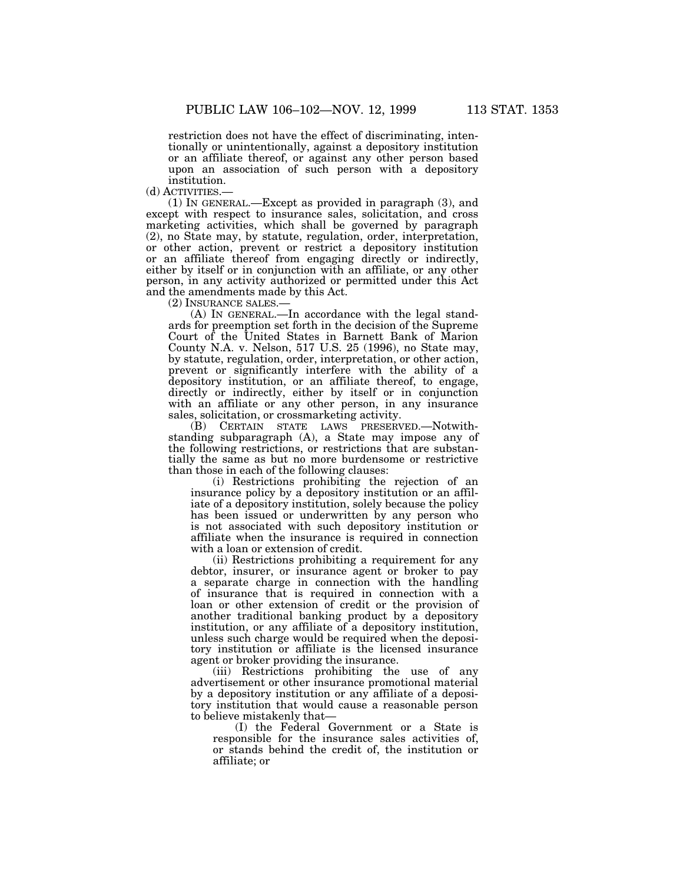restriction does not have the effect of discriminating, intentionally or unintentionally, against a depository institution or an affiliate thereof, or against any other person based upon an association of such person with a depository institution.

(d) ACTIVITIES.—

(1) IN GENERAL.—Except as provided in paragraph (3), and except with respect to insurance sales, solicitation, and cross marketing activities, which shall be governed by paragraph (2), no State may, by statute, regulation, order, interpretation, or other action, prevent or restrict a depository institution or an affiliate thereof from engaging directly or indirectly, either by itself or in conjunction with an affiliate, or any other person, in any activity authorized or permitted under this Act and the amendments made by this Act.

(2) INSURANCE SALES.—

(A) IN GENERAL.—In accordance with the legal standards for preemption set forth in the decision of the Supreme Court of the United States in Barnett Bank of Marion County N.A. v. Nelson, 517 U.S. 25 (1996), no State may, by statute, regulation, order, interpretation, or other action, prevent or significantly interfere with the ability of a depository institution, or an affiliate thereof, to engage, directly or indirectly, either by itself or in conjunction with an affiliate or any other person, in any insurance sales, solicitation, or crossmarketing activity.

(B) CERTAIN STATE LAWS PRESERVED.—Notwithstanding subparagraph (A), a State may impose any of the following restrictions, or restrictions that are substantially the same as but no more burdensome or restrictive than those in each of the following clauses:

(i) Restrictions prohibiting the rejection of an insurance policy by a depository institution or an affiliate of a depository institution, solely because the policy has been issued or underwritten by any person who is not associated with such depository institution or affiliate when the insurance is required in connection with a loan or extension of credit.

(ii) Restrictions prohibiting a requirement for any debtor, insurer, or insurance agent or broker to pay a separate charge in connection with the handling of insurance that is required in connection with a loan or other extension of credit or the provision of another traditional banking product by a depository institution, or any affiliate of a depository institution, unless such charge would be required when the depository institution or affiliate is the licensed insurance agent or broker providing the insurance.

(iii) Restrictions prohibiting the use of any advertisement or other insurance promotional material by a depository institution or any affiliate of a depository institution that would cause a reasonable person to believe mistakenly that—

(I) the Federal Government or a State is responsible for the insurance sales activities of, or stands behind the credit of, the institution or affiliate; or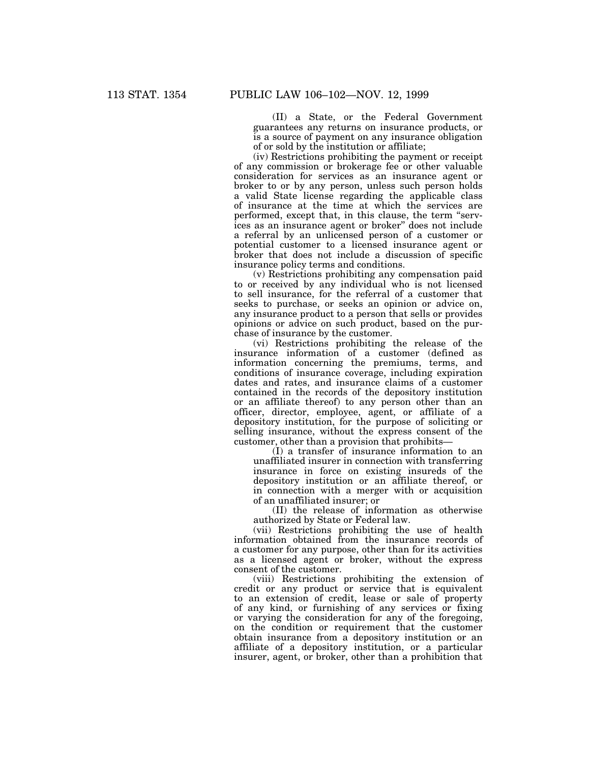(II) a State, or the Federal Government guarantees any returns on insurance products, or is a source of payment on any insurance obligation of or sold by the institution or affiliate;

(iv) Restrictions prohibiting the payment or receipt of any commission or brokerage fee or other valuable consideration for services as an insurance agent or broker to or by any person, unless such person holds a valid State license regarding the applicable class of insurance at the time at which the services are performed, except that, in this clause, the term "services as an insurance agent or broker" does not include a referral by an unlicensed person of a customer or potential customer to a licensed insurance agent or broker that does not include a discussion of specific insurance policy terms and conditions.

(v) Restrictions prohibiting any compensation paid to or received by any individual who is not licensed to sell insurance, for the referral of a customer that seeks to purchase, or seeks an opinion or advice on, any insurance product to a person that sells or provides opinions or advice on such product, based on the purchase of insurance by the customer.

(vi) Restrictions prohibiting the release of the insurance information of a customer (defined as information concerning the premiums, terms, and conditions of insurance coverage, including expiration dates and rates, and insurance claims of a customer contained in the records of the depository institution or an affiliate thereof) to any person other than an officer, director, employee, agent, or affiliate of a depository institution, for the purpose of soliciting or selling insurance, without the express consent of the customer, other than a provision that prohibits—

(I) a transfer of insurance information to an unaffiliated insurer in connection with transferring insurance in force on existing insureds of the depository institution or an affiliate thereof, or in connection with a merger with or acquisition of an unaffiliated insurer; or

(II) the release of information as otherwise authorized by State or Federal law.

(vii) Restrictions prohibiting the use of health information obtained from the insurance records of a customer for any purpose, other than for its activities as a licensed agent or broker, without the express consent of the customer.

(viii) Restrictions prohibiting the extension of credit or any product or service that is equivalent to an extension of credit, lease or sale of property of any kind, or furnishing of any services or fixing or varying the consideration for any of the foregoing, on the condition or requirement that the customer obtain insurance from a depository institution or an affiliate of a depository institution, or a particular insurer, agent, or broker, other than a prohibition that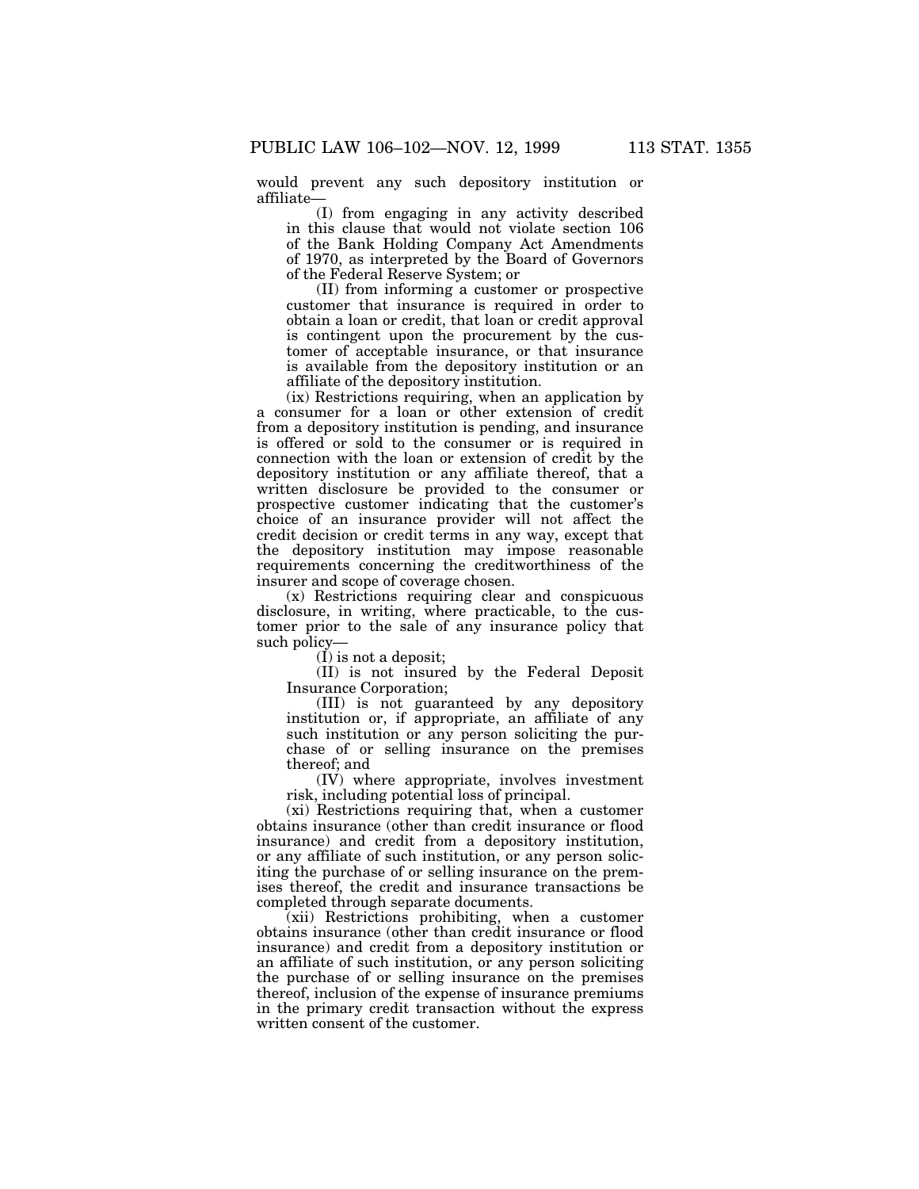would prevent any such depository institution or affiliate—

(I) from engaging in any activity described in this clause that would not violate section 106 of the Bank Holding Company Act Amendments of 1970, as interpreted by the Board of Governors of the Federal Reserve System; or

(II) from informing a customer or prospective customer that insurance is required in order to obtain a loan or credit, that loan or credit approval is contingent upon the procurement by the customer of acceptable insurance, or that insurance is available from the depository institution or an affiliate of the depository institution.

(ix) Restrictions requiring, when an application by a consumer for a loan or other extension of credit from a depository institution is pending, and insurance is offered or sold to the consumer or is required in connection with the loan or extension of credit by the depository institution or any affiliate thereof, that a written disclosure be provided to the consumer or prospective customer indicating that the customer's choice of an insurance provider will not affect the credit decision or credit terms in any way, except that the depository institution may impose reasonable requirements concerning the creditworthiness of the insurer and scope of coverage chosen.

(x) Restrictions requiring clear and conspicuous disclosure, in writing, where practicable, to the customer prior to the sale of any insurance policy that such policy—

(I) is not a deposit;

(II) is not insured by the Federal Deposit Insurance Corporation;

(III) is not guaranteed by any depository institution or, if appropriate, an affiliate of any such institution or any person soliciting the purchase of or selling insurance on the premises thereof; and

(IV) where appropriate, involves investment risk, including potential loss of principal.

(xi) Restrictions requiring that, when a customer obtains insurance (other than credit insurance or flood insurance) and credit from a depository institution, or any affiliate of such institution, or any person soliciting the purchase of or selling insurance on the premises thereof, the credit and insurance transactions be completed through separate documents.

(xii) Restrictions prohibiting, when a customer obtains insurance (other than credit insurance or flood insurance) and credit from a depository institution or an affiliate of such institution, or any person soliciting the purchase of or selling insurance on the premises thereof, inclusion of the expense of insurance premiums in the primary credit transaction without the express written consent of the customer.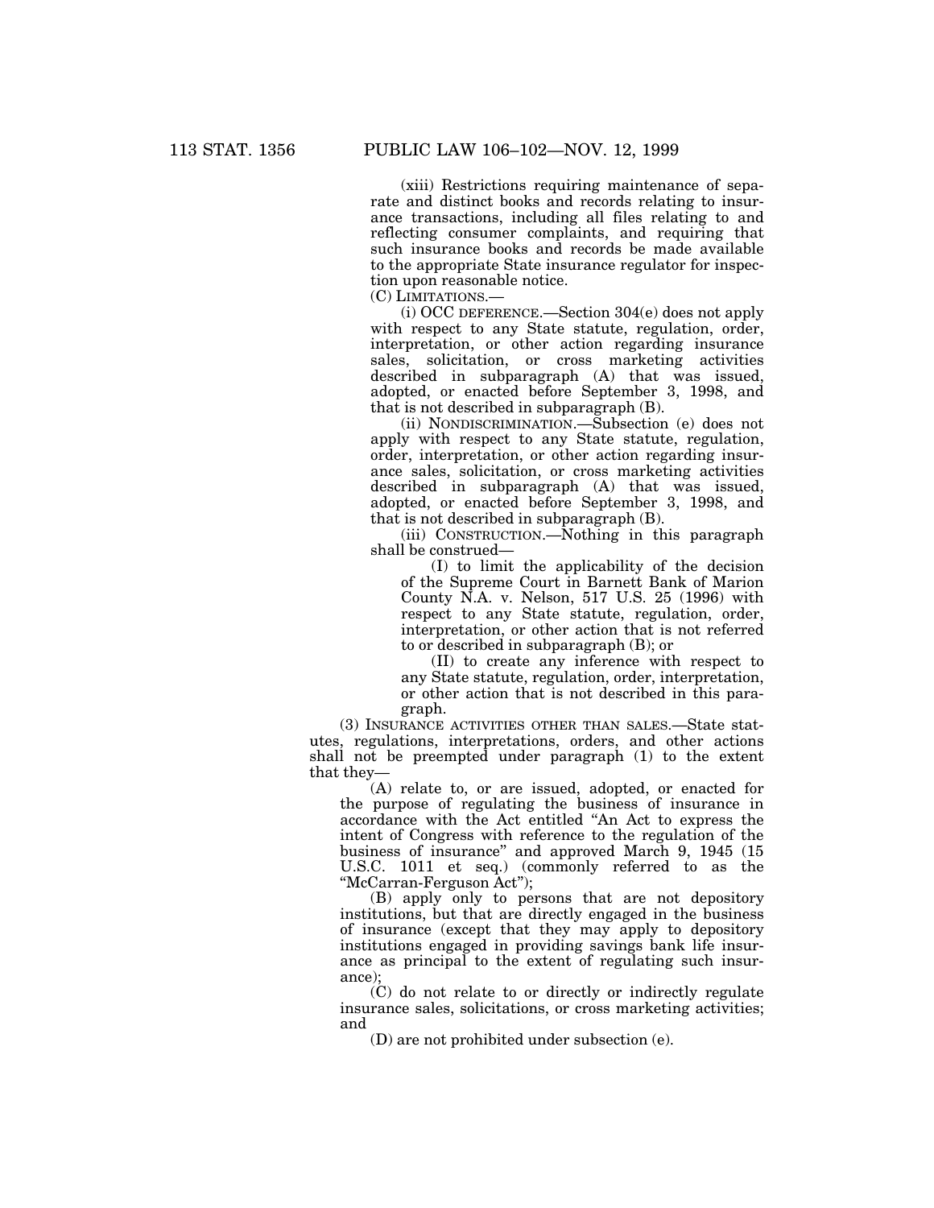(xiii) Restrictions requiring maintenance of separate and distinct books and records relating to insurance transactions, including all files relating to and reflecting consumer complaints, and requiring that such insurance books and records be made available to the appropriate State insurance regulator for inspection upon reasonable notice.

(C) LIMITATIONS.—

(i) OCC DEFERENCE.—Section 304(e) does not apply with respect to any State statute, regulation, order, interpretation, or other action regarding insurance sales, solicitation, or cross marketing activities described in subparagraph (A) that was issued, adopted, or enacted before September 3, 1998, and that is not described in subparagraph (B).

(ii) NONDISCRIMINATION.—Subsection (e) does not apply with respect to any State statute, regulation, order, interpretation, or other action regarding insurance sales, solicitation, or cross marketing activities described in subparagraph (A) that was issued, adopted, or enacted before September 3, 1998, and that is not described in subparagraph (B).

(iii) CONSTRUCTION.—Nothing in this paragraph shall be construed—

(I) to limit the applicability of the decision of the Supreme Court in Barnett Bank of Marion County N.A. v. Nelson, 517 U.S. 25 (1996) with respect to any State statute, regulation, order, interpretation, or other action that is not referred to or described in subparagraph (B); or

(II) to create any inference with respect to any State statute, regulation, order, interpretation, or other action that is not described in this paragraph.

(3) INSURANCE ACTIVITIES OTHER THAN SALES.—State statutes, regulations, interpretations, orders, and other actions shall not be preempted under paragraph (1) to the extent that they—

(A) relate to, or are issued, adopted, or enacted for the purpose of regulating the business of insurance in accordance with the Act entitled "An Act to express the intent of Congress with reference to the regulation of the business of insurance" and approved March 9, 1945 (15 U.S.C. 1011 et seq.) (commonly referred to as the "McCarran-Ferguson Act");

(B) apply only to persons that are not depository institutions, but that are directly engaged in the business of insurance (except that they may apply to depository institutions engaged in providing savings bank life insurance as principal to the extent of regulating such insurance);

(C) do not relate to or directly or indirectly regulate insurance sales, solicitations, or cross marketing activities; and

(D) are not prohibited under subsection (e).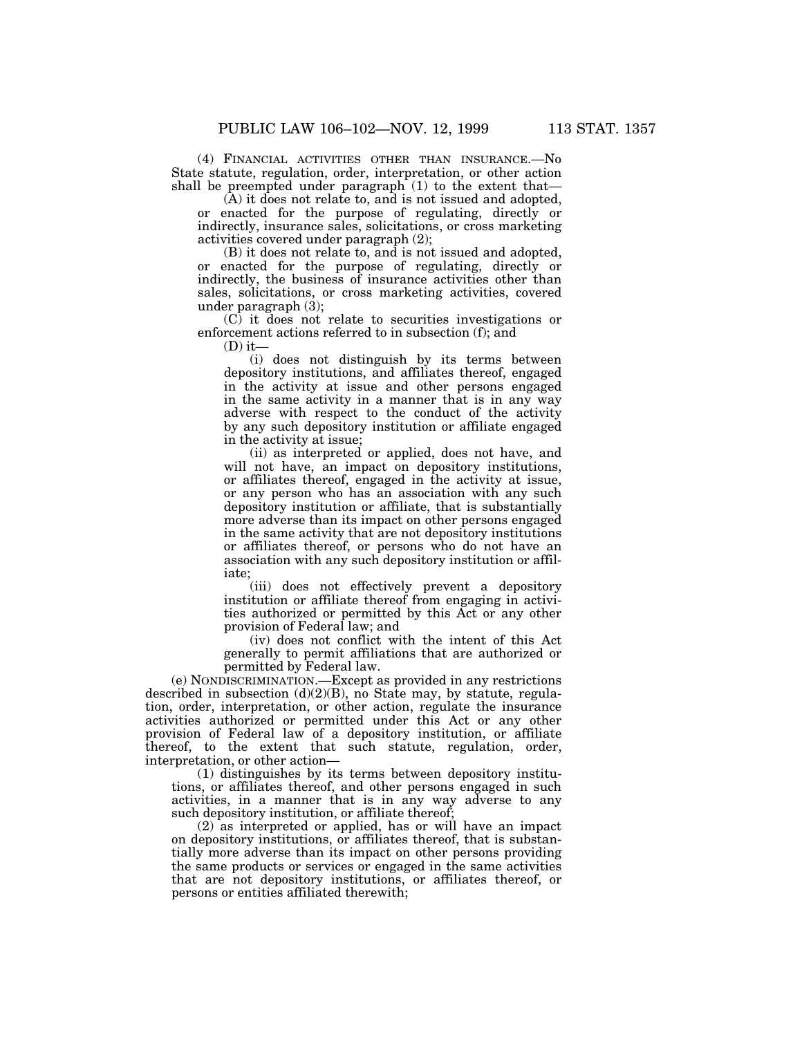(4) FINANCIAL ACTIVITIES OTHER THAN INSURANCE.—No State statute, regulation, order, interpretation, or other action shall be preempted under paragraph (1) to the extent that—

(A) it does not relate to, and is not issued and adopted, or enacted for the purpose of regulating, directly or indirectly, insurance sales, solicitations, or cross marketing activities covered under paragraph (2);

(B) it does not relate to, and is not issued and adopted, or enacted for the purpose of regulating, directly or indirectly, the business of insurance activities other than sales, solicitations, or cross marketing activities, covered under paragraph (3);

(C) it does not relate to securities investigations or enforcement actions referred to in subsection (f); and

(D) it—

(i) does not distinguish by its terms between depository institutions, and affiliates thereof, engaged in the activity at issue and other persons engaged in the same activity in a manner that is in any way adverse with respect to the conduct of the activity by any such depository institution or affiliate engaged in the activity at issue;

(ii) as interpreted or applied, does not have, and will not have, an impact on depository institutions, or affiliates thereof, engaged in the activity at issue, or any person who has an association with any such depository institution or affiliate, that is substantially more adverse than its impact on other persons engaged in the same activity that are not depository institutions or affiliates thereof, or persons who do not have an association with any such depository institution or affiliate;

(iii) does not effectively prevent a depository institution or affiliate thereof from engaging in activities authorized or permitted by this Act or any other provision of Federal law; and

(iv) does not conflict with the intent of this Act generally to permit affiliations that are authorized or permitted by Federal law.

(e) NONDISCRIMINATION.—Except as provided in any restrictions described in subsection (d)(2)(B), no State may, by statute, regulation, order, interpretation, or other action, regulate the insurance activities authorized or permitted under this Act or any other provision of Federal law of a depository institution, or affiliate thereof, to the extent that such statute, regulation, order, interpretation, or other action—

(1) distinguishes by its terms between depository institutions, or affiliates thereof, and other persons engaged in such activities, in a manner that is in any way adverse to any such depository institution, or affiliate thereof;

(2) as interpreted or applied, has or will have an impact on depository institutions, or affiliates thereof, that is substantially more adverse than its impact on other persons providing the same products or services or engaged in the same activities that are not depository institutions, or affiliates thereof, or persons or entities affiliated therewith;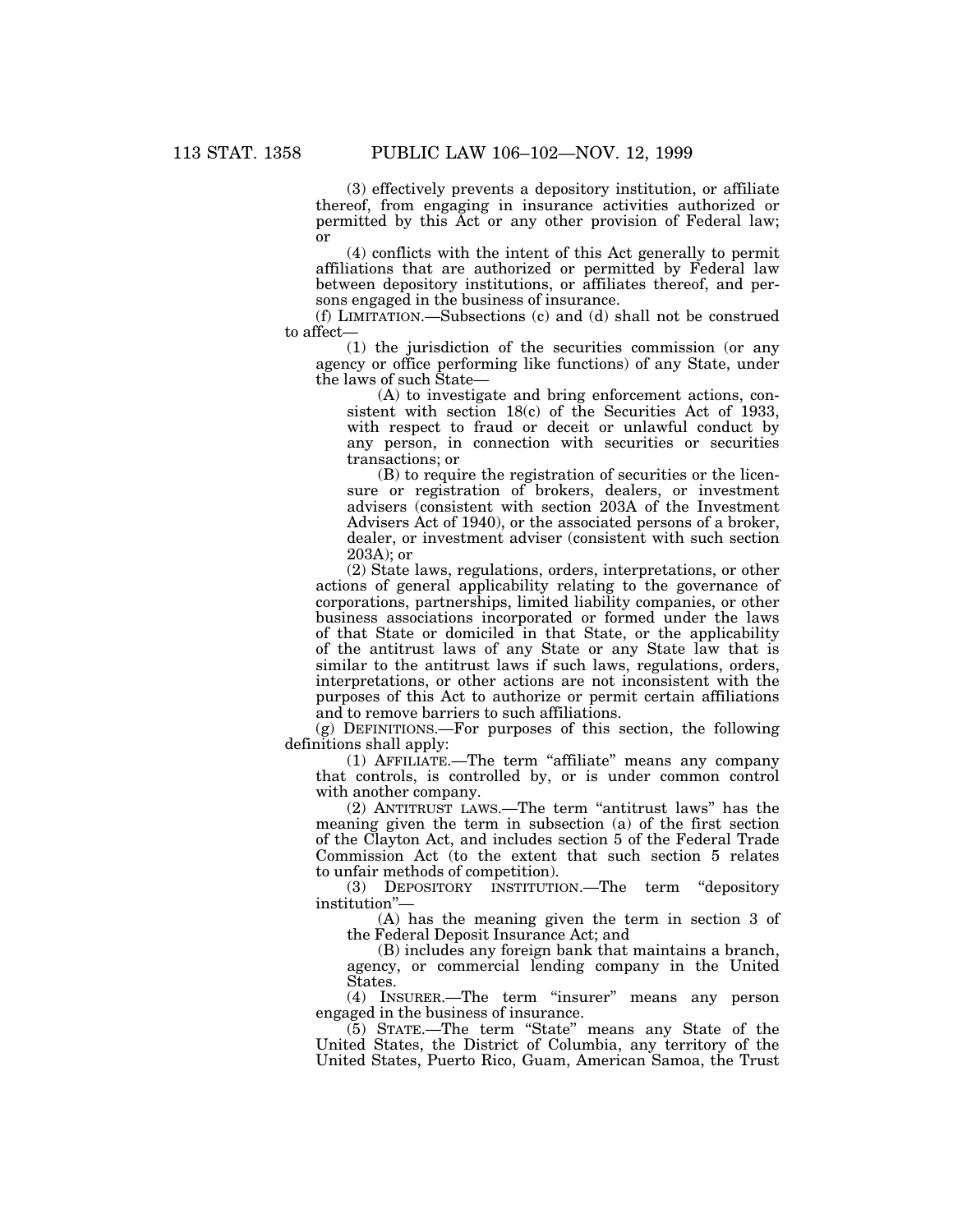(3) effectively prevents a depository institution, or affiliate thereof, from engaging in insurance activities authorized or permitted by this Act or any other provision of Federal law; or

(4) conflicts with the intent of this Act generally to permit affiliations that are authorized or permitted by Federal law between depository institutions, or affiliates thereof, and persons engaged in the business of insurance.

(f) LIMITATION.—Subsections (c) and (d) shall not be construed to affect—

(1) the jurisdiction of the securities commission (or any agency or office performing like functions) of any State, under the laws of such State—

(A) to investigate and bring enforcement actions, consistent with section 18(c) of the Securities Act of 1933, with respect to fraud or deceit or unlawful conduct by any person, in connection with securities or securities transactions; or

(B) to require the registration of securities or the licensure or registration of brokers, dealers, or investment advisers (consistent with section 203A of the Investment Advisers Act of 1940), or the associated persons of a broker, dealer, or investment adviser (consistent with such section 203A); or

(2) State laws, regulations, orders, interpretations, or other actions of general applicability relating to the governance of corporations, partnerships, limited liability companies, or other business associations incorporated or formed under the laws of that State or domiciled in that State, or the applicability of the antitrust laws of any State or any State law that is similar to the antitrust laws if such laws, regulations, orders, interpretations, or other actions are not inconsistent with the purposes of this Act to authorize or permit certain affiliations and to remove barriers to such affiliations.

(g) DEFINITIONS.—For purposes of this section, the following definitions shall apply:

(1) AFFILIATE.—The term "affiliate" means any company that controls, is controlled by, or is under common control with another company.

(2) ANTITRUST LAWS.—The term "antitrust laws" has the meaning given the term in subsection (a) of the first section of the Clayton Act, and includes section 5 of the Federal Trade Commission Act (to the extent that such section 5 relates to unfair methods of competition).

(3) DEPOSITORY INSTITUTION.—The term "depository institution"—

(A) has the meaning given the term in section 3 of the Federal Deposit Insurance Act; and

(B) includes any foreign bank that maintains a branch, agency, or commercial lending company in the United States.

(4) INSURER.—The term "insurer" means any person engaged in the business of insurance.

(5) STATE.—The term "State" means any State of the United States, the District of Columbia, any territory of the United States, Puerto Rico, Guam, American Samoa, the Trust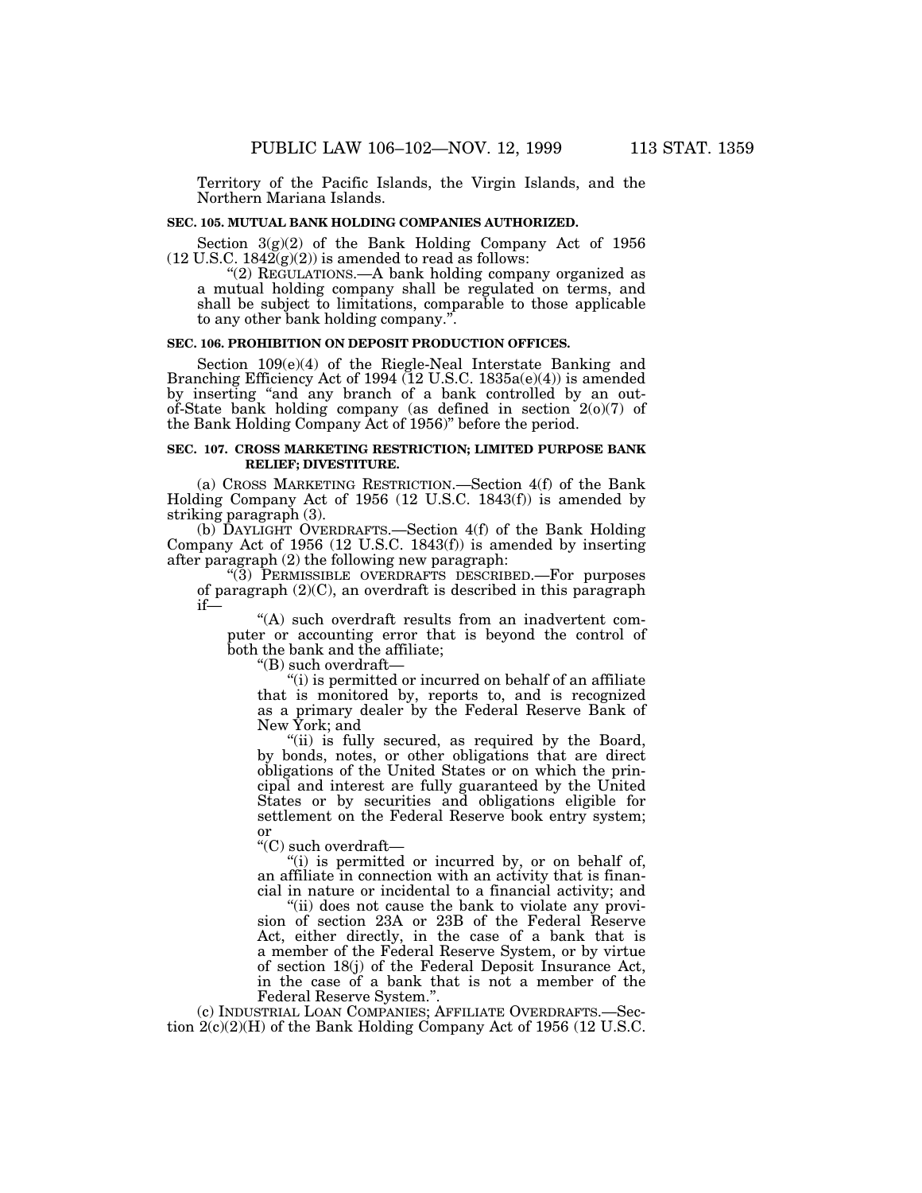Territory of the Pacific Islands, the Virgin Islands, and the Northern Mariana Islands.

**SEC. 105. MUTUAL BANK HOLDING COMPANIES AUTHORIZED.**

Section 3(g)(2) of the Bank Holding Company Act of 1956 (12 U.S.C. 1842(g)(2)) is amended to read as follows:

"(2) REGULATIONS.—A bank holding company organized as a mutual holding company shall be regulated on terms, and shall be subject to limitations, comparable to those applicable to any other bank holding company.".

**SEC. 106. PROHIBITION ON DEPOSIT PRODUCTION OFFICES.**

Section 109(e)(4) of the Riegle-Neal Interstate Banking and Branching Efficiency Act of 1994 (12 U.S.C. 1835a(e)(4)) is amended by inserting "and any branch of a bank controlled by an out-of-State bank holding company (as defined in section 2(o)(7) of the Bank Holding Company Act of 1956)" before the period.

**SEC. 107. CROSS MARKETING RESTRICTION; LIMITED PURPOSE BANK RELIEF; DIVESTITURE.**

(a) CROSS MARKETING RESTRICTION.—Section 4(f) of the Bank Holding Company Act of 1956 (12 U.S.C. 1843(f)) is amended by striking paragraph (3).

(b) DAYLIGHT OVERDRAFTS.—Section 4(f) of the Bank Holding Company Act of 1956 (12 U.S.C. 1843(f)) is amended by inserting after paragraph (2) the following new paragraph:

"(3) PERMISSIBLE OVERDRAFTS DESCRIBED.—For purposes of paragraph (2)(C), an overdraft is described in this paragraph if—

"(A) such overdraft results from an inadvertent computer or accounting error that is beyond the control of both the bank and the affiliate;

"(B) such overdraft—

"(i) is permitted or incurred on behalf of an affiliate that is monitored by, reports to, and is recognized as a primary dealer by the Federal Reserve Bank of New York; and

"(ii) is fully secured, as required by the Board, by bonds, notes, or other obligations that are direct obligations of the United States or on which the principal and interest are fully guaranteed by the United States or by securities and obligations eligible for settlement on the Federal Reserve book entry system; or

"(C) such overdraft—

"(i) is permitted or incurred by, or on behalf of, an affiliate in connection with an activity that is financial in nature or incidental to a financial activity; and

"(ii) does not cause the bank to violate any provision of section 23A or 23B of the Federal Reserve Act, either directly, in the case of a bank that is a member of the Federal Reserve System, or by virtue of section 18(j) of the Federal Deposit Insurance Act, in the case of a bank that is not a member of the Federal Reserve System.".

(c) INDUSTRIAL LOAN COMPANIES; AFFILIATE OVERDRAFTS.—Section 2(c)(2)(H) of the Bank Holding Company Act of 1956 (12 U.S.C.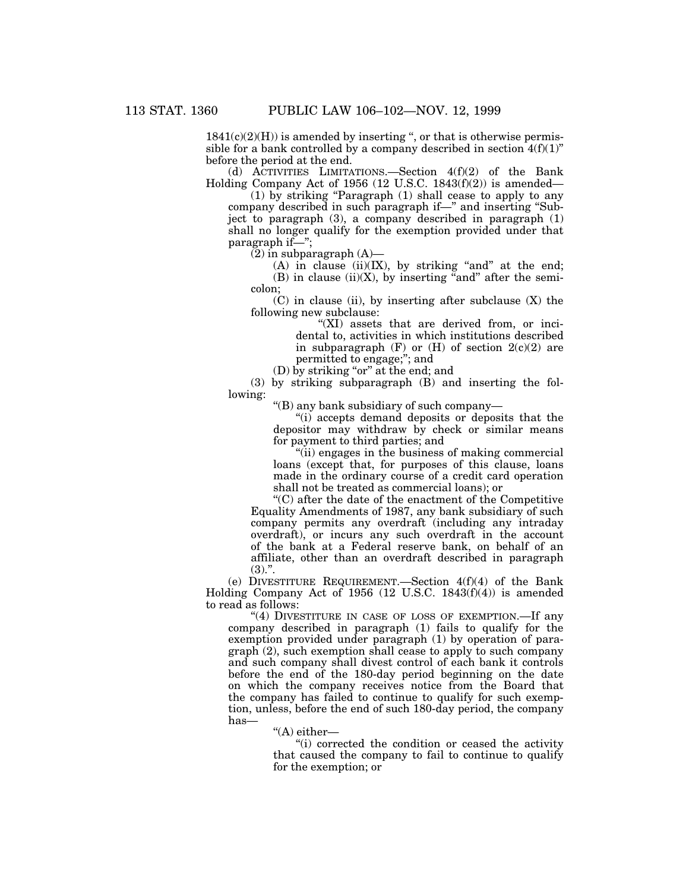1841(c)(2)(H)) is amended by inserting ", or that is otherwise permissible for a bank controlled by a company described in section 4(f)(1)" before the period at the end.

(d) ACTIVITIES LIMITATIONS.—Section 4(f)(2) of the Bank Holding Company Act of 1956 (12 U.S.C. 1843(f)(2)) is amended—

(1) by striking "Paragraph (1) shall cease to apply to any company described in such paragraph if—" and inserting "Subject to paragraph (3), a company described in paragraph (1) shall no longer qualify for the exemption provided under that paragraph if—";

(2) in subparagraph (A)—

(A) in clause (ii)(IX), by striking "and" at the end;

(B) in clause (ii)(X), by inserting "and" after the semicolon;

(C) in clause (ii), by inserting after subclause (X) the following new subclause:

"(XI) assets that are derived from, or incidental to, activities in which institutions described in subparagraph (F) or (H) of section 2(c)(2) are permitted to engage;"; and

(D) by striking "or" at the end; and

(3) by striking subparagraph (B) and inserting the following:

"(B) any bank subsidiary of such company—

"(i) accepts demand deposits or deposits that the depositor may withdraw by check or similar means for payment to third parties; and

"(ii) engages in the business of making commercial loans (except that, for purposes of this clause, loans made in the ordinary course of a credit card operation shall not be treated as commercial loans); or

"(C) after the date of the enactment of the Competitive Equality Amendments of 1987, any bank subsidiary of such company permits any overdraft (including any intraday overdraft), or incurs any such overdraft in the account of the bank at a Federal reserve bank, on behalf of an affiliate, other than an overdraft described in paragraph (3).".

(e) DIVESTITURE REQUIREMENT.—Section 4(f)(4) of the Bank Holding Company Act of 1956 (12 U.S.C. 1843(f)(4)) is amended to read as follows:

"(4) DIVESTITURE IN CASE OF LOSS OF EXEMPTION.—If any company described in paragraph (1) fails to qualify for the exemption provided under paragraph (1) by operation of paragraph (2), such exemption shall cease to apply to such company and such company shall divest control of each bank it controls before the end of the 180-day period beginning on the date on which the company receives notice from the Board that the company has failed to continue to qualify for such exemption, unless, before the end of such 180-day period, the company has—

"(A) either—

"(i) corrected the condition or ceased the activity that caused the company to fail to continue to qualify for the exemption; or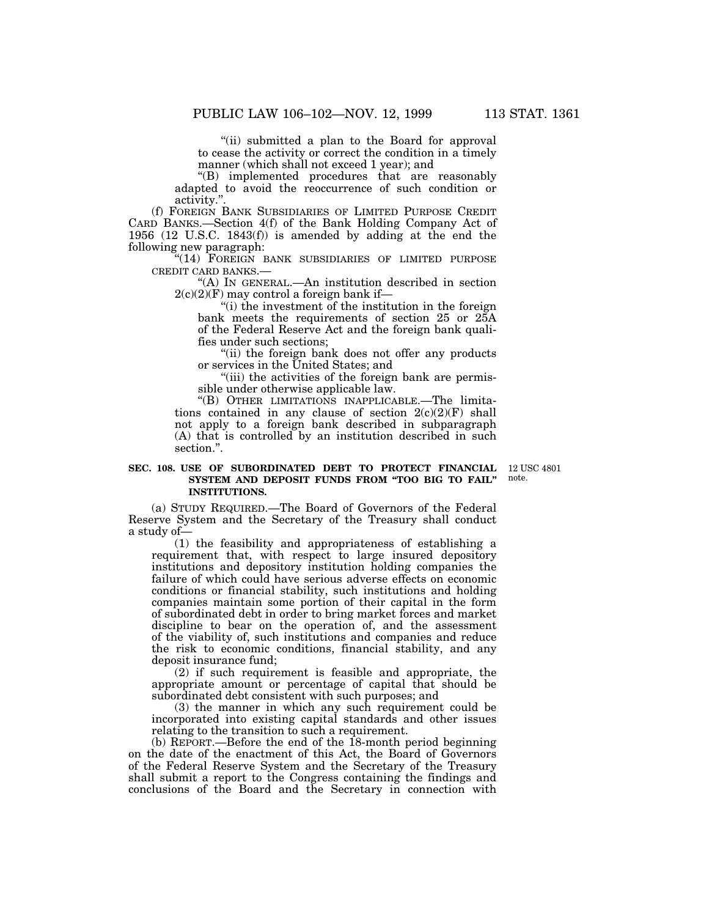"(ii) submitted a plan to the Board for approval to cease the activity or correct the condition in a timely manner (which shall not exceed 1 year); and

"(B) implemented procedures that are reasonably adapted to avoid the reoccurrence of such condition or activity.".

(f) FOREIGN BANK SUBSIDIARIES OF LIMITED PURPOSE CREDIT CARD BANKS.—Section 4(f) of the Bank Holding Company Act of 1956 (12 U.S.C. 1843(f)) is amended by adding at the end the following new paragraph:

"(14) FOREIGN BANK SUBSIDIARIES OF LIMITED PURPOSE CREDIT CARD BANKS.—

"(A) IN GENERAL.—An institution described in section 2(c)(2)(F) may control a foreign bank if—

"(i) the investment of the institution in the foreign bank meets the requirements of section 25 or 25A of the Federal Reserve Act and the foreign bank qualifies under such sections;

"(ii) the foreign bank does not offer any products or services in the United States; and

"(iii) the activities of the foreign bank are permissible under otherwise applicable law.

"(B) OTHER LIMITATIONS INAPPLICABLE.—The limitations contained in any clause of section 2(c)(2)(F) shall not apply to a foreign bank described in subparagraph (A) that is controlled by an institution described in such section.".

**SEC. 108. USE OF SUBORDINATED DEBT TO PROTECT FINANCIAL SYSTEM AND DEPOSIT FUNDS FROM "TOO BIG TO FAIL" INSTITUTIONS.**

12 USC 4801 note.

(a) STUDY REQUIRED.—The Board of Governors of the Federal Reserve System and the Secretary of the Treasury shall conduct a study of—

(1) the feasibility and appropriateness of establishing a requirement that, with respect to large insured depository institutions and depository institution holding companies the failure of which could have serious adverse effects on economic conditions or financial stability, such institutions and holding companies maintain some portion of their capital in the form of subordinated debt in order to bring market forces and market discipline to bear on the operation of, and the assessment of the viability of, such institutions and companies and reduce the risk to economic conditions, financial stability, and any deposit insurance fund;

(2) if such requirement is feasible and appropriate, the appropriate amount or percentage of capital that should be subordinated debt consistent with such purposes; and

(3) the manner in which any such requirement could be incorporated into existing capital standards and other issues relating to the transition to such a requirement.

(b) REPORT.—Before the end of the 18-month period beginning on the date of the enactment of this Act, the Board of Governors of the Federal Reserve System and the Secretary of the Treasury shall submit a report to the Congress containing the findings and conclusions of the Board and the Secretary in connection with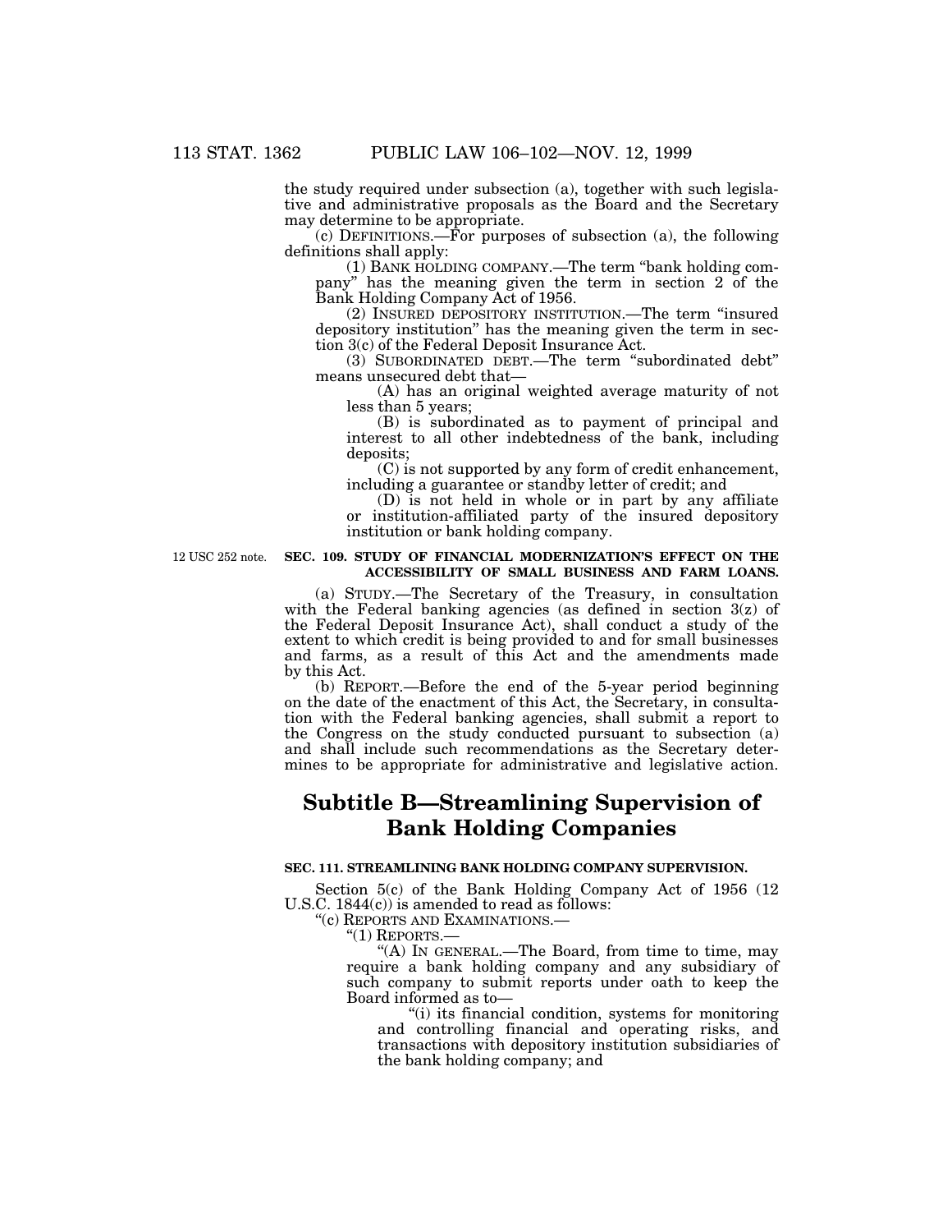the study required under subsection (a), together with such legislative and administrative proposals as the Board and the Secretary may determine to be appropriate.

(c) DEFINITIONS.—For purposes of subsection (a), the following definitions shall apply:

(1) BANK HOLDING COMPANY.—The term "bank holding company" has the meaning given the term in section 2 of the Bank Holding Company Act of 1956.

(2) INSURED DEPOSITORY INSTITUTION.—The term "insured depository institution" has the meaning given the term in section 3(c) of the Federal Deposit Insurance Act.

(3) SUBORDINATED DEBT.—The term "subordinated debt" means unsecured debt that—

(A) has an original weighted average maturity of not less than 5 years;

(B) is subordinated as to payment of principal and interest to all other indebtedness of the bank, including deposits;

(C) is not supported by any form of credit enhancement, including a guarantee or standby letter of credit; and

(D) is not held in whole or in part by any affiliate or institution-affiliated party of the insured depository institution or bank holding company.

12 USC 252 note.

**SEC. 109. STUDY OF FINANCIAL MODERNIZATION'S EFFECT ON THE ACCESSIBILITY OF SMALL BUSINESS AND FARM LOANS.**

(a) STUDY.—The Secretary of the Treasury, in consultation with the Federal banking agencies (as defined in section 3(z) of the Federal Deposit Insurance Act), shall conduct a study of the extent to which credit is being provided to and for small businesses and farms, as a result of this Act and the amendments made by this Act.

(b) REPORT.—Before the end of the 5-year period beginning on the date of the enactment of this Act, the Secretary, in consultation with the Federal banking agencies, shall submit a report to the Congress on the study conducted pursuant to subsection (a) and shall include such recommendations as the Secretary determines to be appropriate for administrative and legislative action.

## Subtitle B—Streamlining Supervision of Bank Holding Companies

**SEC. 111. STREAMLINING BANK HOLDING COMPANY SUPERVISION.**

Section 5(c) of the Bank Holding Company Act of 1956 (12 U.S.C. 1844(c)) is amended to read as follows:

"(c) REPORTS AND EXAMINATIONS.—

"(1) REPORTS.—

"(A) IN GENERAL.—The Board, from time to time, may require a bank holding company and any subsidiary of such company to submit reports under oath to keep the Board informed as to—

"(i) its financial condition, systems for monitoring and controlling financial and operating risks, and transactions with depository institution subsidiaries of the bank holding company; and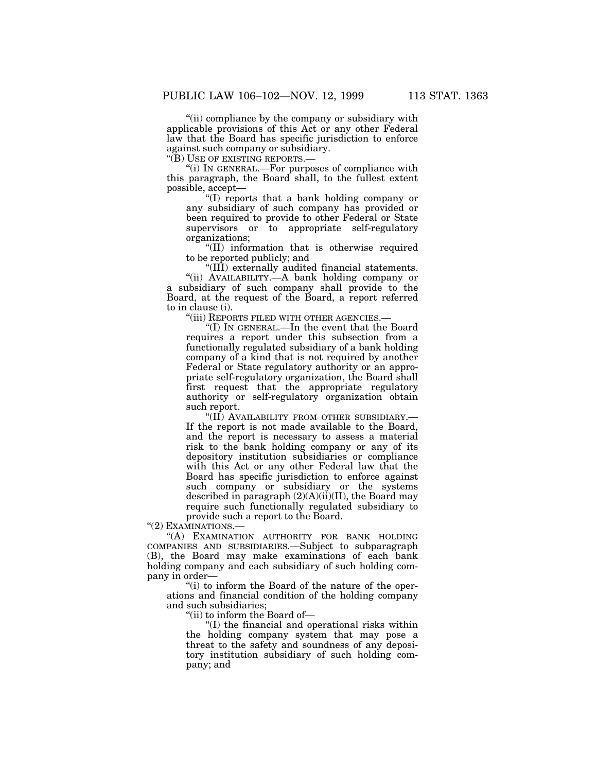"(ii) compliance by the company or subsidiary with applicable provisions of this Act or any other Federal law that the Board has specific jurisdiction to enforce against such company or subsidiary.

"(B) USE OF EXISTING REPORTS.—

"(i) IN GENERAL.—For purposes of compliance with this paragraph, the Board shall, to the fullest extent possible, accept—

"(I) reports that a bank holding company or any subsidiary of such company has provided or been required to provide to other Federal or State supervisors or to appropriate self-regulatory organizations;

"(II) information that is otherwise required to be reported publicly; and

"(III) externally audited financial statements.

"(ii) AVAILABILITY.—A bank holding company or a subsidiary of such company shall provide to the Board, at the request of the Board, a report referred to in clause (i).

"(iii) REPORTS FILED WITH OTHER AGENCIES.—

"(I) IN GENERAL.—In the event that the Board requires a report under this subsection from a functionally regulated subsidiary of a bank holding company of a kind that is not required by another Federal or State regulatory authority or an appropriate self-regulatory organization, the Board shall first request that the appropriate regulatory authority or self-regulatory organization obtain such report.

"(II) AVAILABILITY FROM OTHER SUBSIDIARY.— If the report is not made available to the Board, and the report is necessary to assess a material risk to the bank holding company or any of its depository institution subsidiaries or compliance with this Act or any other Federal law that the Board has specific jurisdiction to enforce against such company or subsidiary or the systems described in paragraph (2)(A)(ii)(II), the Board may require such functionally regulated subsidiary to provide such a report to the Board.

"(2) EXAMINATIONS.—

"(A) EXAMINATION AUTHORITY FOR BANK HOLDING COMPANIES AND SUBSIDIARIES.—Subject to subparagraph (B), the Board may make examinations of each bank holding company and each subsidiary of such holding company in order—

"(i) to inform the Board of the nature of the operations and financial condition of the holding company and such subsidiaries;

"(ii) to inform the Board of—

"(I) the financial and operational risks within the holding company system that may pose a threat to the safety and soundness of any depository institution subsidiary of such holding company; and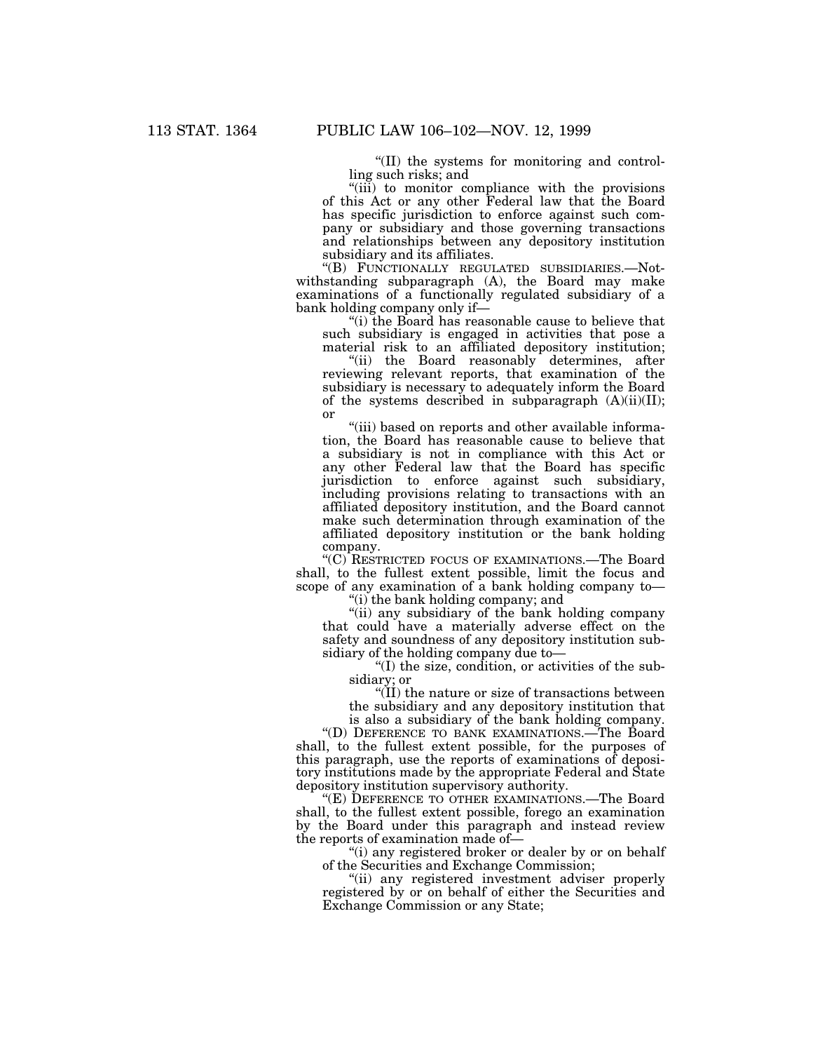"(II) the systems for monitoring and controlling such risks; and

"(iii) to monitor compliance with the provisions of this Act or any other Federal law that the Board has specific jurisdiction to enforce against such company or subsidiary and those governing transactions and relationships between any depository institution subsidiary and its affiliates.

"(B) FUNCTIONALLY REGULATED SUBSIDIARIES.—Notwithstanding subparagraph (A), the Board may make examinations of a functionally regulated subsidiary of a bank holding company only if—

"(i) the Board has reasonable cause to believe that such subsidiary is engaged in activities that pose a material risk to an affiliated depository institution;

"(ii) the Board reasonably determines, after reviewing relevant reports, that examination of the subsidiary is necessary to adequately inform the Board of the systems described in subparagraph (A)(ii)(II); or

"(iii) based on reports and other available information, the Board has reasonable cause to believe that a subsidiary is not in compliance with this Act or any other Federal law that the Board has specific jurisdiction to enforce against such subsidiary, including provisions relating to transactions with an affiliated depository institution, and the Board cannot make such determination through examination of the affiliated depository institution or the bank holding company.

"(C) RESTRICTED FOCUS OF EXAMINATIONS.—The Board shall, to the fullest extent possible, limit the focus and scope of any examination of a bank holding company to—

"(i) the bank holding company; and

"(ii) any subsidiary of the bank holding company that could have a materially adverse effect on the safety and soundness of any depository institution subsidiary of the holding company due to—

"(I) the size, condition, or activities of the subsidiary; or

"(II) the nature or size of transactions between the subsidiary and any depository institution that is also a subsidiary of the bank holding company.

"(D) DEFERENCE TO BANK EXAMINATIONS.—The Board shall, to the fullest extent possible, for the purposes of this paragraph, use the reports of examinations of depository institutions made by the appropriate Federal and State depository institution supervisory authority.

"(E) DEFERENCE TO OTHER EXAMINATIONS.—The Board shall, to the fullest extent possible, forego an examination by the Board under this paragraph and instead review the reports of examination made of—

"(i) any registered broker or dealer by or on behalf of the Securities and Exchange Commission;

"(ii) any registered investment adviser properly registered by or on behalf of either the Securities and Exchange Commission or any State;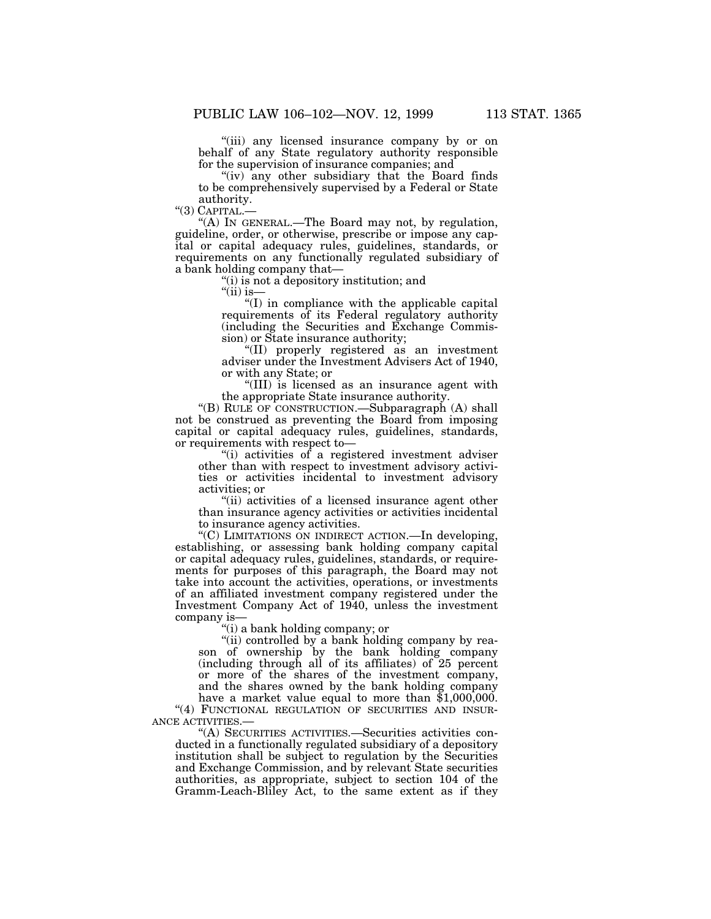"(iii) any licensed insurance company by or on behalf of any State regulatory authority responsible for the supervision of insurance companies; and

"(iv) any other subsidiary that the Board finds to be comprehensively supervised by a Federal or State authority.

"(3) CAPITAL.—

"(A) IN GENERAL.—The Board may not, by regulation, guideline, order, or otherwise, prescribe or impose any capital or capital adequacy rules, guidelines, standards, or requirements on any functionally regulated subsidiary of a bank holding company that—

"(i) is not a depository institution; and

"(ii) is—

"(I) in compliance with the applicable capital requirements of its Federal regulatory authority (including the Securities and Exchange Commission) or State insurance authority;

"(II) properly registered as an investment adviser under the Investment Advisers Act of 1940, or with any State; or

"(III) is licensed as an insurance agent with the appropriate State insurance authority.

"(B) RULE OF CONSTRUCTION.—Subparagraph (A) shall not be construed as preventing the Board from imposing capital or capital adequacy rules, guidelines, standards, or requirements with respect to—

"(i) activities of a registered investment adviser other than with respect to investment advisory activities or activities incidental to investment advisory activities; or

"(ii) activities of a licensed insurance agent other than insurance agency activities or activities incidental to insurance agency activities.

"(C) LIMITATIONS ON INDIRECT ACTION.—In developing, establishing, or assessing bank holding company capital or capital adequacy rules, guidelines, standards, or requirements for purposes of this paragraph, the Board may not take into account the activities, operations, or investments of an affiliated investment company registered under the Investment Company Act of 1940, unless the investment company is—

"(i) a bank holding company; or

"(ii) controlled by a bank holding company by reason of ownership by the bank holding company (including through all of its affiliates) of 25 percent or more of the shares of the investment company, and the shares owned by the bank holding company have a market value equal to more than $1,000,000.

"(4) FUNCTIONAL REGULATION OF SECURITIES AND INSURANCE ACTIVITIES.—

"(A) SECURITIES ACTIVITIES.—Securities activities conducted in a functionally regulated subsidiary of a depository institution shall be subject to regulation by the Securities and Exchange Commission, and by relevant State securities authorities, as appropriate, subject to section 104 of the Gramm-Leach-Bliley Act, to the same extent as if they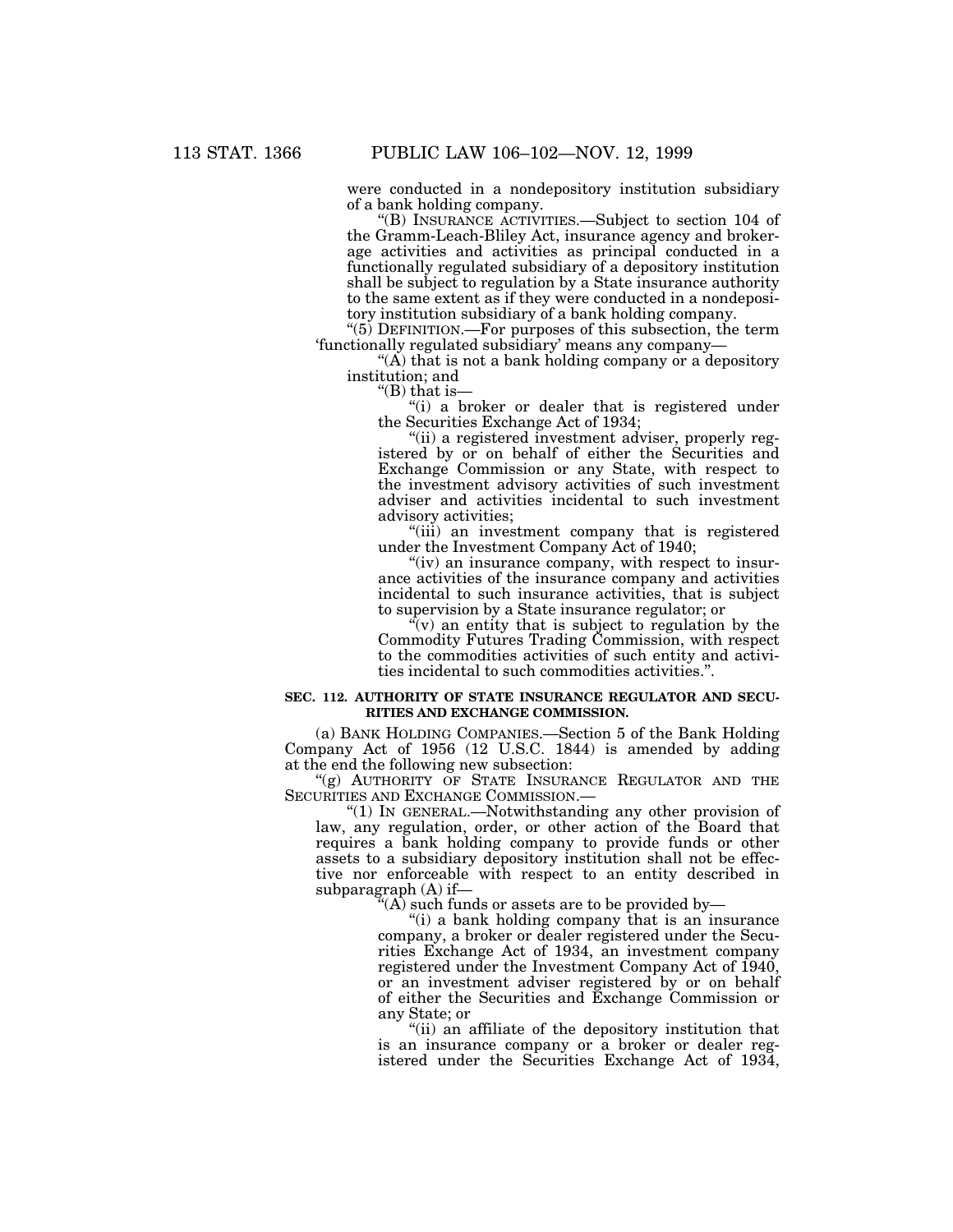were conducted in a nondepository institution subsidiary of a bank holding company.

"(B) INSURANCE ACTIVITIES.—Subject to section 104 of the Gramm-Leach-Bliley Act, insurance agency and brokerage activities and activities as principal conducted in a functionally regulated subsidiary of a depository institution shall be subject to regulation by a State insurance authority to the same extent as if they were conducted in a nondepository institution subsidiary of a bank holding company.

"(5) DEFINITION.—For purposes of this subsection, the term 'functionally regulated subsidiary' means any company—

"(A) that is not a bank holding company or a depository institution; and

"(B) that is—

"(i) a broker or dealer that is registered under the Securities Exchange Act of 1934;

"(ii) a registered investment adviser, properly registered by or on behalf of either the Securities and Exchange Commission or any State, with respect to the investment advisory activities of such investment adviser and activities incidental to such investment advisory activities;

"(iii) an investment company that is registered under the Investment Company Act of 1940;

"(iv) an insurance company, with respect to insurance activities of the insurance company and activities incidental to such insurance activities, that is subject to supervision by a State insurance regulator; or

"(v) an entity that is subject to regulation by the Commodity Futures Trading Commission, with respect to the commodities activities of such entity and activities incidental to such commodities activities.".

**SEC. 112. AUTHORITY OF STATE INSURANCE REGULATOR AND SECURITIES AND EXCHANGE COMMISSION.**

(a) BANK HOLDING COMPANIES.—Section 5 of the Bank Holding Company Act of 1956 (12 U.S.C. 1844) is amended by adding at the end the following new subsection:

"(g) AUTHORITY OF STATE INSURANCE REGULATOR AND THE SECURITIES AND EXCHANGE COMMISSION.—

"(1) IN GENERAL.—Notwithstanding any other provision of law, any regulation, order, or other action of the Board that requires a bank holding company to provide funds or other assets to a subsidiary depository institution shall not be effective nor enforceable with respect to an entity described in subparagraph (A) if—

"(A) such funds or assets are to be provided by—

"(i) a bank holding company that is an insurance company, a broker or dealer registered under the Securities Exchange Act of 1934, an investment company registered under the Investment Company Act of 1940, or an investment adviser registered by or on behalf of either the Securities and Exchange Commission or any State; or

"(ii) an affiliate of the depository institution that is an insurance company or a broker or dealer registered under the Securities Exchange Act of 1934,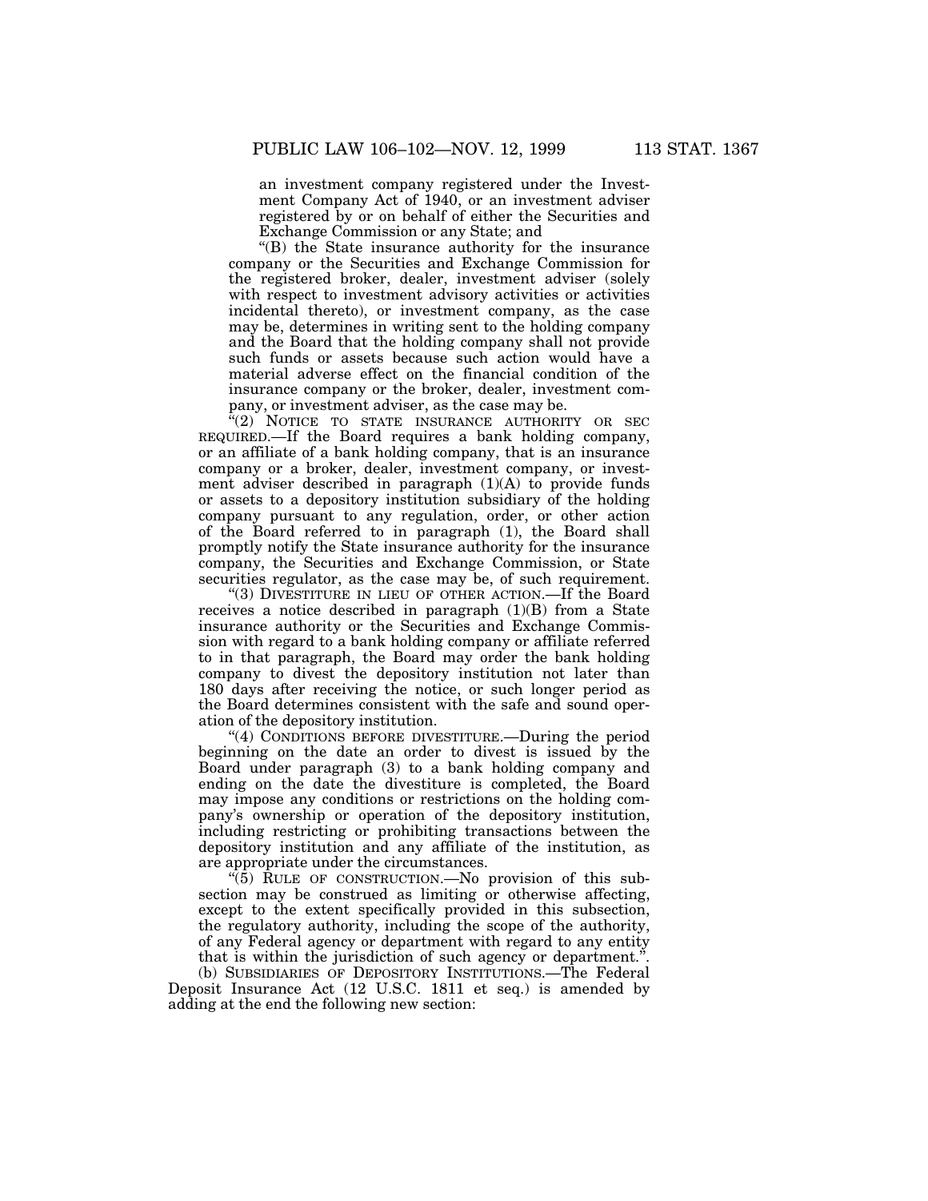an investment company registered under the Investment Company Act of 1940, or an investment adviser registered by or on behalf of either the Securities and Exchange Commission or any State; and

"(B) the State insurance authority for the insurance company or the Securities and Exchange Commission for the registered broker, dealer, investment adviser (solely with respect to investment advisory activities or activities incidental thereto), or investment company, as the case may be, determines in writing sent to the holding company and the Board that the holding company shall not provide such funds or assets because such action would have a material adverse effect on the financial condition of the insurance company or the broker, dealer, investment company, or investment adviser, as the case may be.

"(2) NOTICE TO STATE INSURANCE AUTHORITY OR SEC REQUIRED.—If the Board requires a bank holding company, or an affiliate of a bank holding company, that is an insurance company or a broker, dealer, investment company, or investment adviser described in paragraph (1)(A) to provide funds or assets to a depository institution subsidiary of the holding company pursuant to any regulation, order, or other action of the Board referred to in paragraph (1), the Board shall promptly notify the State insurance authority for the insurance company, the Securities and Exchange Commission, or State securities regulator, as the case may be, of such requirement.

"(3) DIVESTITURE IN LIEU OF OTHER ACTION.—If the Board receives a notice described in paragraph (1)(B) from a State insurance authority or the Securities and Exchange Commission with regard to a bank holding company or affiliate referred to in that paragraph, the Board may order the bank holding company to divest the depository institution not later than 180 days after receiving the notice, or such longer period as the Board determines consistent with the safe and sound operation of the depository institution.

"(4) CONDITIONS BEFORE DIVESTITURE.—During the period beginning on the date an order to divest is issued by the Board under paragraph (3) to a bank holding company and ending on the date the divestiture is completed, the Board may impose any conditions or restrictions on the holding company's ownership or operation of the depository institution, including restricting or prohibiting transactions between the depository institution and any affiliate of the institution, as are appropriate under the circumstances.

"(5) RULE OF CONSTRUCTION.—No provision of this subsection may be construed as limiting or otherwise affecting, except to the extent specifically provided in this subsection, the regulatory authority, including the scope of the authority, of any Federal agency or department with regard to any entity that is within the jurisdiction of such agency or department.".

(b) SUBSIDIARIES OF DEPOSITORY INSTITUTIONS.—The Federal Deposit Insurance Act (12 U.S.C. 1811 et seq.) is amended by adding at the end the following new section: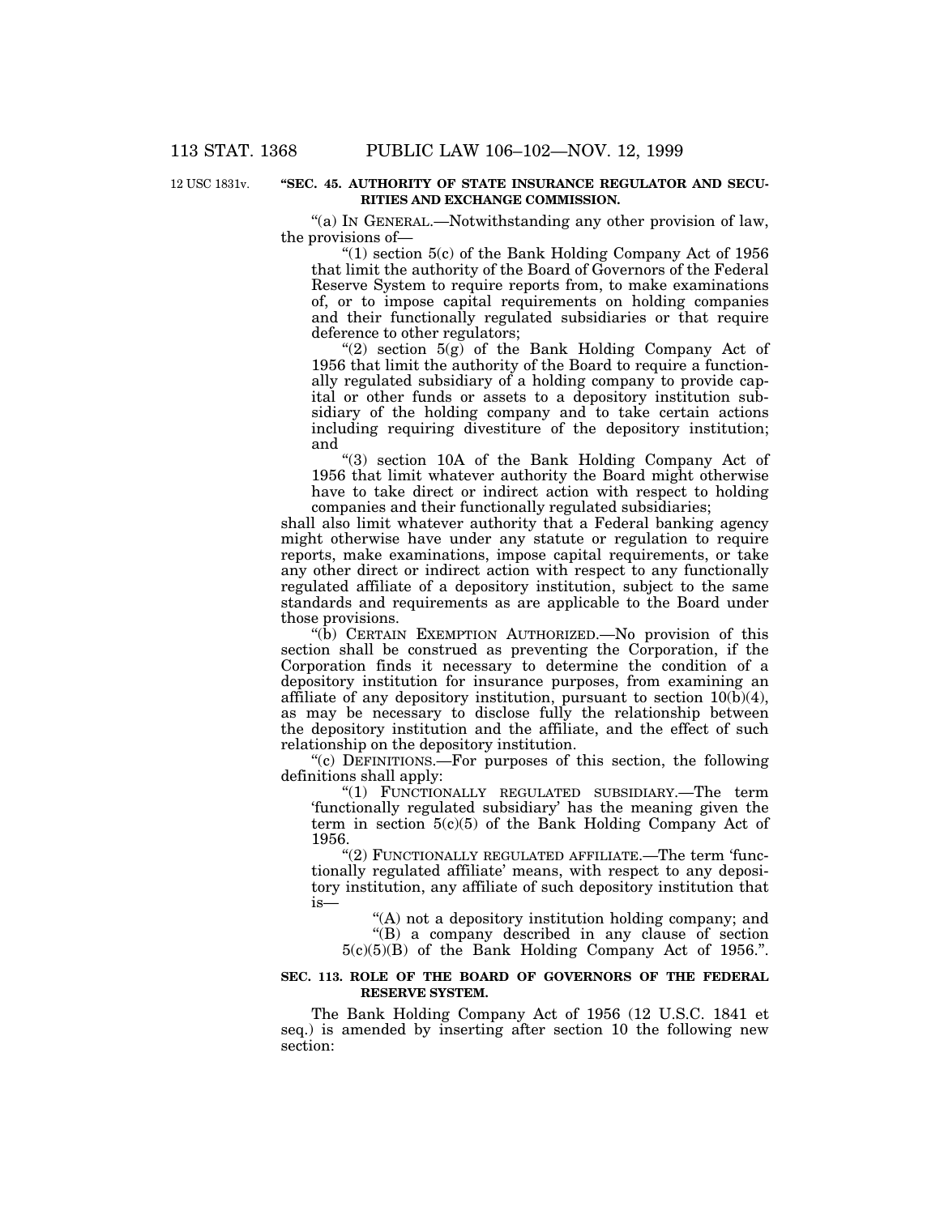12 USC 1831v.

**"SEC. 45. AUTHORITY OF STATE INSURANCE REGULATOR AND SECURITIES AND EXCHANGE COMMISSION.**

"(a) IN GENERAL.—Notwithstanding any other provision of law, the provisions of—

"(1) section 5(c) of the Bank Holding Company Act of 1956 that limit the authority of the Board of Governors of the Federal Reserve System to require reports from, to make examinations of, or to impose capital requirements on holding companies and their functionally regulated subsidiaries or that require deference to other regulators;

"(2) section 5(g) of the Bank Holding Company Act of 1956 that limit the authority of the Board to require a functionally regulated subsidiary of a holding company to provide capital or other funds or assets to a depository institution subsidiary of the holding company and to take certain actions including requiring divestiture of the depository institution; and

"(3) section 10A of the Bank Holding Company Act of 1956 that limit whatever authority the Board might otherwise have to take direct or indirect action with respect to holding companies and their functionally regulated subsidiaries;

shall also limit whatever authority that a Federal banking agency might otherwise have under any statute or regulation to require reports, make examinations, impose capital requirements, or take any other direct or indirect action with respect to any functionally regulated affiliate of a depository institution, subject to the same standards and requirements as are applicable to the Board under those provisions.

"(b) CERTAIN EXEMPTION AUTHORIZED.—No provision of this section shall be construed as preventing the Corporation, if the Corporation finds it necessary to determine the condition of a depository institution for insurance purposes, from examining an affiliate of any depository institution, pursuant to section 10(b)(4), as may be necessary to disclose fully the relationship between the depository institution and the affiliate, and the effect of such relationship on the depository institution.

"(c) DEFINITIONS.—For purposes of this section, the following definitions shall apply:

"(1) FUNCTIONALLY REGULATED SUBSIDIARY.—The term 'functionally regulated subsidiary' has the meaning given the term in section 5(c)(5) of the Bank Holding Company Act of 1956.

"(2) FUNCTIONALLY REGULATED AFFILIATE.—The term 'functionally regulated affiliate' means, with respect to any depository institution, any affiliate of such depository institution that is—

"(A) not a depository institution holding company; and

"(B) a company described in any clause of section 5(c)(5)(B) of the Bank Holding Company Act of 1956.".

**SEC. 113. ROLE OF THE BOARD OF GOVERNORS OF THE FEDERAL RESERVE SYSTEM.**

The Bank Holding Company Act of 1956 (12 U.S.C. 1841 et seq.) is amended by inserting after section 10 the following new section: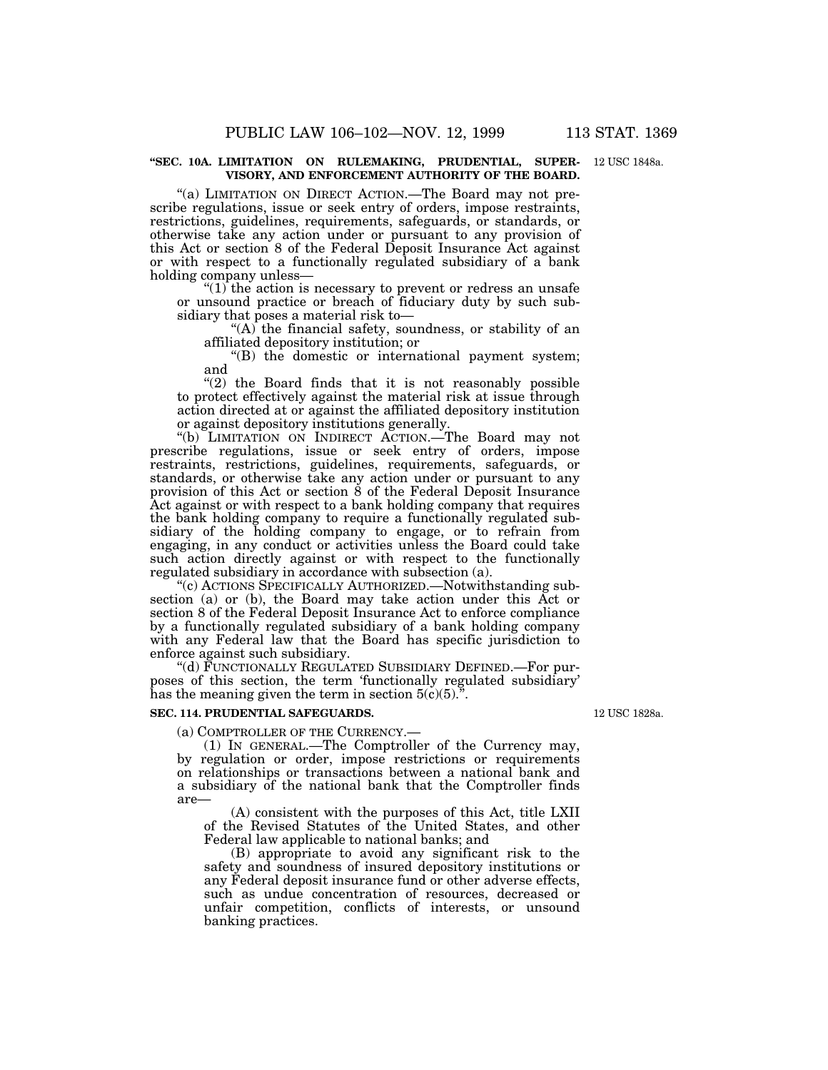**"SEC. 10A. LIMITATION ON RULEMAKING, PRUDENTIAL, SUPERVISORY, AND ENFORCEMENT AUTHORITY OF THE BOARD.**

12 USC 1848a.

"(a) LIMITATION ON DIRECT ACTION.—The Board may not prescribe regulations, issue or seek entry of orders, impose restraints, restrictions, guidelines, requirements, safeguards, or standards, or otherwise take any action under or pursuant to any provision of this Act or section 8 of the Federal Deposit Insurance Act against or with respect to a functionally regulated subsidiary of a bank holding company unless—

"(1) the action is necessary to prevent or redress an unsafe or unsound practice or breach of fiduciary duty by such subsidiary that poses a material risk to—

"(A) the financial safety, soundness, or stability of an affiliated depository institution; or

"(B) the domestic or international payment system; and

"(2) the Board finds that it is not reasonably possible to protect effectively against the material risk at issue through action directed at or against the affiliated depository institution or against depository institutions generally.

"(b) LIMITATION ON INDIRECT ACTION.—The Board may not prescribe regulations, issue or seek entry of orders, impose restraints, restrictions, guidelines, requirements, safeguards, or standards, or otherwise take any action under or pursuant to any provision of this Act or section 8 of the Federal Deposit Insurance Act against or with respect to a bank holding company that requires the bank holding company to require a functionally regulated subsidiary of the holding company to engage, or to refrain from engaging, in any conduct or activities unless the Board could take such action directly against or with respect to the functionally regulated subsidiary in accordance with subsection (a).

"(c) ACTIONS SPECIFICALLY AUTHORIZED.—Notwithstanding subsection (a) or (b), the Board may take action under this Act or section 8 of the Federal Deposit Insurance Act to enforce compliance by a functionally regulated subsidiary of a bank holding company with any Federal law that the Board has specific jurisdiction to enforce against such subsidiary.

"(d) FUNCTIONALLY REGULATED SUBSIDIARY DEFINED.—For purposes of this section, the term 'functionally regulated subsidiary' has the meaning given the term in section 5(c)(5).".

**SEC. 114. PRUDENTIAL SAFEGUARDS.**

12 USC 1828a.

(a) COMPTROLLER OF THE CURRENCY.—

(1) IN GENERAL.—The Comptroller of the Currency may, by regulation or order, impose restrictions or requirements on relationships or transactions between a national bank and a subsidiary of the national bank that the Comptroller finds are—

(A) consistent with the purposes of this Act, title LXII of the Revised Statutes of the United States, and other Federal law applicable to national banks; and

(B) appropriate to avoid any significant risk to the safety and soundness of insured depository institutions or any Federal deposit insurance fund or other adverse effects, such as undue concentration of resources, decreased or unfair competition, conflicts of interests, or unsound banking practices.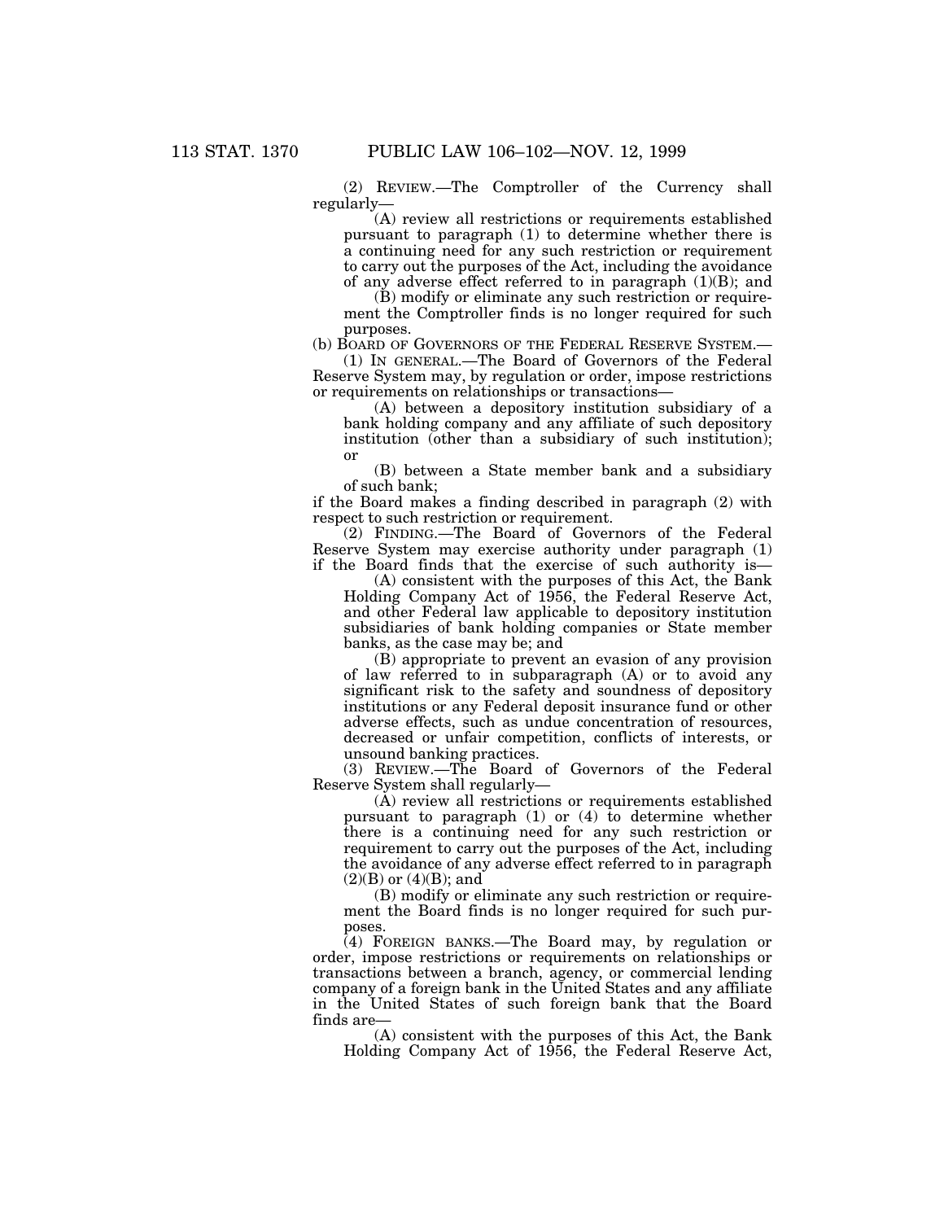(2) REVIEW.—The Comptroller of the Currency shall regularly—

(A) review all restrictions or requirements established pursuant to paragraph (1) to determine whether there is a continuing need for any such restriction or requirement to carry out the purposes of the Act, including the avoidance of any adverse effect referred to in paragraph (1)(B); and

(B) modify or eliminate any such restriction or requirement the Comptroller finds is no longer required for such purposes.

(b) BOARD OF GOVERNORS OF THE FEDERAL RESERVE SYSTEM.—

(1) IN GENERAL.—The Board of Governors of the Federal Reserve System may, by regulation or order, impose restrictions or requirements on relationships or transactions—

(A) between a depository institution subsidiary of a bank holding company and any affiliate of such depository institution (other than a subsidiary of such institution); or

(B) between a State member bank and a subsidiary of such bank;

if the Board makes a finding described in paragraph (2) with respect to such restriction or requirement.

(2) FINDING.—The Board of Governors of the Federal Reserve System may exercise authority under paragraph (1) if the Board finds that the exercise of such authority is—

(A) consistent with the purposes of this Act, the Bank Holding Company Act of 1956, the Federal Reserve Act, and other Federal law applicable to depository institution subsidiaries of bank holding companies or State member banks, as the case may be; and

(B) appropriate to prevent an evasion of any provision of law referred to in subparagraph (A) or to avoid any significant risk to the safety and soundness of depository institutions or any Federal deposit insurance fund or other adverse effects, such as undue concentration of resources, decreased or unfair competition, conflicts of interests, or unsound banking practices.

(3) REVIEW.—The Board of Governors of the Federal Reserve System shall regularly—

(A) review all restrictions or requirements established pursuant to paragraph (1) or (4) to determine whether there is a continuing need for any such restriction or requirement to carry out the purposes of the Act, including the avoidance of any adverse effect referred to in paragraph (2)(B) or (4)(B); and

(B) modify or eliminate any such restriction or requirement the Board finds is no longer required for such purposes.

(4) FOREIGN BANKS.—The Board may, by regulation or order, impose restrictions or requirements on relationships or transactions between a branch, agency, or commercial lending company of a foreign bank in the United States and any affiliate in the United States of such foreign bank that the Board finds are—

(A) consistent with the purposes of this Act, the Bank Holding Company Act of 1956, the Federal Reserve Act,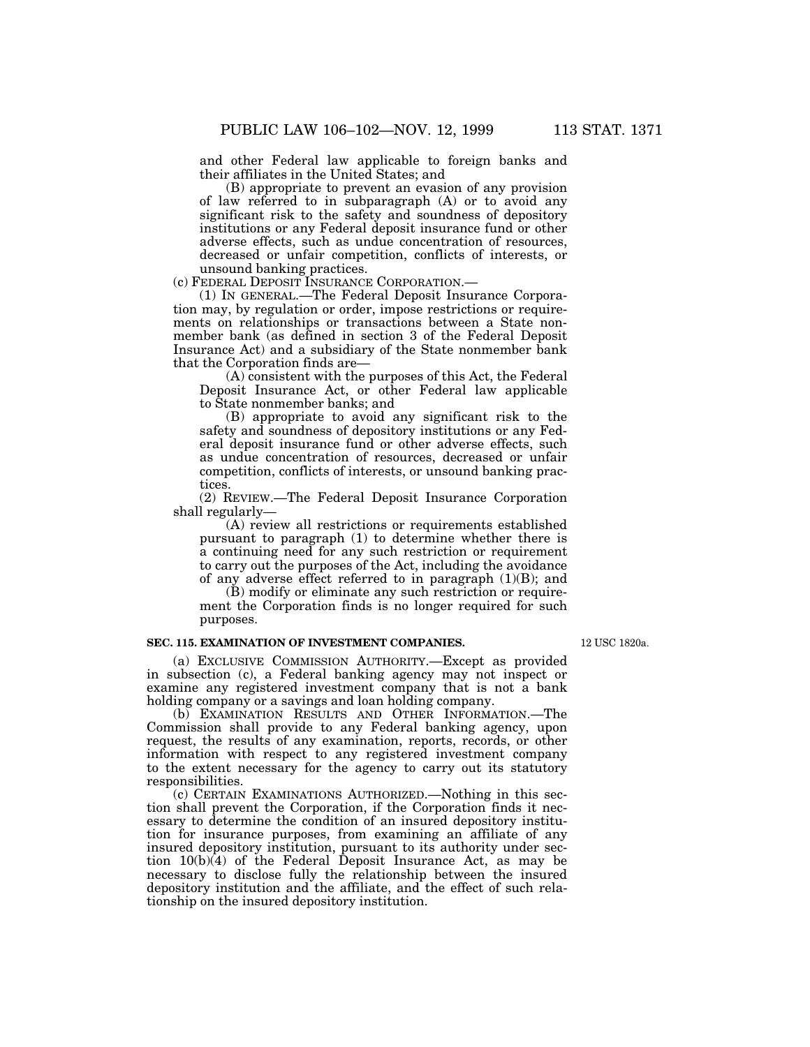and other Federal law applicable to foreign banks and their affiliates in the United States; and

(B) appropriate to prevent an evasion of any provision of law referred to in subparagraph (A) or to avoid any significant risk to the safety and soundness of depository institutions or any Federal deposit insurance fund or other adverse effects, such as undue concentration of resources, decreased or unfair competition, conflicts of interests, or unsound banking practices.

(c) FEDERAL DEPOSIT INSURANCE CORPORATION.—

(1) IN GENERAL.—The Federal Deposit Insurance Corporation may, by regulation or order, impose restrictions or requirements on relationships or transactions between a State nonmember bank (as defined in section 3 of the Federal Deposit Insurance Act) and a subsidiary of the State nonmember bank that the Corporation finds are—

(A) consistent with the purposes of this Act, the Federal Deposit Insurance Act, or other Federal law applicable to State nonmember banks; and

(B) appropriate to avoid any significant risk to the safety and soundness of depository institutions or any Federal deposit insurance fund or other adverse effects, such as undue concentration of resources, decreased or unfair competition, conflicts of interests, or unsound banking practices.

(2) REVIEW.—The Federal Deposit Insurance Corporation shall regularly—

(A) review all restrictions or requirements established pursuant to paragraph (1) to determine whether there is a continuing need for any such restriction or requirement to carry out the purposes of the Act, including the avoidance of any adverse effect referred to in paragraph (1)(B); and

(B) modify or eliminate any such restriction or requirement the Corporation finds is no longer required for such purposes.

**SEC. 115. EXAMINATION OF INVESTMENT COMPANIES.**

12 USC 1820a.

(a) EXCLUSIVE COMMISSION AUTHORITY.—Except as provided in subsection (c), a Federal banking agency may not inspect or examine any registered investment company that is not a bank holding company or a savings and loan holding company.

(b) EXAMINATION RESULTS AND OTHER INFORMATION.—The Commission shall provide to any Federal banking agency, upon request, the results of any examination, reports, records, or other information with respect to any registered investment company to the extent necessary for the agency to carry out its statutory responsibilities.

(c) CERTAIN EXAMINATIONS AUTHORIZED.—Nothing in this section shall prevent the Corporation, if the Corporation finds it necessary to determine the condition of an insured depository institution for insurance purposes, from examining an affiliate of any insured depository institution, pursuant to its authority under section 10(b)(4) of the Federal Deposit Insurance Act, as may be necessary to disclose fully the relationship between the insured depository institution and the affiliate, and the effect of such relationship on the insured depository institution.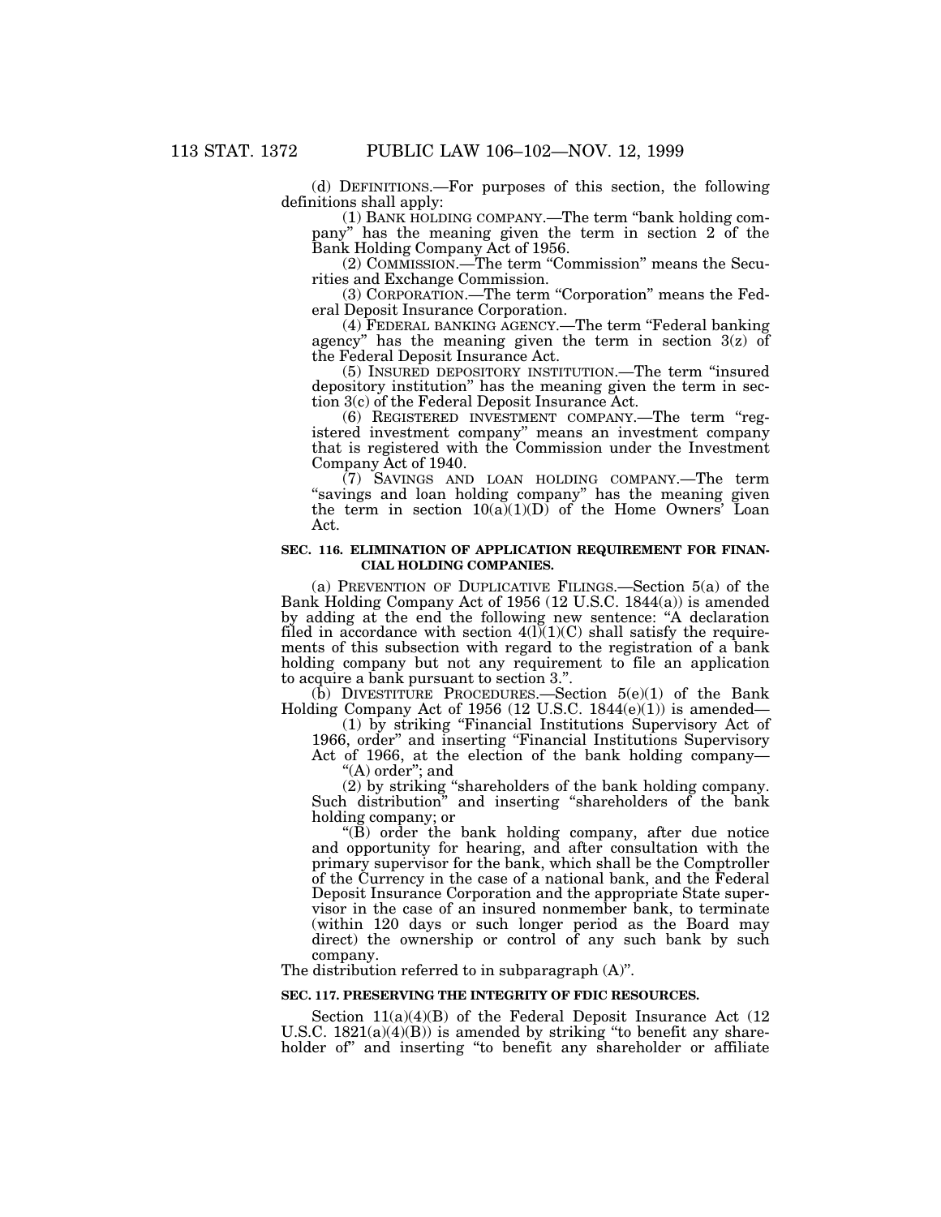(d) DEFINITIONS.—For purposes of this section, the following definitions shall apply:

(1) BANK HOLDING COMPANY.—The term "bank holding company" has the meaning given the term in section 2 of the Bank Holding Company Act of 1956.

(2) COMMISSION.—The term "Commission" means the Securities and Exchange Commission.

(3) CORPORATION.—The term "Corporation" means the Federal Deposit Insurance Corporation.

(4) FEDERAL BANKING AGENCY.—The term "Federal banking agency" has the meaning given the term in section 3(z) of the Federal Deposit Insurance Act.

(5) INSURED DEPOSITORY INSTITUTION.—The term "insured depository institution" has the meaning given the term in section 3(c) of the Federal Deposit Insurance Act.

(6) REGISTERED INVESTMENT COMPANY.—The term "registered investment company" means an investment company that is registered with the Commission under the Investment Company Act of 1940.

(7) SAVINGS AND LOAN HOLDING COMPANY.—The term "savings and loan holding company" has the meaning given the term in section 10(a)(1)(D) of the Home Owners' Loan Act.

**SEC. 116. ELIMINATION OF APPLICATION REQUIREMENT FOR FINANCIAL HOLDING COMPANIES.**

(a) PREVENTION OF DUPLICATIVE FILINGS.—Section 5(a) of the Bank Holding Company Act of 1956 (12 U.S.C. 1844(a)) is amended by adding at the end the following new sentence: "A declaration filed in accordance with section 4(l)(1)(C) shall satisfy the requirements of this subsection with regard to the registration of a bank holding company but not any requirement to file an application to acquire a bank pursuant to section 3.".

(b) DIVESTITURE PROCEDURES.—Section 5(e)(1) of the Bank Holding Company Act of 1956 (12 U.S.C. 1844(e)(1)) is amended—

(1) by striking "Financial Institutions Supervisory Act of 1966, order" and inserting "Financial Institutions Supervisory Act of 1966, at the election of the bank holding company—

"(A) order"; and

(2) by striking "shareholders of the bank holding company. Such distribution" and inserting "shareholders of the bank holding company; or

"(B) order the bank holding company, after due notice and opportunity for hearing, and after consultation with the primary supervisor for the bank, which shall be the Comptroller of the Currency in the case of a national bank, and the Federal Deposit Insurance Corporation and the appropriate State supervisor in the case of an insured nonmember bank, to terminate (within 120 days or such longer period as the Board may direct) the ownership or control of any such bank by such company.

The distribution referred to in subparagraph (A)".

**SEC. 117. PRESERVING THE INTEGRITY OF FDIC RESOURCES.**

Section 11(a)(4)(B) of the Federal Deposit Insurance Act (12 U.S.C. 1821(a)(4)(B)) is amended by striking "to benefit any shareholder of" and inserting "to benefit any shareholder or affiliate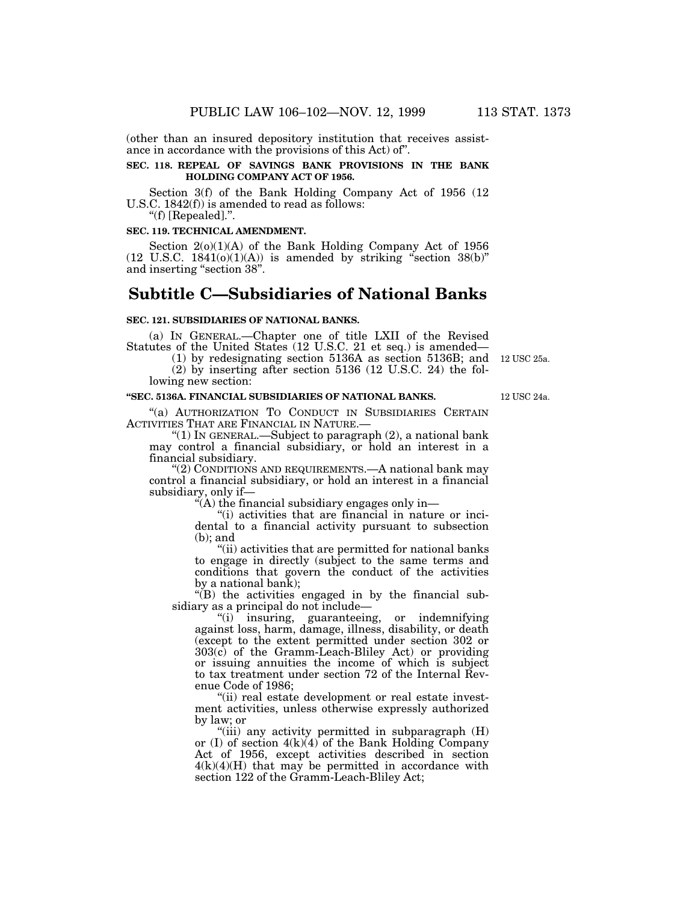(other than an insured depository institution that receives assistance in accordance with the provisions of this Act) of".

**SEC. 118. REPEAL OF SAVINGS BANK PROVISIONS IN THE BANK HOLDING COMPANY ACT OF 1956.**

Section 3(f) of the Bank Holding Company Act of 1956 (12 U.S.C. 1842(f)) is amended to read as follows:

"(f) [Repealed].".

**SEC. 119. TECHNICAL AMENDMENT.**

Section 2(o)(1)(A) of the Bank Holding Company Act of 1956 (12 U.S.C. 1841(o)(1)(A)) is amended by striking "section 38(b)" and inserting "section 38".

# Subtitle C—Subsidiaries of National Banks

**SEC. 121. SUBSIDIARIES OF NATIONAL BANKS.**

(a) IN GENERAL.—Chapter one of title LXII of the Revised Statutes of the United States (12 U.S.C. 21 et seq.) is amended—

(1) by redesignating section 5136A as section 5136B; and 12 USC 25a.

(2) by inserting after section 5136 (12 U.S.C. 24) the following new section:

**"SEC. 5136A. FINANCIAL SUBSIDIARIES OF NATIONAL BANKS.** 12 USC 24a.

"(a) AUTHORIZATION TO CONDUCT IN SUBSIDIARIES CERTAIN ACTIVITIES THAT ARE FINANCIAL IN NATURE.—

"(1) IN GENERAL.—Subject to paragraph (2), a national bank may control a financial subsidiary, or hold an interest in a financial subsidiary.

"(2) CONDITIONS AND REQUIREMENTS.—A national bank may control a financial subsidiary, or hold an interest in a financial subsidiary, only if—

"(A) the financial subsidiary engages only in—

"(i) activities that are financial in nature or incidental to a financial activity pursuant to subsection (b); and

"(ii) activities that are permitted for national banks to engage in directly (subject to the same terms and conditions that govern the conduct of the activities by a national bank);

"(B) the activities engaged in by the financial subsidiary as a principal do not include—

"(i) insuring, guaranteeing, or indemnifying against loss, harm, damage, illness, disability, or death (except to the extent permitted under section 302 or 303(c) of the Gramm-Leach-Bliley Act) or providing or issuing annuities the income of which is subject to tax treatment under section 72 of the Internal Revenue Code of 1986;

"(ii) real estate development or real estate investment activities, unless otherwise expressly authorized by law; or

"(iii) any activity permitted in subparagraph (H) or (I) of section 4(k)(4) of the Bank Holding Company Act of 1956, except activities described in section 4(k)(4)(H) that may be permitted in accordance with section 122 of the Gramm-Leach-Bliley Act;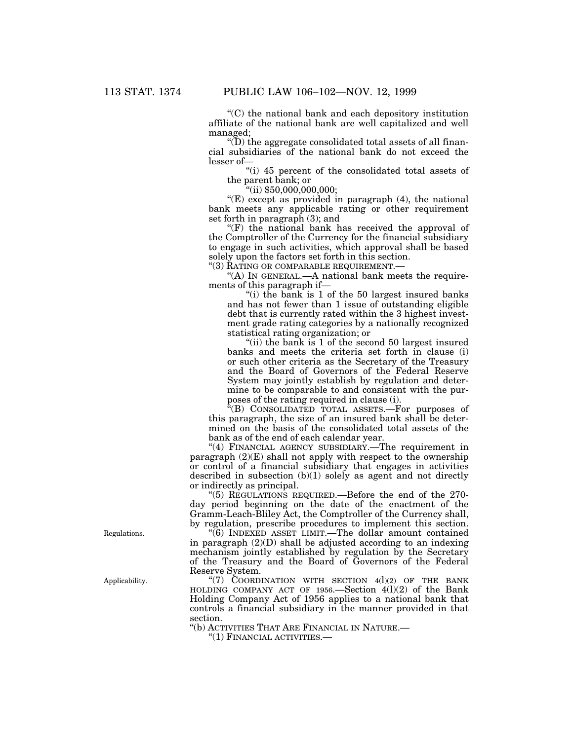"(C) the national bank and each depository institution affiliate of the national bank are well capitalized and well managed;

"(D) the aggregate consolidated total assets of all financial subsidiaries of the national bank do not exceed the lesser of—

"(i) 45 percent of the consolidated total assets of the parent bank; or

"(ii) $50,000,000,000;

"(E) except as provided in paragraph (4), the national bank meets any applicable rating or other requirement set forth in paragraph (3); and

"(F) the national bank has received the approval of the Comptroller of the Currency for the financial subsidiary to engage in such activities, which approval shall be based solely upon the factors set forth in this section.

"(3) RATING OR COMPARABLE REQUIREMENT.—

"(A) IN GENERAL.—A national bank meets the requirements of this paragraph if—

"(i) the bank is 1 of the 50 largest insured banks and has not fewer than 1 issue of outstanding eligible debt that is currently rated within the 3 highest investment grade rating categories by a nationally recognized statistical rating organization; or

"(ii) the bank is 1 of the second 50 largest insured banks and meets the criteria set forth in clause (i) or such other criteria as the Secretary of the Treasury and the Board of Governors of the Federal Reserve System may jointly establish by regulation and determine to be comparable to and consistent with the purposes of the rating required in clause (i).

"(B) CONSOLIDATED TOTAL ASSETS.—For purposes of this paragraph, the size of an insured bank shall be determined on the basis of the consolidated total assets of the bank as of the end of each calendar year.

"(4) FINANCIAL AGENCY SUBSIDIARY.—The requirement in paragraph (2)(E) shall not apply with respect to the ownership or control of a financial subsidiary that engages in activities described in subsection (b)(1) solely as agent and not directly or indirectly as principal.

Regulations.

"(5) REGULATIONS REQUIRED.—Before the end of the 270-day period beginning on the date of the enactment of the Gramm-Leach-Bliley Act, the Comptroller of the Currency shall, by regulation, prescribe procedures to implement this section.

"(6) INDEXED ASSET LIMIT.—The dollar amount contained in paragraph (2)(D) shall be adjusted according to an indexing mechanism jointly established by regulation by the Secretary of the Treasury and the Board of Governors of the Federal Reserve System.

Applicability.

"(7) COORDINATION WITH SECTION 4(l)(2) OF THE BANK HOLDING COMPANY ACT OF 1956.—Section 4(l)(2) of the Bank Holding Company Act of 1956 applies to a national bank that controls a financial subsidiary in the manner provided in that section.

"(b) ACTIVITIES THAT ARE FINANCIAL IN NATURE.—

"(1) FINANCIAL ACTIVITIES.—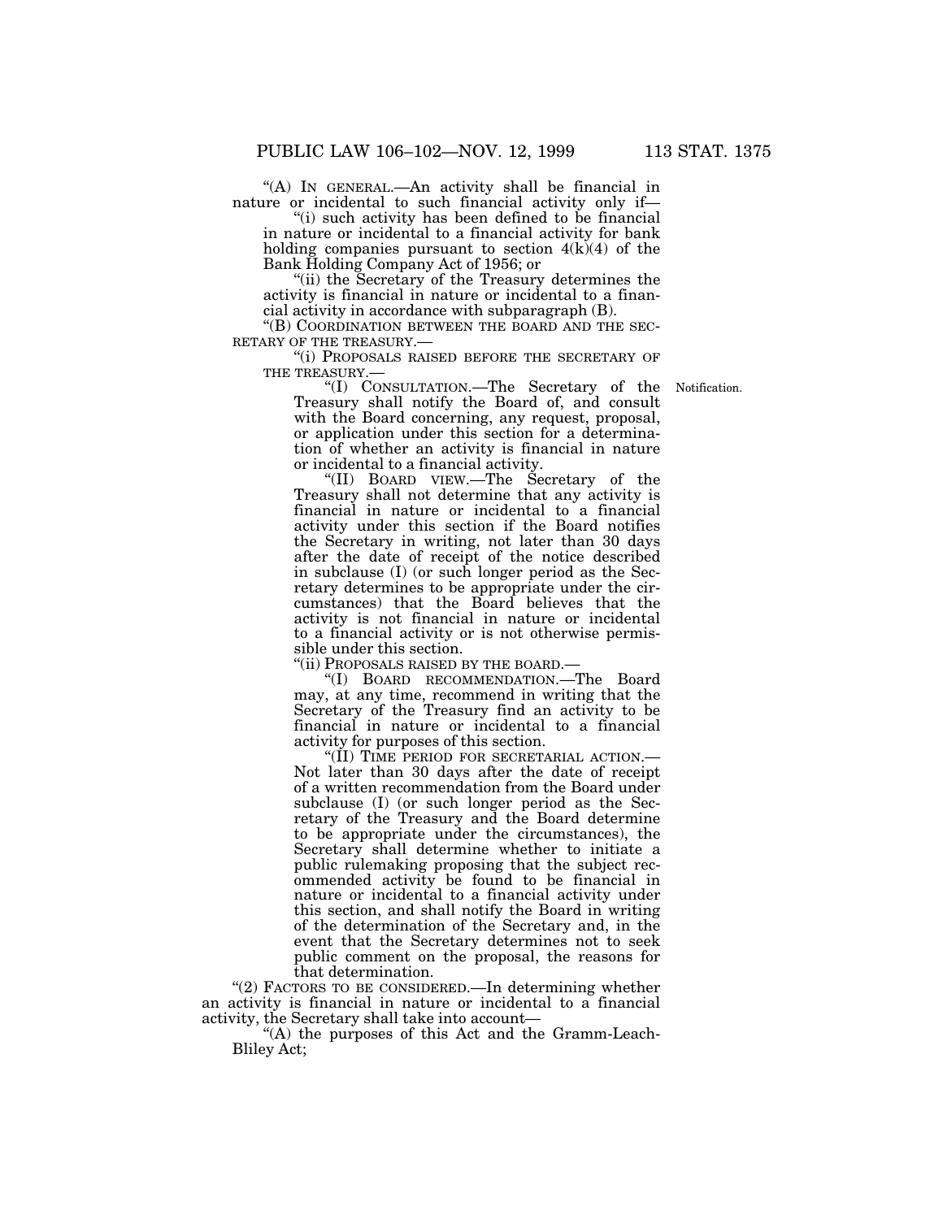"(A) IN GENERAL.—An activity shall be financial in nature or incidental to such financial activity only if—

"(i) such activity has been defined to be financial in nature or incidental to a financial activity for bank holding companies pursuant to section 4(k)(4) of the Bank Holding Company Act of 1956; or

"(ii) the Secretary of the Treasury determines the activity is financial in nature or incidental to a financial activity in accordance with subparagraph (B).

"(B) COORDINATION BETWEEN THE BOARD AND THE SECRETARY OF THE TREASURY.—

"(i) PROPOSALS RAISED BEFORE THE SECRETARY OF THE TREASURY.—

"(I) CONSULTATION.—The Secretary of the Treasury shall notify the Board of, and consult with the Board concerning, any request, proposal, or application under this section for a determination of whether an activity is financial in nature or incidental to a financial activity.

Notification.

"(II) BOARD VIEW.—The Secretary of the Treasury shall not determine that any activity is financial in nature or incidental to a financial activity under this section if the Board notifies the Secretary in writing, not later than 30 days after the date of receipt of the notice described in subclause (I) (or such longer period as the Secretary determines to be appropriate under the circumstances) that the Board believes that the activity is not financial in nature or incidental to a financial activity or is not otherwise permissible under this section.

"(ii) PROPOSALS RAISED BY THE BOARD.—

"(I) BOARD RECOMMENDATION.—The Board may, at any time, recommend in writing that the Secretary of the Treasury find an activity to be financial in nature or incidental to a financial activity for purposes of this section.

"(II) TIME PERIOD FOR SECRETARIAL ACTION.—Not later than 30 days after the date of receipt of a written recommendation from the Board under subclause (I) (or such longer period as the Secretary of the Treasury and the Board determine to be appropriate under the circumstances), the Secretary shall determine whether to initiate a public rulemaking proposing that the subject recommended activity be found to be financial in nature or incidental to a financial activity under this section, and shall notify the Board in writing of the determination of the Secretary and, in the event that the Secretary determines not to seek public comment on the proposal, the reasons for that determination.

"(2) FACTORS TO BE CONSIDERED.—In determining whether an activity is financial in nature or incidental to a financial activity, the Secretary shall take into account—

"(A) the purposes of this Act and the Gramm-Leach-Bliley Act;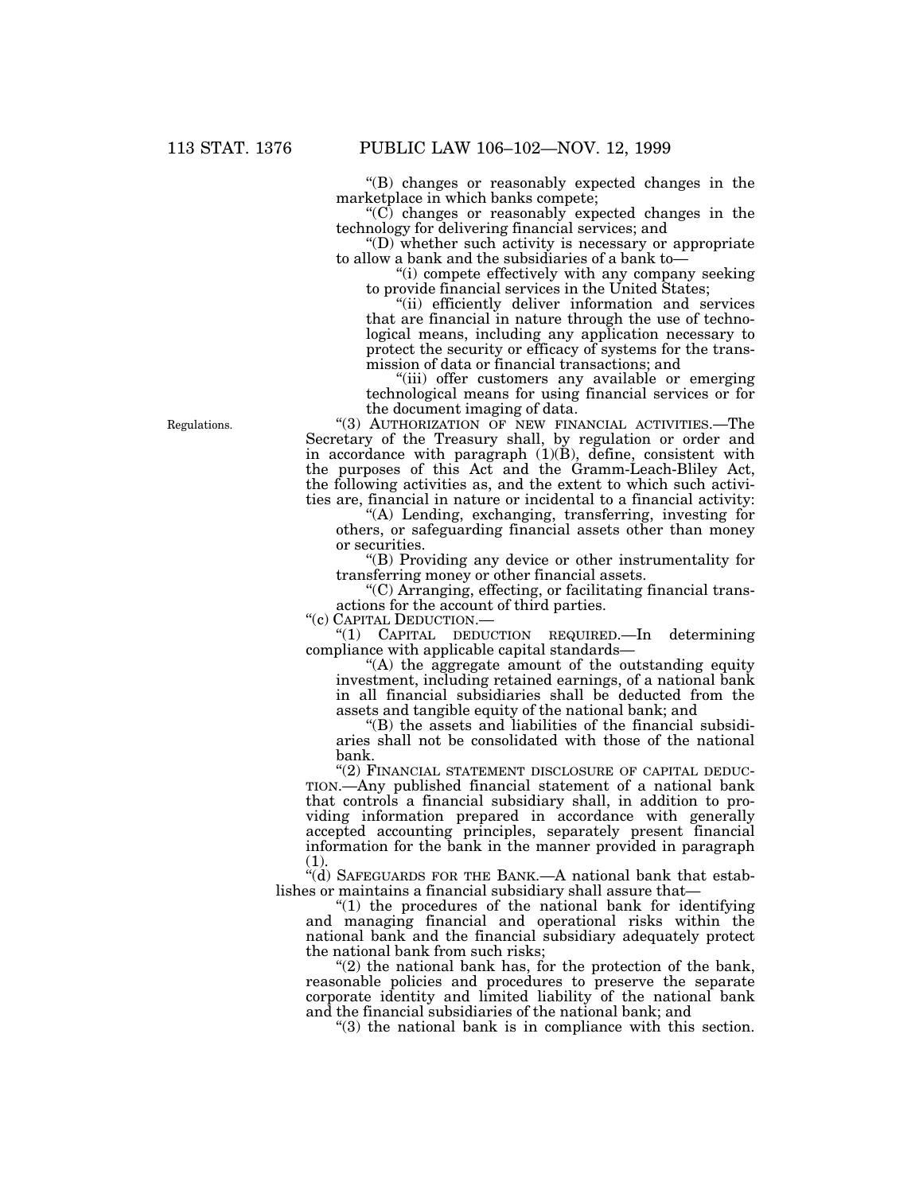"(B) changes or reasonably expected changes in the marketplace in which banks compete;

"(C) changes or reasonably expected changes in the technology for delivering financial services; and

"(D) whether such activity is necessary or appropriate to allow a bank and the subsidiaries of a bank to—

"(i) compete effectively with any company seeking to provide financial services in the United States;

"(ii) efficiently deliver information and services that are financial in nature through the use of technological means, including any application necessary to protect the security or efficacy of systems for the transmission of data or financial transactions; and

"(iii) offer customers any available or emerging technological means for using financial services or for the document imaging of data.

Regulations.

"(3) AUTHORIZATION OF NEW FINANCIAL ACTIVITIES.—The Secretary of the Treasury shall, by regulation or order and in accordance with paragraph (1)(B), define, consistent with the purposes of this Act and the Gramm-Leach-Bliley Act, the following activities as, and the extent to which such activities are, financial in nature or incidental to a financial activity:

"(A) Lending, exchanging, transferring, investing for others, or safeguarding financial assets other than money or securities.

"(B) Providing any device or other instrumentality for transferring money or other financial assets.

"(C) Arranging, effecting, or facilitating financial transactions for the account of third parties.

"(c) CAPITAL DEDUCTION.—

"(1) CAPITAL DEDUCTION REQUIRED.—In determining compliance with applicable capital standards—

"(A) the aggregate amount of the outstanding equity investment, including retained earnings, of a national bank in all financial subsidiaries shall be deducted from the assets and tangible equity of the national bank; and

"(B) the assets and liabilities of the financial subsidiaries shall not be consolidated with those of the national bank.

"(2) FINANCIAL STATEMENT DISCLOSURE OF CAPITAL DEDUCTION.—Any published financial statement of a national bank that controls a financial subsidiary shall, in addition to providing information prepared in accordance with generally accepted accounting principles, separately present financial information for the bank in the manner provided in paragraph (1).

"(d) SAFEGUARDS FOR THE BANK.—A national bank that establishes or maintains a financial subsidiary shall assure that—

"(1) the procedures of the national bank for identifying and managing financial and operational risks within the national bank and the financial subsidiary adequately protect the national bank from such risks;

"(2) the national bank has, for the protection of the bank, reasonable policies and procedures to preserve the separate corporate identity and limited liability of the national bank and the financial subsidiaries of the national bank; and

"(3) the national bank is in compliance with this section.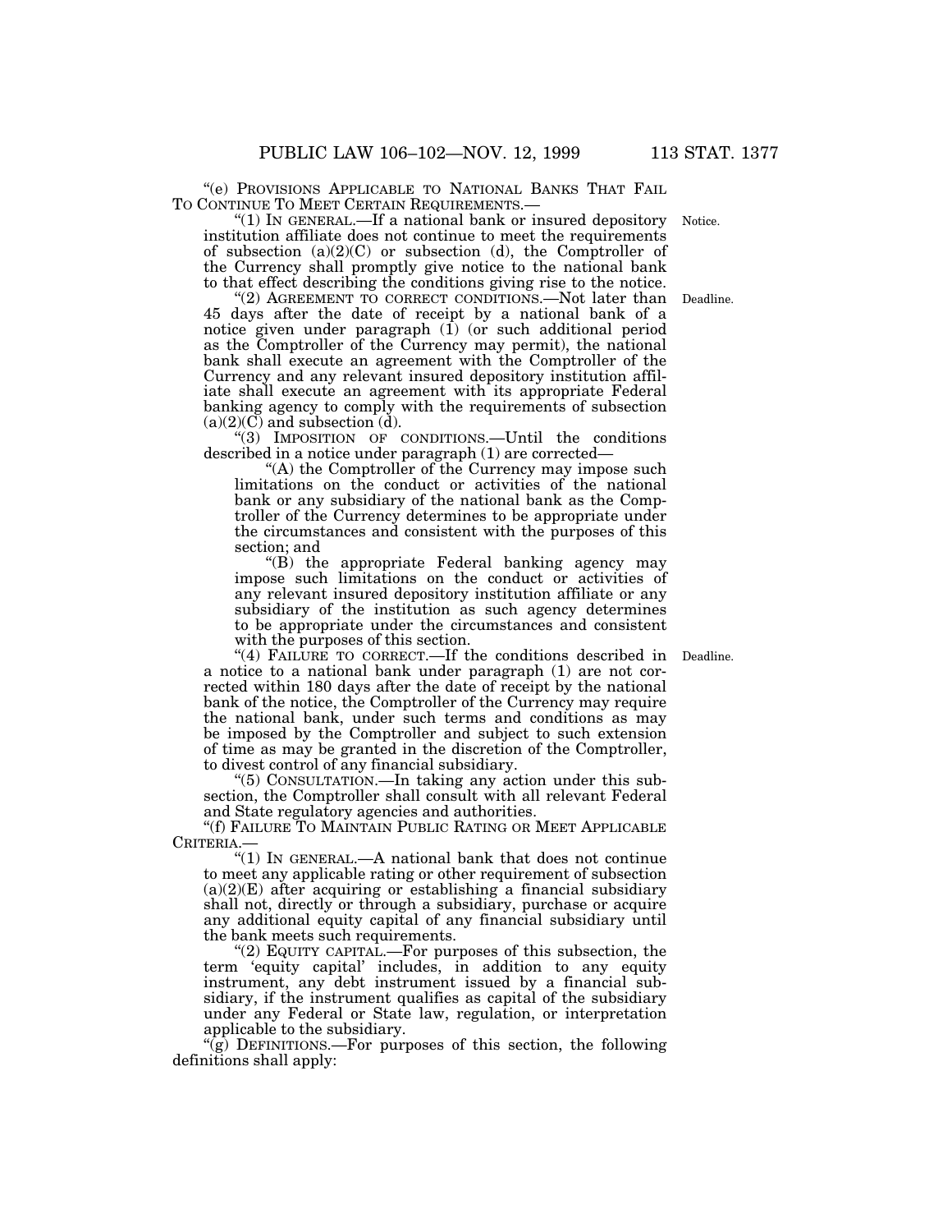"(e) PROVISIONS APPLICABLE TO NATIONAL BANKS THAT FAIL TO CONTINUE TO MEET CERTAIN REQUIREMENTS.—

"(1) IN GENERAL.—If a national bank or insured depository institution affiliate does not continue to meet the requirements of subsection (a)(2)(C) or subsection (d), the Comptroller of the Currency shall promptly give notice to the national bank to that effect describing the conditions giving rise to the notice.

Notice.

"(2) AGREEMENT TO CORRECT CONDITIONS.—Not later than 45 days after the date of receipt by a national bank of a notice given under paragraph (1) (or such additional period as the Comptroller of the Currency may permit), the national bank shall execute an agreement with the Comptroller of the Currency and any relevant insured depository institution affiliate shall execute an agreement with its appropriate Federal banking agency to comply with the requirements of subsection (a)(2)(C) and subsection (d).

Deadline.

"(3) IMPOSITION OF CONDITIONS.—Until the conditions described in a notice under paragraph (1) are corrected—

"(A) the Comptroller of the Currency may impose such limitations on the conduct or activities of the national bank or any subsidiary of the national bank as the Comptroller of the Currency determines to be appropriate under the circumstances and consistent with the purposes of this section; and

"(B) the appropriate Federal banking agency may impose such limitations on the conduct or activities of any relevant insured depository institution affiliate or any subsidiary of the institution as such agency determines to be appropriate under the circumstances and consistent with the purposes of this section.

"(4) FAILURE TO CORRECT.—If the conditions described in a notice to a national bank under paragraph (1) are not corrected within 180 days after the date of receipt by the national bank of the notice, the Comptroller of the Currency may require the national bank, under such terms and conditions as may be imposed by the Comptroller and subject to such extension of time as may be granted in the discretion of the Comptroller, to divest control of any financial subsidiary.

Deadline.

"(5) CONSULTATION.—In taking any action under this subsection, the Comptroller shall consult with all relevant Federal and State regulatory agencies and authorities.

"(f) FAILURE TO MAINTAIN PUBLIC RATING OR MEET APPLICABLE CRITERIA.—

"(1) IN GENERAL.—A national bank that does not continue to meet any applicable rating or other requirement of subsection (a)(2)(E) after acquiring or establishing a financial subsidiary shall not, directly or through a subsidiary, purchase or acquire any additional equity capital of any financial subsidiary until the bank meets such requirements.

"(2) EQUITY CAPITAL.—For purposes of this subsection, the term 'equity capital' includes, in addition to any equity instrument, any debt instrument issued by a financial subsidiary, if the instrument qualifies as capital of the subsidiary under any Federal or State law, regulation, or interpretation applicable to the subsidiary.

"(g) DEFINITIONS.—For purposes of this section, the following definitions shall apply: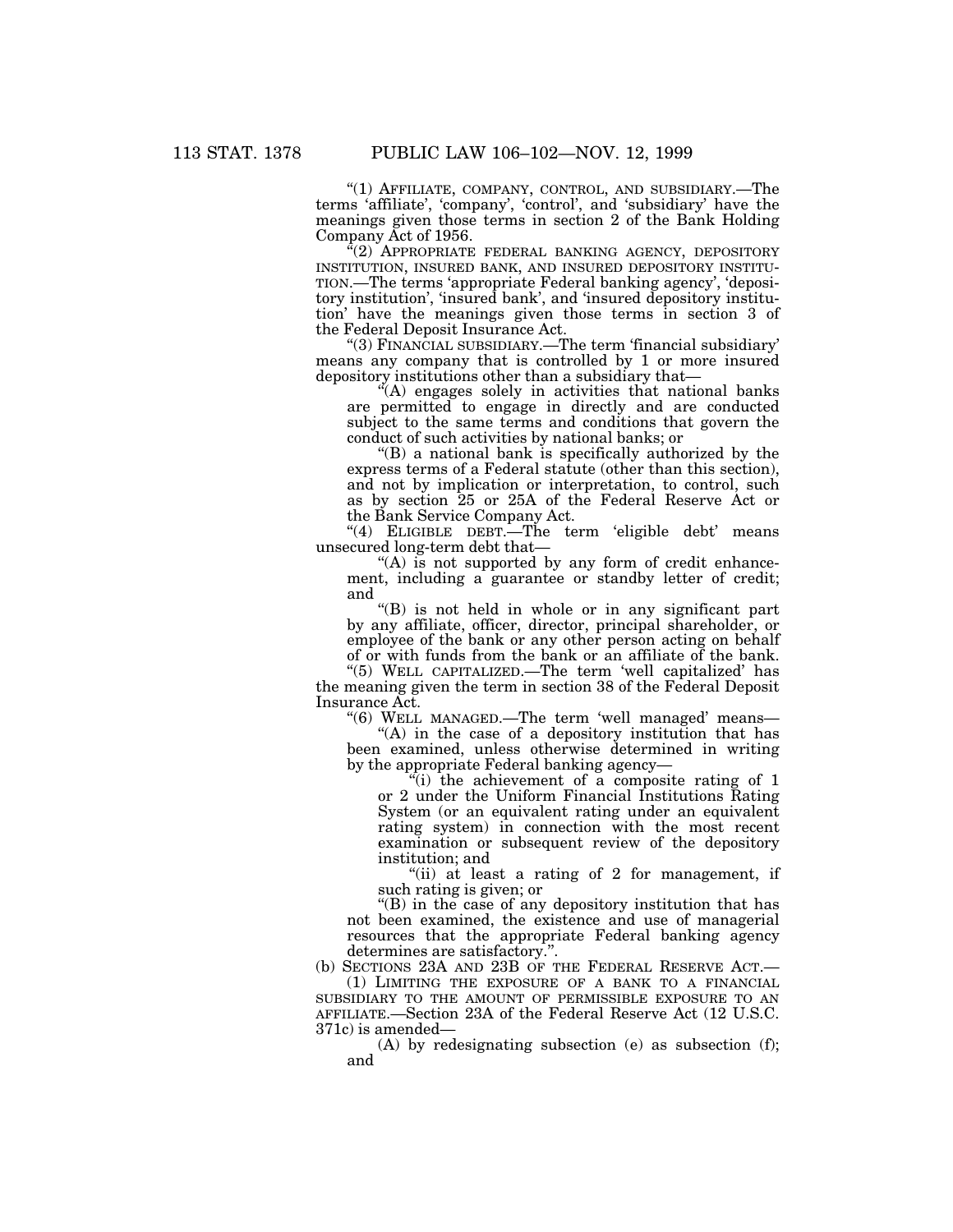"(1) AFFILIATE, COMPANY, CONTROL, AND SUBSIDIARY.—The terms 'affiliate', 'company', 'control', and 'subsidiary' have the meanings given those terms in section 2 of the Bank Holding Company Act of 1956.

"(2) APPROPRIATE FEDERAL BANKING AGENCY, DEPOSITORY INSTITUTION, INSURED BANK, AND INSURED DEPOSITORY INSTITUTION.—The terms 'appropriate Federal banking agency', 'depository institution', 'insured bank', and 'insured depository institution' have the meanings given those terms in section 3 of the Federal Deposit Insurance Act.

"(3) FINANCIAL SUBSIDIARY.—The term 'financial subsidiary' means any company that is controlled by 1 or more insured depository institutions other than a subsidiary that—

"(A) engages solely in activities that national banks are permitted to engage in directly and are conducted subject to the same terms and conditions that govern the conduct of such activities by national banks; or

"(B) a national bank is specifically authorized by the express terms of a Federal statute (other than this section), and not by implication or interpretation, to control, such as by section 25 or 25A of the Federal Reserve Act or the Bank Service Company Act.

"(4) ELIGIBLE DEBT.—The term 'eligible debt' means unsecured long-term debt that—

"(A) is not supported by any form of credit enhancement, including a guarantee or standby letter of credit; and

"(B) is not held in whole or in any significant part by any affiliate, officer, director, principal shareholder, or employee of the bank or any other person acting on behalf of or with funds from the bank or an affiliate of the bank.

"(5) WELL CAPITALIZED.—The term 'well capitalized' has the meaning given the term in section 38 of the Federal Deposit Insurance Act.

"(6) WELL MANAGED.—The term 'well managed' means—

"(A) in the case of a depository institution that has been examined, unless otherwise determined in writing by the appropriate Federal banking agency—

"(i) the achievement of a composite rating of 1 or 2 under the Uniform Financial Institutions Rating System (or an equivalent rating under an equivalent rating system) in connection with the most recent examination or subsequent review of the depository institution; and

"(ii) at least a rating of 2 for management, if such rating is given; or

"(B) in the case of any depository institution that has not been examined, the existence and use of managerial resources that the appropriate Federal banking agency determines are satisfactory.".

(b) SECTIONS 23A AND 23B OF THE FEDERAL RESERVE ACT.—

(1) LIMITING THE EXPOSURE OF A BANK TO A FINANCIAL SUBSIDIARY TO THE AMOUNT OF PERMISSIBLE EXPOSURE TO AN AFFILIATE.—Section 23A of the Federal Reserve Act (12 U.S.C. 371c) is amended—

(A) by redesignating subsection (e) as subsection (f); and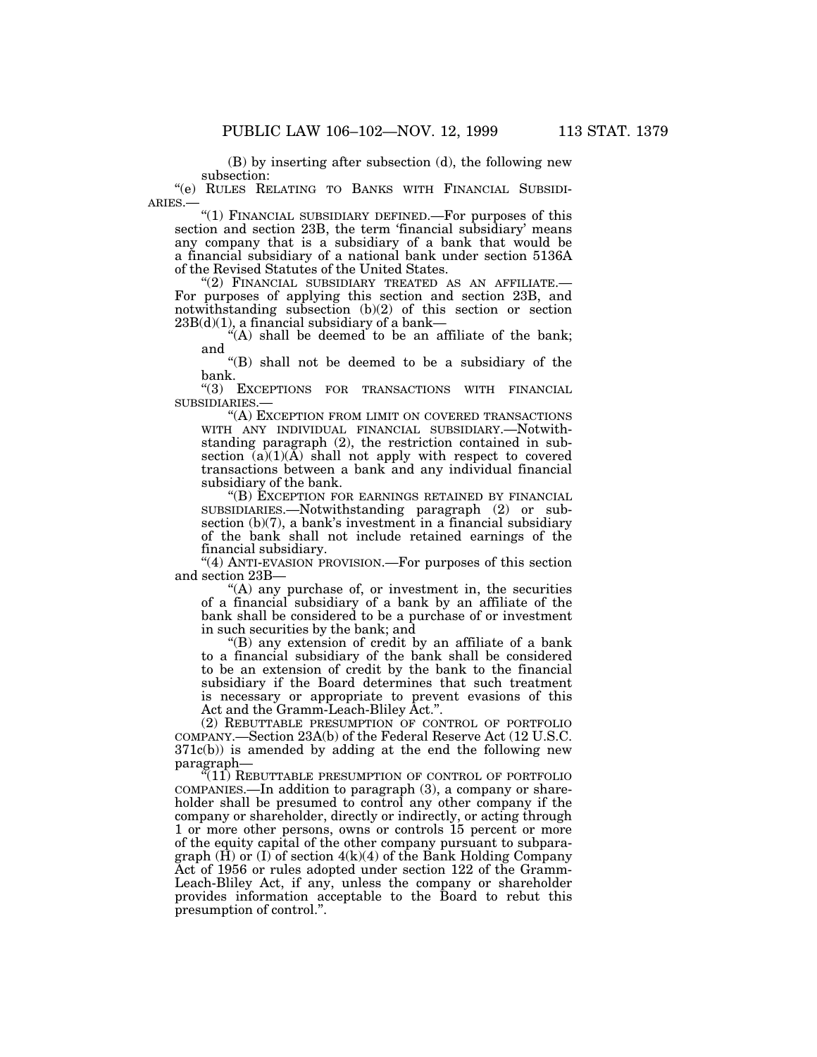(B) by inserting after subsection (d), the following new subsection:

"(e) RULES RELATING TO BANKS WITH FINANCIAL SUBSIDIARIES.—

"(1) FINANCIAL SUBSIDIARY DEFINED.—For purposes of this section and section 23B, the term 'financial subsidiary' means any company that is a subsidiary of a bank that would be a financial subsidiary of a national bank under section 5136A of the Revised Statutes of the United States.

"(2) FINANCIAL SUBSIDIARY TREATED AS AN AFFILIATE.—For purposes of applying this section and section 23B, and notwithstanding subsection (b)(2) of this section or section 23B(d)(1), a financial subsidiary of a bank—

"(A) shall be deemed to be an affiliate of the bank; and

"(B) shall not be deemed to be a subsidiary of the bank.

"(3) EXCEPTIONS FOR TRANSACTIONS WITH FINANCIAL SUBSIDIARIES.—

"(A) EXCEPTION FROM LIMIT ON COVERED TRANSACTIONS WITH ANY INDIVIDUAL FINANCIAL SUBSIDIARY.—Notwithstanding paragraph (2), the restriction contained in subsection (a)(1)(A) shall not apply with respect to covered transactions between a bank and any individual financial subsidiary of the bank.

"(B) EXCEPTION FOR EARNINGS RETAINED BY FINANCIAL SUBSIDIARIES.—Notwithstanding paragraph (2) or subsection (b)(7), a bank's investment in a financial subsidiary of the bank shall not include retained earnings of the financial subsidiary.

"(4) ANTI-EVASION PROVISION.—For purposes of this section and section 23B—

"(A) any purchase of, or investment in, the securities of a financial subsidiary of a bank by an affiliate of the bank shall be considered to be a purchase of or investment in such securities by the bank; and

"(B) any extension of credit by an affiliate of a bank to a financial subsidiary of the bank shall be considered to be an extension of credit by the bank to the financial subsidiary if the Board determines that such treatment is necessary or appropriate to prevent evasions of this Act and the Gramm-Leach-Bliley Act.".

(2) REBUTTABLE PRESUMPTION OF CONTROL OF PORTFOLIO COMPANY.—Section 23A(b) of the Federal Reserve Act (12 U.S.C. 371c(b)) is amended by adding at the end the following new paragraph—

"(11) REBUTTABLE PRESUMPTION OF CONTROL OF PORTFOLIO COMPANIES.—In addition to paragraph (3), a company or shareholder shall be presumed to control any other company if the company or shareholder, directly or indirectly, or acting through 1 or more other persons, owns or controls 15 percent or more of the equity capital of the other company pursuant to subparagraph (H) or (I) of section 4(k)(4) of the Bank Holding Company Act of 1956 or rules adopted under section 122 of the Gramm-Leach-Bliley Act, if any, unless the company or shareholder provides information acceptable to the Board to rebut this presumption of control.".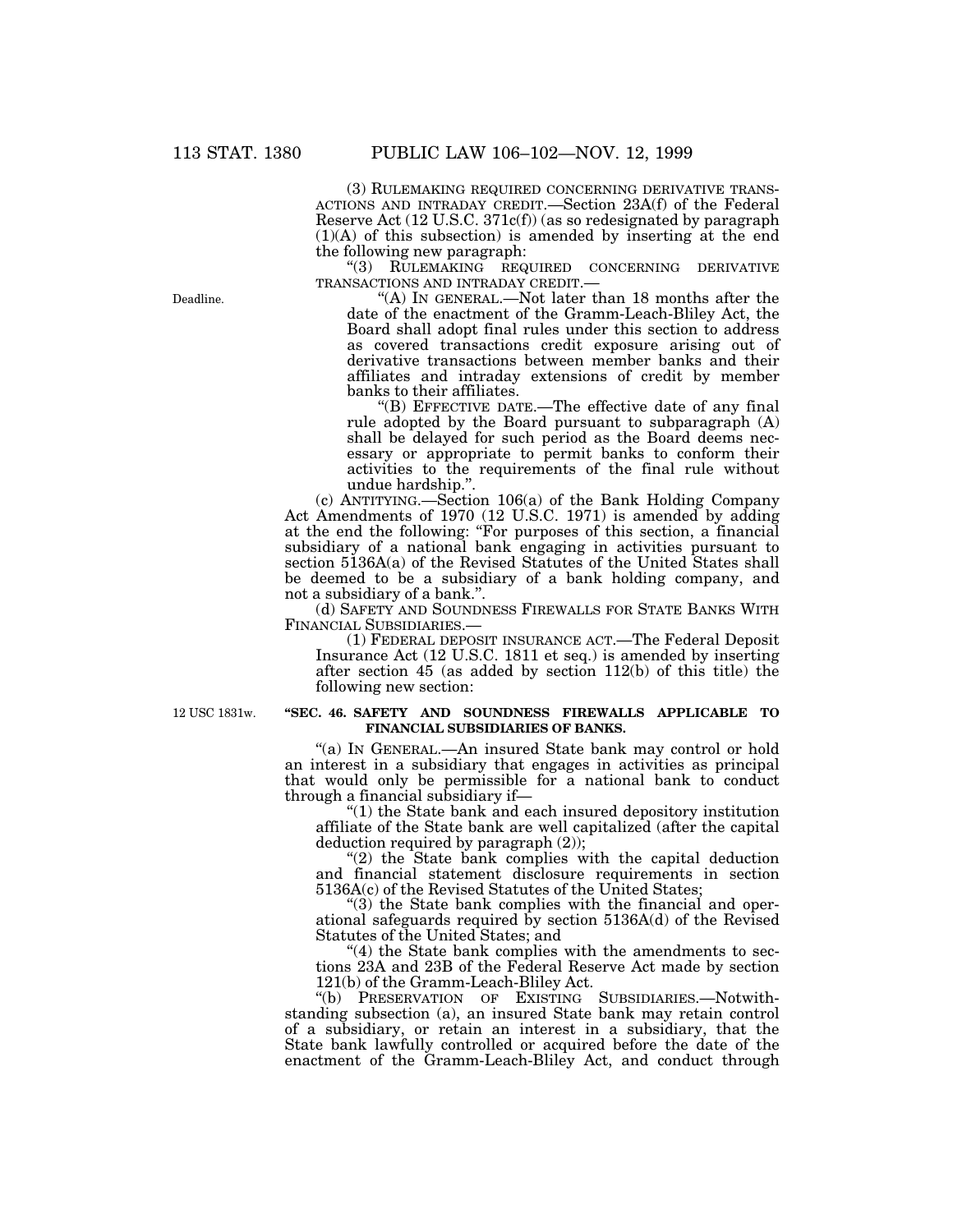(3) RULEMAKING REQUIRED CONCERNING DERIVATIVE TRANSACTIONS AND INTRADAY CREDIT.—Section 23A(f) of the Federal Reserve Act (12 U.S.C. 371c(f)) (as so redesignated by paragraph (1)(A) of this subsection) is amended by inserting at the end the following new paragraph:

"(3) RULEMAKING REQUIRED CONCERNING DERIVATIVE TRANSACTIONS AND INTRADAY CREDIT.—

Deadline.

"(A) IN GENERAL.—Not later than 18 months after the date of the enactment of the Gramm-Leach-Bliley Act, the Board shall adopt final rules under this section to address as covered transactions credit exposure arising out of derivative transactions between member banks and their affiliates and intraday extensions of credit by member banks to their affiliates.

"(B) EFFECTIVE DATE.—The effective date of any final rule adopted by the Board pursuant to subparagraph (A) shall be delayed for such period as the Board deems necessary or appropriate to permit banks to conform their activities to the requirements of the final rule without undue hardship.".

(c) ANTITYING.—Section 106(a) of the Bank Holding Company Act Amendments of 1970 (12 U.S.C. 1971) is amended by adding at the end the following: "For purposes of this section, a financial subsidiary of a national bank engaging in activities pursuant to section 5136A(a) of the Revised Statutes of the United States shall be deemed to be a subsidiary of a bank holding company, and not a subsidiary of a bank.".

(d) SAFETY AND SOUNDNESS FIREWALLS FOR STATE BANKS WITH FINANCIAL SUBSIDIARIES.—

(1) FEDERAL DEPOSIT INSURANCE ACT.—The Federal Deposit Insurance Act (12 U.S.C. 1811 et seq.) is amended by inserting after section 45 (as added by section 112(b) of this title) the following new section:

12 USC 1831w.

**"SEC. 46. SAFETY AND SOUNDNESS FIREWALLS APPLICABLE TO FINANCIAL SUBSIDIARIES OF BANKS.**

"(a) IN GENERAL.—An insured State bank may control or hold an interest in a subsidiary that engages in activities as principal that would only be permissible for a national bank to conduct through a financial subsidiary if—

"(1) the State bank and each insured depository institution affiliate of the State bank are well capitalized (after the capital deduction required by paragraph (2));

"(2) the State bank complies with the capital deduction and financial statement disclosure requirements in section 5136A(c) of the Revised Statutes of the United States;

"(3) the State bank complies with the financial and operational safeguards required by section 5136A(d) of the Revised Statutes of the United States; and

"(4) the State bank complies with the amendments to sections 23A and 23B of the Federal Reserve Act made by section 121(b) of the Gramm-Leach-Bliley Act.

"(b) PRESERVATION OF EXISTING SUBSIDIARIES.—Notwithstanding subsection (a), an insured State bank may retain control of a subsidiary, or retain an interest in a subsidiary, that the State bank lawfully controlled or acquired before the date of the enactment of the Gramm-Leach-Bliley Act, and conduct through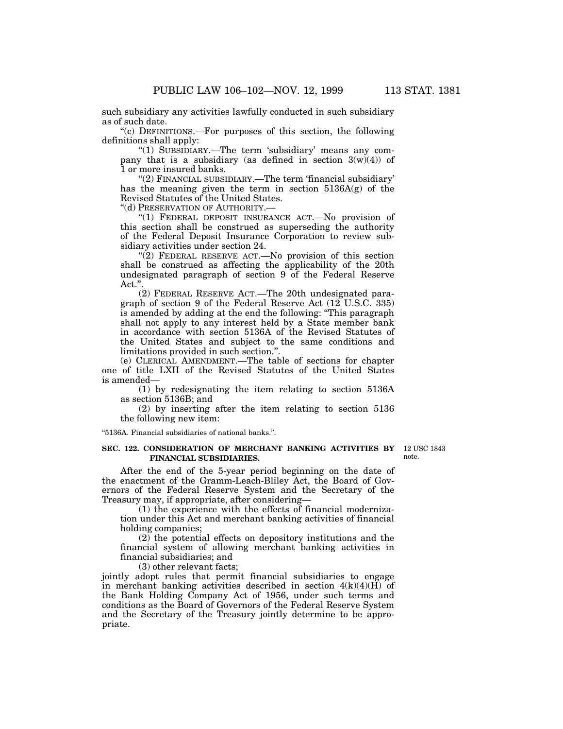such subsidiary any activities lawfully conducted in such subsidiary as of such date.

"(c) DEFINITIONS.—For purposes of this section, the following definitions shall apply:

"(1) SUBSIDIARY.—The term 'subsidiary' means any company that is a subsidiary (as defined in section 3(w)(4)) of 1 or more insured banks.

"(2) FINANCIAL SUBSIDIARY.—The term 'financial subsidiary' has the meaning given the term in section 5136A(g) of the Revised Statutes of the United States.

"(d) PRESERVATION OF AUTHORITY.—

"(1) FEDERAL DEPOSIT INSURANCE ACT.—No provision of this section shall be construed as superseding the authority of the Federal Deposit Insurance Corporation to review subsidiary activities under section 24.

"(2) FEDERAL RESERVE ACT.—No provision of this section shall be construed as affecting the applicability of the 20th undesignated paragraph of section 9 of the Federal Reserve Act.".

(2) FEDERAL RESERVE ACT.—The 20th undesignated paragraph of section 9 of the Federal Reserve Act (12 U.S.C. 335) is amended by adding at the end the following: "This paragraph shall not apply to any interest held by a State member bank in accordance with section 5136A of the Revised Statutes of the United States and subject to the same conditions and limitations provided in such section.".

(e) CLERICAL AMENDMENT.—The table of sections for chapter one of title LXII of the Revised Statutes of the United States is amended—

(1) by redesignating the item relating to section 5136A as section 5136B; and

(2) by inserting after the item relating to section 5136 the following new item:

"5136A. Financial subsidiaries of national banks.".

**SEC. 122. CONSIDERATION OF MERCHANT BANKING ACTIVITIES BY FINANCIAL SUBSIDIARIES.**

12 USC 1843 note.

After the end of the 5-year period beginning on the date of the enactment of the Gramm-Leach-Bliley Act, the Board of Governors of the Federal Reserve System and the Secretary of the Treasury may, if appropriate, after considering—

(1) the experience with the effects of financial modernization under this Act and merchant banking activities of financial holding companies;

(2) the potential effects on depository institutions and the financial system of allowing merchant banking activities in financial subsidiaries; and

(3) other relevant facts;

jointly adopt rules that permit financial subsidiaries to engage in merchant banking activities described in section 4(k)(4)(H) of the Bank Holding Company Act of 1956, under such terms and conditions as the Board of Governors of the Federal Reserve System and the Secretary of the Treasury jointly determine to be appropriate.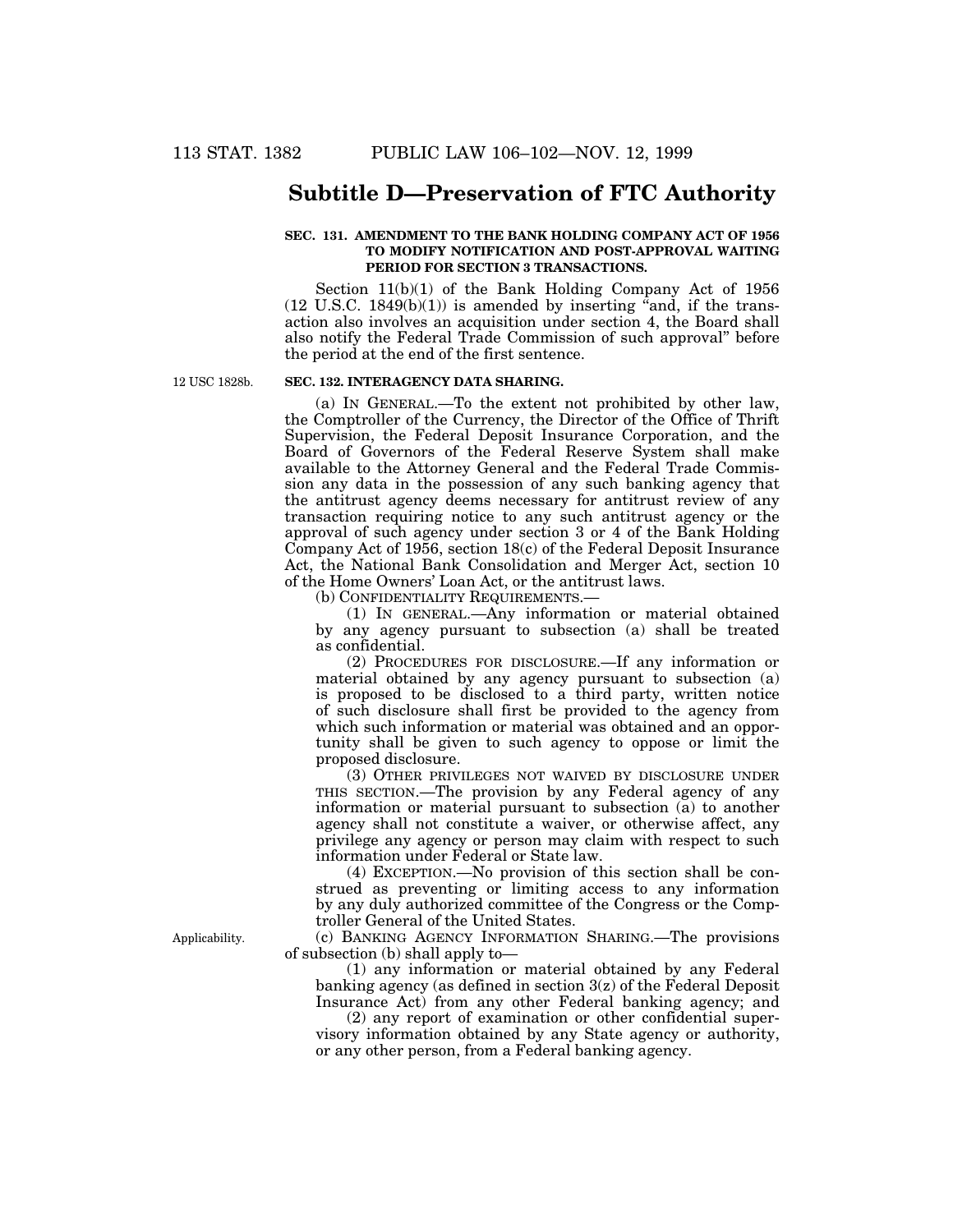## Subtitle D—Preservation of FTC Authority

**SEC. 131. AMENDMENT TO THE BANK HOLDING COMPANY ACT OF 1956 TO MODIFY NOTIFICATION AND POST-APPROVAL WAITING PERIOD FOR SECTION 3 TRANSACTIONS.**

Section 11(b)(1) of the Bank Holding Company Act of 1956 (12 U.S.C. 1849(b)(1)) is amended by inserting "and, if the transaction also involves an acquisition under section 4, the Board shall also notify the Federal Trade Commission of such approval" before the period at the end of the first sentence.

12 USC 1828b.

**SEC. 132. INTERAGENCY DATA SHARING.**

(a) IN GENERAL.—To the extent not prohibited by other law, the Comptroller of the Currency, the Director of the Office of Thrift Supervision, the Federal Deposit Insurance Corporation, and the Board of Governors of the Federal Reserve System shall make available to the Attorney General and the Federal Trade Commission any data in the possession of any such banking agency that the antitrust agency deems necessary for antitrust review of any transaction requiring notice to any such antitrust agency or the approval of such agency under section 3 or 4 of the Bank Holding Company Act of 1956, section 18(c) of the Federal Deposit Insurance Act, the National Bank Consolidation and Merger Act, section 10 of the Home Owners' Loan Act, or the antitrust laws.

(b) CONFIDENTIALITY REQUIREMENTS.—

(1) IN GENERAL.—Any information or material obtained by any agency pursuant to subsection (a) shall be treated as confidential.

(2) PROCEDURES FOR DISCLOSURE.—If any information or material obtained by any agency pursuant to subsection (a) is proposed to be disclosed to a third party, written notice of such disclosure shall first be provided to the agency from which such information or material was obtained and an opportunity shall be given to such agency to oppose or limit the proposed disclosure.

(3) OTHER PRIVILEGES NOT WAIVED BY DISCLOSURE UNDER THIS SECTION.—The provision by any Federal agency of any information or material pursuant to subsection (a) to another agency shall not constitute a waiver, or otherwise affect, any privilege any agency or person may claim with respect to such information under Federal or State law.

(4) EXCEPTION.—No provision of this section shall be construed as preventing or limiting access to any information by any duly authorized committee of the Congress or the Comptroller General of the United States.

Applicability.

(c) BANKING AGENCY INFORMATION SHARING.—The provisions of subsection (b) shall apply to—

(1) any information or material obtained by any Federal banking agency (as defined in section 3(z) of the Federal Deposit Insurance Act) from any other Federal banking agency; and

(2) any report of examination or other confidential supervisory information obtained by any State agency or authority, or any other person, from a Federal banking agency.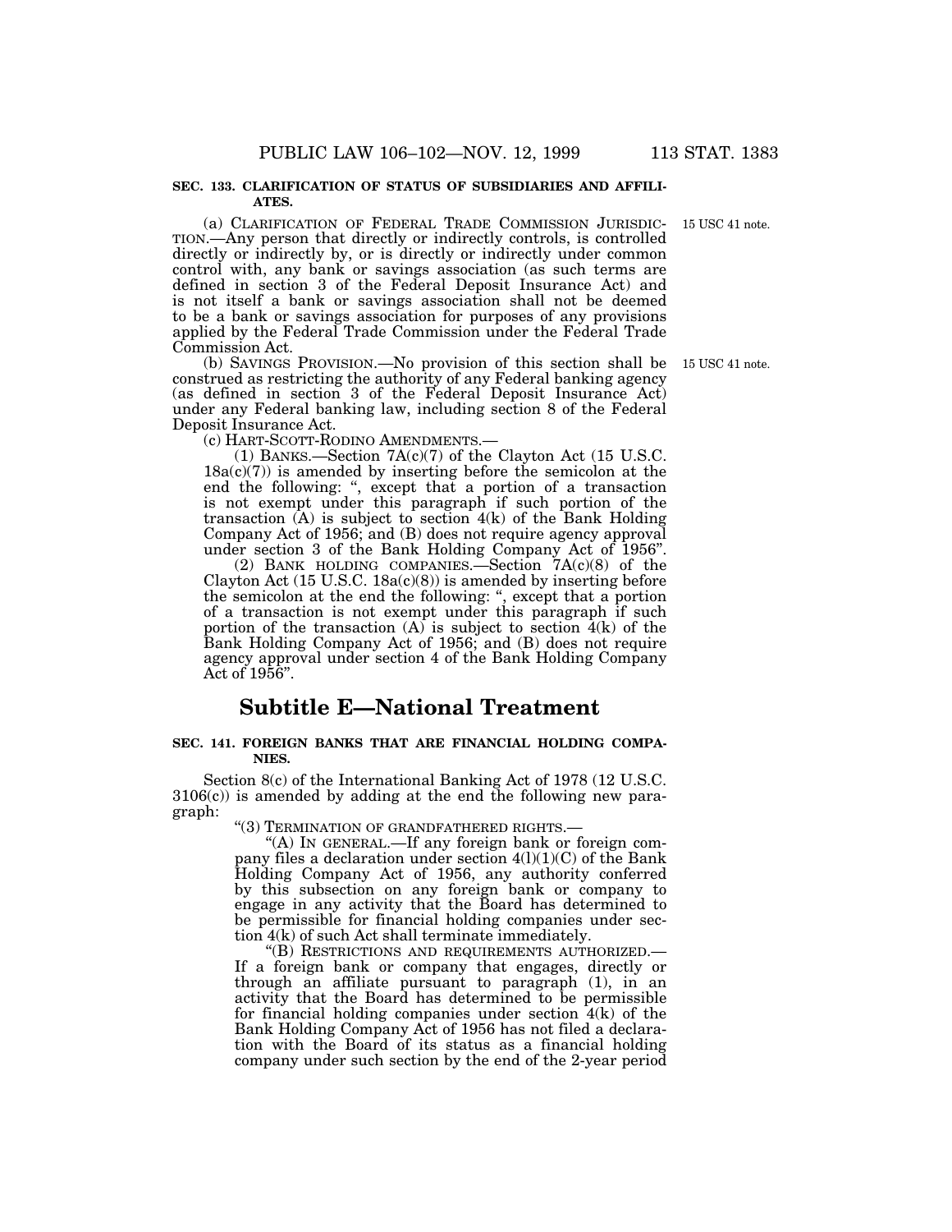**SEC. 133. CLARIFICATION OF STATUS OF SUBSIDIARIES AND AFFILIATES.**

(a) CLARIFICATION OF FEDERAL TRADE COMMISSION JURISDICTION.—Any person that directly or indirectly controls, is controlled directly or indirectly by, or is directly or indirectly under common control with, any bank or savings association (as such terms are defined in section 3 of the Federal Deposit Insurance Act) and is not itself a bank or savings association shall not be deemed to be a bank or savings association for purposes of any provisions applied by the Federal Trade Commission under the Federal Trade Commission Act.

15 USC 41 note.

(b) SAVINGS PROVISION.—No provision of this section shall be construed as restricting the authority of any Federal banking agency (as defined in section 3 of the Federal Deposit Insurance Act) under any Federal banking law, including section 8 of the Federal Deposit Insurance Act.

15 USC 41 note.

(c) HART-SCOTT-RODINO AMENDMENTS.—

(1) BANKS.—Section 7A(c)(7) of the Clayton Act (15 U.S.C. 18a(c)(7)) is amended by inserting before the semicolon at the end the following: ", except that a portion of a transaction is not exempt under this paragraph if such portion of the transaction (A) is subject to section 4(k) of the Bank Holding Company Act of 1956; and (B) does not require agency approval under section 3 of the Bank Holding Company Act of 1956".

(2) BANK HOLDING COMPANIES.—Section 7A(c)(8) of the Clayton Act (15 U.S.C. 18a(c)(8)) is amended by inserting before the semicolon at the end the following: ", except that a portion of a transaction is not exempt under this paragraph if such portion of the transaction (A) is subject to section 4(k) of the Bank Holding Company Act of 1956; and (B) does not require agency approval under section 4 of the Bank Holding Company Act of 1956".

## Subtitle E—National Treatment

**SEC. 141. FOREIGN BANKS THAT ARE FINANCIAL HOLDING COMPANIES.**

Section 8(c) of the International Banking Act of 1978 (12 U.S.C. 3106(c)) is amended by adding at the end the following new paragraph:

"(3) TERMINATION OF GRANDFATHERED RIGHTS.—

"(A) IN GENERAL.—If any foreign bank or foreign company files a declaration under section 4(l)(1)(C) of the Bank Holding Company Act of 1956, any authority conferred by this subsection on any foreign bank or company to engage in any activity that the Board has determined to be permissible for financial holding companies under section 4(k) of such Act shall terminate immediately.

"(B) RESTRICTIONS AND REQUIREMENTS AUTHORIZED.—If a foreign bank or company that engages, directly or through an affiliate pursuant to paragraph (1), in an activity that the Board has determined to be permissible for financial holding companies under section 4(k) of the Bank Holding Company Act of 1956 has not filed a declaration with the Board of its status as a financial holding company under such section by the end of the 2-year period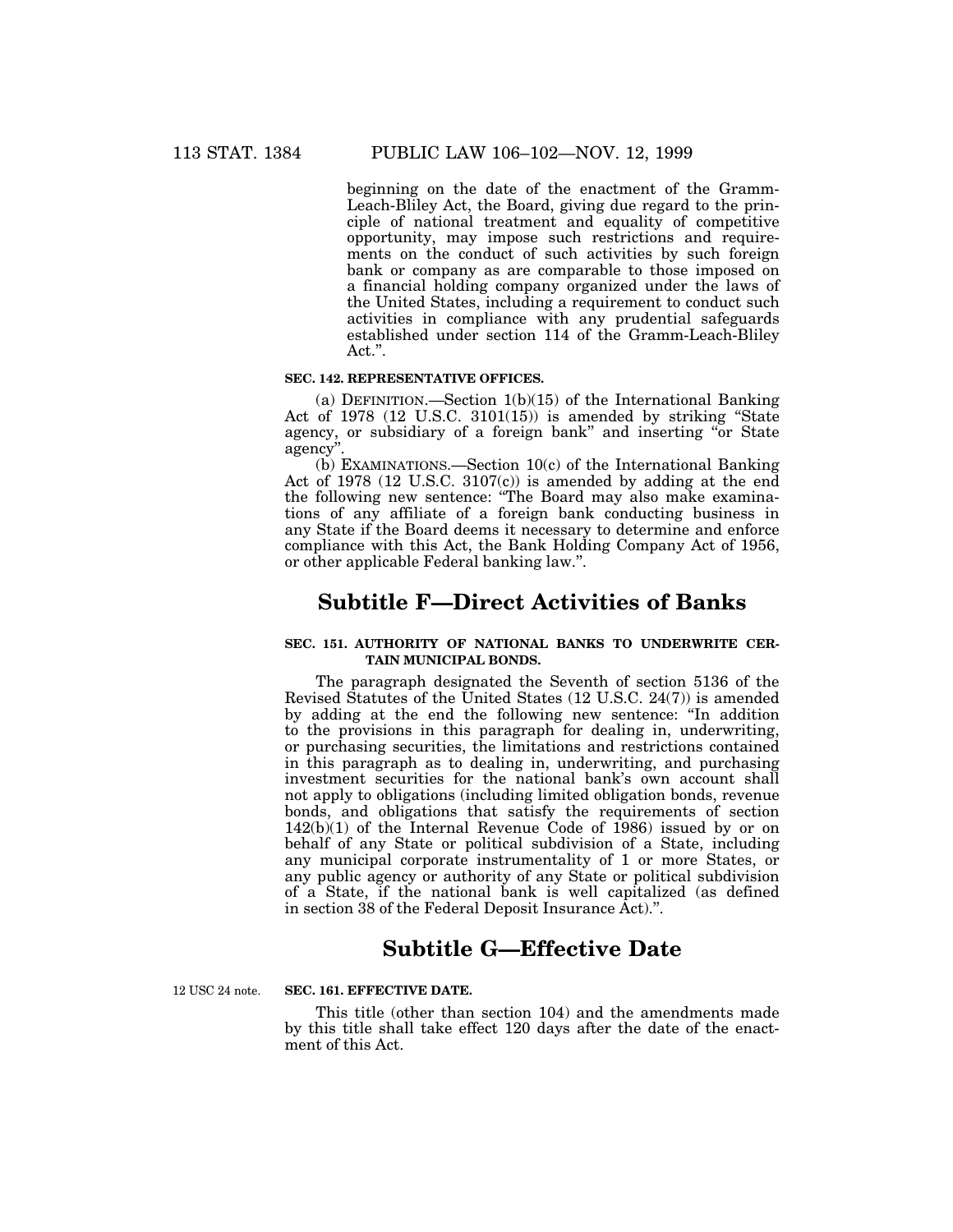beginning on the date of the enactment of the Gramm-Leach-Bliley Act, the Board, giving due regard to the principle of national treatment and equality of competitive opportunity, may impose such restrictions and requirements on the conduct of such activities by such foreign bank or company as are comparable to those imposed on a financial holding company organized under the laws of the United States, including a requirement to conduct such activities in compliance with any prudential safeguards established under section 114 of the Gramm-Leach-Bliley Act.".

**SEC. 142. REPRESENTATIVE OFFICES.**

(a) DEFINITION.—Section 1(b)(15) of the International Banking Act of 1978 (12 U.S.C. 3101(15)) is amended by striking "State agency, or subsidiary of a foreign bank" and inserting "or State agency".

(b) EXAMINATIONS.—Section 10(c) of the International Banking Act of 1978 (12 U.S.C. 3107(c)) is amended by adding at the end the following new sentence: "The Board may also make examinations of any affiliate of a foreign bank conducting business in any State if the Board deems it necessary to determine and enforce compliance with this Act, the Bank Holding Company Act of 1956, or other applicable Federal banking law.".

## Subtitle F—Direct Activities of Banks

**SEC. 151. AUTHORITY OF NATIONAL BANKS TO UNDERWRITE CERTAIN MUNICIPAL BONDS.**

The paragraph designated the Seventh of section 5136 of the Revised Statutes of the United States (12 U.S.C. 24(7)) is amended by adding at the end the following new sentence: "In addition to the provisions in this paragraph for dealing in, underwriting, or purchasing securities, the limitations and restrictions contained in this paragraph as to dealing in, underwriting, and purchasing investment securities for the national bank's own account shall not apply to obligations (including limited obligation bonds, revenue bonds, and obligations that satisfy the requirements of section 142(b)(1) of the Internal Revenue Code of 1986) issued by or on behalf of any State or political subdivision of a State, including any municipal corporate instrumentality of 1 or more States, or any public agency or authority of any State or political subdivision of a State, if the national bank is well capitalized (as defined in section 38 of the Federal Deposit Insurance Act).".

## Subtitle G—Effective Date

12 USC 24 note.

**SEC. 161. EFFECTIVE DATE.**

This title (other than section 104) and the amendments made by this title shall take effect 120 days after the date of the enactment of this Act.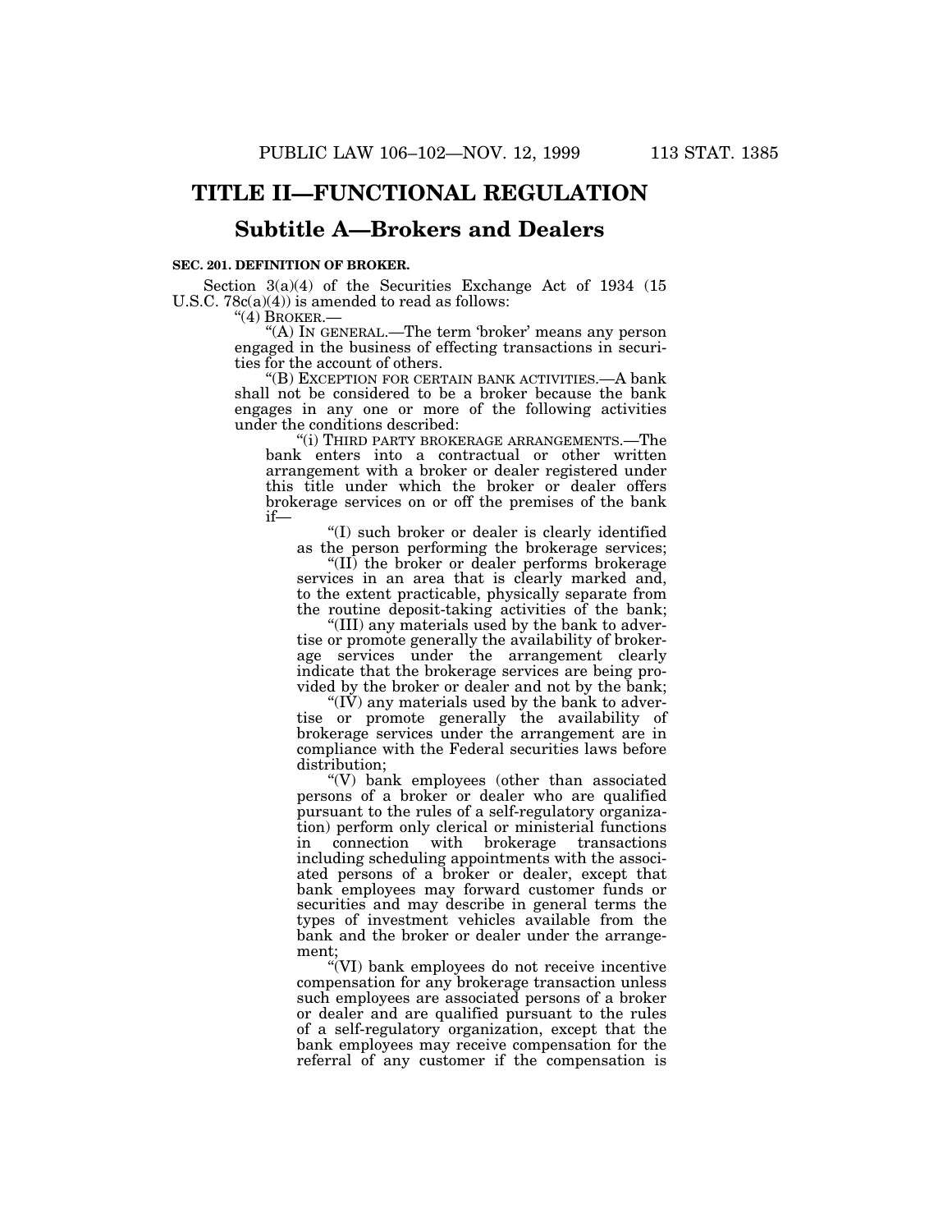# TITLE II—FUNCTIONAL REGULATION

## Subtitle A—Brokers and Dealers

**SEC. 201. DEFINITION OF BROKER.**

Section 3(a)(4) of the Securities Exchange Act of 1934 (15 U.S.C. 78c(a)(4)) is amended to read as follows:

"(4) BROKER.—

"(A) IN GENERAL.—The term 'broker' means any person engaged in the business of effecting transactions in securities for the account of others.

"(B) EXCEPTION FOR CERTAIN BANK ACTIVITIES.—A bank shall not be considered to be a broker because the bank engages in any one or more of the following activities under the conditions described:

"(i) THIRD PARTY BROKERAGE ARRANGEMENTS.—The bank enters into a contractual or other written arrangement with a broker or dealer registered under this title under which the broker or dealer offers brokerage services on or off the premises of the bank if—

"(I) such broker or dealer is clearly identified as the person performing the brokerage services;

"(II) the broker or dealer performs brokerage services in an area that is clearly marked and, to the extent practicable, physically separate from the routine deposit-taking activities of the bank;

"(III) any materials used by the bank to advertise or promote generally the availability of brokerage services under the arrangement clearly indicate that the brokerage services are being provided by the broker or dealer and not by the bank;

"(IV) any materials used by the bank to advertise or promote generally the availability of brokerage services under the arrangement are in compliance with the Federal securities laws before distribution;

"(V) bank employees (other than associated persons of a broker or dealer who are qualified pursuant to the rules of a self-regulatory organization) perform only clerical or ministerial functions in connection with brokerage transactions including scheduling appointments with the associated persons of a broker or dealer, except that bank employees may forward customer funds or securities and may describe in general terms the types of investment vehicles available from the bank and the broker or dealer under the arrangement;

"(VI) bank employees do not receive incentive compensation for any brokerage transaction unless such employees are associated persons of a broker or dealer and are qualified pursuant to the rules of a self-regulatory organization, except that the bank employees may receive compensation for the referral of any customer if the compensation is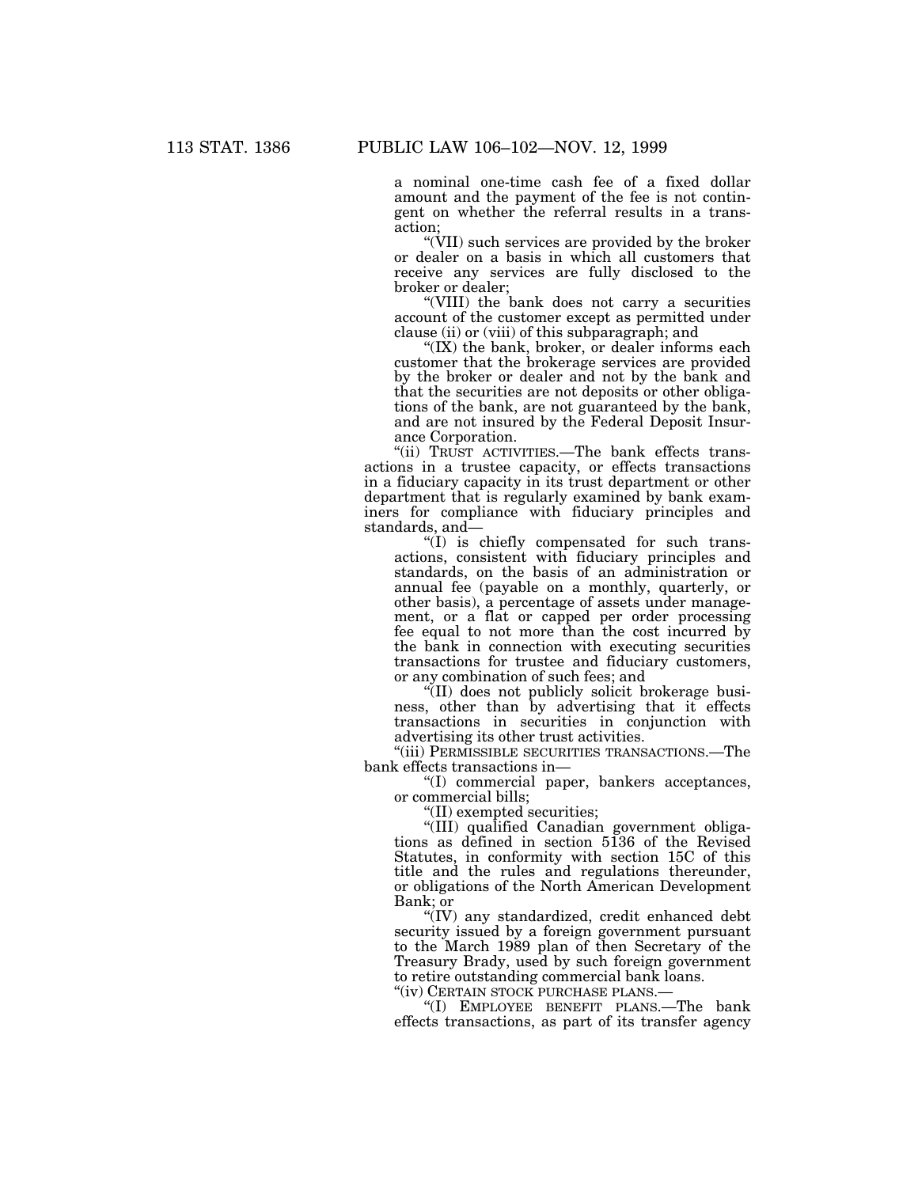a nominal one-time cash fee of a fixed dollar amount and the payment of the fee is not contingent on whether the referral results in a transaction;

"(VII) such services are provided by the broker or dealer on a basis in which all customers that receive any services are fully disclosed to the broker or dealer;

"(VIII) the bank does not carry a securities account of the customer except as permitted under clause (ii) or (viii) of this subparagraph; and

"(IX) the bank, broker, or dealer informs each customer that the brokerage services are provided by the broker or dealer and not by the bank and that the securities are not deposits or other obligations of the bank, are not guaranteed by the bank, and are not insured by the Federal Deposit Insurance Corporation.

"(ii) TRUST ACTIVITIES.—The bank effects transactions in a trustee capacity, or effects transactions in a fiduciary capacity in its trust department or other department that is regularly examined by bank examiners for compliance with fiduciary principles and standards, and—

"(I) is chiefly compensated for such transactions, consistent with fiduciary principles and standards, on the basis of an administration or annual fee (payable on a monthly, quarterly, or other basis), a percentage of assets under management, or a flat or capped per order processing fee equal to not more than the cost incurred by the bank in connection with executing securities transactions for trustee and fiduciary customers, or any combination of such fees; and

"(II) does not publicly solicit brokerage business, other than by advertising that it effects transactions in securities in conjunction with advertising its other trust activities.

"(iii) PERMISSIBLE SECURITIES TRANSACTIONS.—The bank effects transactions in—

"(I) commercial paper, bankers acceptances, or commercial bills;

"(II) exempted securities;

"(III) qualified Canadian government obligations as defined in section 5136 of the Revised Statutes, in conformity with section 15C of this title and the rules and regulations thereunder, or obligations of the North American Development Bank; or

"(IV) any standardized, credit enhanced debt security issued by a foreign government pursuant to the March 1989 plan of then Secretary of the Treasury Brady, used by such foreign government to retire outstanding commercial bank loans.

"(iv) CERTAIN STOCK PURCHASE PLANS.—

"(I) EMPLOYEE BENEFIT PLANS.—The bank effects transactions, as part of its transfer agency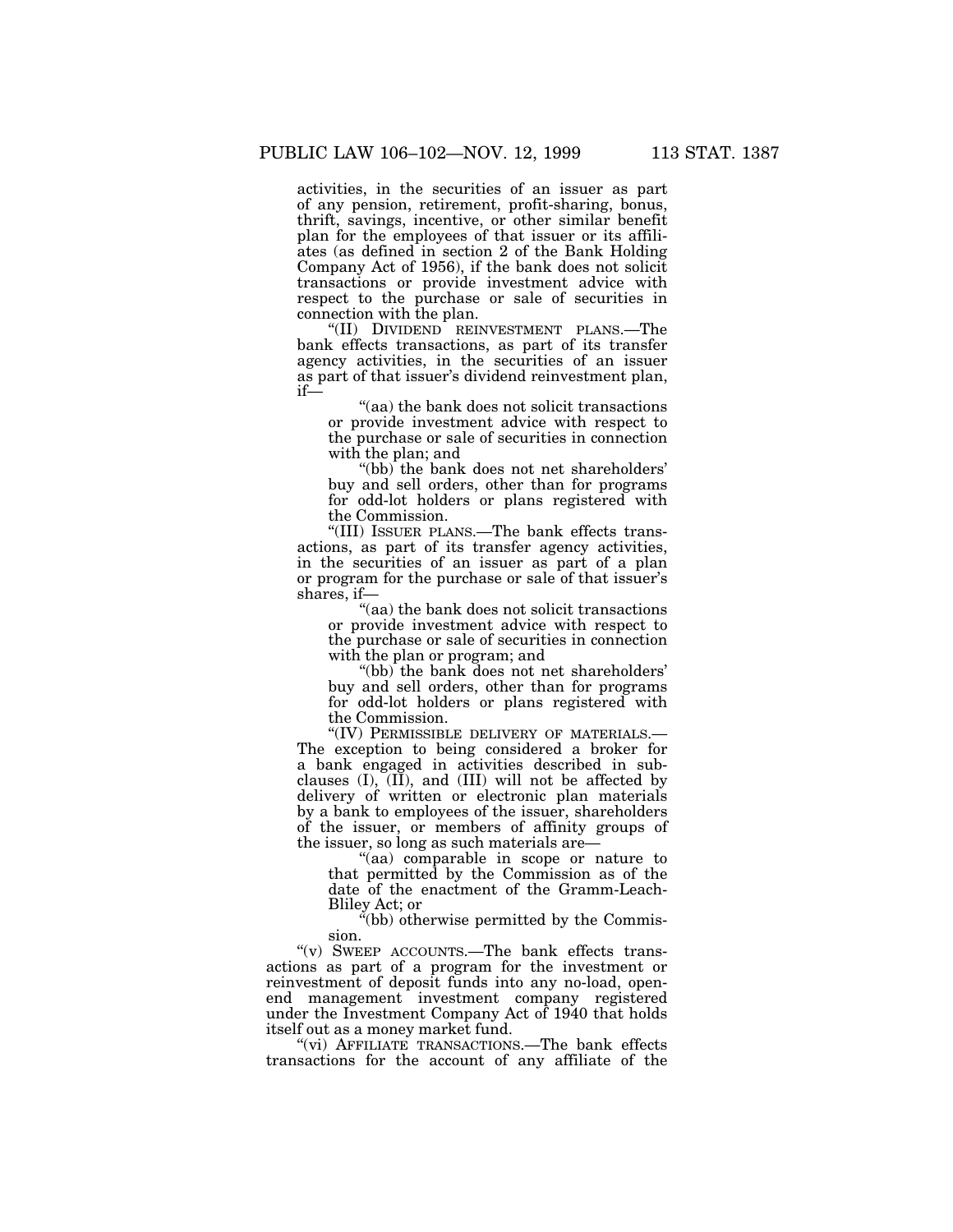activities, in the securities of an issuer as part of any pension, retirement, profit-sharing, bonus, thrift, savings, incentive, or other similar benefit plan for the employees of that issuer or its affiliates (as defined in section 2 of the Bank Holding Company Act of 1956), if the bank does not solicit transactions or provide investment advice with respect to the purchase or sale of securities in connection with the plan.

"(II) DIVIDEND REINVESTMENT PLANS.—The bank effects transactions, as part of its transfer agency activities, in the securities of an issuer as part of that issuer's dividend reinvestment plan, if—

"(aa) the bank does not solicit transactions or provide investment advice with respect to the purchase or sale of securities in connection with the plan; and

"(bb) the bank does not net shareholders' buy and sell orders, other than for programs for odd-lot holders or plans registered with the Commission.

"(III) ISSUER PLANS.—The bank effects transactions, as part of its transfer agency activities, in the securities of an issuer as part of a plan or program for the purchase or sale of that issuer's shares, if—

"(aa) the bank does not solicit transactions or provide investment advice with respect to the purchase or sale of securities in connection with the plan or program; and

"(bb) the bank does not net shareholders' buy and sell orders, other than for programs for odd-lot holders or plans registered with the Commission.

"(IV) PERMISSIBLE DELIVERY OF MATERIALS.—The exception to being considered a broker for a bank engaged in activities described in subclauses (I), (II), and (III) will not be affected by delivery of written or electronic plan materials by a bank to employees of the issuer, shareholders of the issuer, or members of affinity groups of the issuer, so long as such materials are—

"(aa) comparable in scope or nature to that permitted by the Commission as of the date of the enactment of the Gramm-Leach-Bliley Act; or

"(bb) otherwise permitted by the Commission.

"(v) SWEEP ACCOUNTS.—The bank effects transactions as part of a program for the investment or reinvestment of deposit funds into any no-load, open-end management investment company registered under the Investment Company Act of 1940 that holds itself out as a money market fund.

"(vi) AFFILIATE TRANSACTIONS.—The bank effects transactions for the account of any affiliate of the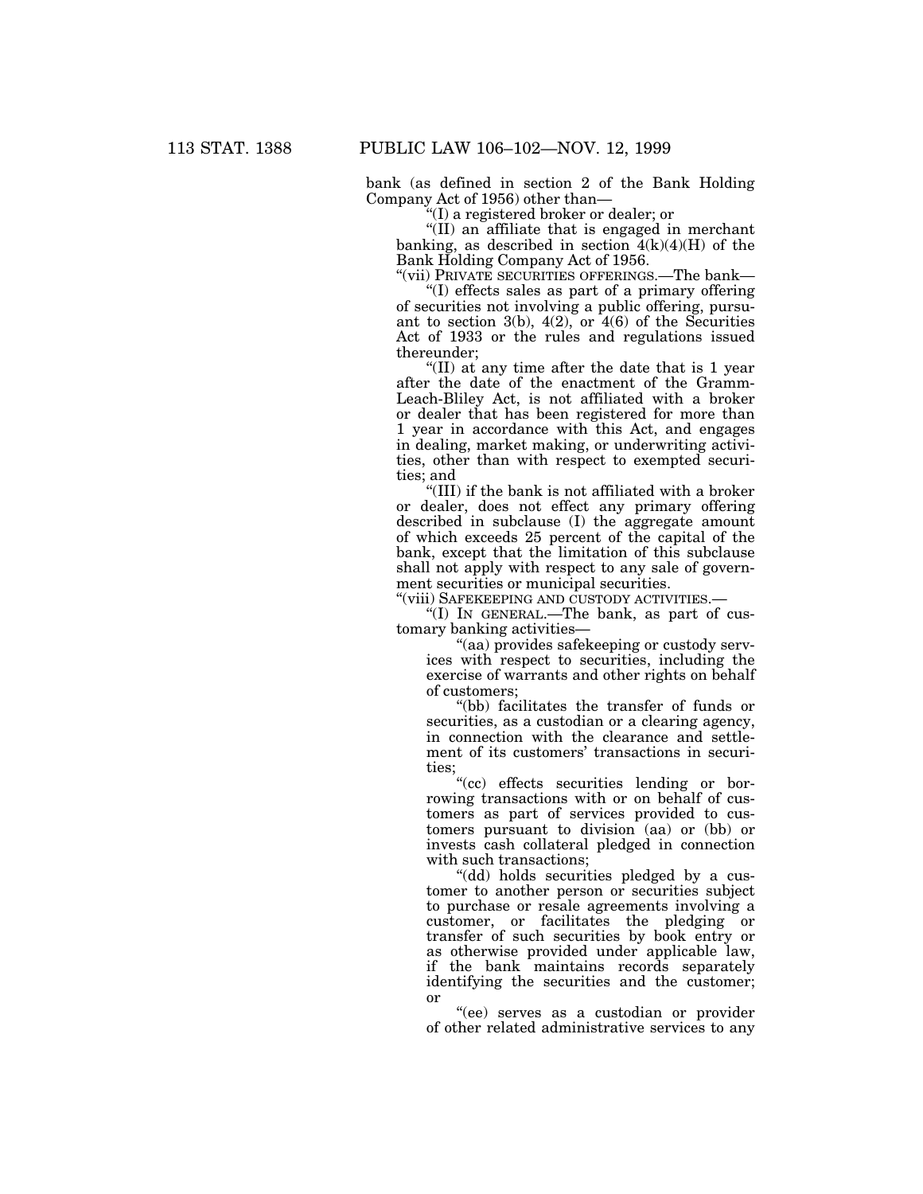bank (as defined in section 2 of the Bank Holding Company Act of 1956) other than—

"(I) a registered broker or dealer; or

"(II) an affiliate that is engaged in merchant banking, as described in section 4(k)(4)(H) of the Bank Holding Company Act of 1956.

"(vii) PRIVATE SECURITIES OFFERINGS.—The bank—

"(I) effects sales as part of a primary offering of securities not involving a public offering, pursuant to section 3(b), 4(2), or 4(6) of the Securities Act of 1933 or the rules and regulations issued thereunder;

"(II) at any time after the date that is 1 year after the date of the enactment of the Gramm-Leach-Bliley Act, is not affiliated with a broker or dealer that has been registered for more than 1 year in accordance with this Act, and engages in dealing, market making, or underwriting activities, other than with respect to exempted securities; and

"(III) if the bank is not affiliated with a broker or dealer, does not effect any primary offering described in subclause (I) the aggregate amount of which exceeds 25 percent of the capital of the bank, except that the limitation of this subclause shall not apply with respect to any sale of government securities or municipal securities.

"(viii) SAFEKEEPING AND CUSTODY ACTIVITIES.—

"(I) IN GENERAL.—The bank, as part of customary banking activities—

"(aa) provides safekeeping or custody services with respect to securities, including the exercise of warrants and other rights on behalf of customers;

"(bb) facilitates the transfer of funds or securities, as a custodian or a clearing agency, in connection with the clearance and settlement of its customers' transactions in securities;

"(cc) effects securities lending or borrowing transactions with or on behalf of customers as part of services provided to customers pursuant to division (aa) or (bb) or invests cash collateral pledged in connection with such transactions;

"(dd) holds securities pledged by a customer to another person or securities subject to purchase or resale agreements involving a customer, or facilitates the pledging or transfer of such securities by book entry or as otherwise provided under applicable law, if the bank maintains records separately identifying the securities and the customer; or

"(ee) serves as a custodian or provider of other related administrative services to any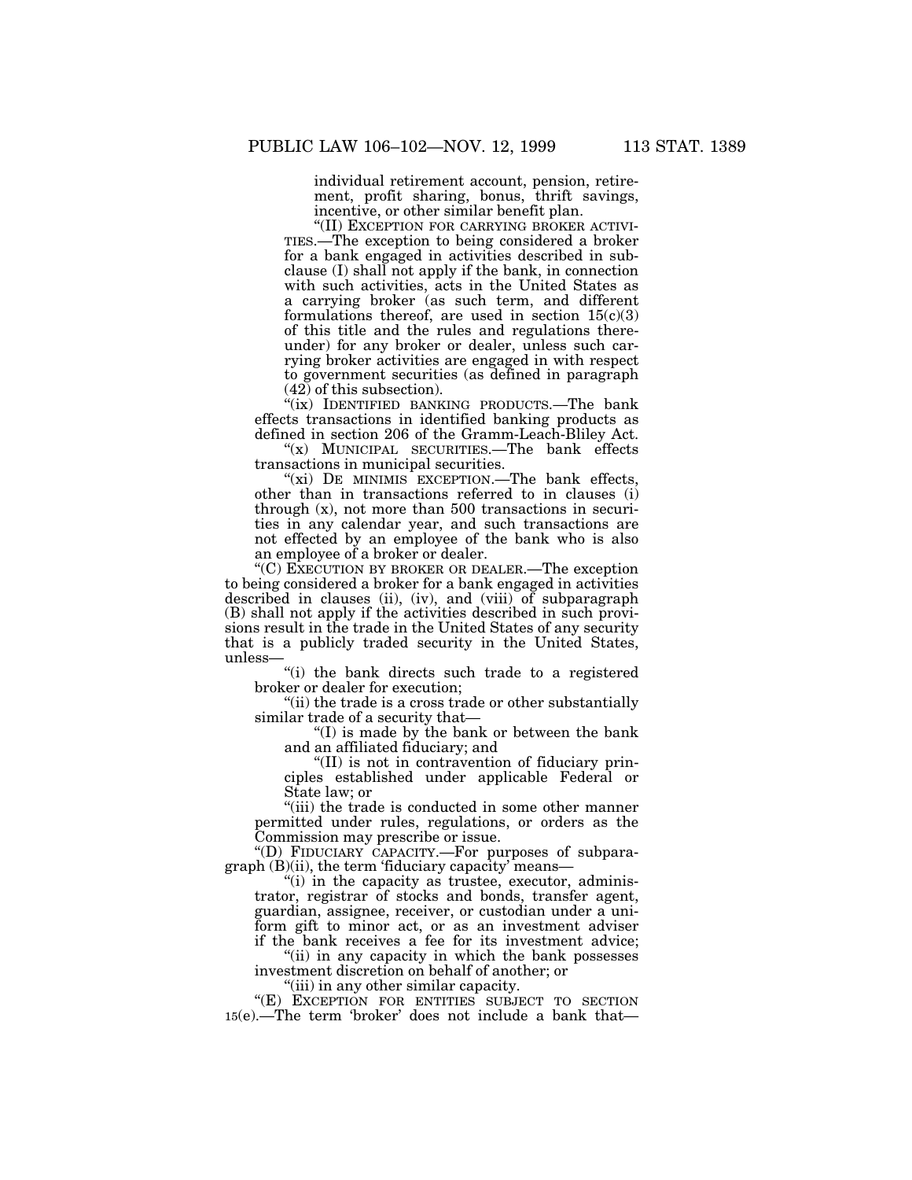individual retirement account, pension, retirement, profit sharing, bonus, thrift savings, incentive, or other similar benefit plan.

"(II) EXCEPTION FOR CARRYING BROKER ACTIVITIES.—The exception to being considered a broker for a bank engaged in activities described in subclause (I) shall not apply if the bank, in connection with such activities, acts in the United States as a carrying broker (as such term, and different formulations thereof, are used in section 15(c)(3) of this title and the rules and regulations thereunder) for any broker or dealer, unless such carrying broker activities are engaged in with respect to government securities (as defined in paragraph (42) of this subsection).

"(ix) IDENTIFIED BANKING PRODUCTS.—The bank effects transactions in identified banking products as defined in section 206 of the Gramm-Leach-Bliley Act.

"(x) MUNICIPAL SECURITIES.—The bank effects transactions in municipal securities.

"(xi) DE MINIMIS EXCEPTION.—The bank effects, other than in transactions referred to in clauses (i) through (x), not more than 500 transactions in securities in any calendar year, and such transactions are not effected by an employee of the bank who is also an employee of a broker or dealer.

"(C) EXECUTION BY BROKER OR DEALER.—The exception to being considered a broker for a bank engaged in activities described in clauses (ii), (iv), and (viii) of subparagraph (B) shall not apply if the activities described in such provisions result in the trade in the United States of any security that is a publicly traded security in the United States, unless—

"(i) the bank directs such trade to a registered broker or dealer for execution;

"(ii) the trade is a cross trade or other substantially similar trade of a security that—

"(I) is made by the bank or between the bank and an affiliated fiduciary; and

"(II) is not in contravention of fiduciary principles established under applicable Federal or State law; or

"(iii) the trade is conducted in some other manner permitted under rules, regulations, or orders as the Commission may prescribe or issue.

"(D) FIDUCIARY CAPACITY.—For purposes of subparagraph (B)(ii), the term 'fiduciary capacity' means—

"(i) in the capacity as trustee, executor, administrator, registrar of stocks and bonds, transfer agent, guardian, assignee, receiver, or custodian under a uniform gift to minor act, or as an investment adviser if the bank receives a fee for its investment advice;

"(ii) in any capacity in which the bank possesses investment discretion on behalf of another; or

"(iii) in any other similar capacity.

"(E) EXCEPTION FOR ENTITIES SUBJECT TO SECTION 15(e).—The term 'broker' does not include a bank that—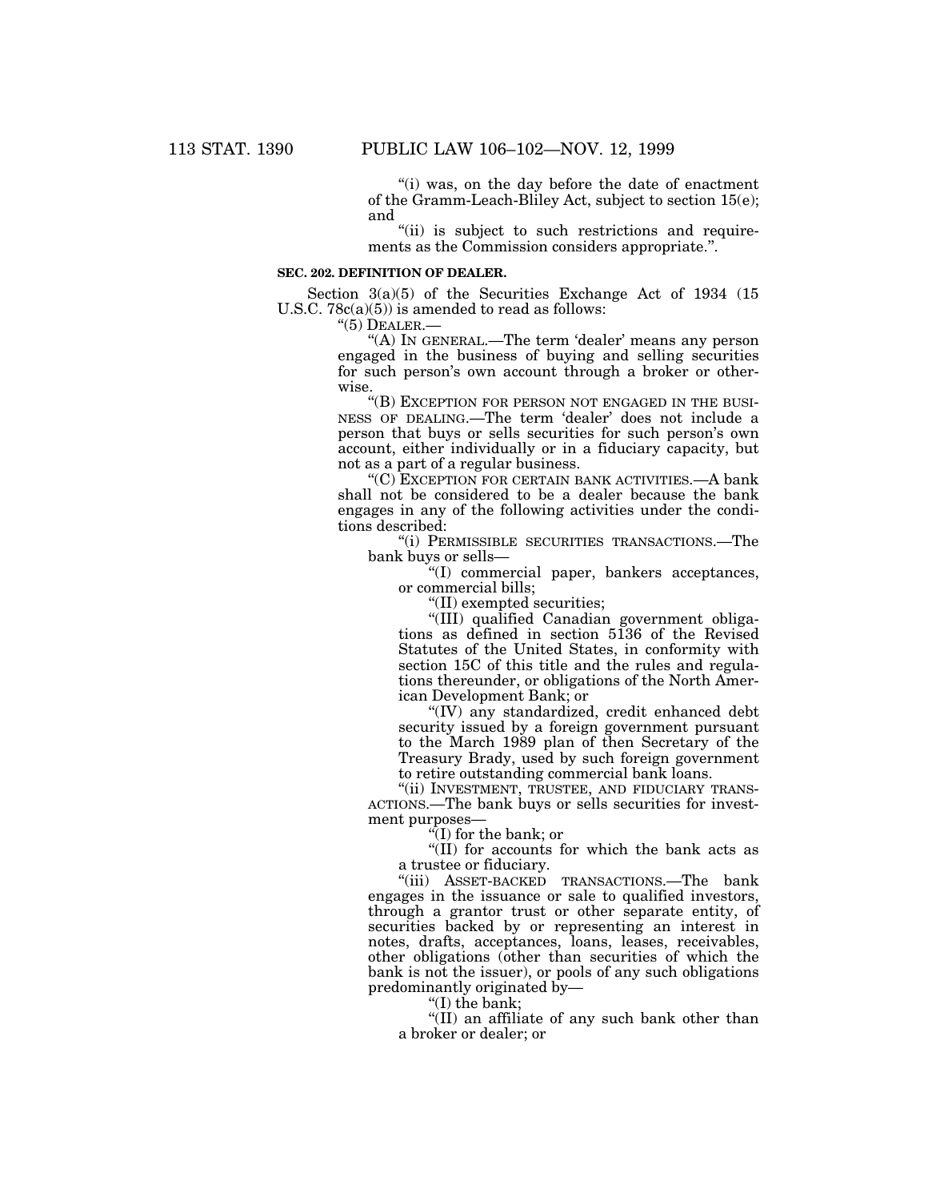"(i) was, on the day before the date of enactment of the Gramm-Leach-Bliley Act, subject to section 15(e); and

"(ii) is subject to such restrictions and requirements as the Commission considers appropriate.".

**SEC. 202. DEFINITION OF DEALER.**

Section 3(a)(5) of the Securities Exchange Act of 1934 (15 U.S.C. 78c(a)(5)) is amended to read as follows:

"(5) DEALER.—

"(A) IN GENERAL.—The term 'dealer' means any person engaged in the business of buying and selling securities for such person's own account through a broker or otherwise.

"(B) EXCEPTION FOR PERSON NOT ENGAGED IN THE BUSINESS OF DEALING.—The term 'dealer' does not include a person that buys or sells securities for such person's own account, either individually or in a fiduciary capacity, but not as a part of a regular business.

"(C) EXCEPTION FOR CERTAIN BANK ACTIVITIES.—A bank shall not be considered to be a dealer because the bank engages in any of the following activities under the conditions described:

"(i) PERMISSIBLE SECURITIES TRANSACTIONS.—The bank buys or sells—

"(I) commercial paper, bankers acceptances, or commercial bills;

"(II) exempted securities;

"(III) qualified Canadian government obligations as defined in section 5136 of the Revised Statutes of the United States, in conformity with section 15C of this title and the rules and regulations thereunder, or obligations of the North American Development Bank; or

"(IV) any standardized, credit enhanced debt security issued by a foreign government pursuant to the March 1989 plan of then Secretary of the Treasury Brady, used by such foreign government to retire outstanding commercial bank loans.

"(ii) INVESTMENT, TRUSTEE, AND FIDUCIARY TRANSACTIONS.—The bank buys or sells securities for investment purposes—

"(I) for the bank; or

"(II) for accounts for which the bank acts as a trustee or fiduciary.

"(iii) ASSET-BACKED TRANSACTIONS.—The bank engages in the issuance or sale to qualified investors, through a grantor trust or other separate entity, of securities backed by or representing an interest in notes, drafts, acceptances, loans, leases, receivables, other obligations (other than securities of which the bank is not the issuer), or pools of any such obligations predominantly originated by—

"(I) the bank;

"(II) an affiliate of any such bank other than a broker or dealer; or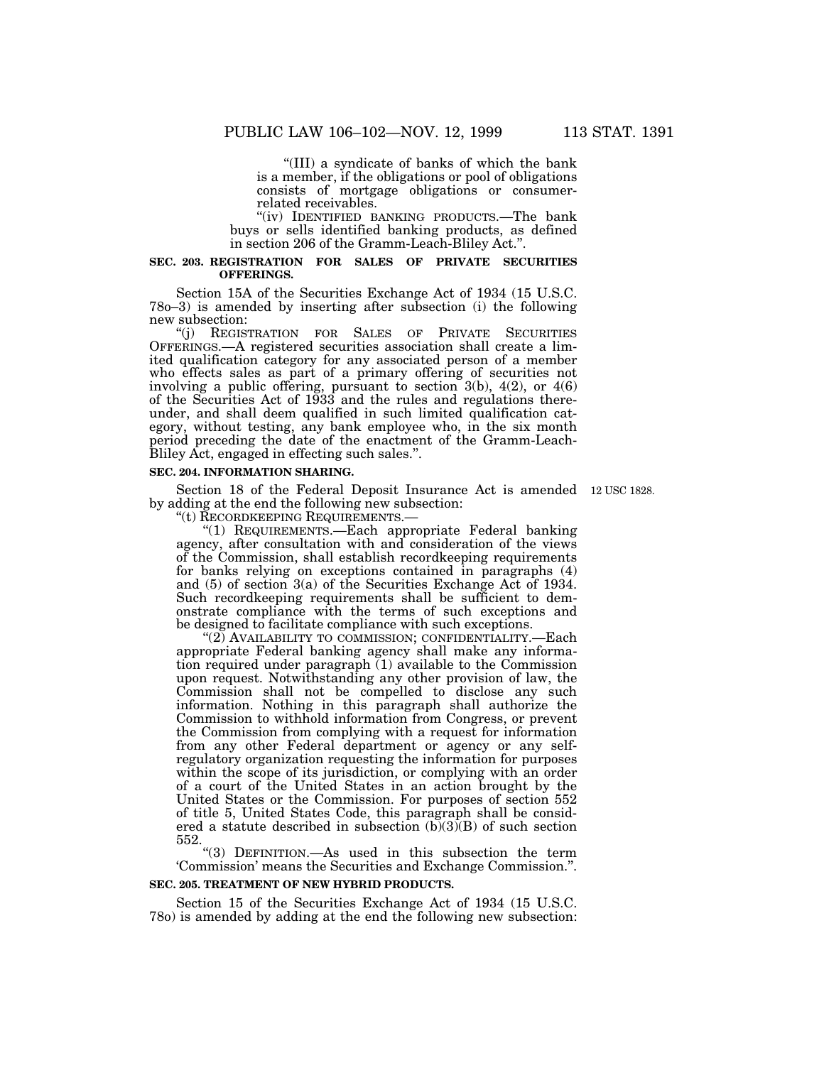"(III) a syndicate of banks of which the bank is a member, if the obligations or pool of obligations consists of mortgage obligations or consumer-related receivables.

"(iv) IDENTIFIED BANKING PRODUCTS.—The bank buys or sells identified banking products, as defined in section 206 of the Gramm-Leach-Bliley Act.".

**SEC. 203. REGISTRATION FOR SALES OF PRIVATE SECURITIES OFFERINGS.**

Section 15A of the Securities Exchange Act of 1934 (15 U.S.C. 78o–3) is amended by inserting after subsection (i) the following new subsection:

"(j) REGISTRATION FOR SALES OF PRIVATE SECURITIES OFFERINGS.—A registered securities association shall create a limited qualification category for any associated person of a member who effects sales as part of a primary offering of securities not involving a public offering, pursuant to section 3(b), 4(2), or 4(6) of the Securities Act of 1933 and the rules and regulations thereunder, and shall deem qualified in such limited qualification category, without testing, any bank employee who, in the six month period preceding the date of the enactment of the Gramm-Leach-Bliley Act, engaged in effecting such sales.".

**SEC. 204. INFORMATION SHARING.**

12 USC 1828.

Section 18 of the Federal Deposit Insurance Act is amended by adding at the end the following new subsection:

"(t) RECORDKEEPING REQUIREMENTS.—

"(1) REQUIREMENTS.—Each appropriate Federal banking agency, after consultation with and consideration of the views of the Commission, shall establish recordkeeping requirements for banks relying on exceptions contained in paragraphs (4) and (5) of section 3(a) of the Securities Exchange Act of 1934. Such recordkeeping requirements shall be sufficient to demonstrate compliance with the terms of such exceptions and be designed to facilitate compliance with such exceptions.

"(2) AVAILABILITY TO COMMISSION; CONFIDENTIALITY.—Each appropriate Federal banking agency shall make any information required under paragraph (1) available to the Commission upon request. Notwithstanding any other provision of law, the Commission shall not be compelled to disclose any such information. Nothing in this paragraph shall authorize the Commission to withhold information from Congress, or prevent the Commission from complying with a request for information from any other Federal department or agency or any self-regulatory organization requesting the information for purposes within the scope of its jurisdiction, or complying with an order of a court of the United States in an action brought by the United States or the Commission. For purposes of section 552 of title 5, United States Code, this paragraph shall be considered a statute described in subsection (b)(3)(B) of such section 552.

"(3) DEFINITION.—As used in this subsection the term 'Commission' means the Securities and Exchange Commission.".

**SEC. 205. TREATMENT OF NEW HYBRID PRODUCTS.**

Section 15 of the Securities Exchange Act of 1934 (15 U.S.C. 78o) is amended by adding at the end the following new subsection: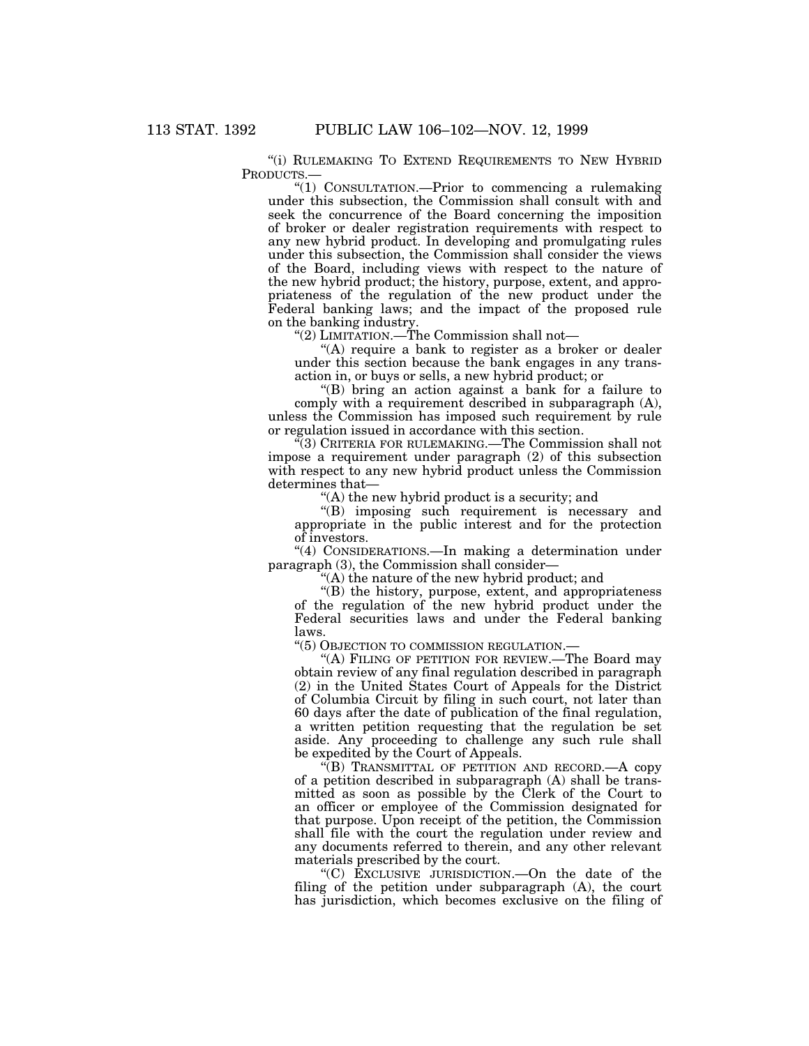"(i) RULEMAKING TO EXTEND REQUIREMENTS TO NEW HYBRID PRODUCTS.—

"(1) CONSULTATION.—Prior to commencing a rulemaking under this subsection, the Commission shall consult with and seek the concurrence of the Board concerning the imposition of broker or dealer registration requirements with respect to any new hybrid product. In developing and promulgating rules under this subsection, the Commission shall consider the views of the Board, including views with respect to the nature of the new hybrid product; the history, purpose, extent, and appropriateness of the regulation of the new product under the Federal banking laws; and the impact of the proposed rule on the banking industry.

"(2) LIMITATION.—The Commission shall not—

"(A) require a bank to register as a broker or dealer under this section because the bank engages in any transaction in, or buys or sells, a new hybrid product; or

"(B) bring an action against a bank for a failure to comply with a requirement described in subparagraph (A),

unless the Commission has imposed such requirement by rule or regulation issued in accordance with this section.

"(3) CRITERIA FOR RULEMAKING.—The Commission shall not impose a requirement under paragraph (2) of this subsection with respect to any new hybrid product unless the Commission determines that—

"(A) the new hybrid product is a security; and

"(B) imposing such requirement is necessary and appropriate in the public interest and for the protection of investors.

"(4) CONSIDERATIONS.—In making a determination under paragraph (3), the Commission shall consider—

"(A) the nature of the new hybrid product; and

"(B) the history, purpose, extent, and appropriateness of the regulation of the new hybrid product under the Federal securities laws and under the Federal banking laws.

"(5) OBJECTION TO COMMISSION REGULATION.—

"(A) FILING OF PETITION FOR REVIEW.—The Board may obtain review of any final regulation described in paragraph (2) in the United States Court of Appeals for the District of Columbia Circuit by filing in such court, not later than 60 days after the date of publication of the final regulation, a written petition requesting that the regulation be set aside. Any proceeding to challenge any such rule shall be expedited by the Court of Appeals.

"(B) TRANSMITTAL OF PETITION AND RECORD.—A copy of a petition described in subparagraph (A) shall be transmitted as soon as possible by the Clerk of the Court to an officer or employee of the Commission designated for that purpose. Upon receipt of the petition, the Commission shall file with the court the regulation under review and any documents referred to therein, and any other relevant materials prescribed by the court.

"(C) EXCLUSIVE JURISDICTION.—On the date of the filing of the petition under subparagraph (A), the court has jurisdiction, which becomes exclusive on the filing of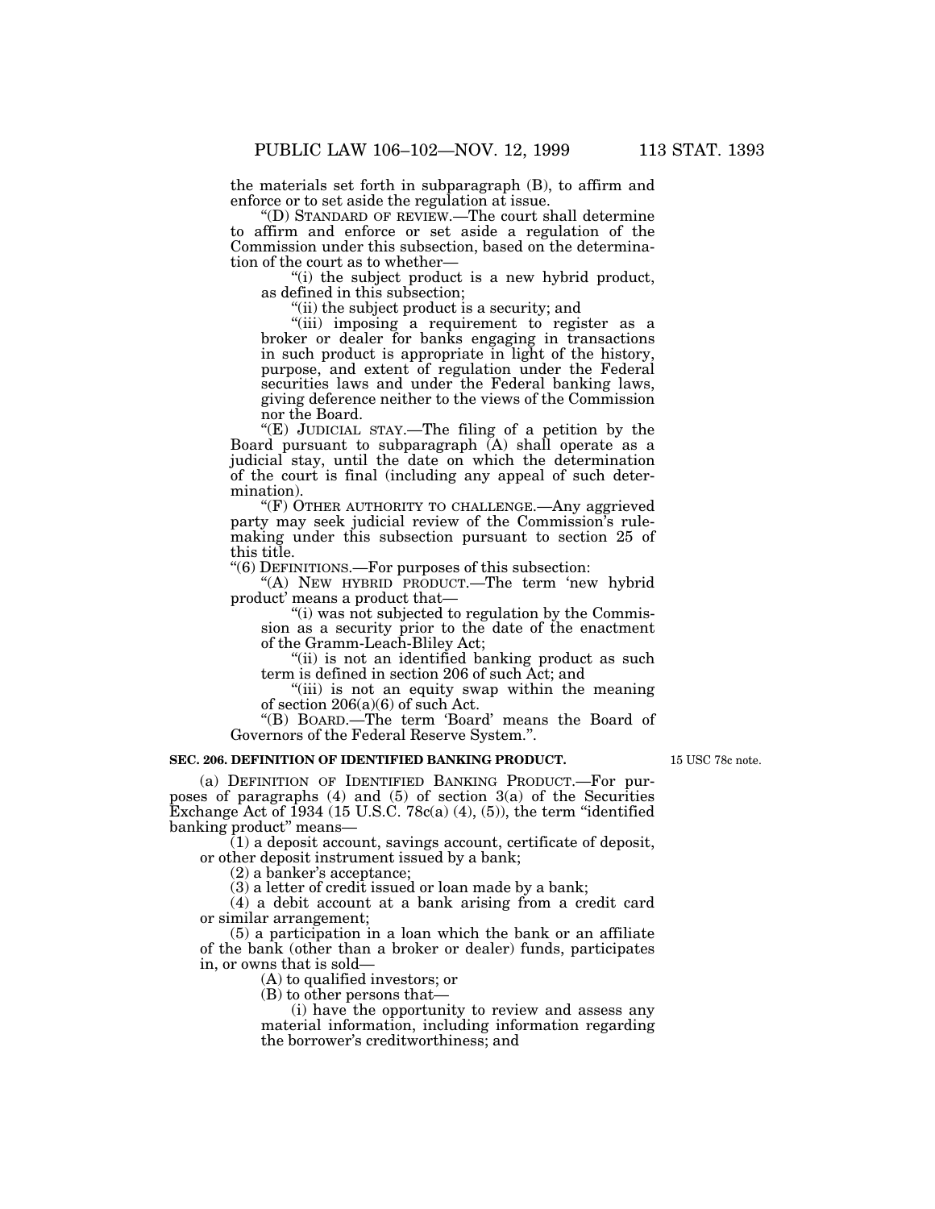the materials set forth in subparagraph (B), to affirm and enforce or to set aside the regulation at issue.

"(D) STANDARD OF REVIEW.—The court shall determine to affirm and enforce or set aside a regulation of the Commission under this subsection, based on the determination of the court as to whether—

"(i) the subject product is a new hybrid product, as defined in this subsection;

"(ii) the subject product is a security; and

"(iii) imposing a requirement to register as a broker or dealer for banks engaging in transactions in such product is appropriate in light of the history, purpose, and extent of regulation under the Federal securities laws and under the Federal banking laws, giving deference neither to the views of the Commission nor the Board.

"(E) JUDICIAL STAY.—The filing of a petition by the Board pursuant to subparagraph (A) shall operate as a judicial stay, until the date on which the determination of the court is final (including any appeal of such determination).

"(F) OTHER AUTHORITY TO CHALLENGE.—Any aggrieved party may seek judicial review of the Commission's rulemaking under this subsection pursuant to section 25 of this title.

"(6) DEFINITIONS.—For purposes of this subsection:

"(A) NEW HYBRID PRODUCT.—The term 'new hybrid product' means a product that—

"(i) was not subjected to regulation by the Commission as a security prior to the date of the enactment of the Gramm-Leach-Bliley Act;

"(ii) is not an identified banking product as such term is defined in section 206 of such Act; and

"(iii) is not an equity swap within the meaning of section 206(a)(6) of such Act.

"(B) BOARD.—The term 'Board' means the Board of Governors of the Federal Reserve System.".

## SEC. 206. DEFINITION OF IDENTIFIED BANKING PRODUCT.

15 USC 78c note.

(a) DEFINITION OF IDENTIFIED BANKING PRODUCT.—For purposes of paragraphs (4) and (5) of section 3(a) of the Securities Exchange Act of 1934 (15 U.S.C. 78c(a) (4), (5)), the term "identified banking product" means—

(1) a deposit account, savings account, certificate of deposit, or other deposit instrument issued by a bank;

(2) a banker's acceptance;

(3) a letter of credit issued or loan made by a bank;

(4) a debit account at a bank arising from a credit card or similar arrangement;

(5) a participation in a loan which the bank or an affiliate of the bank (other than a broker or dealer) funds, participates in, or owns that is sold—

(A) to qualified investors; or

(B) to other persons that—

(i) have the opportunity to review and assess any material information, including information regarding the borrower's creditworthiness; and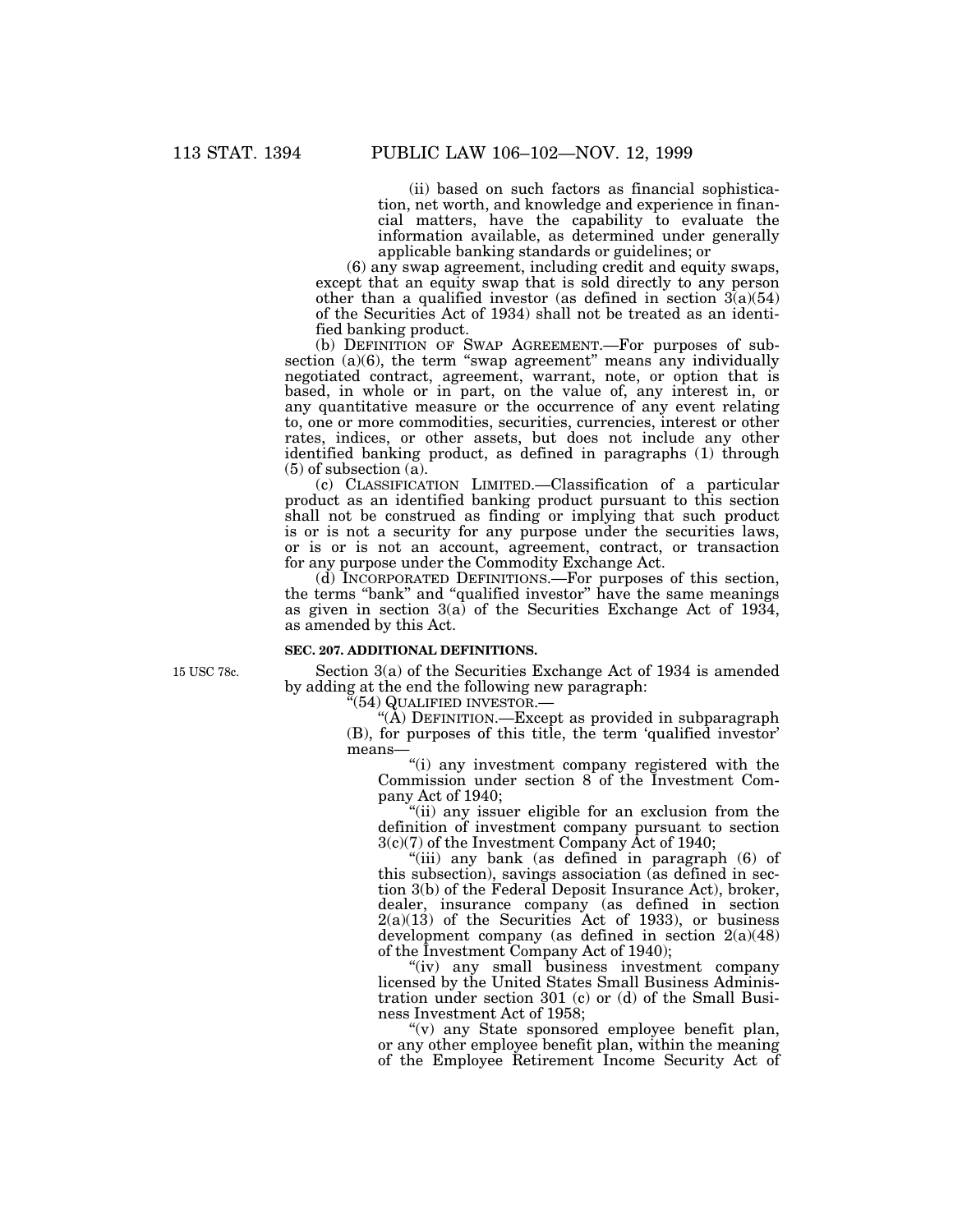(ii) based on such factors as financial sophistication, net worth, and knowledge and experience in financial matters, have the capability to evaluate the information available, as determined under generally applicable banking standards or guidelines; or

(6) any swap agreement, including credit and equity swaps, except that an equity swap that is sold directly to any person other than a qualified investor (as defined in section 3(a)(54) of the Securities Act of 1934) shall not be treated as an identified banking product.

(b) DEFINITION OF SWAP AGREEMENT.—For purposes of subsection (a)(6), the term "swap agreement" means any individually negotiated contract, agreement, warrant, note, or option that is based, in whole or in part, on the value of, any interest in, or any quantitative measure or the occurrence of any event relating to, one or more commodities, securities, currencies, interest or other rates, indices, or other assets, but does not include any other identified banking product, as defined in paragraphs (1) through (5) of subsection (a).

(c) CLASSIFICATION LIMITED.—Classification of a particular product as an identified banking product pursuant to this section shall not be construed as finding or implying that such product is or is not a security for any purpose under the securities laws, or is or is not an account, agreement, contract, or transaction for any purpose under the Commodity Exchange Act.

(d) INCORPORATED DEFINITIONS.—For purposes of this section, the terms "bank" and "qualified investor" have the same meanings as given in section 3(a) of the Securities Exchange Act of 1934, as amended by this Act.

**SEC. 207. ADDITIONAL DEFINITIONS.**

15 USC 78c.

Section 3(a) of the Securities Exchange Act of 1934 is amended by adding at the end the following new paragraph:

"(54) QUALIFIED INVESTOR.—

"(A) DEFINITION.—Except as provided in subparagraph (B), for purposes of this title, the term 'qualified investor' means—

"(i) any investment company registered with the Commission under section 8 of the Investment Company Act of 1940;

"(ii) any issuer eligible for an exclusion from the definition of investment company pursuant to section 3(c)(7) of the Investment Company Act of 1940;

"(iii) any bank (as defined in paragraph (6) of this subsection), savings association (as defined in section 3(b) of the Federal Deposit Insurance Act), broker, dealer, insurance company (as defined in section 2(a)(13) of the Securities Act of 1933), or business development company (as defined in section 2(a)(48) of the Investment Company Act of 1940);

"(iv) any small business investment company licensed by the United States Small Business Administration under section 301 (c) or (d) of the Small Business Investment Act of 1958;

"(v) any State sponsored employee benefit plan, or any other employee benefit plan, within the meaning of the Employee Retirement Income Security Act of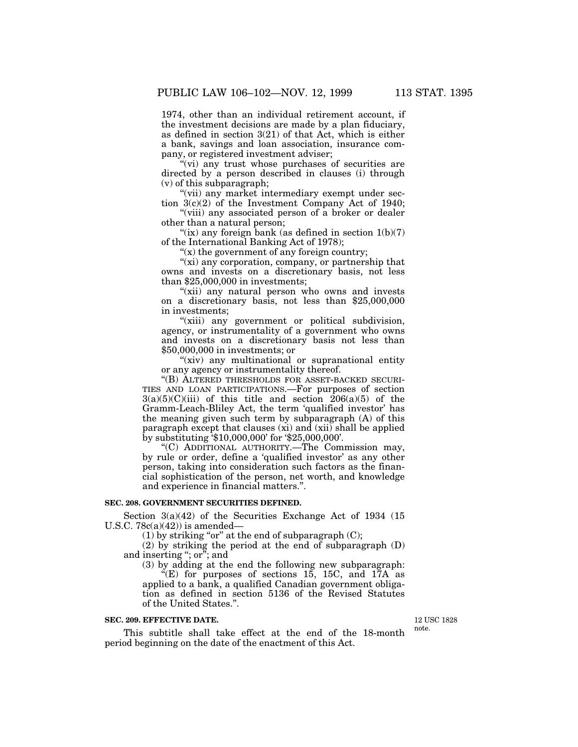1974, other than an individual retirement account, if the investment decisions are made by a plan fiduciary, as defined in section 3(21) of that Act, which is either a bank, savings and loan association, insurance company, or registered investment adviser;

"(vi) any trust whose purchases of securities are directed by a person described in clauses (i) through (v) of this subparagraph;

"(vii) any market intermediary exempt under section 3(c)(2) of the Investment Company Act of 1940;

"(viii) any associated person of a broker or dealer other than a natural person;

"(ix) any foreign bank (as defined in section 1(b)(7) of the International Banking Act of 1978);

"(x) the government of any foreign country;

"(xi) any corporation, company, or partnership that owns and invests on a discretionary basis, not less than $25,000,000 in investments;

"(xii) any natural person who owns and invests on a discretionary basis, not less than $25,000,000 in investments;

"(xiii) any government or political subdivision, agency, or instrumentality of a government who owns and invests on a discretionary basis not less than $50,000,000 in investments; or

"(xiv) any multinational or supranational entity or any agency or instrumentality thereof.

"(B) ALTERED THRESHOLDS FOR ASSET-BACKED SECURITIES AND LOAN PARTICIPATIONS.—For purposes of section 3(a)(5)(C)(iii) of this title and section 206(a)(5) of the Gramm-Leach-Bliley Act, the term 'qualified investor' has the meaning given such term by subparagraph (A) of this paragraph except that clauses (xi) and (xii) shall be applied by substituting '$10,000,000' for '$25,000,000'.

"(C) ADDITIONAL AUTHORITY.—The Commission may, by rule or order, define a 'qualified investor' as any other person, taking into consideration such factors as the financial sophistication of the person, net worth, and knowledge and experience in financial matters.".

**SEC. 208. GOVERNMENT SECURITIES DEFINED.**

Section 3(a)(42) of the Securities Exchange Act of 1934 (15 U.S.C. 78c(a)(42)) is amended—

(1) by striking "or" at the end of subparagraph (C);

(2) by striking the period at the end of subparagraph (D) and inserting "; or"; and

(3) by adding at the end the following new subparagraph:

"(E) for purposes of sections 15, 15C, and 17A as applied to a bank, a qualified Canadian government obligation as defined in section 5136 of the Revised Statutes of the United States.".

**SEC. 209. EFFECTIVE DATE.**

12 USC 1828 note.

This subtitle shall take effect at the end of the 18-month period beginning on the date of the enactment of this Act.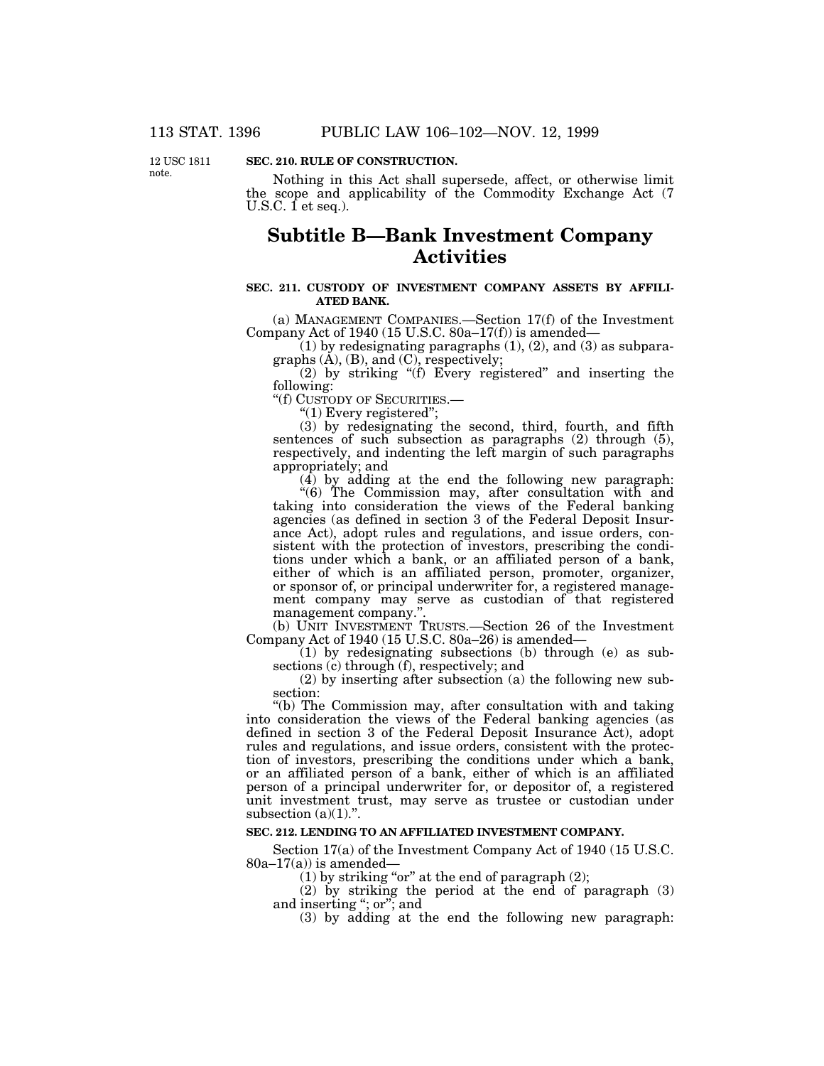12 USC 1811 note.

**SEC. 210. RULE OF CONSTRUCTION.**

Nothing in this Act shall supersede, affect, or otherwise limit the scope and applicability of the Commodity Exchange Act (7 U.S.C. 1 et seq.).

## Subtitle B—Bank Investment Company Activities

**SEC. 211. CUSTODY OF INVESTMENT COMPANY ASSETS BY AFFILIATED BANK.**

(a) MANAGEMENT COMPANIES.—Section 17(f) of the Investment Company Act of 1940 (15 U.S.C. 80a–17(f)) is amended—

(1) by redesignating paragraphs (1), (2), and (3) as subparagraphs (A), (B), and (C), respectively;

(2) by striking "(f) Every registered" and inserting the following:

"(f) CUSTODY OF SECURITIES.—

"(1) Every registered";

(3) by redesignating the second, third, fourth, and fifth sentences of such subsection as paragraphs (2) through (5), respectively, and indenting the left margin of such paragraphs appropriately; and

(4) by adding at the end the following new paragraph:

"(6) The Commission may, after consultation with and taking into consideration the views of the Federal banking agencies (as defined in section 3 of the Federal Deposit Insurance Act), adopt rules and regulations, and issue orders, consistent with the protection of investors, prescribing the conditions under which a bank, or an affiliated person of a bank, either of which is an affiliated person, promoter, organizer, or sponsor of, or principal underwriter for, a registered management company may serve as custodian of that registered management company.".

(b) UNIT INVESTMENT TRUSTS.—Section 26 of the Investment Company Act of 1940 (15 U.S.C. 80a–26) is amended—

(1) by redesignating subsections (b) through (e) as subsections (c) through (f), respectively; and

(2) by inserting after subsection (a) the following new subsection:

"(b) The Commission may, after consultation with and taking into consideration the views of the Federal banking agencies (as defined in section 3 of the Federal Deposit Insurance Act), adopt rules and regulations, and issue orders, consistent with the protection of investors, prescribing the conditions under which a bank, or an affiliated person of a bank, either of which is an affiliated person of a principal underwriter for, or depositor of, a registered unit investment trust, may serve as trustee or custodian under subsection (a)(1).".

**SEC. 212. LENDING TO AN AFFILIATED INVESTMENT COMPANY.**

Section 17(a) of the Investment Company Act of 1940 (15 U.S.C. 80a–17(a)) is amended—

(1) by striking "or" at the end of paragraph (2);

(2) by striking the period at the end of paragraph (3) and inserting "; or"; and

(3) by adding at the end the following new paragraph: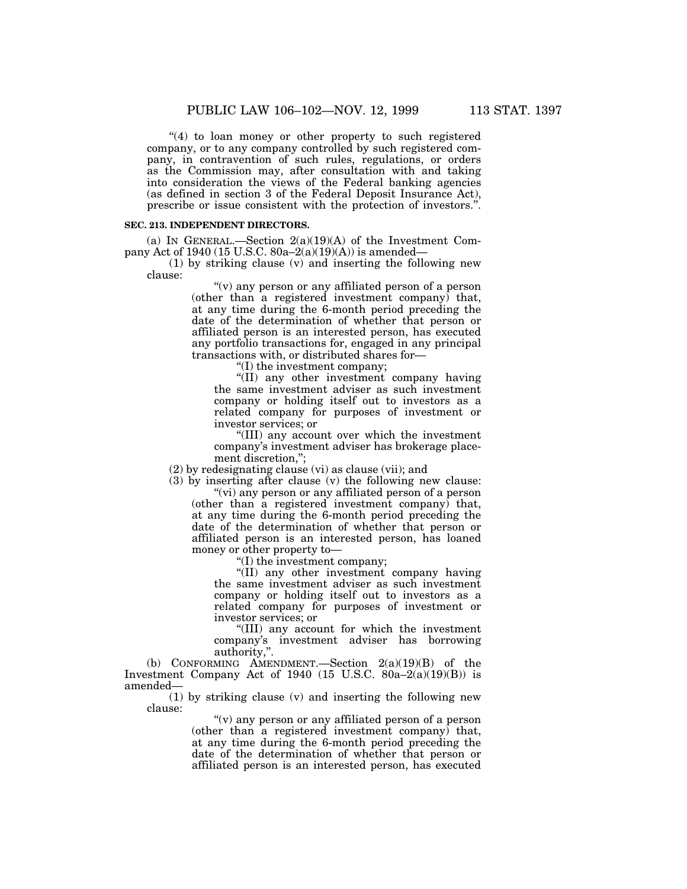"(4) to loan money or other property to such registered company, or to any company controlled by such registered company, in contravention of such rules, regulations, or orders as the Commission may, after consultation with and taking into consideration the views of the Federal banking agencies (as defined in section 3 of the Federal Deposit Insurance Act), prescribe or issue consistent with the protection of investors.".

**SEC. 213. INDEPENDENT DIRECTORS.**

(a) IN GENERAL.—Section 2(a)(19)(A) of the Investment Company Act of 1940 (15 U.S.C. 80a–2(a)(19)(A)) is amended—

(1) by striking clause (v) and inserting the following new clause:

"(v) any person or any affiliated person of a person (other than a registered investment company) that, at any time during the 6-month period preceding the date of the determination of whether that person or affiliated person is an interested person, has executed any portfolio transactions for, engaged in any principal transactions with, or distributed shares for—

"(I) the investment company;

"(II) any other investment company having the same investment adviser as such investment company or holding itself out to investors as a related company for purposes of investment or investor services; or

"(III) any account over which the investment company's investment adviser has brokerage placement discretion,";

(2) by redesignating clause (vi) as clause (vii); and

(3) by inserting after clause (v) the following new clause:

"(vi) any person or any affiliated person of a person (other than a registered investment company) that, at any time during the 6-month period preceding the date of the determination of whether that person or affiliated person is an interested person, has loaned money or other property to—

"(I) the investment company;

"(II) any other investment company having the same investment adviser as such investment company or holding itself out to investors as a related company for purposes of investment or investor services; or

"(III) any account for which the investment company's investment adviser has borrowing authority,".

(b) CONFORMING AMENDMENT.—Section 2(a)(19)(B) of the Investment Company Act of 1940 (15 U.S.C. 80a–2(a)(19)(B)) is amended—

(1) by striking clause (v) and inserting the following new clause:

"(v) any person or any affiliated person of a person (other than a registered investment company) that, at any time during the 6-month period preceding the date of the determination of whether that person or affiliated person is an interested person, has executed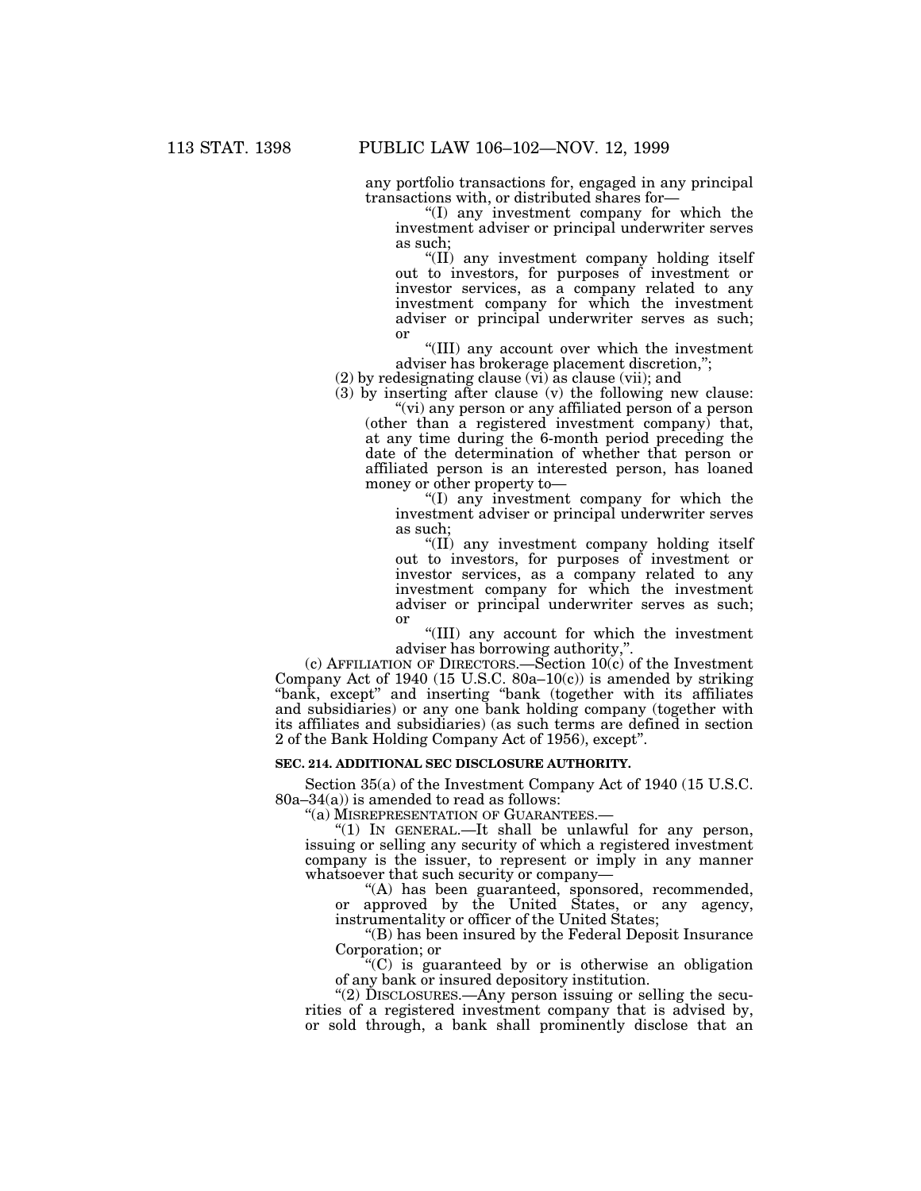any portfolio transactions for, engaged in any principal transactions with, or distributed shares for—

"(I) any investment company for which the investment adviser or principal underwriter serves as such;

"(II) any investment company holding itself out to investors, for purposes of investment or investor services, as a company related to any investment company for which the investment adviser or principal underwriter serves as such; or

"(III) any account over which the investment adviser has brokerage placement discretion,";

(2) by redesignating clause (vi) as clause (vii); and

(3) by inserting after clause (v) the following new clause:

"(vi) any person or any affiliated person of a person (other than a registered investment company) that, at any time during the 6-month period preceding the date of the determination of whether that person or affiliated person is an interested person, has loaned money or other property to—

"(I) any investment company for which the investment adviser or principal underwriter serves as such;

"(II) any investment company holding itself out to investors, for purposes of investment or investor services, as a company related to any investment company for which the investment adviser or principal underwriter serves as such; or

"(III) any account for which the investment adviser has borrowing authority,".

(c) AFFILIATION OF DIRECTORS.—Section 10(c) of the Investment Company Act of 1940 (15 U.S.C. 80a–10(c)) is amended by striking "bank, except" and inserting "bank (together with its affiliates and subsidiaries) or any one bank holding company (together with its affiliates and subsidiaries) (as such terms are defined in section 2 of the Bank Holding Company Act of 1956), except".

**SEC. 214. ADDITIONAL SEC DISCLOSURE AUTHORITY.**

Section 35(a) of the Investment Company Act of 1940 (15 U.S.C. 80a–34(a)) is amended to read as follows:

"(a) MISREPRESENTATION OF GUARANTEES.—

"(1) IN GENERAL.—It shall be unlawful for any person, issuing or selling any security of which a registered investment company is the issuer, to represent or imply in any manner whatsoever that such security or company—

"(A) has been guaranteed, sponsored, recommended, or approved by the United States, or any agency, instrumentality or officer of the United States;

"(B) has been insured by the Federal Deposit Insurance Corporation; or

"(C) is guaranteed by or is otherwise an obligation of any bank or insured depository institution.

"(2) DISCLOSURES.—Any person issuing or selling the securities of a registered investment company that is advised by, or sold through, a bank shall prominently disclose that an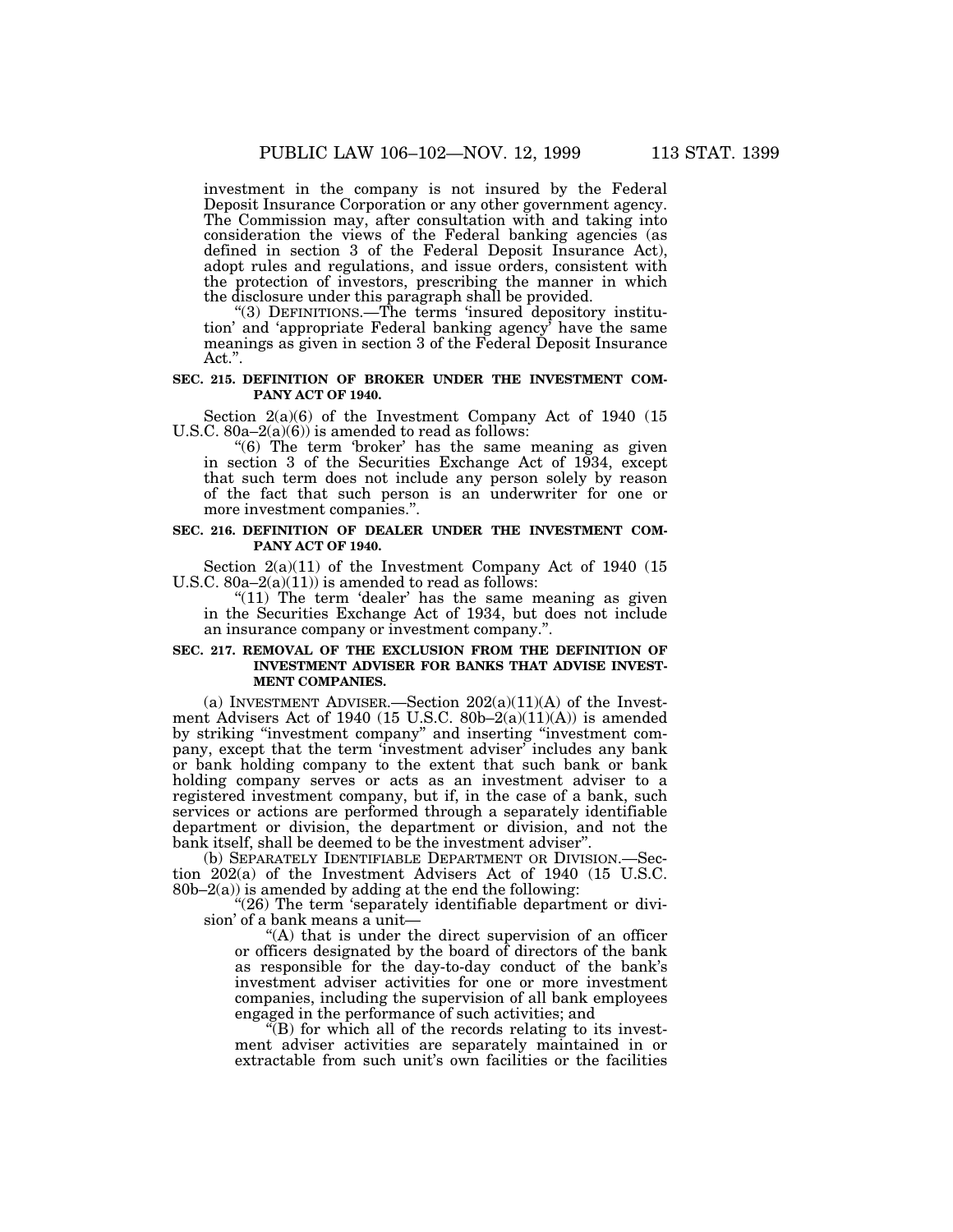investment in the company is not insured by the Federal Deposit Insurance Corporation or any other government agency. The Commission may, after consultation with and taking into consideration the views of the Federal banking agencies (as defined in section 3 of the Federal Deposit Insurance Act), adopt rules and regulations, and issue orders, consistent with the protection of investors, prescribing the manner in which the disclosure under this paragraph shall be provided.

"(3) DEFINITIONS.—The terms 'insured depository institution' and 'appropriate Federal banking agency' have the same meanings as given in section 3 of the Federal Deposit Insurance Act.".

**SEC. 215. DEFINITION OF BROKER UNDER THE INVESTMENT COMPANY ACT OF 1940.**

Section 2(a)(6) of the Investment Company Act of 1940 (15 U.S.C. 80a–2(a)(6)) is amended to read as follows:

"(6) The term 'broker' has the same meaning as given in section 3 of the Securities Exchange Act of 1934, except that such term does not include any person solely by reason of the fact that such person is an underwriter for one or more investment companies.".

**SEC. 216. DEFINITION OF DEALER UNDER THE INVESTMENT COMPANY ACT OF 1940.**

Section 2(a)(11) of the Investment Company Act of 1940 (15 U.S.C. 80a–2(a)(11)) is amended to read as follows:

"(11) The term 'dealer' has the same meaning as given in the Securities Exchange Act of 1934, but does not include an insurance company or investment company.".

**SEC. 217. REMOVAL OF THE EXCLUSION FROM THE DEFINITION OF INVESTMENT ADVISER FOR BANKS THAT ADVISE INVESTMENT COMPANIES.**

(a) INVESTMENT ADVISER.—Section 202(a)(11)(A) of the Investment Advisers Act of 1940 (15 U.S.C. 80b–2(a)(11)(A)) is amended by striking "investment company" and inserting "investment company, except that the term 'investment adviser' includes any bank or bank holding company to the extent that such bank or bank holding company serves or acts as an investment adviser to a registered investment company, but if, in the case of a bank, such services or actions are performed through a separately identifiable department or division, the department or division, and not the bank itself, shall be deemed to be the investment adviser".

(b) SEPARATELY IDENTIFIABLE DEPARTMENT OR DIVISION.—Section 202(a) of the Investment Advisers Act of 1940 (15 U.S.C. 80b–2(a)) is amended by adding at the end the following:

"(26) The term 'separately identifiable department or division' of a bank means a unit—

"(A) that is under the direct supervision of an officer or officers designated by the board of directors of the bank as responsible for the day-to-day conduct of the bank's investment adviser activities for one or more investment companies, including the supervision of all bank employees engaged in the performance of such activities; and

"(B) for which all of the records relating to its investment adviser activities are separately maintained in or extractable from such unit's own facilities or the facilities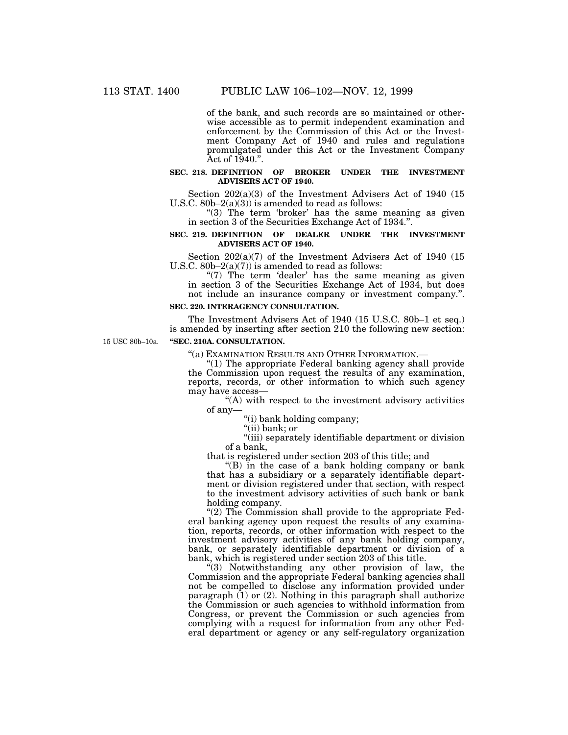of the bank, and such records are so maintained or otherwise accessible as to permit independent examination and enforcement by the Commission of this Act or the Investment Company Act of 1940 and rules and regulations promulgated under this Act or the Investment Company Act of 1940.".

**SEC. 218. DEFINITION OF BROKER UNDER THE INVESTMENT ADVISERS ACT OF 1940.**

Section 202(a)(3) of the Investment Advisers Act of 1940 (15 U.S.C. 80b–2(a)(3)) is amended to read as follows:

"(3) The term 'broker' has the same meaning as given in section 3 of the Securities Exchange Act of 1934.".

**SEC. 219. DEFINITION OF DEALER UNDER THE INVESTMENT ADVISERS ACT OF 1940.**

Section 202(a)(7) of the Investment Advisers Act of 1940 (15 U.S.C. 80b–2(a)(7)) is amended to read as follows:

"(7) The term 'dealer' has the same meaning as given in section 3 of the Securities Exchange Act of 1934, but does not include an insurance company or investment company.".

**SEC. 220. INTERAGENCY CONSULTATION.**

The Investment Advisers Act of 1940 (15 U.S.C. 80b–1 et seq.) is amended by inserting after section 210 the following new section:

15 USC 80b–10a.

**"SEC. 210A. CONSULTATION.**

"(a) EXAMINATION RESULTS AND OTHER INFORMATION.—

"(1) The appropriate Federal banking agency shall provide the Commission upon request the results of any examination, reports, records, or other information to which such agency may have access—

"(A) with respect to the investment advisory activities of any—

"(i) bank holding company;

"(ii) bank; or

"(iii) separately identifiable department or division of a bank,

that is registered under section 203 of this title; and

"(B) in the case of a bank holding company or bank that has a subsidiary or a separately identifiable department or division registered under that section, with respect to the investment advisory activities of such bank or bank holding company.

"(2) The Commission shall provide to the appropriate Federal banking agency upon request the results of any examination, reports, records, or other information with respect to the investment advisory activities of any bank holding company, bank, or separately identifiable department or division of a bank, which is registered under section 203 of this title.

"(3) Notwithstanding any other provision of law, the Commission and the appropriate Federal banking agencies shall not be compelled to disclose any information provided under paragraph (1) or (2). Nothing in this paragraph shall authorize the Commission or such agencies to withhold information from Congress, or prevent the Commission or such agencies from complying with a request for information from any other Federal department or agency or any self-regulatory organization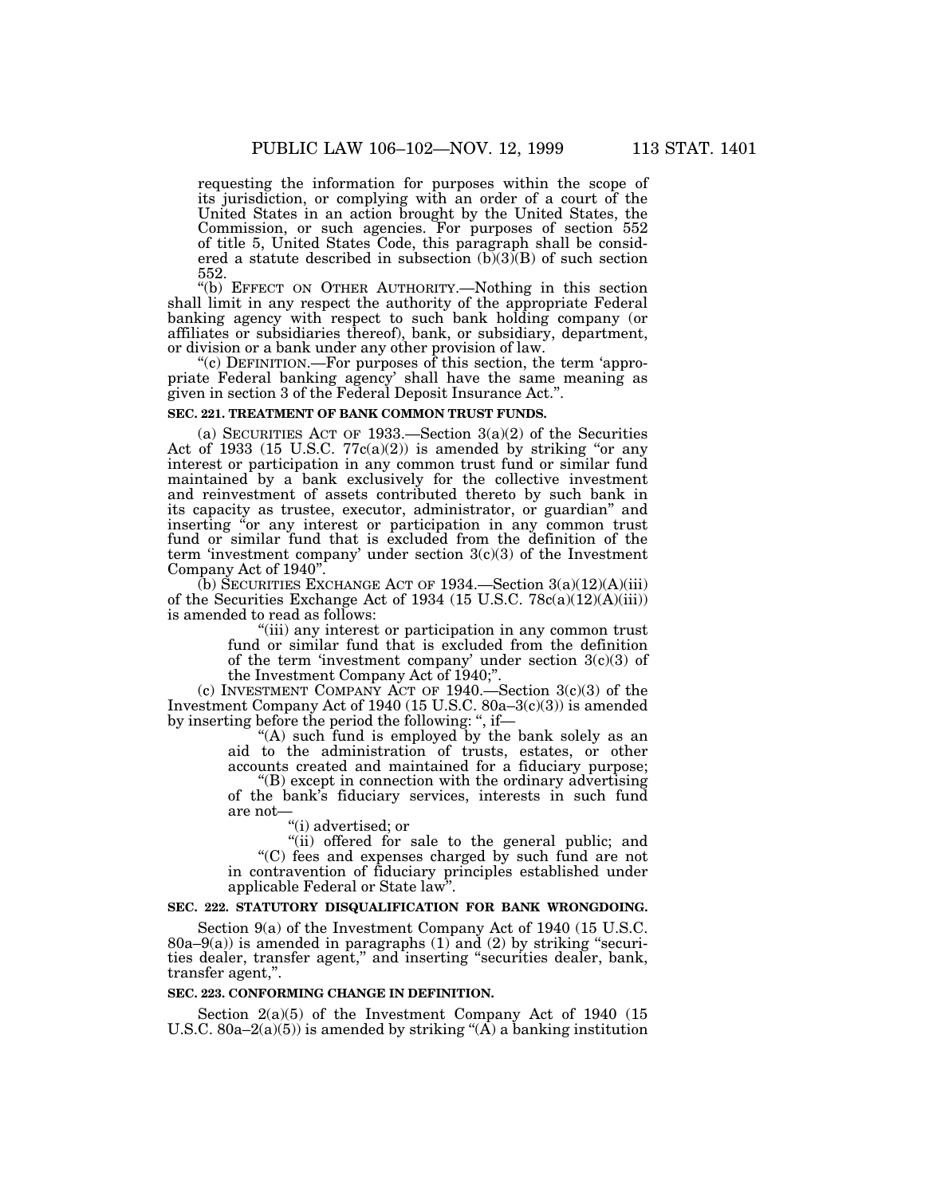requesting the information for purposes within the scope of its jurisdiction, or complying with an order of a court of the United States in an action brought by the United States, the Commission, or such agencies. For purposes of section 552 of title 5, United States Code, this paragraph shall be considered a statute described in subsection (b)(3)(B) of such section 552.

"(b) EFFECT ON OTHER AUTHORITY.—Nothing in this section shall limit in any respect the authority of the appropriate Federal banking agency with respect to such bank holding company (or affiliates or subsidiaries thereof), bank, or subsidiary, department, or division or a bank under any other provision of law.

"(c) DEFINITION.—For purposes of this section, the term 'appropriate Federal banking agency' shall have the same meaning as given in section 3 of the Federal Deposit Insurance Act.".

**SEC. 221. TREATMENT OF BANK COMMON TRUST FUNDS.**

(a) SECURITIES ACT OF 1933.—Section 3(a)(2) of the Securities Act of 1933 (15 U.S.C. 77c(a)(2)) is amended by striking "or any interest or participation in any common trust fund or similar fund maintained by a bank exclusively for the collective investment and reinvestment of assets contributed thereto by such bank in its capacity as trustee, executor, administrator, or guardian" and inserting "or any interest or participation in any common trust fund or similar fund that is excluded from the definition of the term 'investment company' under section 3(c)(3) of the Investment Company Act of 1940".

(b) SECURITIES EXCHANGE ACT OF 1934.—Section 3(a)(12)(A)(iii) of the Securities Exchange Act of 1934 (15 U.S.C. 78c(a)(12)(A)(iii)) is amended to read as follows:

"(iii) any interest or participation in any common trust fund or similar fund that is excluded from the definition of the term 'investment company' under section 3(c)(3) of the Investment Company Act of 1940;".

(c) INVESTMENT COMPANY ACT OF 1940.—Section 3(c)(3) of the Investment Company Act of 1940 (15 U.S.C. 80a–3(c)(3)) is amended by inserting before the period the following: ", if—

"(A) such fund is employed by the bank solely as an aid to the administration of trusts, estates, or other accounts created and maintained for a fiduciary purpose;

"(B) except in connection with the ordinary advertising of the bank's fiduciary services, interests in such fund are not—

"(i) advertised; or

"(ii) offered for sale to the general public; and

"(C) fees and expenses charged by such fund are not in contravention of fiduciary principles established under applicable Federal or State law".

**SEC. 222. STATUTORY DISQUALIFICATION FOR BANK WRONGDOING.**

Section 9(a) of the Investment Company Act of 1940 (15 U.S.C. 80a–9(a)) is amended in paragraphs (1) and (2) by striking "securities dealer, transfer agent," and inserting "securities dealer, bank, transfer agent,".

**SEC. 223. CONFORMING CHANGE IN DEFINITION.**

Section 2(a)(5) of the Investment Company Act of 1940 (15 U.S.C. 80a–2(a)(5)) is amended by striking "(A) a banking institution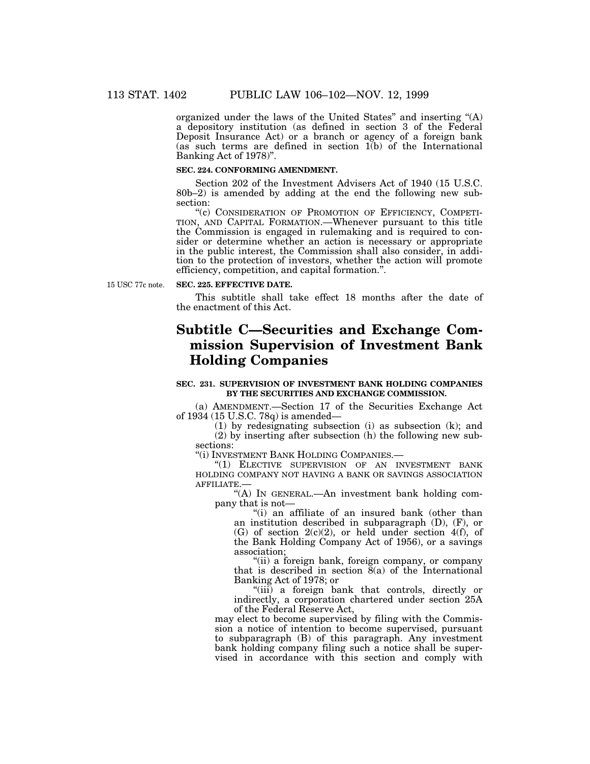organized under the laws of the United States" and inserting "(A) a depository institution (as defined in section 3 of the Federal Deposit Insurance Act) or a branch or agency of a foreign bank (as such terms are defined in section 1(b) of the International Banking Act of 1978)".

**SEC. 224. CONFORMING AMENDMENT.**

Section 202 of the Investment Advisers Act of 1940 (15 U.S.C. 80b–2) is amended by adding at the end the following new subsection:

"(c) CONSIDERATION OF PROMOTION OF EFFICIENCY, COMPETITION, AND CAPITAL FORMATION.—Whenever pursuant to this title the Commission is engaged in rulemaking and is required to consider or determine whether an action is necessary or appropriate in the public interest, the Commission shall also consider, in addition to the protection of investors, whether the action will promote efficiency, competition, and capital formation.".

15 USC 77c note.

**SEC. 225. EFFECTIVE DATE.**

This subtitle shall take effect 18 months after the date of the enactment of this Act.

# Subtitle C—Securities and Exchange Commission Supervision of Investment Bank Holding Companies

**SEC. 231. SUPERVISION OF INVESTMENT BANK HOLDING COMPANIES BY THE SECURITIES AND EXCHANGE COMMISSION.**

(a) AMENDMENT.—Section 17 of the Securities Exchange Act of 1934 (15 U.S.C. 78q) is amended—

(1) by redesignating subsection (i) as subsection (k); and

(2) by inserting after subsection (h) the following new subsections:

"(i) INVESTMENT BANK HOLDING COMPANIES.—

"(1) ELECTIVE SUPERVISION OF AN INVESTMENT BANK HOLDING COMPANY NOT HAVING A BANK OR SAVINGS ASSOCIATION AFFILIATE.—

"(A) IN GENERAL.—An investment bank holding company that is not—

"(i) an affiliate of an insured bank (other than an institution described in subparagraph (D), (F), or (G) of section 2(c)(2), or held under section 4(f), of the Bank Holding Company Act of 1956), or a savings association;

"(ii) a foreign bank, foreign company, or company that is described in section 8(a) of the International Banking Act of 1978; or

"(iii) a foreign bank that controls, directly or indirectly, a corporation chartered under section 25A of the Federal Reserve Act,

may elect to become supervised by filing with the Commission a notice of intention to become supervised, pursuant to subparagraph (B) of this paragraph. Any investment bank holding company filing such a notice shall be supervised in accordance with this section and comply with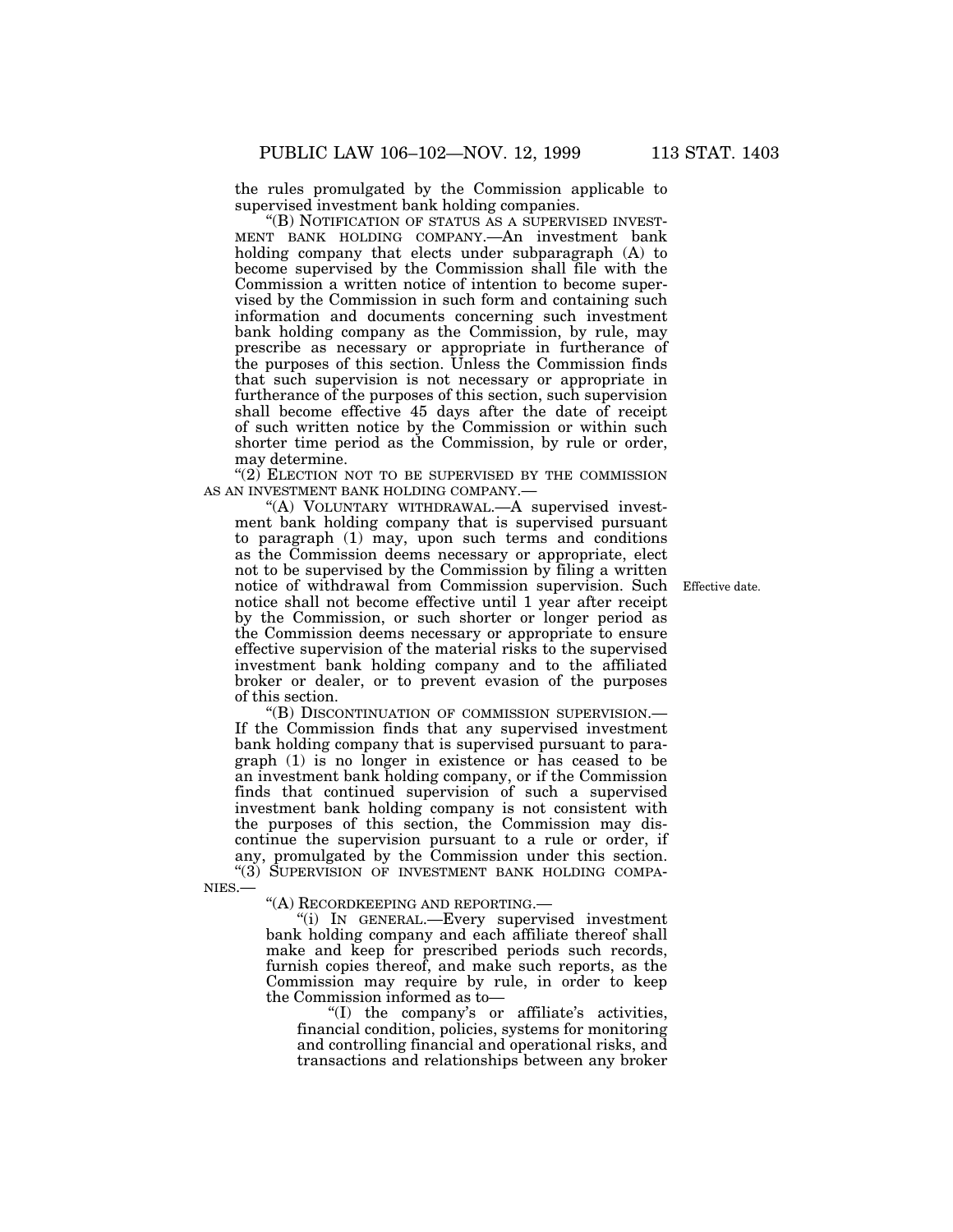the rules promulgated by the Commission applicable to supervised investment bank holding companies.

"(B) NOTIFICATION OF STATUS AS A SUPERVISED INVESTMENT BANK HOLDING COMPANY.—An investment bank holding company that elects under subparagraph (A) to become supervised by the Commission shall file with the Commission a written notice of intention to become supervised by the Commission in such form and containing such information and documents concerning such investment bank holding company as the Commission, by rule, may prescribe as necessary or appropriate in furtherance of the purposes of this section. Unless the Commission finds that such supervision is not necessary or appropriate in furtherance of the purposes of this section, such supervision shall become effective 45 days after the date of receipt of such written notice by the Commission or within such shorter time period as the Commission, by rule or order, may determine.

"(2) ELECTION NOT TO BE SUPERVISED BY THE COMMISSION AS AN INVESTMENT BANK HOLDING COMPANY.—

"(A) VOLUNTARY WITHDRAWAL.—A supervised investment bank holding company that is supervised pursuant to paragraph (1) may, upon such terms and conditions as the Commission deems necessary or appropriate, elect not to be supervised by the Commission by filing a written notice of withdrawal from Commission supervision. Such notice shall not become effective until 1 year after receipt by the Commission, or such shorter or longer period as the Commission deems necessary or appropriate to ensure effective supervision of the material risks to the supervised investment bank holding company and to the affiliated broker or dealer, or to prevent evasion of the purposes of this section.

Effective date.

"(B) DISCONTINUATION OF COMMISSION SUPERVISION.—If the Commission finds that any supervised investment bank holding company that is supervised pursuant to paragraph (1) is no longer in existence or has ceased to be an investment bank holding company, or if the Commission finds that continued supervision of such a supervised investment bank holding company is not consistent with the purposes of this section, the Commission may discontinue the supervision pursuant to a rule or order, if any, promulgated by the Commission under this section.

"(3) SUPERVISION OF INVESTMENT BANK HOLDING COMPANIES.—

"(A) RECORDKEEPING AND REPORTING.—

"(i) IN GENERAL.—Every supervised investment bank holding company and each affiliate thereof shall make and keep for prescribed periods such records, furnish copies thereof, and make such reports, as the Commission may require by rule, in order to keep the Commission informed as to—

"(I) the company's or affiliate's activities, financial condition, policies, systems for monitoring and controlling financial and operational risks, and transactions and relationships between any broker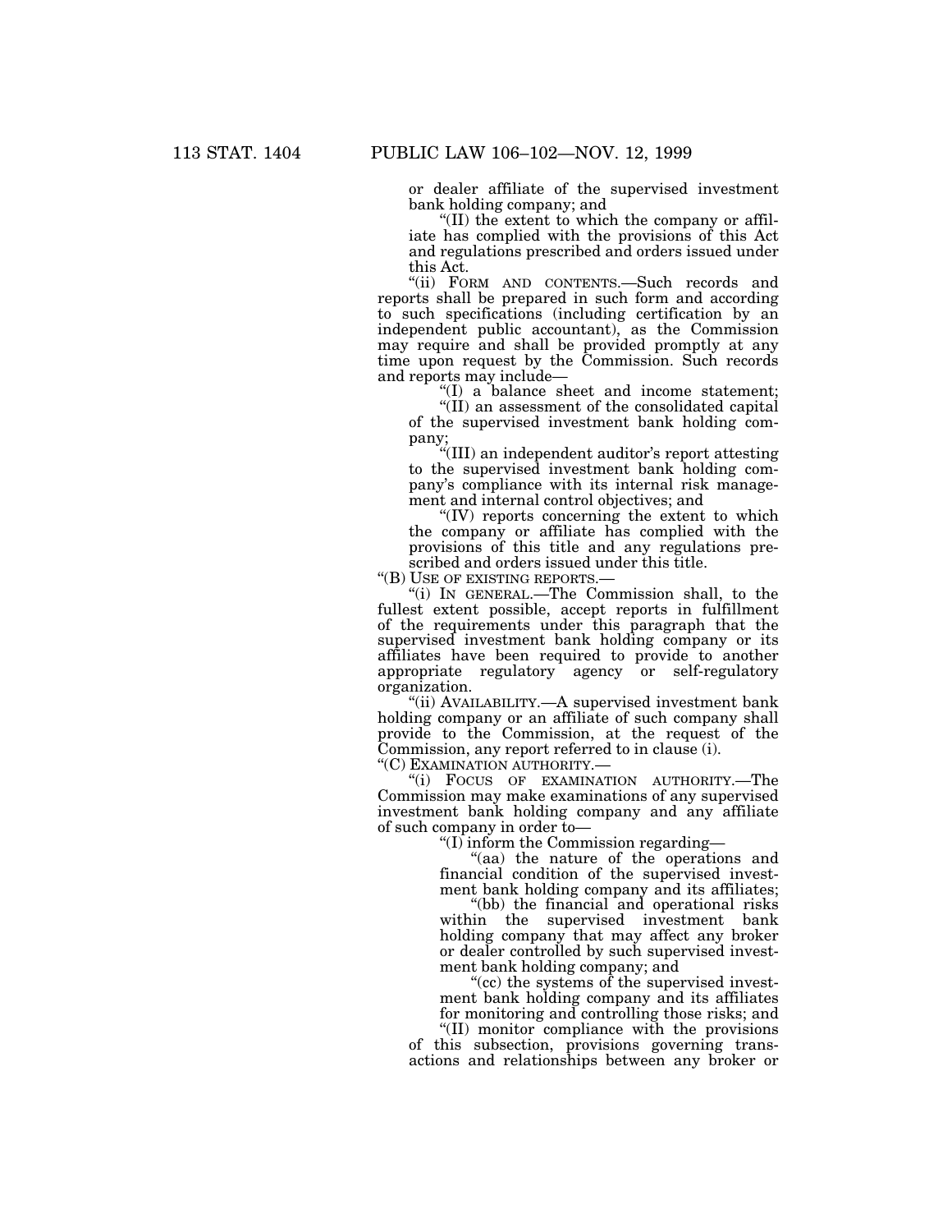or dealer affiliate of the supervised investment bank holding company; and

"(II) the extent to which the company or affiliate has complied with the provisions of this Act and regulations prescribed and orders issued under this Act.

"(ii) FORM AND CONTENTS.—Such records and reports shall be prepared in such form and according to such specifications (including certification by an independent public accountant), as the Commission may require and shall be provided promptly at any time upon request by the Commission. Such records and reports may include—

"(I) a balance sheet and income statement;

"(II) an assessment of the consolidated capital of the supervised investment bank holding company;

"(III) an independent auditor's report attesting to the supervised investment bank holding company's compliance with its internal risk management and internal control objectives; and

"(IV) reports concerning the extent to which the company or affiliate has complied with the provisions of this title and any regulations prescribed and orders issued under this title.

"(B) USE OF EXISTING REPORTS.—

"(i) IN GENERAL.—The Commission shall, to the fullest extent possible, accept reports in fulfillment of the requirements under this paragraph that the supervised investment bank holding company or its affiliates have been required to provide to another appropriate regulatory agency or self-regulatory organization.

"(ii) AVAILABILITY.—A supervised investment bank holding company or an affiliate of such company shall provide to the Commission, at the request of the Commission, any report referred to in clause (i).

"(C) EXAMINATION AUTHORITY.—

"(i) FOCUS OF EXAMINATION AUTHORITY.—The Commission may make examinations of any supervised investment bank holding company and any affiliate of such company in order to—

"(I) inform the Commission regarding—

"(aa) the nature of the operations and financial condition of the supervised investment bank holding company and its affiliates;

"(bb) the financial and operational risks within the supervised investment bank holding company that may affect any broker or dealer controlled by such supervised investment bank holding company; and

"(cc) the systems of the supervised investment bank holding company and its affiliates for monitoring and controlling those risks; and

"(II) monitor compliance with the provisions of this subsection, provisions governing transactions and relationships between any broker or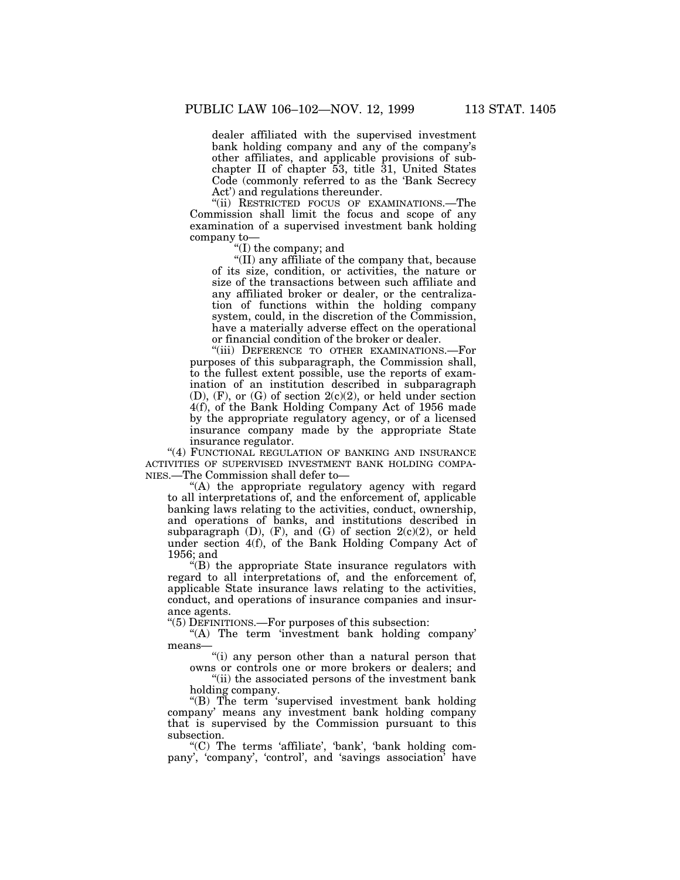dealer affiliated with the supervised investment bank holding company and any of the company's other affiliates, and applicable provisions of subchapter II of chapter 53, title 31, United States Code (commonly referred to as the 'Bank Secrecy Act') and regulations thereunder.

"(ii) RESTRICTED FOCUS OF EXAMINATIONS.—The Commission shall limit the focus and scope of any examination of a supervised investment bank holding company to—

"(I) the company; and

"(II) any affiliate of the company that, because of its size, condition, or activities, the nature or size of the transactions between such affiliate and any affiliated broker or dealer, or the centralization of functions within the holding company system, could, in the discretion of the Commission, have a materially adverse effect on the operational or financial condition of the broker or dealer.

"(iii) DEFERENCE TO OTHER EXAMINATIONS.—For purposes of this subparagraph, the Commission shall, to the fullest extent possible, use the reports of examination of an institution described in subparagraph (D), (F), or (G) of section 2(c)(2), or held under section 4(f), of the Bank Holding Company Act of 1956 made by the appropriate regulatory agency, or of a licensed insurance company made by the appropriate State insurance regulator.

"(4) FUNCTIONAL REGULATION OF BANKING AND INSURANCE ACTIVITIES OF SUPERVISED INVESTMENT BANK HOLDING COMPANIES.—The Commission shall defer to—

"(A) the appropriate regulatory agency with regard to all interpretations of, and the enforcement of, applicable banking laws relating to the activities, conduct, ownership, and operations of banks, and institutions described in subparagraph (D), (F), and (G) of section 2(c)(2), or held under section 4(f), of the Bank Holding Company Act of 1956; and

"(B) the appropriate State insurance regulators with regard to all interpretations of, and the enforcement of, applicable State insurance laws relating to the activities, conduct, and operations of insurance companies and insurance agents.

"(5) DEFINITIONS.—For purposes of this subsection:

"(A) The term 'investment bank holding company' means—

"(i) any person other than a natural person that owns or controls one or more brokers or dealers; and

"(ii) the associated persons of the investment bank holding company.

"(B) The term 'supervised investment bank holding company' means any investment bank holding company that is supervised by the Commission pursuant to this subsection.

"(C) The terms 'affiliate', 'bank', 'bank holding company', 'company', 'control', and 'savings association' have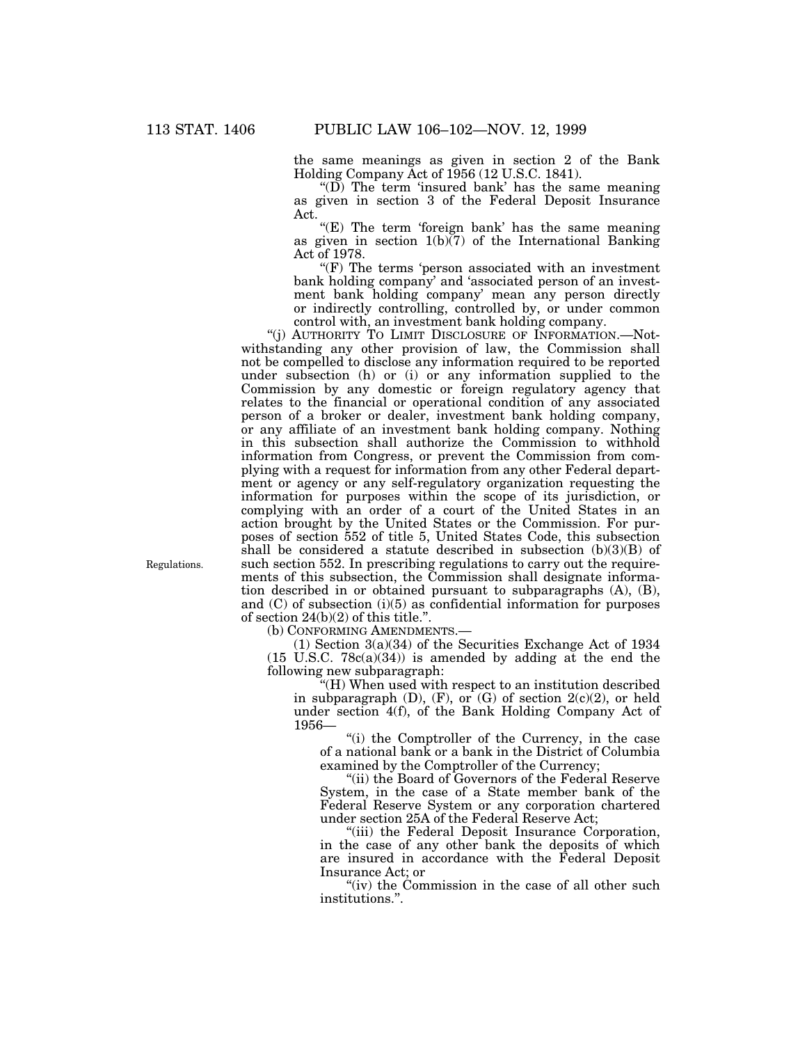the same meanings as given in section 2 of the Bank Holding Company Act of 1956 (12 U.S.C. 1841).

"(D) The term 'insured bank' has the same meaning as given in section 3 of the Federal Deposit Insurance Act.

"(E) The term 'foreign bank' has the same meaning as given in section 1(b)(7) of the International Banking Act of 1978.

"(F) The terms 'person associated with an investment bank holding company' and 'associated person of an investment bank holding company' mean any person directly or indirectly controlling, controlled by, or under common control with, an investment bank holding company.

"(j) AUTHORITY TO LIMIT DISCLOSURE OF INFORMATION.—Notwithstanding any other provision of law, the Commission shall not be compelled to disclose any information required to be reported under subsection (h) or (i) or any information supplied to the Commission by any domestic or foreign regulatory agency that relates to the financial or operational condition of any associated person of a broker or dealer, investment bank holding company, or any affiliate of an investment bank holding company. Nothing in this subsection shall authorize the Commission to withhold information from Congress, or prevent the Commission from complying with a request for information from any other Federal department or agency or any self-regulatory organization requesting the information for purposes within the scope of its jurisdiction, or complying with an order of a court of the United States in an action brought by the United States or the Commission. For purposes of section 552 of title 5, United States Code, this subsection shall be considered a statute described in subsection (b)(3)(B) of such section 552. In prescribing regulations to carry out the requirements of this subsection, the Commission shall designate information described in or obtained pursuant to subparagraphs (A), (B), and (C) of subsection (i)(5) as confidential information for purposes of section 24(b)(2) of this title.".

Regulations.

(b) CONFORMING AMENDMENTS.—

(1) Section 3(a)(34) of the Securities Exchange Act of 1934 (15 U.S.C. 78c(a)(34)) is amended by adding at the end the following new subparagraph:

"(H) When used with respect to an institution described in subparagraph (D), (F), or (G) of section 2(c)(2), or held under section 4(f), of the Bank Holding Company Act of 1956—

"(i) the Comptroller of the Currency, in the case of a national bank or a bank in the District of Columbia examined by the Comptroller of the Currency;

"(ii) the Board of Governors of the Federal Reserve System, in the case of a State member bank of the Federal Reserve System or any corporation chartered under section 25A of the Federal Reserve Act;

"(iii) the Federal Deposit Insurance Corporation, in the case of any other bank the deposits of which are insured in accordance with the Federal Deposit Insurance Act; or

"(iv) the Commission in the case of all other such institutions.".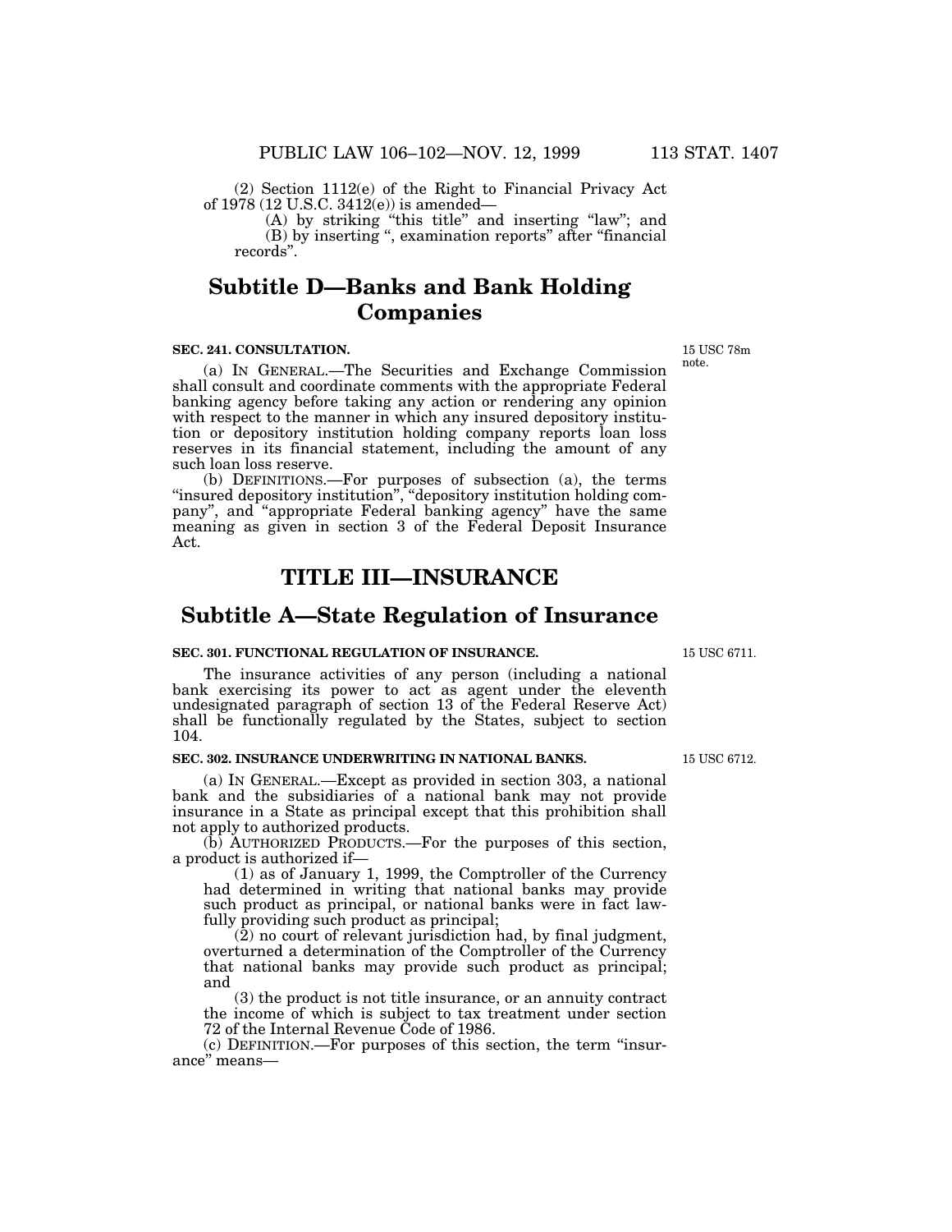(2) Section 1112(e) of the Right to Financial Privacy Act of 1978 (12 U.S.C. 3412(e)) is amended—

(A) by striking "this title" and inserting "law"; and

(B) by inserting ", examination reports" after "financial records".

## Subtitle D—Banks and Bank Holding Companies

**SEC. 241. CONSULTATION.**

15 USC 78m note.

(a) IN GENERAL.—The Securities and Exchange Commission shall consult and coordinate comments with the appropriate Federal banking agency before taking any action or rendering any opinion with respect to the manner in which any insured depository institution or depository institution holding company reports loan loss reserves in its financial statement, including the amount of any such loan loss reserve.

(b) DEFINITIONS.—For purposes of subsection (a), the terms "insured depository institution", "depository institution holding company", and "appropriate Federal banking agency" have the same meaning as given in section 3 of the Federal Deposit Insurance Act.

# TITLE III—INSURANCE

## Subtitle A—State Regulation of Insurance

**SEC. 301. FUNCTIONAL REGULATION OF INSURANCE.**

15 USC 6711.

The insurance activities of any person (including a national bank exercising its power to act as agent under the eleventh undesignated paragraph of section 13 of the Federal Reserve Act) shall be functionally regulated by the States, subject to section 104.

**SEC. 302. INSURANCE UNDERWRITING IN NATIONAL BANKS.**

15 USC 6712.

(a) IN GENERAL.—Except as provided in section 303, a national bank and the subsidiaries of a national bank may not provide insurance in a State as principal except that this prohibition shall not apply to authorized products.

(b) AUTHORIZED PRODUCTS.—For the purposes of this section, a product is authorized if—

(1) as of January 1, 1999, the Comptroller of the Currency had determined in writing that national banks may provide such product as principal, or national banks were in fact lawfully providing such product as principal;

(2) no court of relevant jurisdiction had, by final judgment, overturned a determination of the Comptroller of the Currency that national banks may provide such product as principal; and

(3) the product is not title insurance, or an annuity contract the income of which is subject to tax treatment under section 72 of the Internal Revenue Code of 1986.

(c) DEFINITION.—For purposes of this section, the term "insurance" means—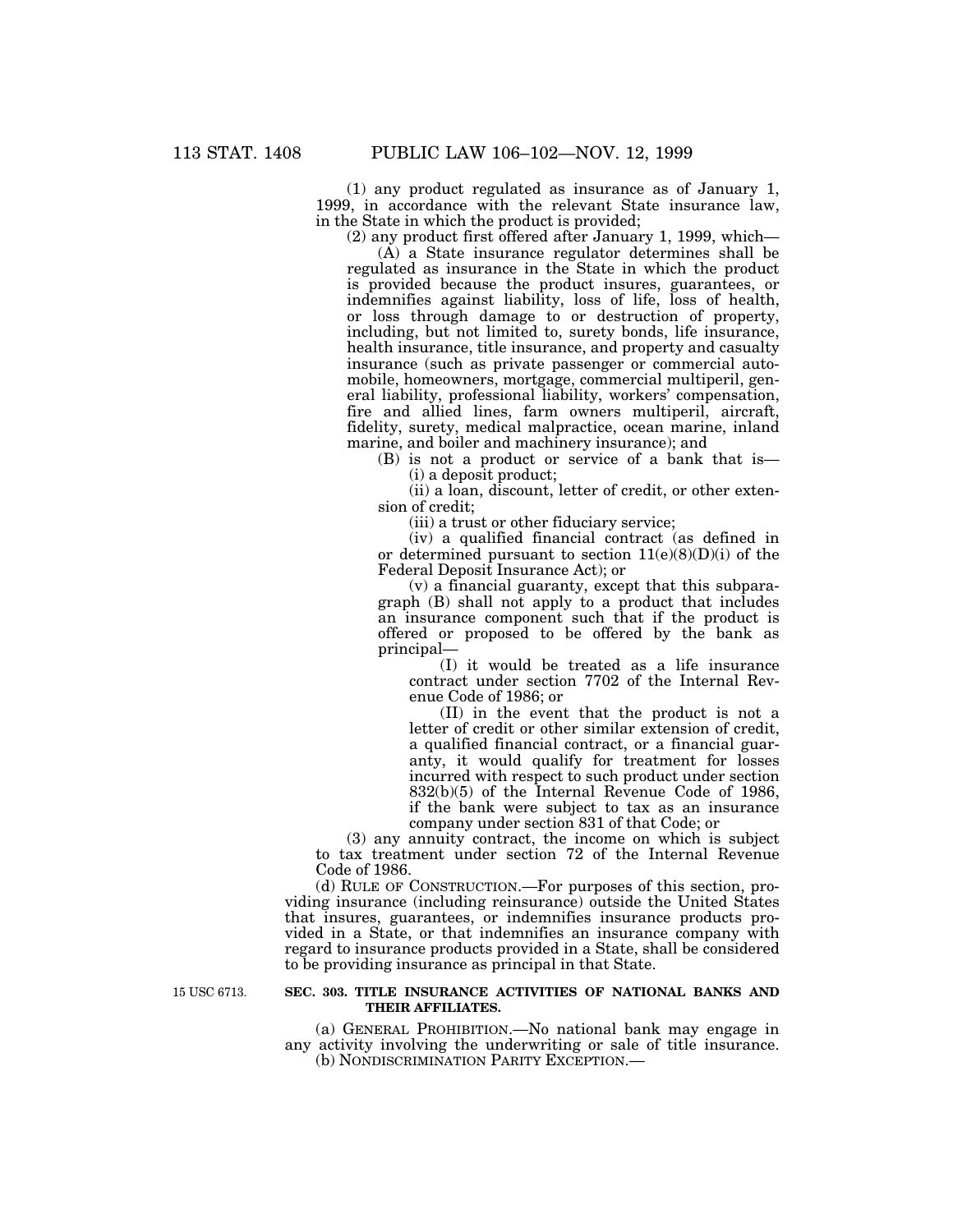(1) any product regulated as insurance as of January 1, 1999, in accordance with the relevant State insurance law, in the State in which the product is provided;

(2) any product first offered after January 1, 1999, which—

(A) a State insurance regulator determines shall be regulated as insurance in the State in which the product is provided because the product insures, guarantees, or indemnifies against liability, loss of life, loss of health, or loss through damage to or destruction of property, including, but not limited to, surety bonds, life insurance, health insurance, title insurance, and property and casualty insurance (such as private passenger or commercial automobile, homeowners, mortgage, commercial multiperil, general liability, professional liability, workers' compensation, fire and allied lines, farm owners multiperil, aircraft, fidelity, surety, medical malpractice, ocean marine, inland marine, and boiler and machinery insurance); and

(B) is not a product or service of a bank that is—

(i) a deposit product;

(ii) a loan, discount, letter of credit, or other extension of credit;

(iii) a trust or other fiduciary service;

(iv) a qualified financial contract (as defined in or determined pursuant to section 11(e)(8)(D)(i) of the Federal Deposit Insurance Act); or

(v) a financial guaranty, except that this subparagraph (B) shall not apply to a product that includes an insurance component such that if the product is offered or proposed to be offered by the bank as principal—

(I) it would be treated as a life insurance contract under section 7702 of the Internal Revenue Code of 1986; or

(II) in the event that the product is not a letter of credit or other similar extension of credit, a qualified financial contract, or a financial guaranty, it would qualify for treatment for losses incurred with respect to such product under section 832(b)(5) of the Internal Revenue Code of 1986, if the bank were subject to tax as an insurance company under section 831 of that Code; or

(3) any annuity contract, the income on which is subject to tax treatment under section 72 of the Internal Revenue Code of 1986.

(d) RULE OF CONSTRUCTION.—For purposes of this section, providing insurance (including reinsurance) outside the United States that insures, guarantees, or indemnifies insurance products provided in a State, or that indemnifies an insurance company with regard to insurance products provided in a State, shall be considered to be providing insurance as principal in that State.

15 USC 6713.

**SEC. 303. TITLE INSURANCE ACTIVITIES OF NATIONAL BANKS AND THEIR AFFILIATES.**

(a) GENERAL PROHIBITION.—No national bank may engage in any activity involving the underwriting or sale of title insurance.

(b) NONDISCRIMINATION PARITY EXCEPTION.—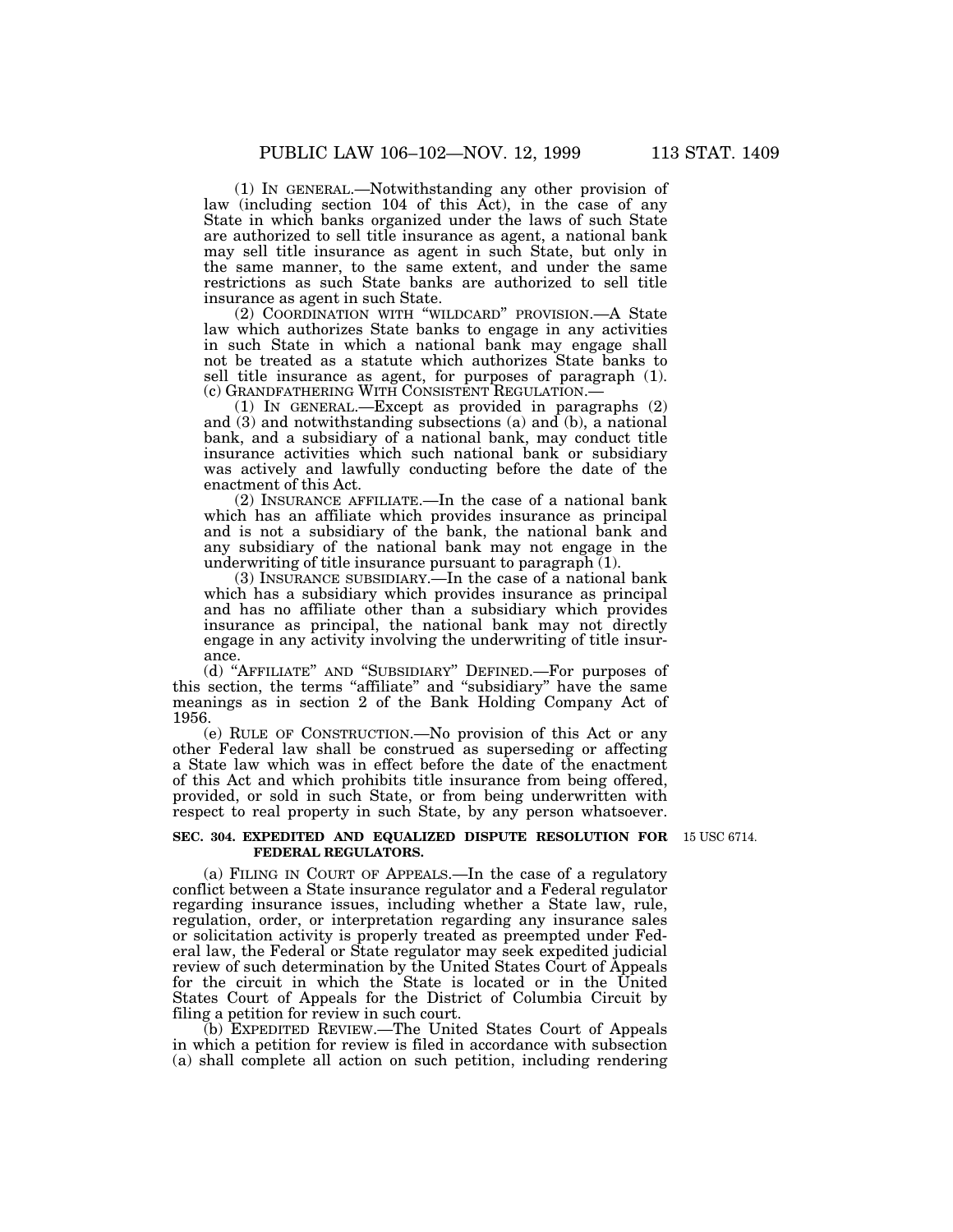(1) IN GENERAL.—Notwithstanding any other provision of law (including section 104 of this Act), in the case of any State in which banks organized under the laws of such State are authorized to sell title insurance as agent, a national bank may sell title insurance as agent in such State, but only in the same manner, to the same extent, and under the same restrictions as such State banks are authorized to sell title insurance as agent in such State.

(2) COORDINATION WITH "WILDCARD" PROVISION.—A State law which authorizes State banks to engage in any activities in such State in which a national bank may engage shall not be treated as a statute which authorizes State banks to sell title insurance as agent, for purposes of paragraph (1).

(c) GRANDFATHERING WITH CONSISTENT REGULATION.—

(1) IN GENERAL.—Except as provided in paragraphs (2) and (3) and notwithstanding subsections (a) and (b), a national bank, and a subsidiary of a national bank, may conduct title insurance activities which such national bank or subsidiary was actively and lawfully conducting before the date of the enactment of this Act.

(2) INSURANCE AFFILIATE.—In the case of a national bank which has an affiliate which provides insurance as principal and is not a subsidiary of the bank, the national bank and any subsidiary of the national bank may not engage in the underwriting of title insurance pursuant to paragraph (1).

(3) INSURANCE SUBSIDIARY.—In the case of a national bank which has a subsidiary which provides insurance as principal and has no affiliate other than a subsidiary which provides insurance as principal, the national bank may not directly engage in any activity involving the underwriting of title insurance.

(d) "AFFILIATE" AND "SUBSIDIARY" DEFINED.—For purposes of this section, the terms "affiliate" and "subsidiary" have the same meanings as in section 2 of the Bank Holding Company Act of 1956.

(e) RULE OF CONSTRUCTION.—No provision of this Act or any other Federal law shall be construed as superseding or affecting a State law which was in effect before the date of the enactment of this Act and which prohibits title insurance from being offered, provided, or sold in such State, or from being underwritten with respect to real property in such State, by any person whatsoever.

**SEC. 304. EXPEDITED AND EQUALIZED DISPUTE RESOLUTION FOR FEDERAL REGULATORS.**

15 USC 6714.

(a) FILING IN COURT OF APPEALS.—In the case of a regulatory conflict between a State insurance regulator and a Federal regulator regarding insurance issues, including whether a State law, rule, regulation, order, or interpretation regarding any insurance sales or solicitation activity is properly treated as preempted under Federal law, the Federal or State regulator may seek expedited judicial review of such determination by the United States Court of Appeals for the circuit in which the State is located or in the United States Court of Appeals for the District of Columbia Circuit by filing a petition for review in such court.

(b) EXPEDITED REVIEW.—The United States Court of Appeals in which a petition for review is filed in accordance with subsection (a) shall complete all action on such petition, including rendering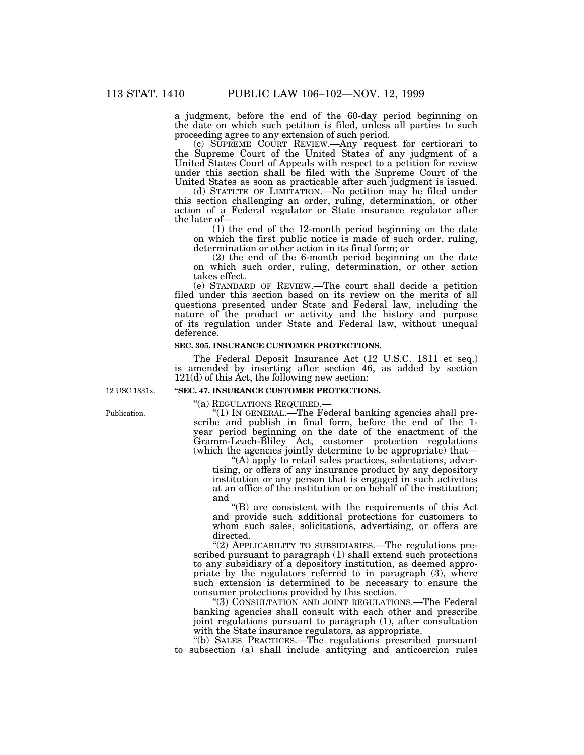a judgment, before the end of the 60-day period beginning on the date on which such petition is filed, unless all parties to such proceeding agree to any extension of such period.

(c) SUPREME COURT REVIEW.—Any request for certiorari to the Supreme Court of the United States of any judgment of a United States Court of Appeals with respect to a petition for review under this section shall be filed with the Supreme Court of the United States as soon as practicable after such judgment is issued.

(d) STATUTE OF LIMITATION.—No petition may be filed under this section challenging an order, ruling, determination, or other action of a Federal regulator or State insurance regulator after the later of—

(1) the end of the 12-month period beginning on the date on which the first public notice is made of such order, ruling, determination or other action in its final form; or

(2) the end of the 6-month period beginning on the date on which such order, ruling, determination, or other action takes effect.

(e) STANDARD OF REVIEW.—The court shall decide a petition filed under this section based on its review on the merits of all questions presented under State and Federal law, including the nature of the product or activity and the history and purpose of its regulation under State and Federal law, without unequal deference.

**SEC. 305. INSURANCE CUSTOMER PROTECTIONS.**

The Federal Deposit Insurance Act (12 U.S.C. 1811 et seq.) is amended by inserting after section 46, as added by section 121(d) of this Act, the following new section:

12 USC 1831x.

**"SEC. 47. INSURANCE CUSTOMER PROTECTIONS.**

"(a) REGULATIONS REQUIRED.—

Publication.

"(1) IN GENERAL.—The Federal banking agencies shall prescribe and publish in final form, before the end of the 1-year period beginning on the date of the enactment of the Gramm-Leach-Bliley Act, customer protection regulations (which the agencies jointly determine to be appropriate) that—

"(A) apply to retail sales practices, solicitations, advertising, or offers of any insurance product by any depository institution or any person that is engaged in such activities at an office of the institution or on behalf of the institution; and

"(B) are consistent with the requirements of this Act and provide such additional protections for customers to whom such sales, solicitations, advertising, or offers are directed.

"(2) APPLICABILITY TO SUBSIDIARIES.—The regulations prescribed pursuant to paragraph (1) shall extend such protections to any subsidiary of a depository institution, as deemed appropriate by the regulators referred to in paragraph (3), where such extension is determined to be necessary to ensure the consumer protections provided by this section.

"(3) CONSULTATION AND JOINT REGULATIONS.—The Federal banking agencies shall consult with each other and prescribe joint regulations pursuant to paragraph (1), after consultation with the State insurance regulators, as appropriate.

"(b) SALES PRACTICES.—The regulations prescribed pursuant to subsection (a) shall include antitying and anticoercion rules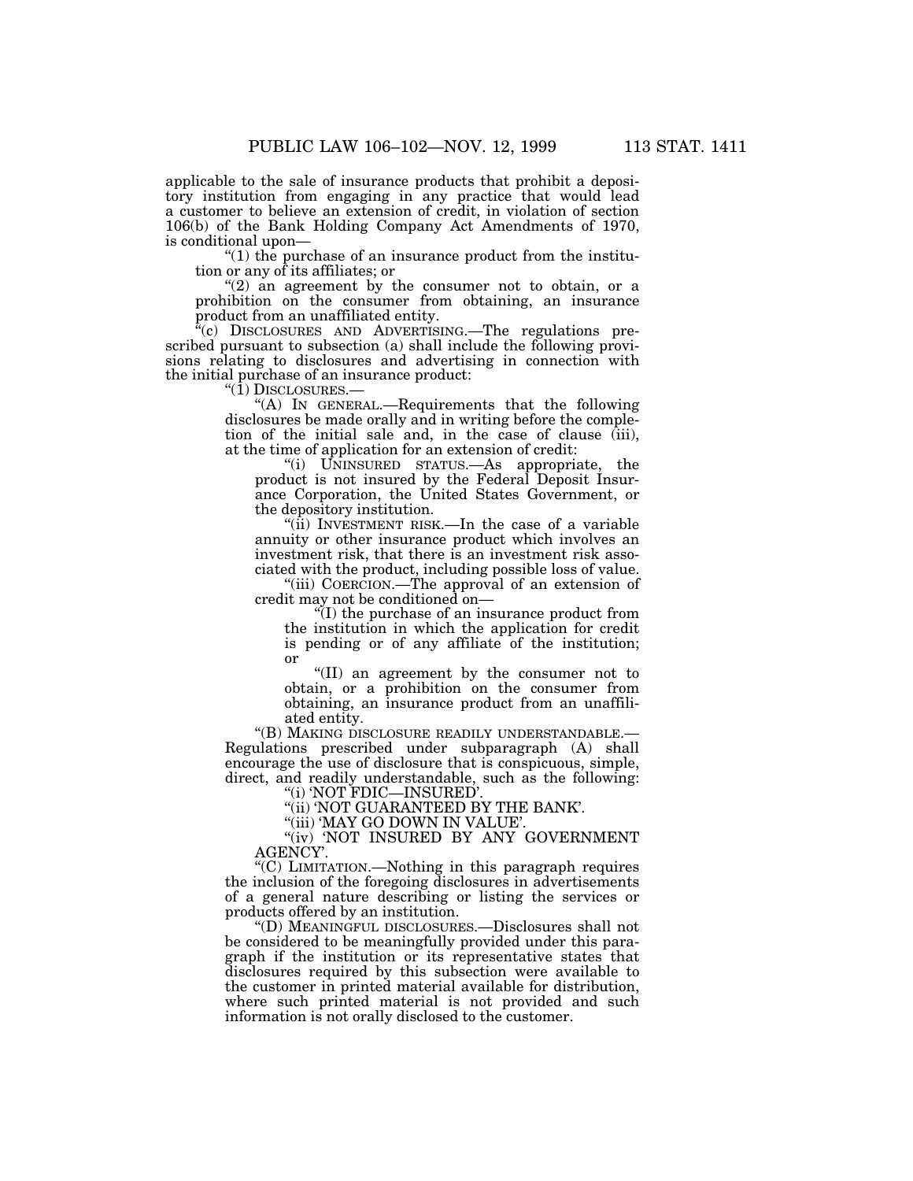applicable to the sale of insurance products that prohibit a depository institution from engaging in any practice that would lead a customer to believe an extension of credit, in violation of section 106(b) of the Bank Holding Company Act Amendments of 1970, is conditional upon—

"(1) the purchase of an insurance product from the institution or any of its affiliates; or

"(2) an agreement by the consumer not to obtain, or a prohibition on the consumer from obtaining, an insurance product from an unaffiliated entity.

"(c) DISCLOSURES AND ADVERTISING.—The regulations prescribed pursuant to subsection (a) shall include the following provisions relating to disclosures and advertising in connection with the initial purchase of an insurance product:

"(1) DISCLOSURES.—

"(A) IN GENERAL.—Requirements that the following disclosures be made orally and in writing before the completion of the initial sale and, in the case of clause (iii), at the time of application for an extension of credit:

"(i) UNINSURED STATUS.—As appropriate, the product is not insured by the Federal Deposit Insurance Corporation, the United States Government, or the depository institution.

"(ii) INVESTMENT RISK.—In the case of a variable annuity or other insurance product which involves an investment risk, that there is an investment risk associated with the product, including possible loss of value.

"(iii) COERCION.—The approval of an extension of credit may not be conditioned on—

"(I) the purchase of an insurance product from the institution in which the application for credit is pending or of any affiliate of the institution; or

"(II) an agreement by the consumer not to obtain, or a prohibition on the consumer from obtaining, an insurance product from an unaffiliated entity.

"(B) MAKING DISCLOSURE READILY UNDERSTANDABLE.—Regulations prescribed under subparagraph (A) shall encourage the use of disclosure that is conspicuous, simple, direct, and readily understandable, such as the following:

"(i) 'NOT FDIC—INSURED'.

"(ii) 'NOT GUARANTEED BY THE BANK'.

"(iii) 'MAY GO DOWN IN VALUE'.

"(iv) 'NOT INSURED BY ANY GOVERNMENT AGENCY'.

"(C) LIMITATION.—Nothing in this paragraph requires the inclusion of the foregoing disclosures in advertisements of a general nature describing or listing the services or products offered by an institution.

"(D) MEANINGFUL DISCLOSURES.—Disclosures shall not be considered to be meaningfully provided under this paragraph if the institution or its representative states that disclosures required by this subsection were available to the customer in printed material available for distribution, where such printed material is not provided and such information is not orally disclosed to the customer.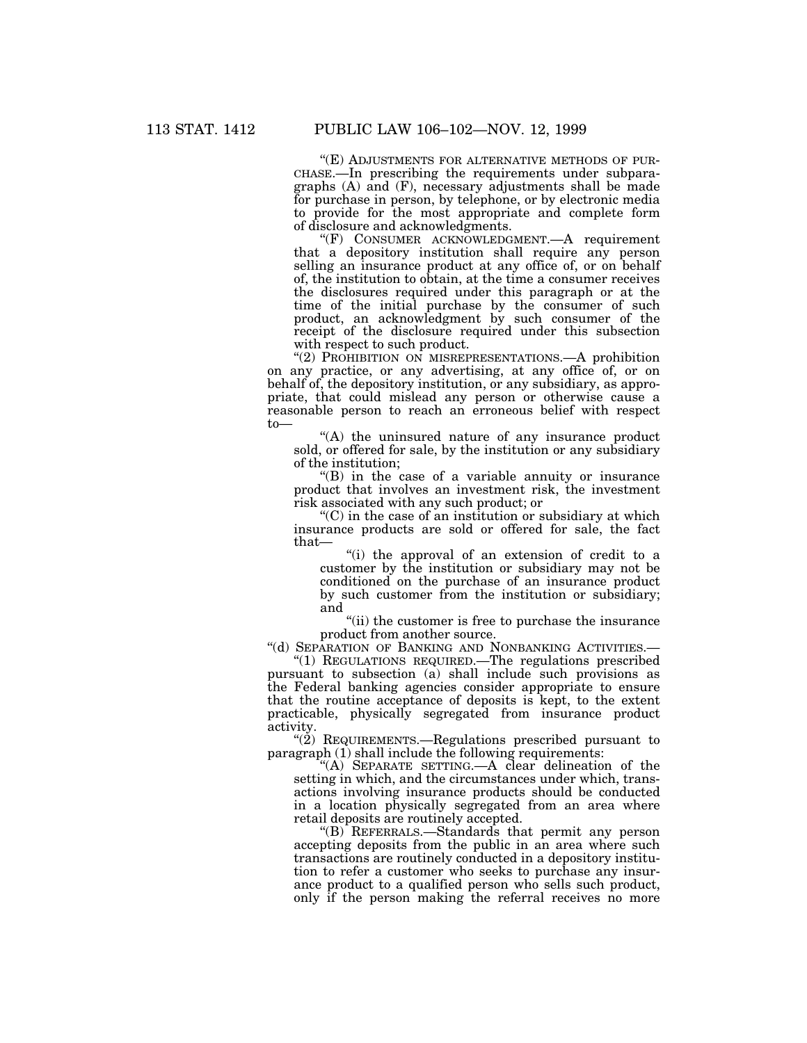"(E) ADJUSTMENTS FOR ALTERNATIVE METHODS OF PURCHASE.—In prescribing the requirements under subparagraphs (A) and (F), necessary adjustments shall be made for purchase in person, by telephone, or by electronic media to provide for the most appropriate and complete form of disclosure and acknowledgments.

"(F) CONSUMER ACKNOWLEDGMENT.—A requirement that a depository institution shall require any person selling an insurance product at any office of, or on behalf of, the institution to obtain, at the time a consumer receives the disclosures required under this paragraph or at the time of the initial purchase by the consumer of such product, an acknowledgment by such consumer of the receipt of the disclosure required under this subsection with respect to such product.

"(2) PROHIBITION ON MISREPRESENTATIONS.—A prohibition on any practice, or any advertising, at any office of, or on behalf of, the depository institution, or any subsidiary, as appropriate, that could mislead any person or otherwise cause a reasonable person to reach an erroneous belief with respect to—

"(A) the uninsured nature of any insurance product sold, or offered for sale, by the institution or any subsidiary of the institution;

"(B) in the case of a variable annuity or insurance product that involves an investment risk, the investment risk associated with any such product; or

"(C) in the case of an institution or subsidiary at which insurance products are sold or offered for sale, the fact that—

"(i) the approval of an extension of credit to a customer by the institution or subsidiary may not be conditioned on the purchase of an insurance product by such customer from the institution or subsidiary; and

"(ii) the customer is free to purchase the insurance product from another source.

"(d) SEPARATION OF BANKING AND NONBANKING ACTIVITIES.—

"(1) REGULATIONS REQUIRED.—The regulations prescribed pursuant to subsection (a) shall include such provisions as the Federal banking agencies consider appropriate to ensure that the routine acceptance of deposits is kept, to the extent practicable, physically segregated from insurance product activity.

"(2) REQUIREMENTS.—Regulations prescribed pursuant to paragraph (1) shall include the following requirements:

"(A) SEPARATE SETTING.—A clear delineation of the setting in which, and the circumstances under which, transactions involving insurance products should be conducted in a location physically segregated from an area where retail deposits are routinely accepted.

"(B) REFERRALS.—Standards that permit any person accepting deposits from the public in an area where such transactions are routinely conducted in a depository institution to refer a customer who seeks to purchase any insurance product to a qualified person who sells such product, only if the person making the referral receives no more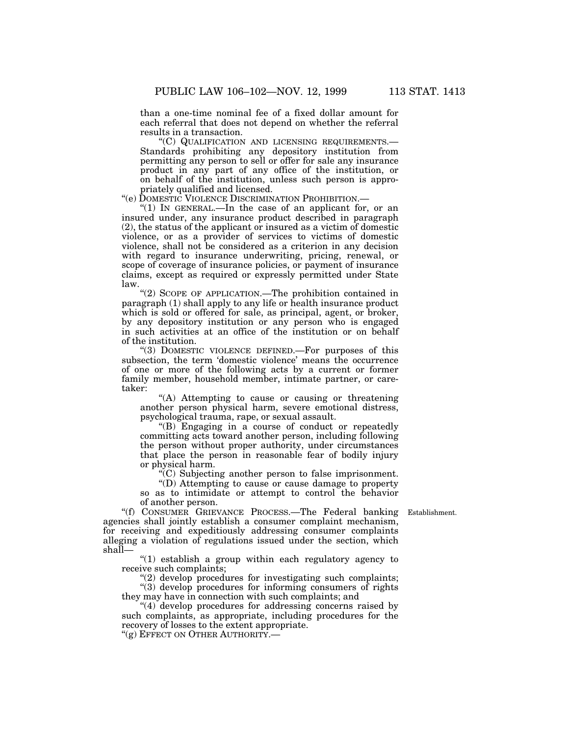than a one-time nominal fee of a fixed dollar amount for each referral that does not depend on whether the referral results in a transaction.

"(C) QUALIFICATION AND LICENSING REQUIREMENTS.—Standards prohibiting any depository institution from permitting any person to sell or offer for sale any insurance product in any part of any office of the institution, or on behalf of the institution, unless such person is appropriately qualified and licensed.

"(e) DOMESTIC VIOLENCE DISCRIMINATION PROHIBITION.—

"(1) IN GENERAL.—In the case of an applicant for, or an insured under, any insurance product described in paragraph (2), the status of the applicant or insured as a victim of domestic violence, or as a provider of services to victims of domestic violence, shall not be considered as a criterion in any decision with regard to insurance underwriting, pricing, renewal, or scope of coverage of insurance policies, or payment of insurance claims, except as required or expressly permitted under State law.

"(2) SCOPE OF APPLICATION.—The prohibition contained in paragraph (1) shall apply to any life or health insurance product which is sold or offered for sale, as principal, agent, or broker, by any depository institution or any person who is engaged in such activities at an office of the institution or on behalf of the institution.

"(3) DOMESTIC VIOLENCE DEFINED.—For purposes of this subsection, the term 'domestic violence' means the occurrence of one or more of the following acts by a current or former family member, household member, intimate partner, or caretaker:

"(A) Attempting to cause or causing or threatening another person physical harm, severe emotional distress, psychological trauma, rape, or sexual assault.

"(B) Engaging in a course of conduct or repeatedly committing acts toward another person, including following the person without proper authority, under circumstances that place the person in reasonable fear of bodily injury or physical harm.

"(C) Subjecting another person to false imprisonment.

"(D) Attempting to cause or cause damage to property so as to intimidate or attempt to control the behavior of another person.

"(f) CONSUMER GRIEVANCE PROCESS.—The Federal banking agencies shall jointly establish a consumer complaint mechanism, for receiving and expeditiously addressing consumer complaints alleging a violation of regulations issued under the section, which shall—

Establishment.

"(1) establish a group within each regulatory agency to receive such complaints;

"(2) develop procedures for investigating such complaints;

"(3) develop procedures for informing consumers of rights they may have in connection with such complaints; and

"(4) develop procedures for addressing concerns raised by such complaints, as appropriate, including procedures for the recovery of losses to the extent appropriate.

"(g) EFFECT ON OTHER AUTHORITY.—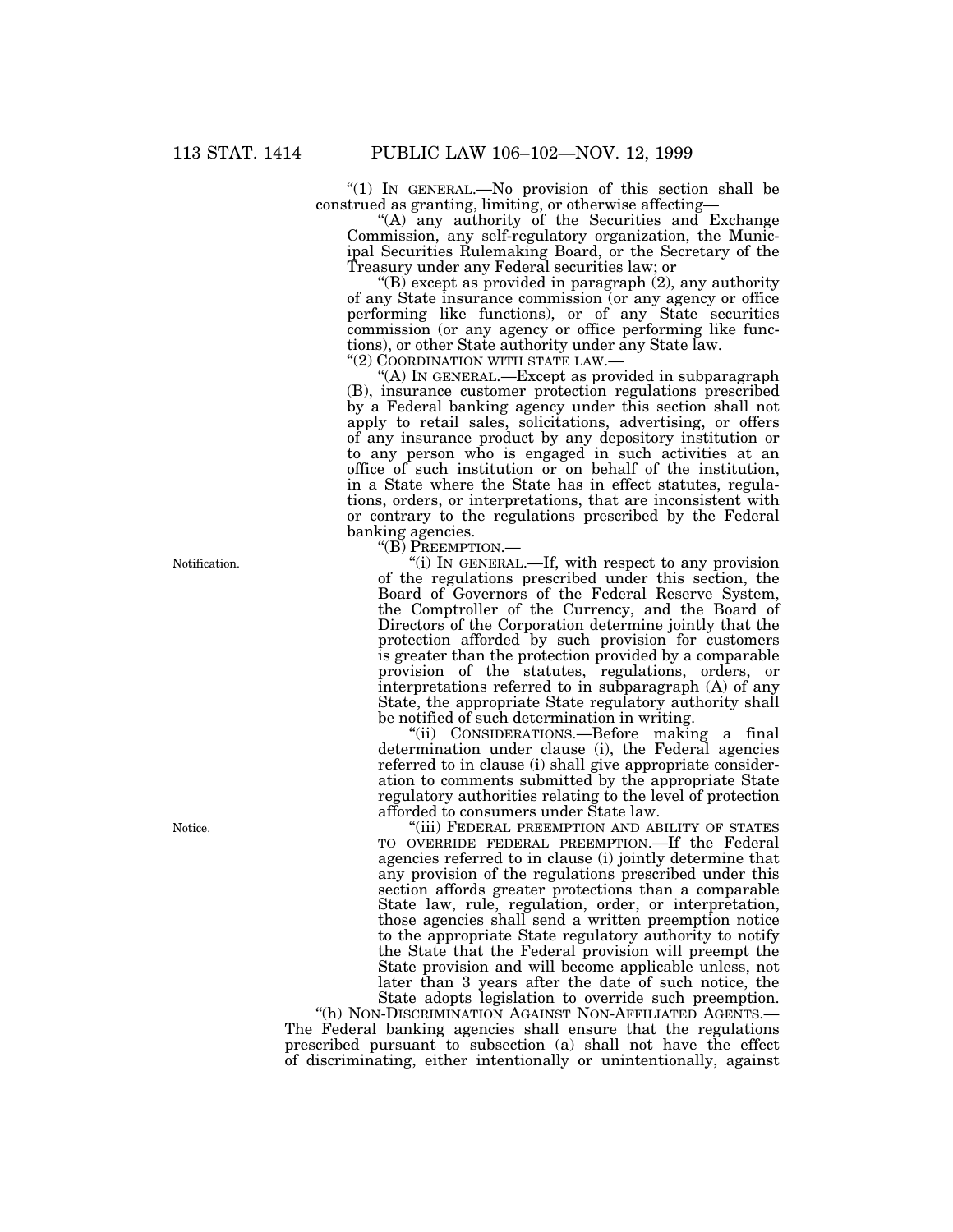"(1) IN GENERAL.—No provision of this section shall be construed as granting, limiting, or otherwise affecting—

"(A) any authority of the Securities and Exchange Commission, any self-regulatory organization, the Municipal Securities Rulemaking Board, or the Secretary of the Treasury under any Federal securities law; or

"(B) except as provided in paragraph (2), any authority of any State insurance commission (or any agency or office performing like functions), or of any State securities commission (or any agency or office performing like functions), or other State authority under any State law.

"(2) COORDINATION WITH STATE LAW.—

"(A) IN GENERAL.—Except as provided in subparagraph (B), insurance customer protection regulations prescribed by a Federal banking agency under this section shall not apply to retail sales, solicitations, advertising, or offers of any insurance product by any depository institution or to any person who is engaged in such activities at an office of such institution or on behalf of the institution, in a State where the State has in effect statutes, regulations, orders, or interpretations, that are inconsistent with or contrary to the regulations prescribed by the Federal banking agencies.

"(B) PREEMPTION.—

Notification.

"(i) IN GENERAL.—If, with respect to any provision of the regulations prescribed under this section, the Board of Governors of the Federal Reserve System, the Comptroller of the Currency, and the Board of Directors of the Corporation determine jointly that the protection afforded by such provision for customers is greater than the protection provided by a comparable provision of the statutes, regulations, orders, or interpretations referred to in subparagraph (A) of any State, the appropriate State regulatory authority shall be notified of such determination in writing.

"(ii) CONSIDERATIONS.—Before making a final determination under clause (i), the Federal agencies referred to in clause (i) shall give appropriate consideration to comments submitted by the appropriate State regulatory authorities relating to the level of protection afforded to consumers under State law.

Notice.

"(iii) FEDERAL PREEMPTION AND ABILITY OF STATES TO OVERRIDE FEDERAL PREEMPTION.—If the Federal agencies referred to in clause (i) jointly determine that any provision of the regulations prescribed under this section affords greater protections than a comparable State law, rule, regulation, order, or interpretation, those agencies shall send a written preemption notice to the appropriate State regulatory authority to notify the State that the Federal provision will preempt the State provision and will become applicable unless, not later than 3 years after the date of such notice, the State adopts legislation to override such preemption.

"(h) NON-DISCRIMINATION AGAINST NON-AFFILIATED AGENTS.—The Federal banking agencies shall ensure that the regulations prescribed pursuant to subsection (a) shall not have the effect of discriminating, either intentionally or unintentionally, against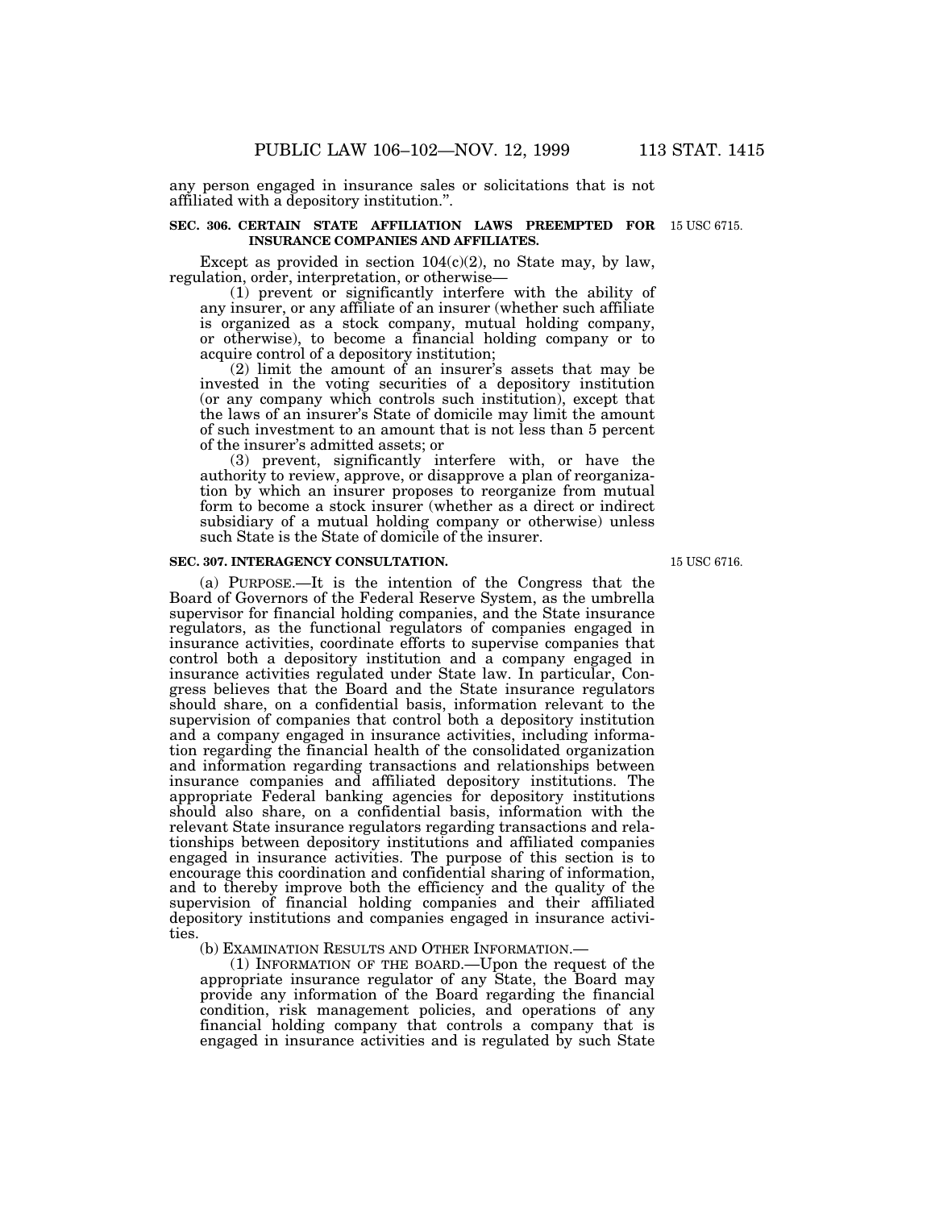any person engaged in insurance sales or solicitations that is not affiliated with a depository institution.".

**SEC. 306. CERTAIN STATE AFFILIATION LAWS PREEMPTED FOR INSURANCE COMPANIES AND AFFILIATES.**

15 USC 6715.

Except as provided in section 104(c)(2), no State may, by law, regulation, order, interpretation, or otherwise—

(1) prevent or significantly interfere with the ability of any insurer, or any affiliate of an insurer (whether such affiliate is organized as a stock company, mutual holding company, or otherwise), to become a financial holding company or to acquire control of a depository institution;

(2) limit the amount of an insurer's assets that may be invested in the voting securities of a depository institution (or any company which controls such institution), except that the laws of an insurer's State of domicile may limit the amount of such investment to an amount that is not less than 5 percent of the insurer's admitted assets; or

(3) prevent, significantly interfere with, or have the authority to review, approve, or disapprove a plan of reorganization by which an insurer proposes to reorganize from mutual form to become a stock insurer (whether as a direct or indirect subsidiary of a mutual holding company or otherwise) unless such State is the State of domicile of the insurer.

**SEC. 307. INTERAGENCY CONSULTATION.**

15 USC 6716.

(a) PURPOSE.—It is the intention of the Congress that the Board of Governors of the Federal Reserve System, as the umbrella supervisor for financial holding companies, and the State insurance regulators, as the functional regulators of companies engaged in insurance activities, coordinate efforts to supervise companies that control both a depository institution and a company engaged in insurance activities regulated under State law. In particular, Congress believes that the Board and the State insurance regulators should share, on a confidential basis, information relevant to the supervision of companies that control both a depository institution and a company engaged in insurance activities, including information regarding the financial health of the consolidated organization and information regarding transactions and relationships between insurance companies and affiliated depository institutions. The appropriate Federal banking agencies for depository institutions should also share, on a confidential basis, information with the relevant State insurance regulators regarding transactions and relationships between depository institutions and affiliated companies engaged in insurance activities. The purpose of this section is to encourage this coordination and confidential sharing of information, and to thereby improve both the efficiency and the quality of the supervision of financial holding companies and their affiliated depository institutions and companies engaged in insurance activities.

(b) EXAMINATION RESULTS AND OTHER INFORMATION.—

(1) INFORMATION OF THE BOARD.—Upon the request of the appropriate insurance regulator of any State, the Board may provide any information of the Board regarding the financial condition, risk management policies, and operations of any financial holding company that controls a company that is engaged in insurance activities and is regulated by such State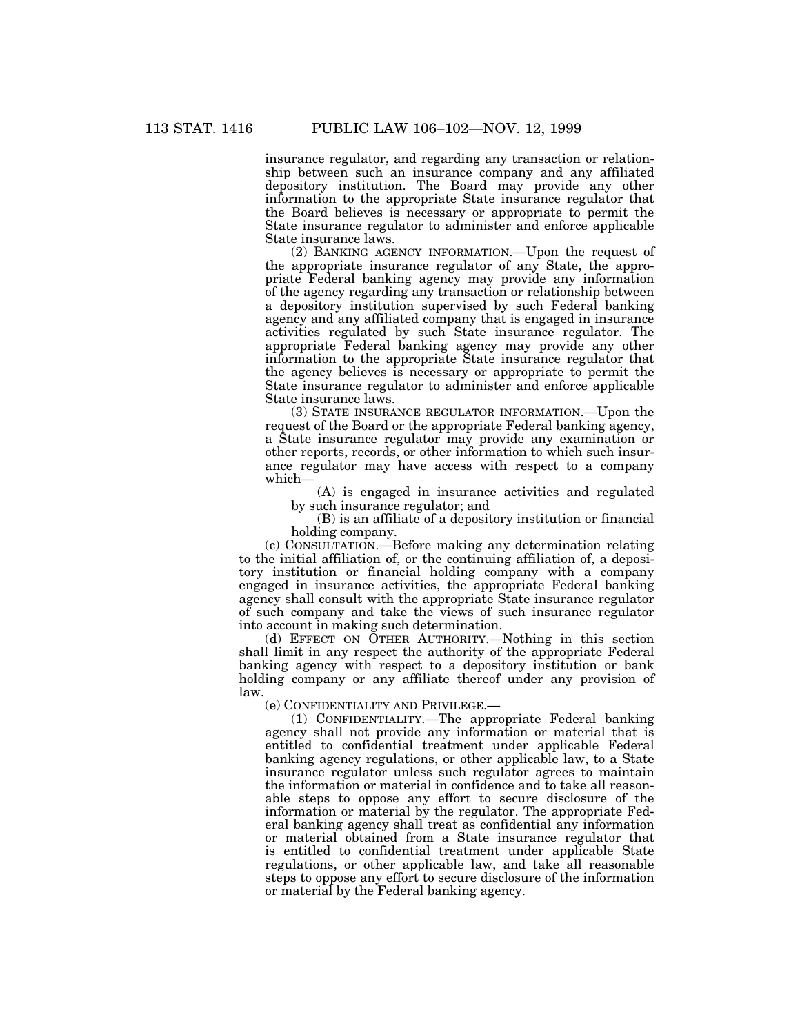insurance regulator, and regarding any transaction or relationship between such an insurance company and any affiliated depository institution. The Board may provide any other information to the appropriate State insurance regulator that the Board believes is necessary or appropriate to permit the State insurance regulator to administer and enforce applicable State insurance laws.

(2) BANKING AGENCY INFORMATION.—Upon the request of the appropriate insurance regulator of any State, the appropriate Federal banking agency may provide any information of the agency regarding any transaction or relationship between a depository institution supervised by such Federal banking agency and any affiliated company that is engaged in insurance activities regulated by such State insurance regulator. The appropriate Federal banking agency may provide any other information to the appropriate State insurance regulator that the agency believes is necessary or appropriate to permit the State insurance regulator to administer and enforce applicable State insurance laws.

(3) STATE INSURANCE REGULATOR INFORMATION.—Upon the request of the Board or the appropriate Federal banking agency, a State insurance regulator may provide any examination or other reports, records, or other information to which such insurance regulator may have access with respect to a company which—

(A) is engaged in insurance activities and regulated by such insurance regulator; and

(B) is an affiliate of a depository institution or financial holding company.

(c) CONSULTATION.—Before making any determination relating to the initial affiliation of, or the continuing affiliation of, a depository institution or financial holding company with a company engaged in insurance activities, the appropriate Federal banking agency shall consult with the appropriate State insurance regulator of such company and take the views of such insurance regulator into account in making such determination.

(d) EFFECT ON OTHER AUTHORITY.—Nothing in this section shall limit in any respect the authority of the appropriate Federal banking agency with respect to a depository institution or bank holding company or any affiliate thereof under any provision of law.

(e) CONFIDENTIALITY AND PRIVILEGE.—

(1) CONFIDENTIALITY.—The appropriate Federal banking agency shall not provide any information or material that is entitled to confidential treatment under applicable Federal banking agency regulations, or other applicable law, to a State insurance regulator unless such regulator agrees to maintain the information or material in confidence and to take all reasonable steps to oppose any effort to secure disclosure of the information or material by the regulator. The appropriate Federal banking agency shall treat as confidential any information or material obtained from a State insurance regulator that is entitled to confidential treatment under applicable State regulations, or other applicable law, and take all reasonable steps to oppose any effort to secure disclosure of the information or material by the Federal banking agency.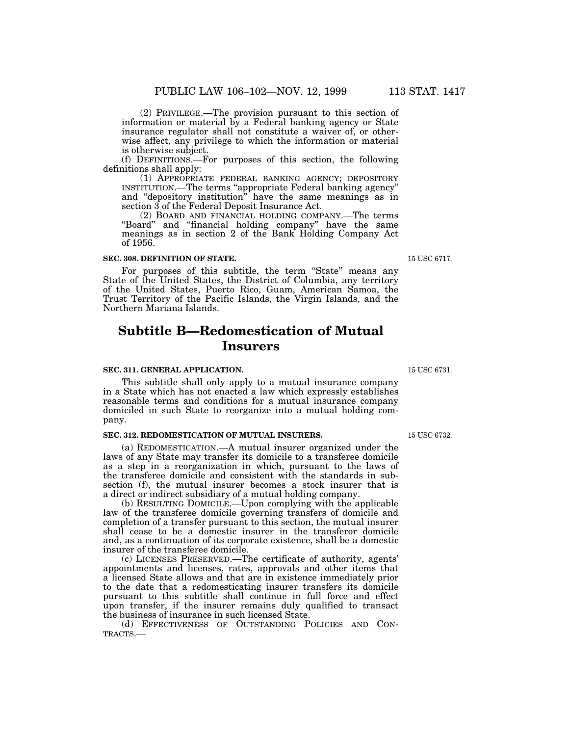(2) PRIVILEGE.—The provision pursuant to this section of information or material by a Federal banking agency or State insurance regulator shall not constitute a waiver of, or otherwise affect, any privilege to which the information or material is otherwise subject.

(f) DEFINITIONS.—For purposes of this section, the following definitions shall apply:

(1) APPROPRIATE FEDERAL BANKING AGENCY; DEPOSITORY INSTITUTION.—The terms "appropriate Federal banking agency" and "depository institution" have the same meanings as in section 3 of the Federal Deposit Insurance Act.

(2) BOARD AND FINANCIAL HOLDING COMPANY.—The terms "Board" and "financial holding company" have the same meanings as in section 2 of the Bank Holding Company Act of 1956.

**SEC. 308. DEFINITION OF STATE.**

15 USC 6717.

For purposes of this subtitle, the term "State" means any State of the United States, the District of Columbia, any territory of the United States, Puerto Rico, Guam, American Samoa, the Trust Territory of the Pacific Islands, the Virgin Islands, and the Northern Mariana Islands.

# Subtitle B—Redomestication of Mutual Insurers

**SEC. 311. GENERAL APPLICATION.**

15 USC 6731.

This subtitle shall only apply to a mutual insurance company in a State which has not enacted a law which expressly establishes reasonable terms and conditions for a mutual insurance company domiciled in such State to reorganize into a mutual holding company.

**SEC. 312. REDOMESTICATION OF MUTUAL INSURERS.**

15 USC 6732.

(a) REDOMESTICATION.—A mutual insurer organized under the laws of any State may transfer its domicile to a transferee domicile as a step in a reorganization in which, pursuant to the laws of the transferee domicile and consistent with the standards in subsection (f), the mutual insurer becomes a stock insurer that is a direct or indirect subsidiary of a mutual holding company.

(b) RESULTING DOMICILE.—Upon complying with the applicable law of the transferee domicile governing transfers of domicile and completion of a transfer pursuant to this section, the mutual insurer shall cease to be a domestic insurer in the transferor domicile and, as a continuation of its corporate existence, shall be a domestic insurer of the transferee domicile.

(c) LICENSES PRESERVED.—The certificate of authority, agents' appointments and licenses, rates, approvals and other items that a licensed State allows and that are in existence immediately prior to the date that a redomesticating insurer transfers its domicile pursuant to this subtitle shall continue in full force and effect upon transfer, if the insurer remains duly qualified to transact the business of insurance in such licensed State.

(d) EFFECTIVENESS OF OUTSTANDING POLICIES AND CONTRACTS.—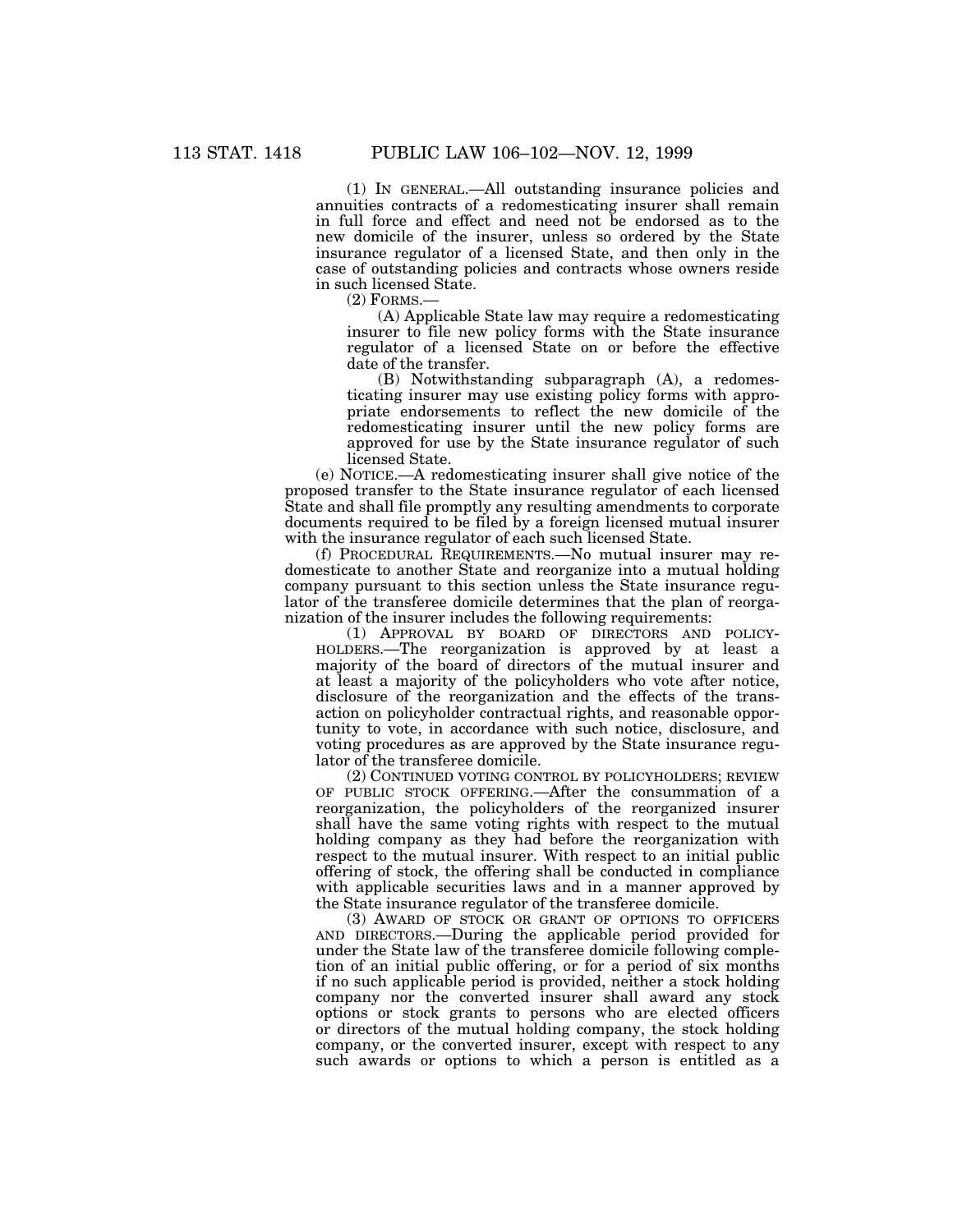(1) IN GENERAL.—All outstanding insurance policies and annuities contracts of a redomesticating insurer shall remain in full force and effect and need not be endorsed as to the new domicile of the insurer, unless so ordered by the State insurance regulator of a licensed State, and then only in the case of outstanding policies and contracts whose owners reside in such licensed State.

(2) FORMS.—

(A) Applicable State law may require a redomesticating insurer to file new policy forms with the State insurance regulator of a licensed State on or before the effective date of the transfer.

(B) Notwithstanding subparagraph (A), a redomesticating insurer may use existing policy forms with appropriate endorsements to reflect the new domicile of the redomesticating insurer until the new policy forms are approved for use by the State insurance regulator of such licensed State.

(e) NOTICE.—A redomesticating insurer shall give notice of the proposed transfer to the State insurance regulator of each licensed State and shall file promptly any resulting amendments to corporate documents required to be filed by a foreign licensed mutual insurer with the insurance regulator of each such licensed State.

(f) PROCEDURAL REQUIREMENTS.—No mutual insurer may redomesticate to another State and reorganize into a mutual holding company pursuant to this section unless the State insurance regulator of the transferee domicile determines that the plan of reorganization of the insurer includes the following requirements:

(1) APPROVAL BY BOARD OF DIRECTORS AND POLICYHOLDERS.—The reorganization is approved by at least a majority of the board of directors of the mutual insurer and at least a majority of the policyholders who vote after notice, disclosure of the reorganization and the effects of the transaction on policyholder contractual rights, and reasonable opportunity to vote, in accordance with such notice, disclosure, and voting procedures as are approved by the State insurance regulator of the transferee domicile.

(2) CONTINUED VOTING CONTROL BY POLICYHOLDERS; REVIEW OF PUBLIC STOCK OFFERING.—After the consummation of a reorganization, the policyholders of the reorganized insurer shall have the same voting rights with respect to the mutual holding company as they had before the reorganization with respect to the mutual insurer. With respect to an initial public offering of stock, the offering shall be conducted in compliance with applicable securities laws and in a manner approved by the State insurance regulator of the transferee domicile.

(3) AWARD OF STOCK OR GRANT OF OPTIONS TO OFFICERS AND DIRECTORS.—During the applicable period provided for under the State law of the transferee domicile following completion of an initial public offering, or for a period of six months if no such applicable period is provided, neither a stock holding company nor the converted insurer shall award any stock options or stock grants to persons who are elected officers or directors of the mutual holding company, the stock holding company, or the converted insurer, except with respect to any such awards or options to which a person is entitled as a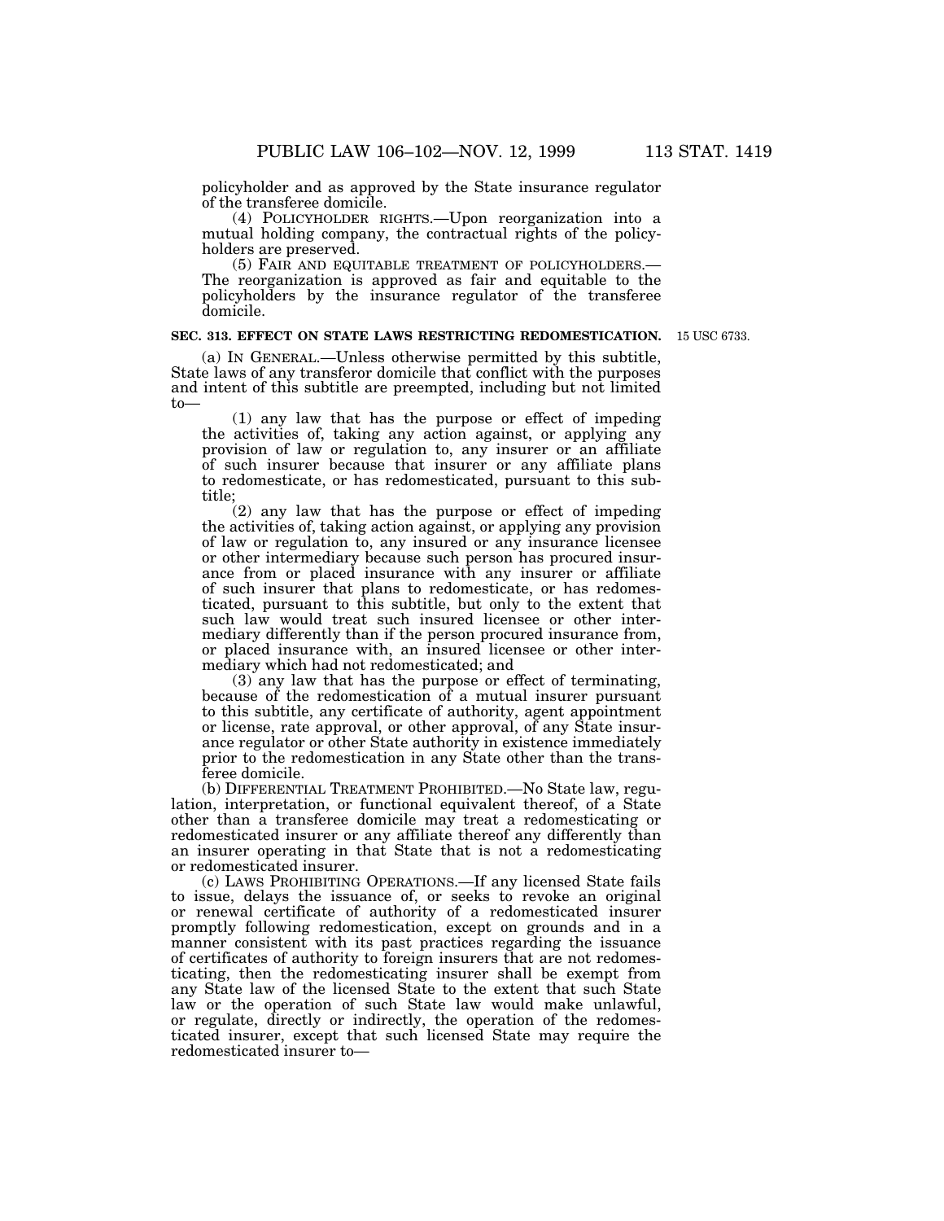policyholder and as approved by the State insurance regulator of the transferee domicile.

(4) POLICYHOLDER RIGHTS.—Upon reorganization into a mutual holding company, the contractual rights of the policyholders are preserved.

(5) FAIR AND EQUITABLE TREATMENT OF POLICYHOLDERS.—The reorganization is approved as fair and equitable to the policyholders by the insurance regulator of the transferee domicile.

**SEC. 313. EFFECT ON STATE LAWS RESTRICTING REDOMESTICATION.** 15 USC 6733.

(a) IN GENERAL.—Unless otherwise permitted by this subtitle, State laws of any transferor domicile that conflict with the purposes and intent of this subtitle are preempted, including but not limited to—

(1) any law that has the purpose or effect of impeding the activities of, taking any action against, or applying any provision of law or regulation to, any insurer or an affiliate of such insurer because that insurer or any affiliate plans to redomesticate, or has redomesticated, pursuant to this subtitle;

(2) any law that has the purpose or effect of impeding the activities of, taking action against, or applying any provision of law or regulation to, any insured or any insurance licensee or other intermediary because such person has procured insurance from or placed insurance with any insurer or affiliate of such insurer that plans to redomesticate, or has redomesticated, pursuant to this subtitle, but only to the extent that such law would treat such insured licensee or other intermediary differently than if the person procured insurance from, or placed insurance with, an insured licensee or other intermediary which had not redomesticated; and

(3) any law that has the purpose or effect of terminating, because of the redomestication of a mutual insurer pursuant to this subtitle, any certificate of authority, agent appointment or license, rate approval, or other approval, of any State insurance regulator or other State authority in existence immediately prior to the redomestication in any State other than the transferee domicile.

(b) DIFFERENTIAL TREATMENT PROHIBITED.—No State law, regulation, interpretation, or functional equivalent thereof, of a State other than a transferee domicile may treat a redomesticating or redomesticated insurer or any affiliate thereof any differently than an insurer operating in that State that is not a redomesticating or redomesticated insurer.

(c) LAWS PROHIBITING OPERATIONS.—If any licensed State fails to issue, delays the issuance of, or seeks to revoke an original or renewal certificate of authority of a redomesticated insurer promptly following redomestication, except on grounds and in a manner consistent with its past practices regarding the issuance of certificates of authority to foreign insurers that are not redomesticating, then the redomesticating insurer shall be exempt from any State law of the licensed State to the extent that such State law or the operation of such State law would make unlawful, or regulate, directly or indirectly, the operation of the redomesticated insurer, except that such licensed State may require the redomesticated insurer to—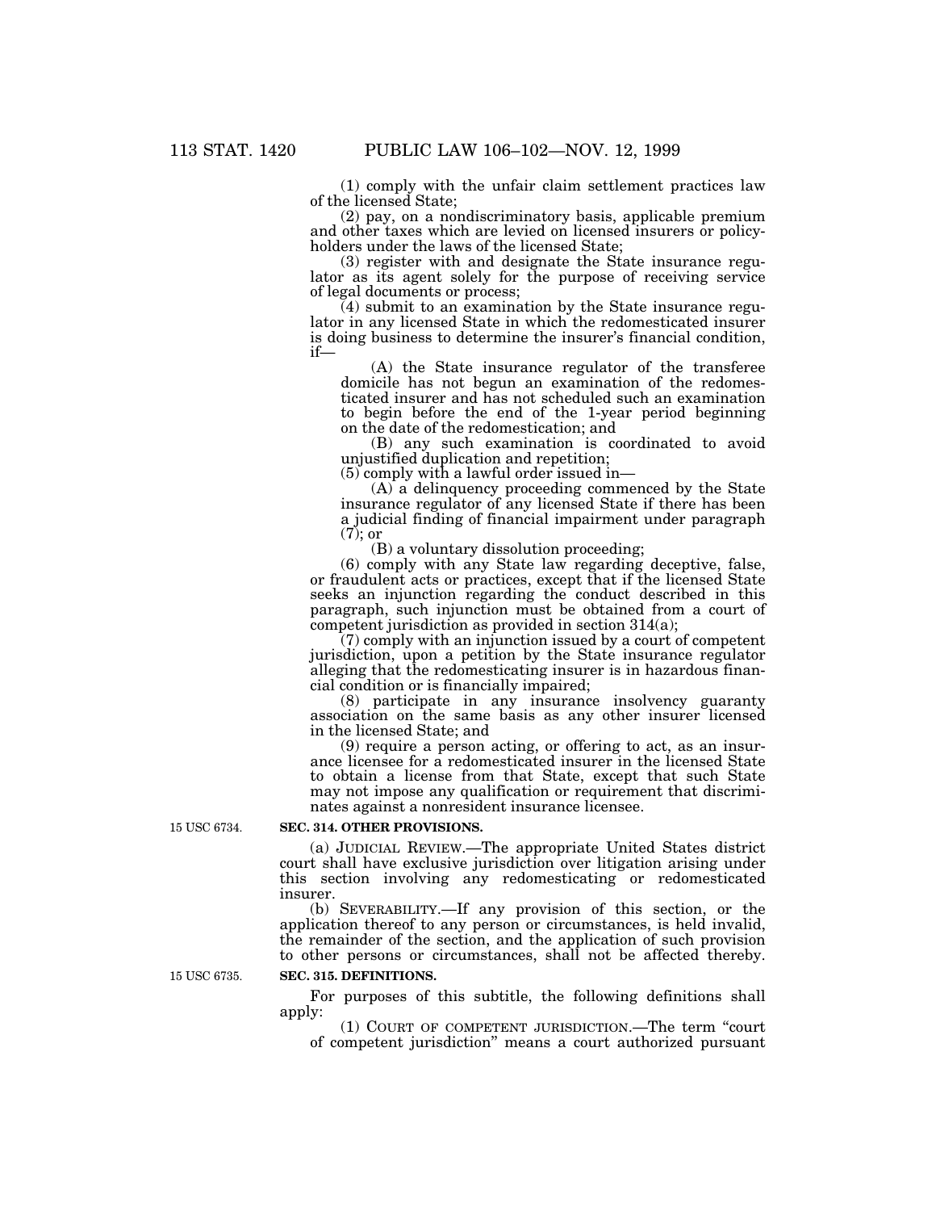(1) comply with the unfair claim settlement practices law of the licensed State;

(2) pay, on a nondiscriminatory basis, applicable premium and other taxes which are levied on licensed insurers or policyholders under the laws of the licensed State;

(3) register with and designate the State insurance regulator as its agent solely for the purpose of receiving service of legal documents or process;

(4) submit to an examination by the State insurance regulator in any licensed State in which the redomesticated insurer is doing business to determine the insurer's financial condition, if—

(A) the State insurance regulator of the transferee domicile has not begun an examination of the redomesticated insurer and has not scheduled such an examination to begin before the end of the 1-year period beginning on the date of the redomestication; and

(B) any such examination is coordinated to avoid unjustified duplication and repetition;

(5) comply with a lawful order issued in—

(A) a delinquency proceeding commenced by the State insurance regulator of any licensed State if there has been a judicial finding of financial impairment under paragraph (7); or

(B) a voluntary dissolution proceeding;

(6) comply with any State law regarding deceptive, false, or fraudulent acts or practices, except that if the licensed State seeks an injunction regarding the conduct described in this paragraph, such injunction must be obtained from a court of competent jurisdiction as provided in section 314(a);

(7) comply with an injunction issued by a court of competent jurisdiction, upon a petition by the State insurance regulator alleging that the redomesticating insurer is in hazardous financial condition or is financially impaired;

(8) participate in any insurance insolvency guaranty association on the same basis as any other insurer licensed in the licensed State; and

(9) require a person acting, or offering to act, as an insurance licensee for a redomesticated insurer in the licensed State to obtain a license from that State, except that such State may not impose any qualification or requirement that discriminates against a nonresident insurance licensee.

15 USC 6734.

**SEC. 314. OTHER PROVISIONS.**

(a) JUDICIAL REVIEW.—The appropriate United States district court shall have exclusive jurisdiction over litigation arising under this section involving any redomesticating or redomesticated insurer.

(b) SEVERABILITY.—If any provision of this section, or the application thereof to any person or circumstances, is held invalid, the remainder of the section, and the application of such provision to other persons or circumstances, shall not be affected thereby.

15 USC 6735.

**SEC. 315. DEFINITIONS.**

For purposes of this subtitle, the following definitions shall apply:

(1) COURT OF COMPETENT JURISDICTION.—The term "court of competent jurisdiction" means a court authorized pursuant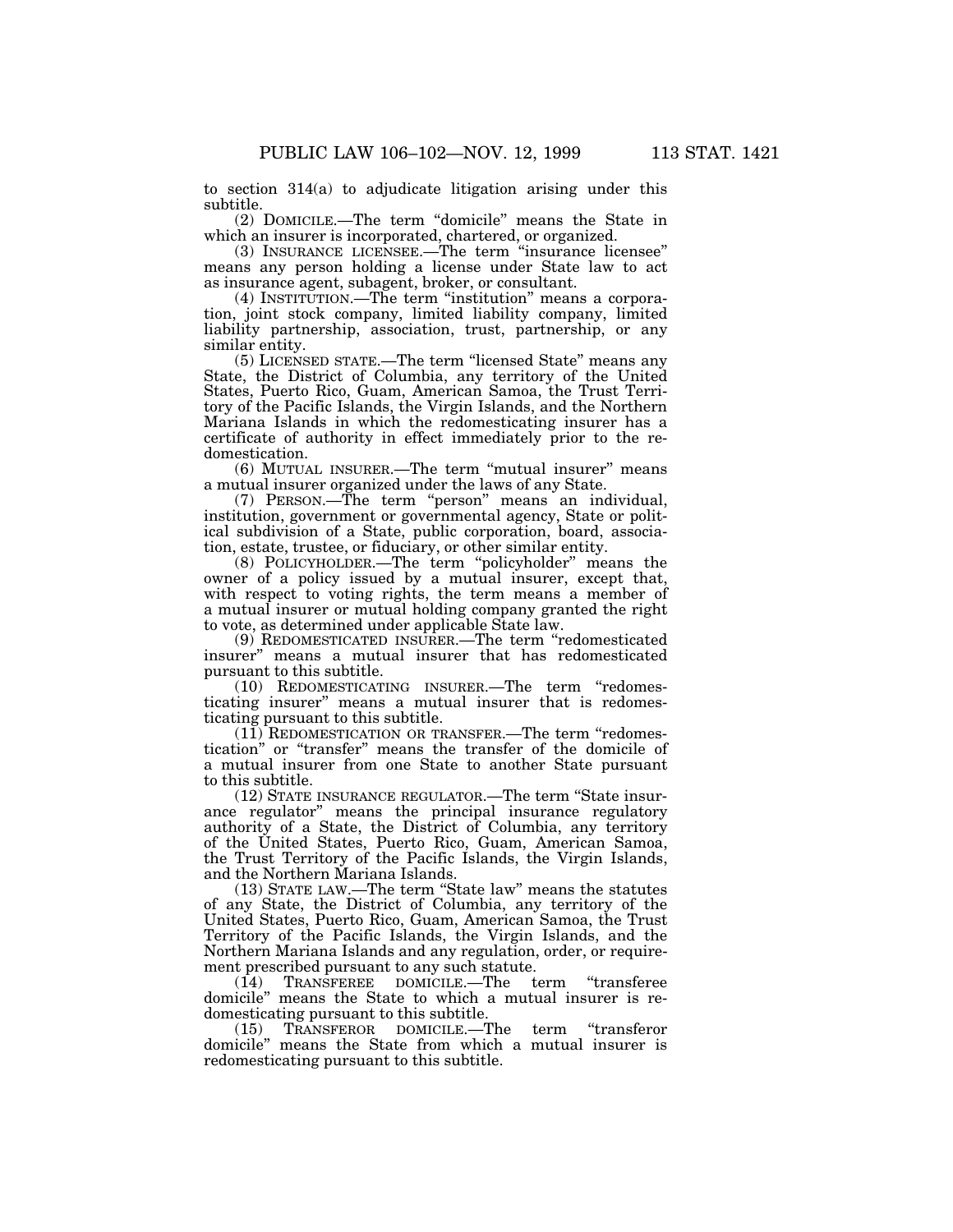to section 314(a) to adjudicate litigation arising under this subtitle.

(2) DOMICILE.—The term "domicile" means the State in which an insurer is incorporated, chartered, or organized.

(3) INSURANCE LICENSEE.—The term "insurance licensee" means any person holding a license under State law to act as insurance agent, subagent, broker, or consultant.

(4) INSTITUTION.—The term "institution" means a corporation, joint stock company, limited liability company, limited liability partnership, association, trust, partnership, or any similar entity.

(5) LICENSED STATE.—The term "licensed State" means any State, the District of Columbia, any territory of the United States, Puerto Rico, Guam, American Samoa, the Trust Territory of the Pacific Islands, the Virgin Islands, and the Northern Mariana Islands in which the redomesticating insurer has a certificate of authority in effect immediately prior to the redomestication.

(6) MUTUAL INSURER.—The term "mutual insurer" means a mutual insurer organized under the laws of any State.

(7) PERSON.—The term "person" means an individual, institution, government or governmental agency, State or political subdivision of a State, public corporation, board, association, estate, trustee, or fiduciary, or other similar entity.

(8) POLICYHOLDER.—The term "policyholder" means the owner of a policy issued by a mutual insurer, except that, with respect to voting rights, the term means a member of a mutual insurer or mutual holding company granted the right to vote, as determined under applicable State law.

(9) REDOMESTICATED INSURER.—The term "redomesticated insurer" means a mutual insurer that has redomesticated pursuant to this subtitle.

(10) REDOMESTICATING INSURER.—The term "redomesticating insurer" means a mutual insurer that is redomesticating pursuant to this subtitle.

(11) REDOMESTICATION OR TRANSFER.—The term "redomestication" or "transfer" means the transfer of the domicile of a mutual insurer from one State to another State pursuant to this subtitle.

(12) STATE INSURANCE REGULATOR.—The term "State insurance regulator" means the principal insurance regulatory authority of a State, the District of Columbia, any territory of the United States, Puerto Rico, Guam, American Samoa, the Trust Territory of the Pacific Islands, the Virgin Islands, and the Northern Mariana Islands.

(13) STATE LAW.—The term "State law" means the statutes of any State, the District of Columbia, any territory of the United States, Puerto Rico, Guam, American Samoa, the Trust Territory of the Pacific Islands, the Virgin Islands, and the Northern Mariana Islands and any regulation, order, or requirement prescribed pursuant to any such statute.

(14) TRANSFEREE DOMICILE.—The term "transferee domicile" means the State to which a mutual insurer is redomesticating pursuant to this subtitle.

(15) TRANSFEROR DOMICILE.—The term "transferor domicile" means the State from which a mutual insurer is redomesticating pursuant to this subtitle.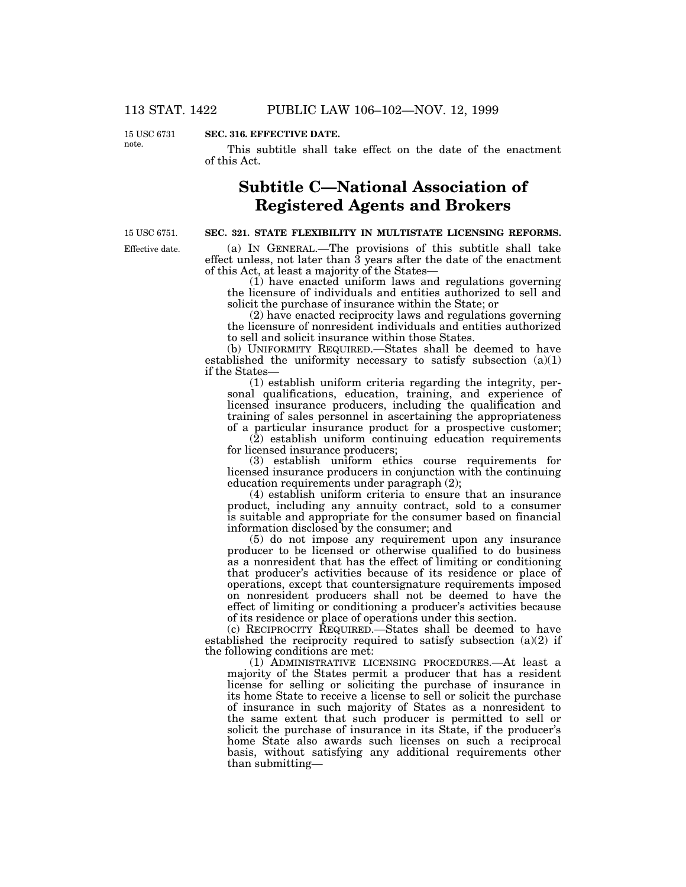15 USC 6731 note.

**SEC. 316. EFFECTIVE DATE.**

This subtitle shall take effect on the date of the enactment of this Act.

## Subtitle C—National Association of Registered Agents and Brokers

15 USC 6751.

**SEC. 321. STATE FLEXIBILITY IN MULTISTATE LICENSING REFORMS.**

Effective date.

(a) IN GENERAL.—The provisions of this subtitle shall take effect unless, not later than 3 years after the date of the enactment of this Act, at least a majority of the States—

(1) have enacted uniform laws and regulations governing the licensure of individuals and entities authorized to sell and solicit the purchase of insurance within the State; or

(2) have enacted reciprocity laws and regulations governing the licensure of nonresident individuals and entities authorized to sell and solicit insurance within those States.

(b) UNIFORMITY REQUIRED.—States shall be deemed to have established the uniformity necessary to satisfy subsection (a)(1) if the States—

(1) establish uniform criteria regarding the integrity, personal qualifications, education, training, and experience of licensed insurance producers, including the qualification and training of sales personnel in ascertaining the appropriateness of a particular insurance product for a prospective customer;

(2) establish uniform continuing education requirements for licensed insurance producers;

(3) establish uniform ethics course requirements for licensed insurance producers in conjunction with the continuing education requirements under paragraph (2);

(4) establish uniform criteria to ensure that an insurance product, including any annuity contract, sold to a consumer is suitable and appropriate for the consumer based on financial information disclosed by the consumer; and

(5) do not impose any requirement upon any insurance producer to be licensed or otherwise qualified to do business as a nonresident that has the effect of limiting or conditioning that producer's activities because of its residence or place of operations, except that countersignature requirements imposed on nonresident producers shall not be deemed to have the effect of limiting or conditioning a producer's activities because of its residence or place of operations under this section.

(c) RECIPROCITY REQUIRED.—States shall be deemed to have established the reciprocity required to satisfy subsection (a)(2) if the following conditions are met:

(1) ADMINISTRATIVE LICENSING PROCEDURES.—At least a majority of the States permit a producer that has a resident license for selling or soliciting the purchase of insurance in its home State to receive a license to sell or solicit the purchase of insurance in such majority of States as a nonresident to the same extent that such producer is permitted to sell or solicit the purchase of insurance in its State, if the producer's home State also awards such licenses on such a reciprocal basis, without satisfying any additional requirements other than submitting—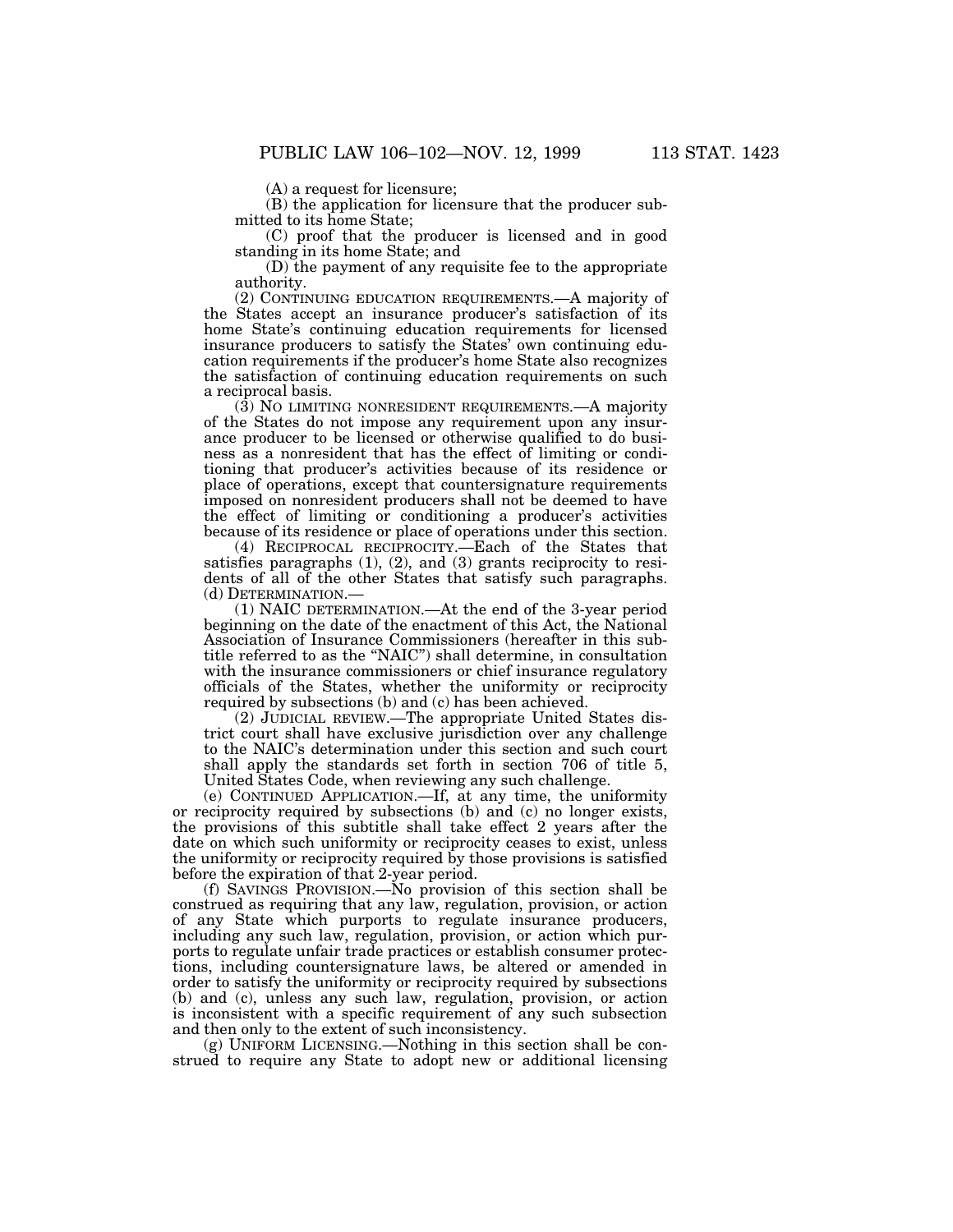(A) a request for licensure;

(B) the application for licensure that the producer submitted to its home State;

(C) proof that the producer is licensed and in good standing in its home State; and

(D) the payment of any requisite fee to the appropriate authority.

(2) CONTINUING EDUCATION REQUIREMENTS.—A majority of the States accept an insurance producer's satisfaction of its home State's continuing education requirements for licensed insurance producers to satisfy the States' own continuing education requirements if the producer's home State also recognizes the satisfaction of continuing education requirements on such a reciprocal basis.

(3) NO LIMITING NONRESIDENT REQUIREMENTS.—A majority of the States do not impose any requirement upon any insurance producer to be licensed or otherwise qualified to do business as a nonresident that has the effect of limiting or conditioning that producer's activities because of its residence or place of operations, except that countersignature requirements imposed on nonresident producers shall not be deemed to have the effect of limiting or conditioning a producer's activities because of its residence or place of operations under this section.

(4) RECIPROCAL RECIPROCITY.—Each of the States that satisfies paragraphs (1), (2), and (3) grants reciprocity to residents of all of the other States that satisfy such paragraphs.

(d) DETERMINATION.—

(1) NAIC DETERMINATION.—At the end of the 3-year period beginning on the date of the enactment of this Act, the National Association of Insurance Commissioners (hereafter in this subtitle referred to as the "NAIC") shall determine, in consultation with the insurance commissioners or chief insurance regulatory officials of the States, whether the uniformity or reciprocity required by subsections (b) and (c) has been achieved.

(2) JUDICIAL REVIEW.—The appropriate United States district court shall have exclusive jurisdiction over any challenge to the NAIC's determination under this section and such court shall apply the standards set forth in section 706 of title 5, United States Code, when reviewing any such challenge.

(e) CONTINUED APPLICATION.—If, at any time, the uniformity or reciprocity required by subsections (b) and (c) no longer exists, the provisions of this subtitle shall take effect 2 years after the date on which such uniformity or reciprocity ceases to exist, unless the uniformity or reciprocity required by those provisions is satisfied before the expiration of that 2-year period.

(f) SAVINGS PROVISION.—No provision of this section shall be construed as requiring that any law, regulation, provision, or action of any State which purports to regulate insurance producers, including any such law, regulation, provision, or action which purports to regulate unfair trade practices or establish consumer protections, including countersignature laws, be altered or amended in order to satisfy the uniformity or reciprocity required by subsections (b) and (c), unless any such law, regulation, provision, or action is inconsistent with a specific requirement of any such subsection and then only to the extent of such inconsistency.

(g) UNIFORM LICENSING.—Nothing in this section shall be construed to require any State to adopt new or additional licensing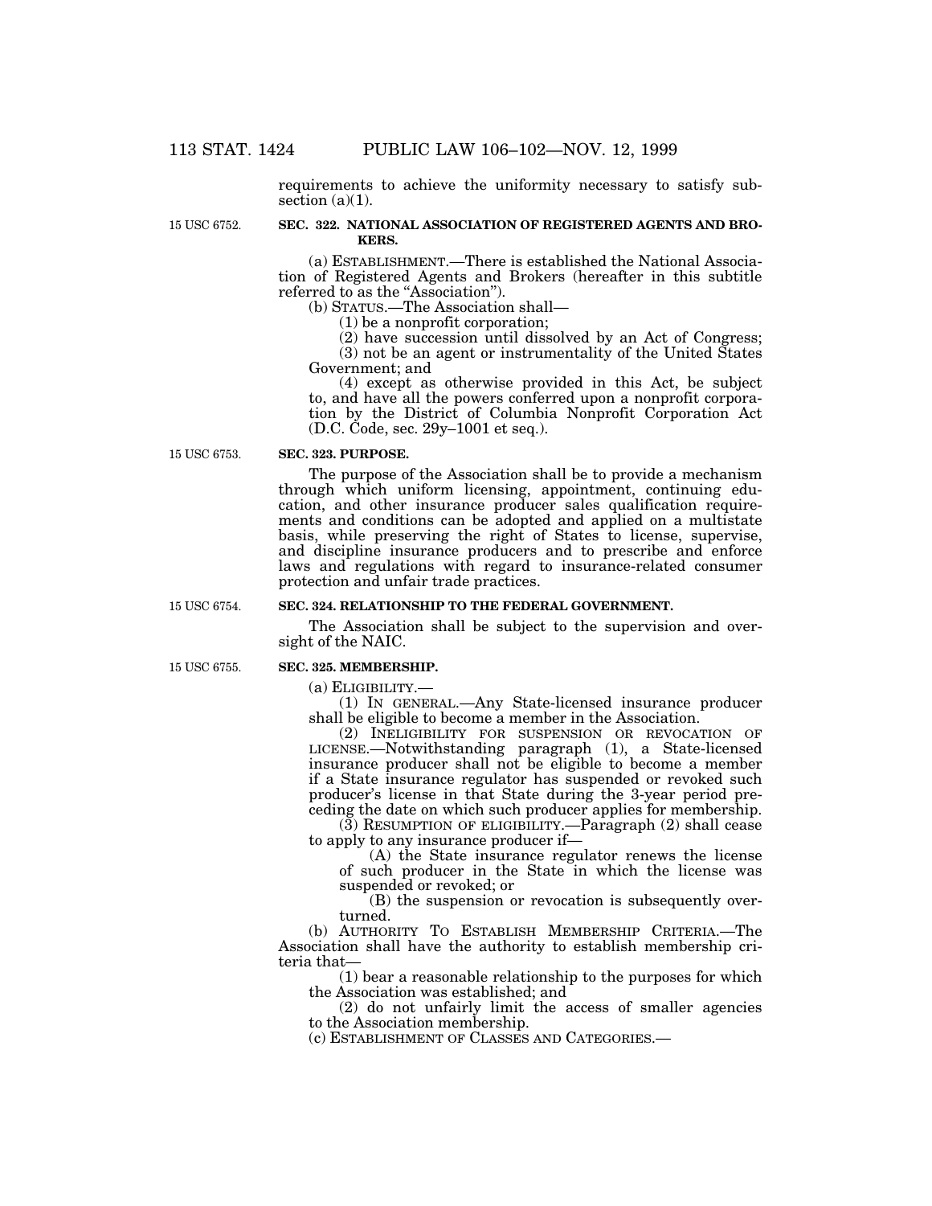requirements to achieve the uniformity necessary to satisfy subsection (a)(1).

15 USC 6752.

**SEC. 322. NATIONAL ASSOCIATION OF REGISTERED AGENTS AND BROKERS.**

(a) ESTABLISHMENT.—There is established the National Association of Registered Agents and Brokers (hereafter in this subtitle referred to as the "Association").

(b) STATUS.—The Association shall—

(1) be a nonprofit corporation;

(2) have succession until dissolved by an Act of Congress;

(3) not be an agent or instrumentality of the United States Government; and

(4) except as otherwise provided in this Act, be subject to, and have all the powers conferred upon a nonprofit corporation by the District of Columbia Nonprofit Corporation Act (D.C. Code, sec. 29y–1001 et seq.).

15 USC 6753.

**SEC. 323. PURPOSE.**

The purpose of the Association shall be to provide a mechanism through which uniform licensing, appointment, continuing education, and other insurance producer sales qualification requirements and conditions can be adopted and applied on a multistate basis, while preserving the right of States to license, supervise, and discipline insurance producers and to prescribe and enforce laws and regulations with regard to insurance-related consumer protection and unfair trade practices.

15 USC 6754.

**SEC. 324. RELATIONSHIP TO THE FEDERAL GOVERNMENT.**

The Association shall be subject to the supervision and oversight of the NAIC.

15 USC 6755.

**SEC. 325. MEMBERSHIP.**

(a) ELIGIBILITY.—

(1) IN GENERAL.—Any State-licensed insurance producer shall be eligible to become a member in the Association.

(2) INELIGIBILITY FOR SUSPENSION OR REVOCATION OF LICENSE.—Notwithstanding paragraph (1), a State-licensed insurance producer shall not be eligible to become a member if a State insurance regulator has suspended or revoked such producer's license in that State during the 3-year period preceding the date on which such producer applies for membership.

(3) RESUMPTION OF ELIGIBILITY.—Paragraph (2) shall cease to apply to any insurance producer if—

(A) the State insurance regulator renews the license of such producer in the State in which the license was suspended or revoked; or

(B) the suspension or revocation is subsequently overturned.

(b) AUTHORITY TO ESTABLISH MEMBERSHIP CRITERIA.—The Association shall have the authority to establish membership criteria that—

(1) bear a reasonable relationship to the purposes for which the Association was established; and

(2) do not unfairly limit the access of smaller agencies to the Association membership.

(c) ESTABLISHMENT OF CLASSES AND CATEGORIES.—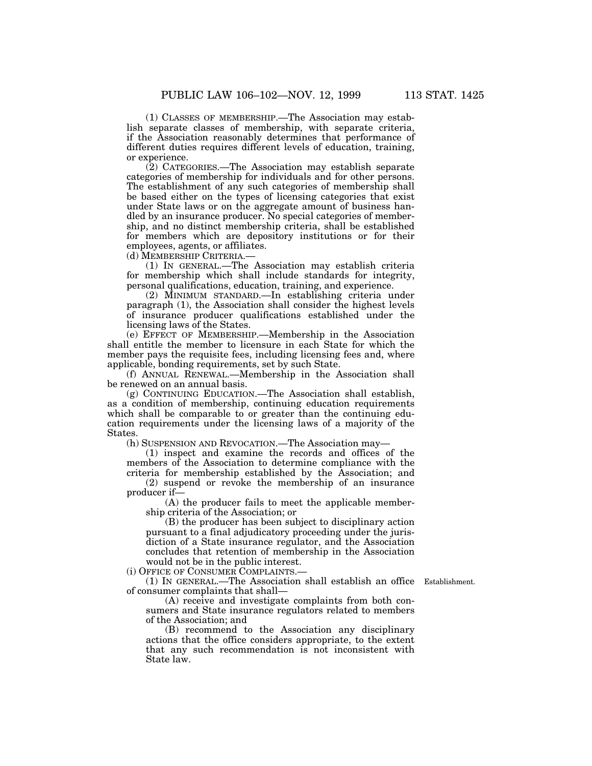(1) CLASSES OF MEMBERSHIP.—The Association may establish separate classes of membership, with separate criteria, if the Association reasonably determines that performance of different duties requires different levels of education, training, or experience.

(2) CATEGORIES.—The Association may establish separate categories of membership for individuals and for other persons. The establishment of any such categories of membership shall be based either on the types of licensing categories that exist under State laws or on the aggregate amount of business handled by an insurance producer. No special categories of membership, and no distinct membership criteria, shall be established for members which are depository institutions or for their employees, agents, or affiliates.

(d) MEMBERSHIP CRITERIA.—

(1) IN GENERAL.—The Association may establish criteria for membership which shall include standards for integrity, personal qualifications, education, training, and experience.

(2) MINIMUM STANDARD.—In establishing criteria under paragraph (1), the Association shall consider the highest levels of insurance producer qualifications established under the licensing laws of the States.

(e) EFFECT OF MEMBERSHIP.—Membership in the Association shall entitle the member to licensure in each State for which the member pays the requisite fees, including licensing fees and, where applicable, bonding requirements, set by such State.

(f) ANNUAL RENEWAL.—Membership in the Association shall be renewed on an annual basis.

(g) CONTINUING EDUCATION.—The Association shall establish, as a condition of membership, continuing education requirements which shall be comparable to or greater than the continuing education requirements under the licensing laws of a majority of the States.

(h) SUSPENSION AND REVOCATION.—The Association may—

(1) inspect and examine the records and offices of the members of the Association to determine compliance with the criteria for membership established by the Association; and

(2) suspend or revoke the membership of an insurance producer if—

(A) the producer fails to meet the applicable membership criteria of the Association; or

(B) the producer has been subject to disciplinary action pursuant to a final adjudicatory proceeding under the jurisdiction of a State insurance regulator, and the Association concludes that retention of membership in the Association would not be in the public interest.

(i) OFFICE OF CONSUMER COMPLAINTS.—

Establishment.

(1) IN GENERAL.—The Association shall establish an office of consumer complaints that shall—

(A) receive and investigate complaints from both consumers and State insurance regulators related to members of the Association; and

(B) recommend to the Association any disciplinary actions that the office considers appropriate, to the extent that any such recommendation is not inconsistent with State law.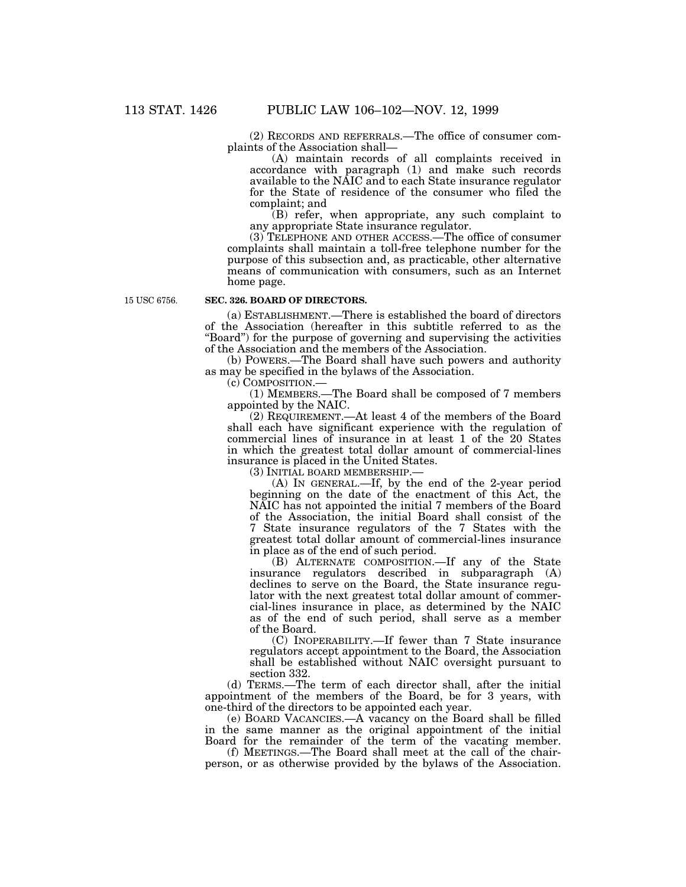(2) RECORDS AND REFERRALS.—The office of consumer complaints of the Association shall—

(A) maintain records of all complaints received in accordance with paragraph (1) and make such records available to the NAIC and to each State insurance regulator for the State of residence of the consumer who filed the complaint; and

(B) refer, when appropriate, any such complaint to any appropriate State insurance regulator.

(3) TELEPHONE AND OTHER ACCESS.—The office of consumer complaints shall maintain a toll-free telephone number for the purpose of this subsection and, as practicable, other alternative means of communication with consumers, such as an Internet home page.

15 USC 6756.

**SEC. 326. BOARD OF DIRECTORS.**

(a) ESTABLISHMENT.—There is established the board of directors of the Association (hereafter in this subtitle referred to as the "Board") for the purpose of governing and supervising the activities of the Association and the members of the Association.

(b) POWERS.—The Board shall have such powers and authority as may be specified in the bylaws of the Association.

(c) COMPOSITION.—

(1) MEMBERS.—The Board shall be composed of 7 members appointed by the NAIC.

(2) REQUIREMENT.—At least 4 of the members of the Board shall each have significant experience with the regulation of commercial lines of insurance in at least 1 of the 20 States in which the greatest total dollar amount of commercial-lines insurance is placed in the United States.

(3) INITIAL BOARD MEMBERSHIP.—

(A) IN GENERAL.—If, by the end of the 2-year period beginning on the date of the enactment of this Act, the NAIC has not appointed the initial 7 members of the Board of the Association, the initial Board shall consist of the 7 State insurance regulators of the 7 States with the greatest total dollar amount of commercial-lines insurance in place as of the end of such period.

(B) ALTERNATE COMPOSITION.—If any of the State insurance regulators described in subparagraph (A) declines to serve on the Board, the State insurance regulator with the next greatest total dollar amount of commercial-lines insurance in place, as determined by the NAIC as of the end of such period, shall serve as a member of the Board.

(C) INOPERABILITY.—If fewer than 7 State insurance regulators accept appointment to the Board, the Association shall be established without NAIC oversight pursuant to section 332.

(d) TERMS.—The term of each director shall, after the initial appointment of the members of the Board, be for 3 years, with one-third of the directors to be appointed each year.

(e) BOARD VACANCIES.—A vacancy on the Board shall be filled in the same manner as the original appointment of the initial Board for the remainder of the term of the vacating member.

(f) MEETINGS.—The Board shall meet at the call of the chairperson, or as otherwise provided by the bylaws of the Association.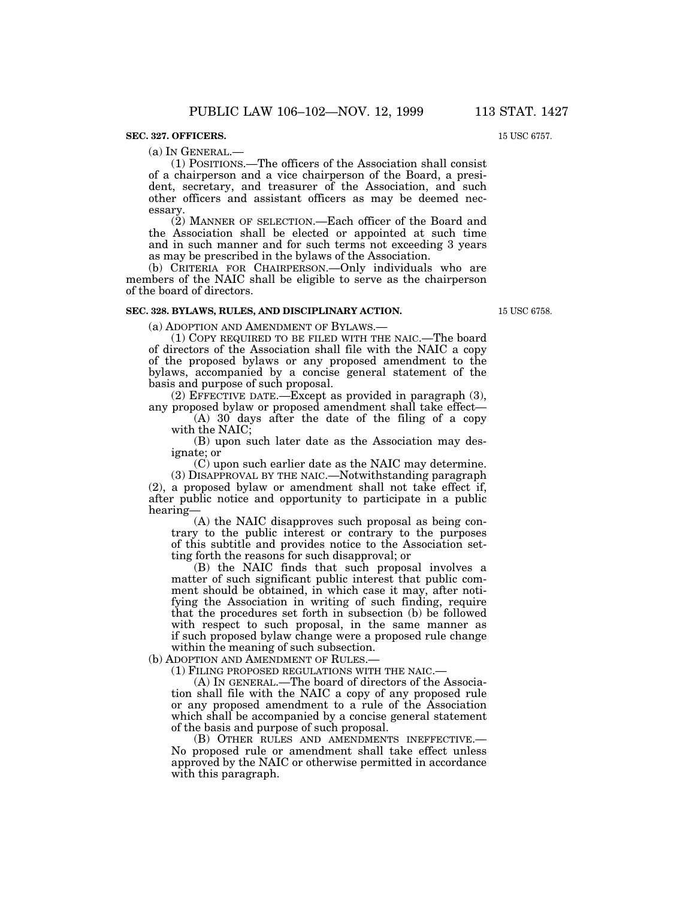### SEC. 327. OFFICERS.

15 USC 6757.

(a) IN GENERAL.—

(1) POSITIONS.—The officers of the Association shall consist of a chairperson and a vice chairperson of the Board, a president, secretary, and treasurer of the Association, and such other officers and assistant officers as may be deemed necessary.

(2) MANNER OF SELECTION.—Each officer of the Board and the Association shall be elected or appointed at such time and in such manner and for such terms not exceeding 3 years as may be prescribed in the bylaws of the Association.

(b) CRITERIA FOR CHAIRPERSON.—Only individuals who are members of the NAIC shall be eligible to serve as the chairperson of the board of directors.

### SEC. 328. BYLAWS, RULES, AND DISCIPLINARY ACTION.

15 USC 6758.

(a) ADOPTION AND AMENDMENT OF BYLAWS.—

(1) COPY REQUIRED TO BE FILED WITH THE NAIC.—The board of directors of the Association shall file with the NAIC a copy of the proposed bylaws or any proposed amendment to the bylaws, accompanied by a concise general statement of the basis and purpose of such proposal.

(2) EFFECTIVE DATE.—Except as provided in paragraph (3), any proposed bylaw or proposed amendment shall take effect—

(A) 30 days after the date of the filing of a copy with the NAIC;

(B) upon such later date as the Association may designate; or

(C) upon such earlier date as the NAIC may determine.

(3) DISAPPROVAL BY THE NAIC.—Notwithstanding paragraph (2), a proposed bylaw or amendment shall not take effect if, after public notice and opportunity to participate in a public hearing—

(A) the NAIC disapproves such proposal as being contrary to the public interest or contrary to the purposes of this subtitle and provides notice to the Association setting forth the reasons for such disapproval; or

(B) the NAIC finds that such proposal involves a matter of such significant public interest that public comment should be obtained, in which case it may, after notifying the Association in writing of such finding, require that the procedures set forth in subsection (b) be followed with respect to such proposal, in the same manner as if such proposed bylaw change were a proposed rule change within the meaning of such subsection.

(b) ADOPTION AND AMENDMENT OF RULES.—

(1) FILING PROPOSED REGULATIONS WITH THE NAIC.—

(A) IN GENERAL.—The board of directors of the Association shall file with the NAIC a copy of any proposed rule or any proposed amendment to a rule of the Association which shall be accompanied by a concise general statement of the basis and purpose of such proposal.

(B) OTHER RULES AND AMENDMENTS INEFFECTIVE.— No proposed rule or amendment shall take effect unless approved by the NAIC or otherwise permitted in accordance with this paragraph.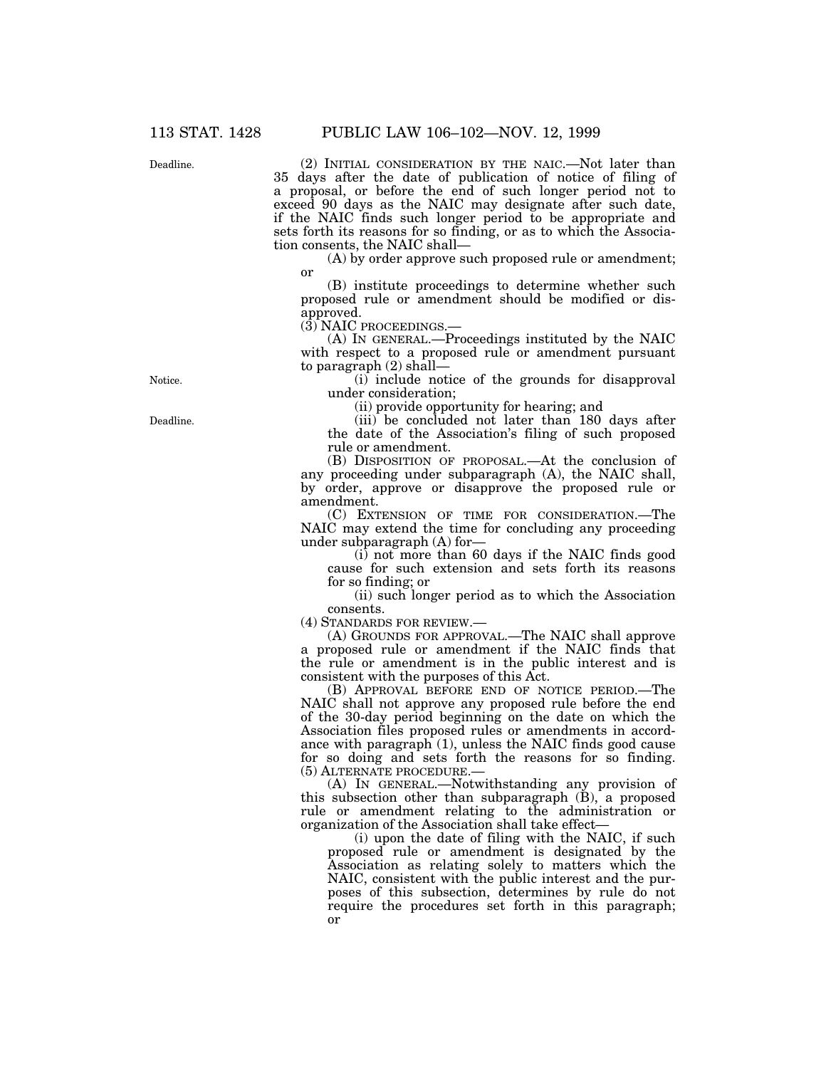(2) INITIAL CONSIDERATION BY THE NAIC.—Not later than 35 days after the date of publication of notice of filing of a proposal, or before the end of such longer period not to exceed 90 days as the NAIC may designate after such date, if the NAIC finds such longer period to be appropriate and sets forth its reasons for so finding, or as to which the Association consents, the NAIC shall—

(A) by order approve such proposed rule or amendment; or

(B) institute proceedings to determine whether such proposed rule or amendment should be modified or disapproved.

(3) NAIC PROCEEDINGS.—

(A) IN GENERAL.—Proceedings instituted by the NAIC with respect to a proposed rule or amendment pursuant to paragraph (2) shall—

(i) include notice of the grounds for disapproval under consideration;

(ii) provide opportunity for hearing; and

(iii) be concluded not later than 180 days after the date of the Association's filing of such proposed rule or amendment.

(B) DISPOSITION OF PROPOSAL.—At the conclusion of any proceeding under subparagraph (A), the NAIC shall, by order, approve or disapprove the proposed rule or amendment.

(C) EXTENSION OF TIME FOR CONSIDERATION.—The NAIC may extend the time for concluding any proceeding under subparagraph (A) for—

(i) not more than 60 days if the NAIC finds good cause for such extension and sets forth its reasons for so finding; or

(ii) such longer period as to which the Association consents.

(4) STANDARDS FOR REVIEW.—

(A) GROUNDS FOR APPROVAL.—The NAIC shall approve a proposed rule or amendment if the NAIC finds that the rule or amendment is in the public interest and is consistent with the purposes of this Act.

(B) APPROVAL BEFORE END OF NOTICE PERIOD.—The NAIC shall not approve any proposed rule before the end of the 30-day period beginning on the date on which the Association files proposed rules or amendments in accordance with paragraph (1), unless the NAIC finds good cause for so doing and sets forth the reasons for so finding.

(5) ALTERNATE PROCEDURE.—

(A) IN GENERAL.—Notwithstanding any provision of this subsection other than subparagraph (B), a proposed rule or amendment relating to the administration or organization of the Association shall take effect—

(i) upon the date of filing with the NAIC, if such proposed rule or amendment is designated by the Association as relating solely to matters which the NAIC, consistent with the public interest and the purposes of this subsection, determines by rule do not require the procedures set forth in this paragraph; or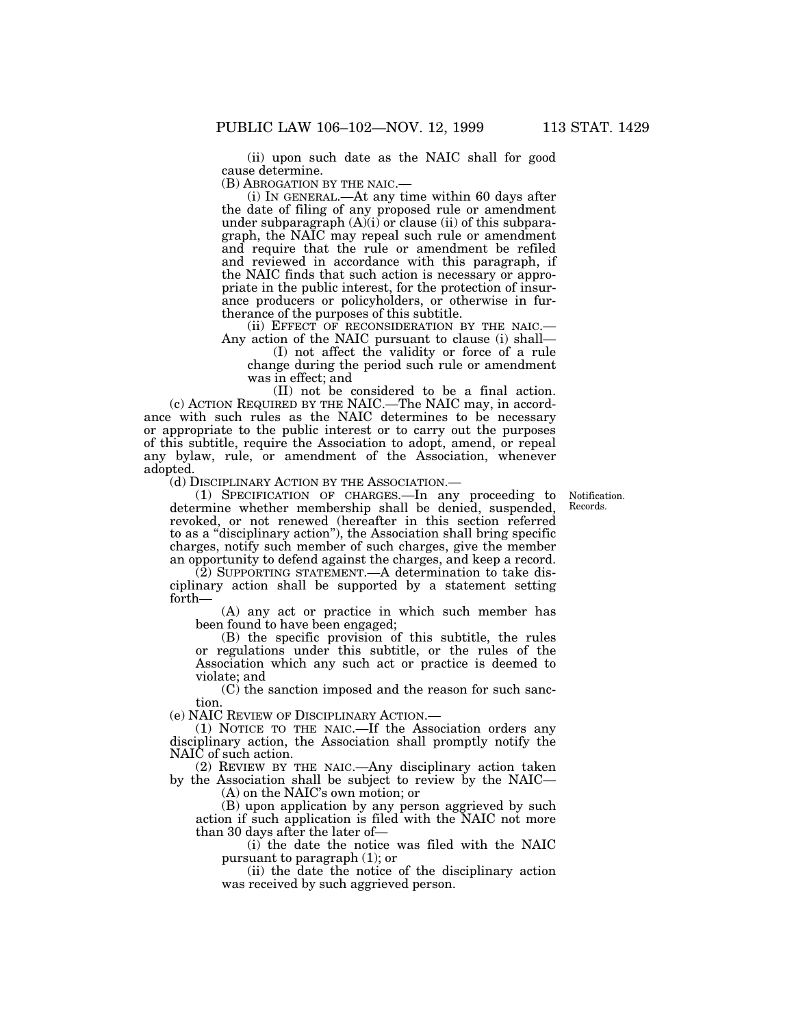(ii) upon such date as the NAIC shall for good cause determine.

(B) ABROGATION BY THE NAIC.—

(i) IN GENERAL.—At any time within 60 days after the date of filing of any proposed rule or amendment under subparagraph (A)(i) or clause (ii) of this subparagraph, the NAIC may repeal such rule or amendment and require that the rule or amendment be refiled and reviewed in accordance with this paragraph, if the NAIC finds that such action is necessary or appropriate in the public interest, for the protection of insurance producers or policyholders, or otherwise in furtherance of the purposes of this subtitle.

(ii) EFFECT OF RECONSIDERATION BY THE NAIC.— Any action of the NAIC pursuant to clause (i) shall—

(I) not affect the validity or force of a rule change during the period such rule or amendment was in effect; and

(II) not be considered to be a final action.

(c) ACTION REQUIRED BY THE NAIC.—The NAIC may, in accordance with such rules as the NAIC determines to be necessary or appropriate to the public interest or to carry out the purposes of this subtitle, require the Association to adopt, amend, or repeal any bylaw, rule, or amendment of the Association, whenever adopted.

(d) DISCIPLINARY ACTION BY THE ASSOCIATION.—

Notification. Records.

(1) SPECIFICATION OF CHARGES.—In any proceeding to determine whether membership shall be denied, suspended, revoked, or not renewed (hereafter in this section referred to as a "disciplinary action"), the Association shall bring specific charges, notify such member of such charges, give the member an opportunity to defend against the charges, and keep a record.

(2) SUPPORTING STATEMENT.—A determination to take disciplinary action shall be supported by a statement setting forth—

(A) any act or practice in which such member has been found to have been engaged;

(B) the specific provision of this subtitle, the rules or regulations under this subtitle, or the rules of the Association which any such act or practice is deemed to violate; and

(C) the sanction imposed and the reason for such sanction.

(e) NAIC REVIEW OF DISCIPLINARY ACTION.—

(1) NOTICE TO THE NAIC.—If the Association orders any disciplinary action, the Association shall promptly notify the NAIC of such action.

(2) REVIEW BY THE NAIC.—Any disciplinary action taken by the Association shall be subject to review by the NAIC—

(A) on the NAIC's own motion; or

(B) upon application by any person aggrieved by such action if such application is filed with the NAIC not more than 30 days after the later of—

(i) the date the notice was filed with the NAIC pursuant to paragraph (1); or

(ii) the date the notice of the disciplinary action was received by such aggrieved person.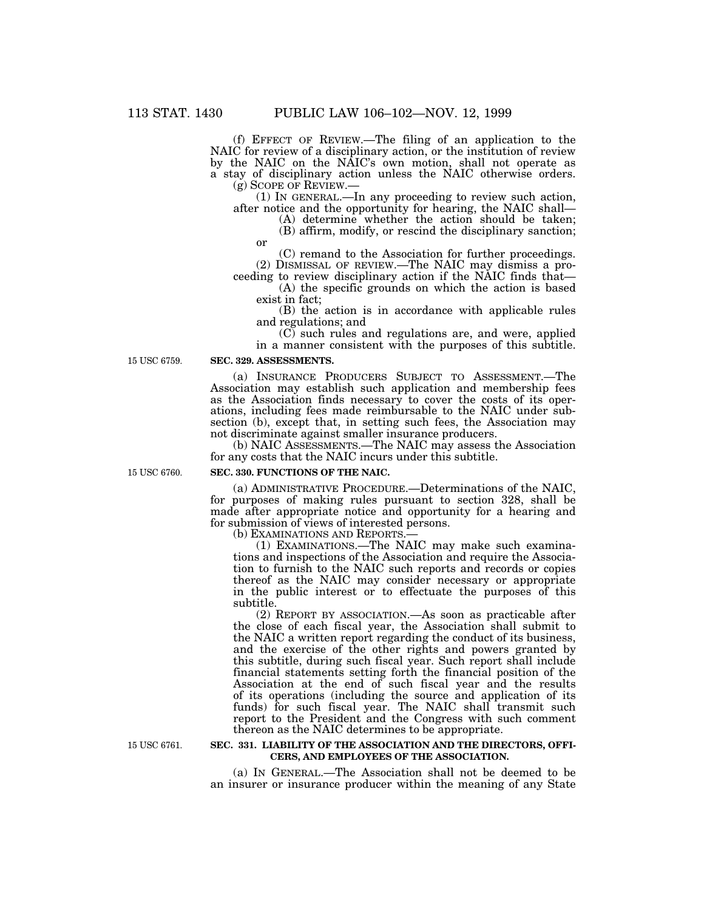(f) EFFECT OF REVIEW.—The filing of an application to the NAIC for review of a disciplinary action, or the institution of review by the NAIC on the NAIC's own motion, shall not operate as a stay of disciplinary action unless the NAIC otherwise orders.

(g) SCOPE OF REVIEW.—

(1) IN GENERAL.—In any proceeding to review such action, after notice and the opportunity for hearing, the NAIC shall—

(A) determine whether the action should be taken;

(B) affirm, modify, or rescind the disciplinary sanction; or

(C) remand to the Association for further proceedings.

(2) DISMISSAL OF REVIEW.—The NAIC may dismiss a proceeding to review disciplinary action if the NAIC finds that—

(A) the specific grounds on which the action is based exist in fact;

(B) the action is in accordance with applicable rules and regulations; and

(C) such rules and regulations are, and were, applied in a manner consistent with the purposes of this subtitle.

15 USC 6759.

**SEC. 329. ASSESSMENTS.**

(a) INSURANCE PRODUCERS SUBJECT TO ASSESSMENT.—The Association may establish such application and membership fees as the Association finds necessary to cover the costs of its operations, including fees made reimbursable to the NAIC under subsection (b), except that, in setting such fees, the Association may not discriminate against smaller insurance producers.

(b) NAIC ASSESSMENTS.—The NAIC may assess the Association for any costs that the NAIC incurs under this subtitle.

15 USC 6760.

**SEC. 330. FUNCTIONS OF THE NAIC.**

(a) ADMINISTRATIVE PROCEDURE.—Determinations of the NAIC, for purposes of making rules pursuant to section 328, shall be made after appropriate notice and opportunity for a hearing and for submission of views of interested persons.

(b) EXAMINATIONS AND REPORTS.—

(1) EXAMINATIONS.—The NAIC may make such examinations and inspections of the Association and require the Association to furnish to the NAIC such reports and records or copies thereof as the NAIC may consider necessary or appropriate in the public interest or to effectuate the purposes of this subtitle.

(2) REPORT BY ASSOCIATION.—As soon as practicable after the close of each fiscal year, the Association shall submit to the NAIC a written report regarding the conduct of its business, and the exercise of the other rights and powers granted by this subtitle, during such fiscal year. Such report shall include financial statements setting forth the financial position of the Association at the end of such fiscal year and the results of its operations (including the source and application of its funds) for such fiscal year. The NAIC shall transmit such report to the President and the Congress with such comment thereon as the NAIC determines to be appropriate.

15 USC 6761.

**SEC. 331. LIABILITY OF THE ASSOCIATION AND THE DIRECTORS, OFFICERS, AND EMPLOYEES OF THE ASSOCIATION.**

(a) IN GENERAL.—The Association shall not be deemed to be an insurer or insurance producer within the meaning of any State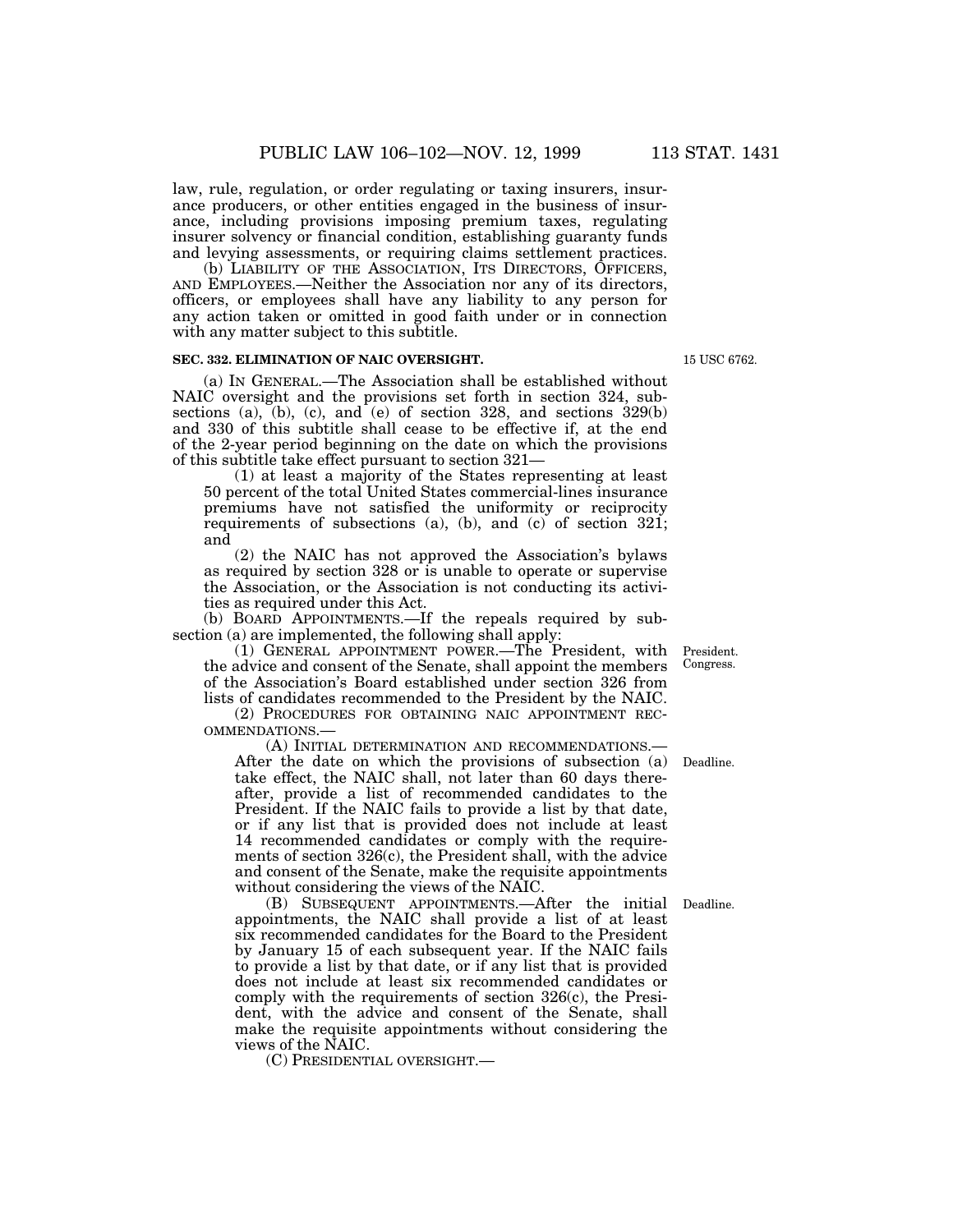law, rule, regulation, or order regulating or taxing insurers, insurance producers, or other entities engaged in the business of insurance, including provisions imposing premium taxes, regulating insurer solvency or financial condition, establishing guaranty funds and levying assessments, or requiring claims settlement practices.

(b) LIABILITY OF THE ASSOCIATION, ITS DIRECTORS, OFFICERS, AND EMPLOYEES.—Neither the Association nor any of its directors, officers, or employees shall have any liability to any person for any action taken or omitted in good faith under or in connection with any matter subject to this subtitle.

**SEC. 332. ELIMINATION OF NAIC OVERSIGHT.**

15 USC 6762.

(a) IN GENERAL.—The Association shall be established without NAIC oversight and the provisions set forth in section 324, subsections (a), (b), (c), and (e) of section 328, and sections 329(b) and 330 of this subtitle shall cease to be effective if, at the end of the 2-year period beginning on the date on which the provisions of this subtitle take effect pursuant to section 321—

(1) at least a majority of the States representing at least 50 percent of the total United States commercial-lines insurance premiums have not satisfied the uniformity or reciprocity requirements of subsections (a), (b), and (c) of section 321; and

(2) the NAIC has not approved the Association's bylaws as required by section 328 or is unable to operate or supervise the Association, or the Association is not conducting its activities as required under this Act.

(b) BOARD APPOINTMENTS.—If the repeals required by subsection (a) are implemented, the following shall apply:

President. Congress.

(1) GENERAL APPOINTMENT POWER.—The President, with the advice and consent of the Senate, shall appoint the members of the Association's Board established under section 326 from lists of candidates recommended to the President by the NAIC.

(2) PROCEDURES FOR OBTAINING NAIC APPOINTMENT RECOMMENDATIONS.—

Deadline.

(A) INITIAL DETERMINATION AND RECOMMENDATIONS.—After the date on which the provisions of subsection (a) take effect, the NAIC shall, not later than 60 days thereafter, provide a list of recommended candidates to the President. If the NAIC fails to provide a list by that date, or if any list that is provided does not include at least 14 recommended candidates or comply with the requirements of section 326(c), the President shall, with the advice and consent of the Senate, make the requisite appointments without considering the views of the NAIC.

Deadline.

(B) SUBSEQUENT APPOINTMENTS.—After the initial appointments, the NAIC shall provide a list of at least six recommended candidates for the Board to the President by January 15 of each subsequent year. If the NAIC fails to provide a list by that date, or if any list that is provided does not include at least six recommended candidates or comply with the requirements of section 326(c), the President, with the advice and consent of the Senate, shall make the requisite appointments without considering the views of the NAIC.

(C) PRESIDENTIAL OVERSIGHT.—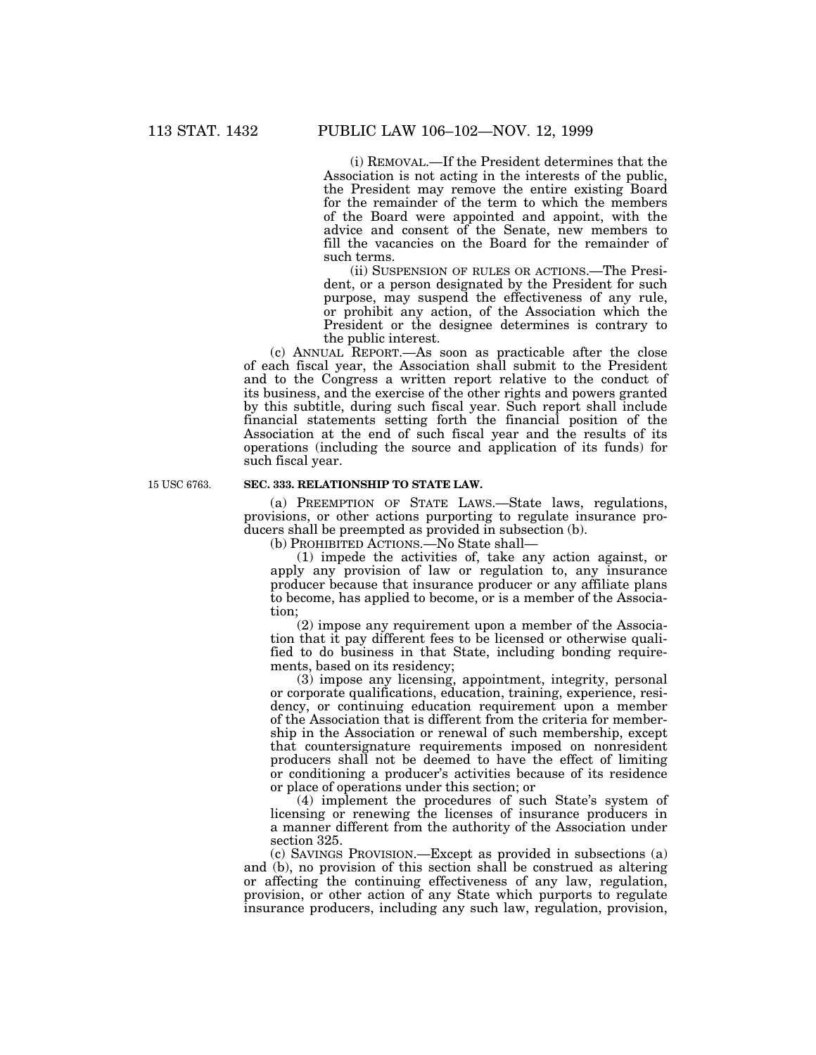(i) REMOVAL.—If the President determines that the Association is not acting in the interests of the public, the President may remove the entire existing Board for the remainder of the term to which the members of the Board were appointed and appoint, with the advice and consent of the Senate, new members to fill the vacancies on the Board for the remainder of such terms.

(ii) SUSPENSION OF RULES OR ACTIONS.—The President, or a person designated by the President for such purpose, may suspend the effectiveness of any rule, or prohibit any action, of the Association which the President or the designee determines is contrary to the public interest.

(c) ANNUAL REPORT.—As soon as practicable after the close of each fiscal year, the Association shall submit to the President and to the Congress a written report relative to the conduct of its business, and the exercise of the other rights and powers granted by this subtitle, during such fiscal year. Such report shall include financial statements setting forth the financial position of the Association at the end of such fiscal year and the results of its operations (including the source and application of its funds) for such fiscal year.

15 USC 6763.

**SEC. 333. RELATIONSHIP TO STATE LAW.**

(a) PREEMPTION OF STATE LAWS.—State laws, regulations, provisions, or other actions purporting to regulate insurance producers shall be preempted as provided in subsection (b).

(b) PROHIBITED ACTIONS.—No State shall—

(1) impede the activities of, take any action against, or apply any provision of law or regulation to, any insurance producer because that insurance producer or any affiliate plans to become, has applied to become, or is a member of the Association;

(2) impose any requirement upon a member of the Association that it pay different fees to be licensed or otherwise qualified to do business in that State, including bonding requirements, based on its residency;

(3) impose any licensing, appointment, integrity, personal or corporate qualifications, education, training, experience, residency, or continuing education requirement upon a member of the Association that is different from the criteria for membership in the Association or renewal of such membership, except that countersignature requirements imposed on nonresident producers shall not be deemed to have the effect of limiting or conditioning a producer's activities because of its residence or place of operations under this section; or

(4) implement the procedures of such State's system of licensing or renewing the licenses of insurance producers in a manner different from the authority of the Association under section 325.

(c) SAVINGS PROVISION.—Except as provided in subsections (a) and (b), no provision of this section shall be construed as altering or affecting the continuing effectiveness of any law, regulation, provision, or other action of any State which purports to regulate insurance producers, including any such law, regulation, provision,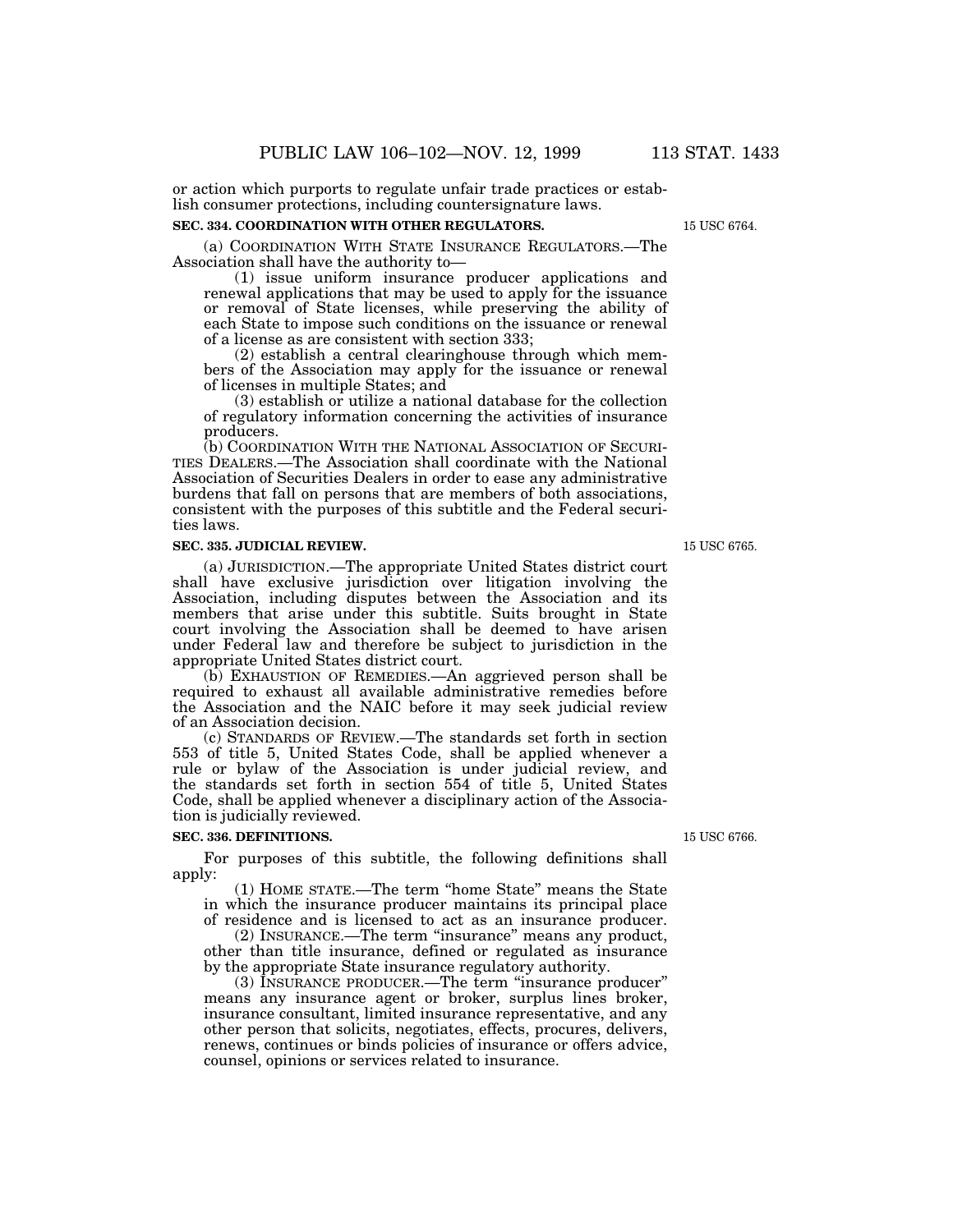or action which purports to regulate unfair trade practices or establish consumer protections, including countersignature laws.

**SEC. 334. COORDINATION WITH OTHER REGULATORS.**

15 USC 6764.

(a) COORDINATION WITH STATE INSURANCE REGULATORS.—The Association shall have the authority to—

(1) issue uniform insurance producer applications and renewal applications that may be used to apply for the issuance or removal of State licenses, while preserving the ability of each State to impose such conditions on the issuance or renewal of a license as are consistent with section 333;

(2) establish a central clearinghouse through which members of the Association may apply for the issuance or renewal of licenses in multiple States; and

(3) establish or utilize a national database for the collection of regulatory information concerning the activities of insurance producers.

(b) COORDINATION WITH THE NATIONAL ASSOCIATION OF SECURITIES DEALERS.—The Association shall coordinate with the National Association of Securities Dealers in order to ease any administrative burdens that fall on persons that are members of both associations, consistent with the purposes of this subtitle and the Federal securities laws.

**SEC. 335. JUDICIAL REVIEW.**

15 USC 6765.

(a) JURISDICTION.—The appropriate United States district court shall have exclusive jurisdiction over litigation involving the Association, including disputes between the Association and its members that arise under this subtitle. Suits brought in State court involving the Association shall be deemed to have arisen under Federal law and therefore be subject to jurisdiction in the appropriate United States district court.

(b) EXHAUSTION OF REMEDIES.—An aggrieved person shall be required to exhaust all available administrative remedies before the Association and the NAIC before it may seek judicial review of an Association decision.

(c) STANDARDS OF REVIEW.—The standards set forth in section 553 of title 5, United States Code, shall be applied whenever a rule or bylaw of the Association is under judicial review, and the standards set forth in section 554 of title 5, United States Code, shall be applied whenever a disciplinary action of the Association is judicially reviewed.

**SEC. 336. DEFINITIONS.**

15 USC 6766.

For purposes of this subtitle, the following definitions shall apply:

(1) HOME STATE.—The term "home State" means the State in which the insurance producer maintains its principal place of residence and is licensed to act as an insurance producer.

(2) INSURANCE.—The term "insurance" means any product, other than title insurance, defined or regulated as insurance by the appropriate State insurance regulatory authority.

(3) INSURANCE PRODUCER.—The term "insurance producer" means any insurance agent or broker, surplus lines broker, insurance consultant, limited insurance representative, and any other person that solicits, negotiates, effects, procures, delivers, renews, continues or binds policies of insurance or offers advice, counsel, opinions or services related to insurance.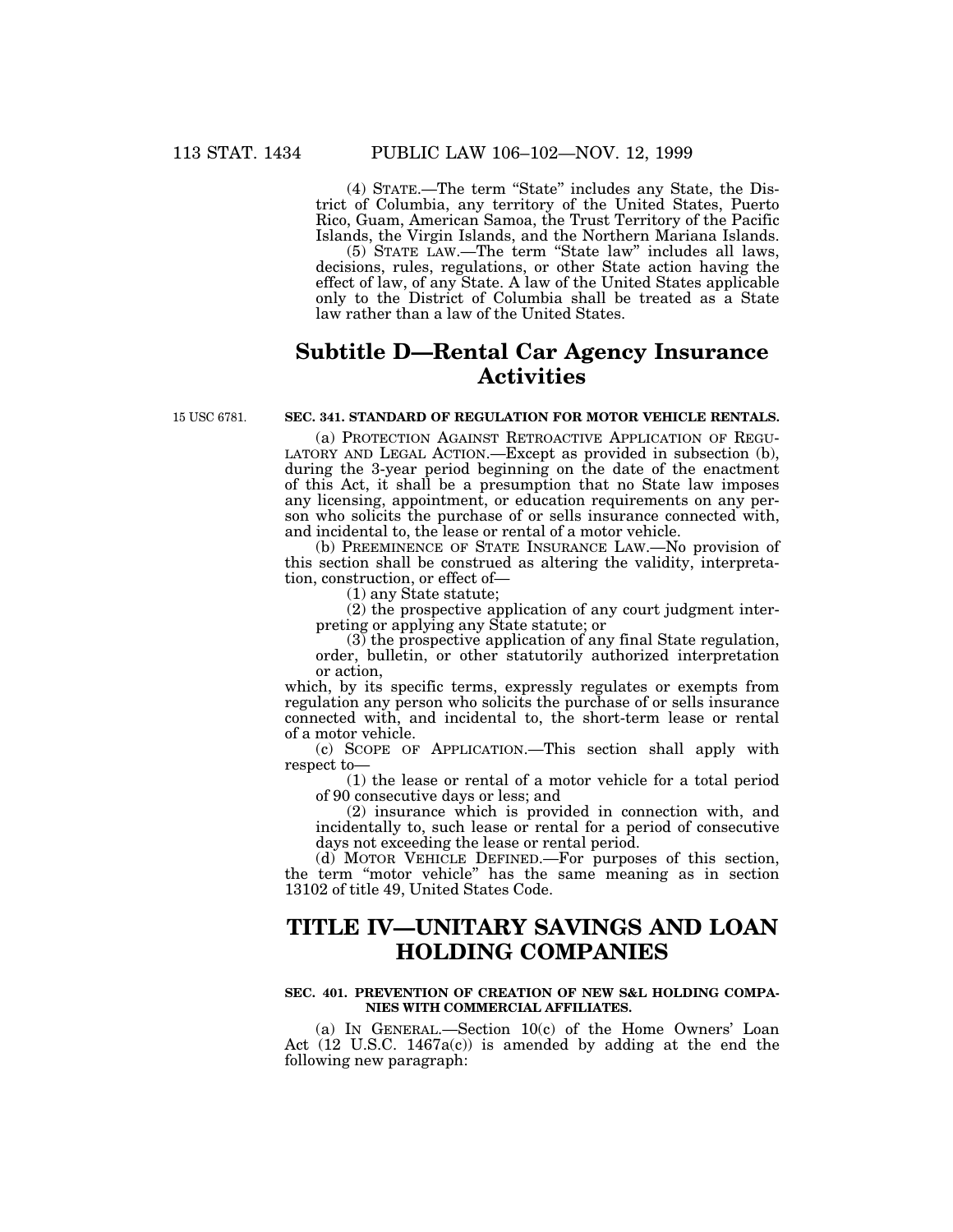(4) STATE.—The term "State" includes any State, the District of Columbia, any territory of the United States, Puerto Rico, Guam, American Samoa, the Trust Territory of the Pacific Islands, the Virgin Islands, and the Northern Mariana Islands.

(5) STATE LAW.—The term "State law" includes all laws, decisions, rules, regulations, or other State action having the effect of law, of any State. A law of the United States applicable only to the District of Columbia shall be treated as a State law rather than a law of the United States.

## Subtitle D—Rental Car Agency Insurance Activities

15 USC 6781.

### SEC. 341. STANDARD OF REGULATION FOR MOTOR VEHICLE RENTALS.

(a) PROTECTION AGAINST RETROACTIVE APPLICATION OF REGULATORY AND LEGAL ACTION.—Except as provided in subsection (b), during the 3-year period beginning on the date of the enactment of this Act, it shall be a presumption that no State law imposes any licensing, appointment, or education requirements on any person who solicits the purchase of or sells insurance connected with, and incidental to, the lease or rental of a motor vehicle.

(b) PREEMINENCE OF STATE INSURANCE LAW.—No provision of this section shall be construed as altering the validity, interpretation, construction, or effect of—

(1) any State statute;

(2) the prospective application of any court judgment interpreting or applying any State statute; or

(3) the prospective application of any final State regulation, order, bulletin, or other statutorily authorized interpretation or action,

which, by its specific terms, expressly regulates or exempts from regulation any person who solicits the purchase of or sells insurance connected with, and incidental to, the short-term lease or rental of a motor vehicle.

(c) SCOPE OF APPLICATION.—This section shall apply with respect to—

(1) the lease or rental of a motor vehicle for a total period of 90 consecutive days or less; and

(2) insurance which is provided in connection with, and incidentally to, such lease or rental for a period of consecutive days not exceeding the lease or rental period.

(d) MOTOR VEHICLE DEFINED.—For purposes of this section, the term "motor vehicle" has the same meaning as in section 13102 of title 49, United States Code.

# TITLE IV—UNITARY SAVINGS AND LOAN HOLDING COMPANIES

### SEC. 401. PREVENTION OF CREATION OF NEW S&L HOLDING COMPANIES WITH COMMERCIAL AFFILIATES.

(a) IN GENERAL.—Section 10(c) of the Home Owners' Loan Act (12 U.S.C. 1467a(c)) is amended by adding at the end the following new paragraph: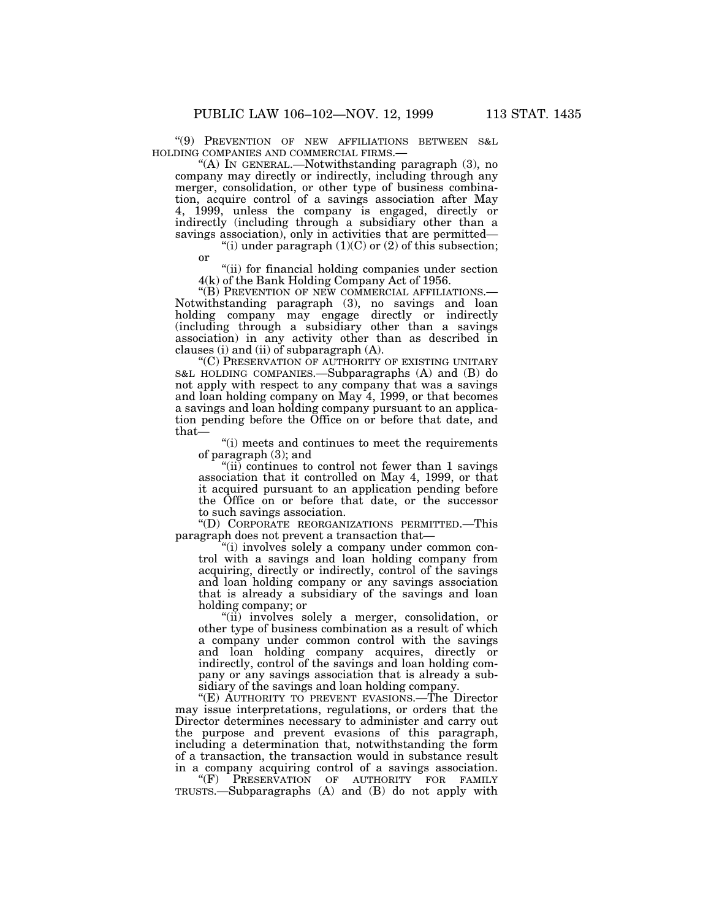"(9) PREVENTION OF NEW AFFILIATIONS BETWEEN S&L HOLDING COMPANIES AND COMMERCIAL FIRMS.—

"(A) IN GENERAL.—Notwithstanding paragraph (3), no company may directly or indirectly, including through any merger, consolidation, or other type of business combination, acquire control of a savings association after May 4, 1999, unless the company is engaged, directly or indirectly (including through a subsidiary other than a savings association), only in activities that are permitted—

"(i) under paragraph (1)(C) or (2) of this subsection; or

"(ii) for financial holding companies under section 4(k) of the Bank Holding Company Act of 1956.

"(B) PREVENTION OF NEW COMMERCIAL AFFILIATIONS.—Notwithstanding paragraph (3), no savings and loan holding company may engage directly or indirectly (including through a subsidiary other than a savings association) in any activity other than as described in clauses (i) and (ii) of subparagraph (A).

"(C) PRESERVATION OF AUTHORITY OF EXISTING UNITARY S&L HOLDING COMPANIES.—Subparagraphs (A) and (B) do not apply with respect to any company that was a savings and loan holding company on May 4, 1999, or that becomes a savings and loan holding company pursuant to an application pending before the Office on or before that date, and that—

"(i) meets and continues to meet the requirements of paragraph (3); and

"(ii) continues to control not fewer than 1 savings association that it controlled on May 4, 1999, or that it acquired pursuant to an application pending before the Office on or before that date, or the successor to such savings association.

"(D) CORPORATE REORGANIZATIONS PERMITTED.—This paragraph does not prevent a transaction that—

"(i) involves solely a company under common control with a savings and loan holding company from acquiring, directly or indirectly, control of the savings and loan holding company or any savings association that is already a subsidiary of the savings and loan holding company; or

"(ii) involves solely a merger, consolidation, or other type of business combination as a result of which a company under common control with the savings and loan holding company acquires, directly or indirectly, control of the savings and loan holding company or any savings association that is already a subsidiary of the savings and loan holding company.

"(E) AUTHORITY TO PREVENT EVASIONS.—The Director may issue interpretations, regulations, or orders that the Director determines necessary to administer and carry out the purpose and prevent evasions of this paragraph, including a determination that, notwithstanding the form of a transaction, the transaction would in substance result in a company acquiring control of a savings association.

"(F) PRESERVATION OF AUTHORITY FOR FAMILY TRUSTS.—Subparagraphs (A) and (B) do not apply with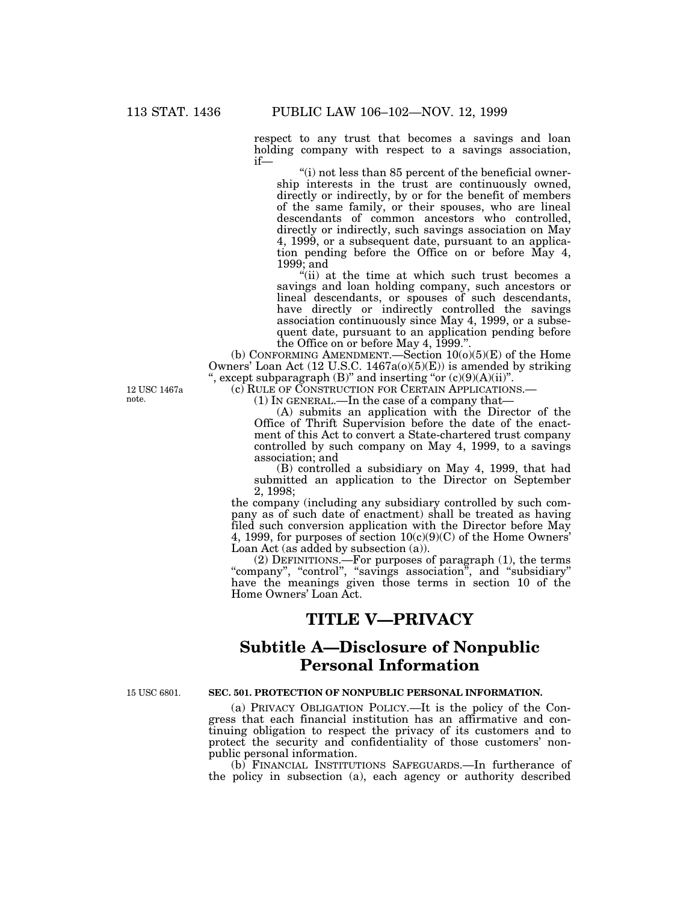respect to any trust that becomes a savings and loan holding company with respect to a savings association, if—

"(i) not less than 85 percent of the beneficial ownership interests in the trust are continuously owned, directly or indirectly, by or for the benefit of members of the same family, or their spouses, who are lineal descendants of common ancestors who controlled, directly or indirectly, such savings association on May 4, 1999, or a subsequent date, pursuant to an application pending before the Office on or before May 4, 1999; and

"(ii) at the time at which such trust becomes a savings and loan holding company, such ancestors or lineal descendants, or spouses of such descendants, have directly or indirectly controlled the savings association continuously since May 4, 1999, or a subsequent date, pursuant to an application pending before the Office on or before May 4, 1999.".

(b) CONFORMING AMENDMENT.—Section 10(o)(5)(E) of the Home Owners' Loan Act (12 U.S.C. 1467a(o)(5)(E)) is amended by striking ", except subparagraph (B)" and inserting "or (c)(9)(A)(ii)".

12 USC 1467a note.

(c) RULE OF CONSTRUCTION FOR CERTAIN APPLICATIONS.—

(1) IN GENERAL.—In the case of a company that—

(A) submits an application with the Director of the Office of Thrift Supervision before the date of the enactment of this Act to convert a State-chartered trust company controlled by such company on May 4, 1999, to a savings association; and

(B) controlled a subsidiary on May 4, 1999, that had submitted an application to the Director on September 2, 1998;

the company (including any subsidiary controlled by such company as of such date of enactment) shall be treated as having filed such conversion application with the Director before May 4, 1999, for purposes of section 10(c)(9)(C) of the Home Owners' Loan Act (as added by subsection (a)).

(2) DEFINITIONS.—For purposes of paragraph (1), the terms "company", "control", "savings association", and "subsidiary" have the meanings given those terms in section 10 of the Home Owners' Loan Act.

# TITLE V—PRIVACY

## Subtitle A—Disclosure of Nonpublic Personal Information

15 USC 6801.

### SEC. 501. PROTECTION OF NONPUBLIC PERSONAL INFORMATION.

(a) PRIVACY OBLIGATION POLICY.—It is the policy of the Congress that each financial institution has an affirmative and continuing obligation to respect the privacy of its customers and to protect the security and confidentiality of those customers' nonpublic personal information.

(b) FINANCIAL INSTITUTIONS SAFEGUARDS.—In furtherance of the policy in subsection (a), each agency or authority described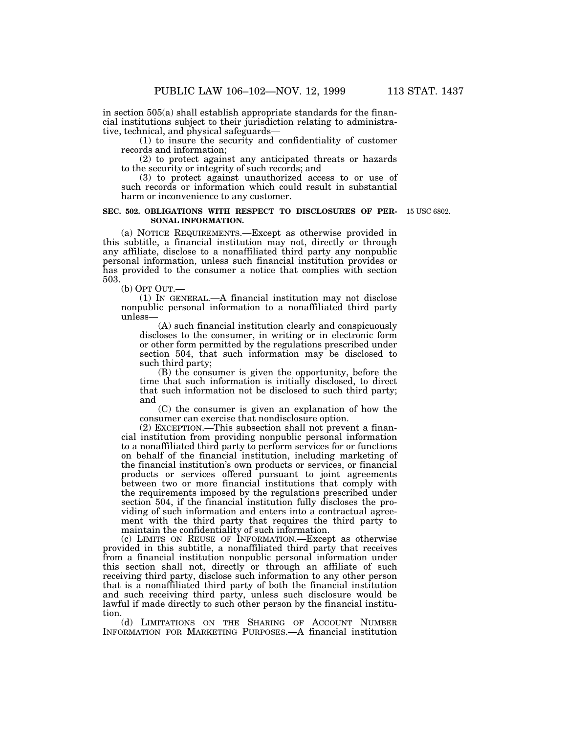in section 505(a) shall establish appropriate standards for the financial institutions subject to their jurisdiction relating to administrative, technical, and physical safeguards—

(1) to insure the security and confidentiality of customer records and information;

(2) to protect against any anticipated threats or hazards to the security or integrity of such records; and

(3) to protect against unauthorized access to or use of such records or information which could result in substantial harm or inconvenience to any customer.

**SEC. 502. OBLIGATIONS WITH RESPECT TO DISCLOSURES OF PERSONAL INFORMATION.**

15 USC 6802.

(a) NOTICE REQUIREMENTS.—Except as otherwise provided in this subtitle, a financial institution may not, directly or through any affiliate, disclose to a nonaffiliated third party any nonpublic personal information, unless such financial institution provides or has provided to the consumer a notice that complies with section 503.

(b) OPT OUT.—

(1) IN GENERAL.—A financial institution may not disclose nonpublic personal information to a nonaffiliated third party unless—

(A) such financial institution clearly and conspicuously discloses to the consumer, in writing or in electronic form or other form permitted by the regulations prescribed under section 504, that such information may be disclosed to such third party;

(B) the consumer is given the opportunity, before the time that such information is initially disclosed, to direct that such information not be disclosed to such third party; and

(C) the consumer is given an explanation of how the consumer can exercise that nondisclosure option.

(2) EXCEPTION.—This subsection shall not prevent a financial institution from providing nonpublic personal information to a nonaffiliated third party to perform services for or functions on behalf of the financial institution, including marketing of the financial institution's own products or services, or financial products or services offered pursuant to joint agreements between two or more financial institutions that comply with the requirements imposed by the regulations prescribed under section 504, if the financial institution fully discloses the providing of such information and enters into a contractual agreement with the third party that requires the third party to maintain the confidentiality of such information.

(c) LIMITS ON REUSE OF INFORMATION.—Except as otherwise provided in this subtitle, a nonaffiliated third party that receives from a financial institution nonpublic personal information under this section shall not, directly or through an affiliate of such receiving third party, disclose such information to any other person that is a nonaffiliated third party of both the financial institution and such receiving third party, unless such disclosure would be lawful if made directly to such other person by the financial institution.

(d) LIMITATIONS ON THE SHARING OF ACCOUNT NUMBER INFORMATION FOR MARKETING PURPOSES.—A financial institution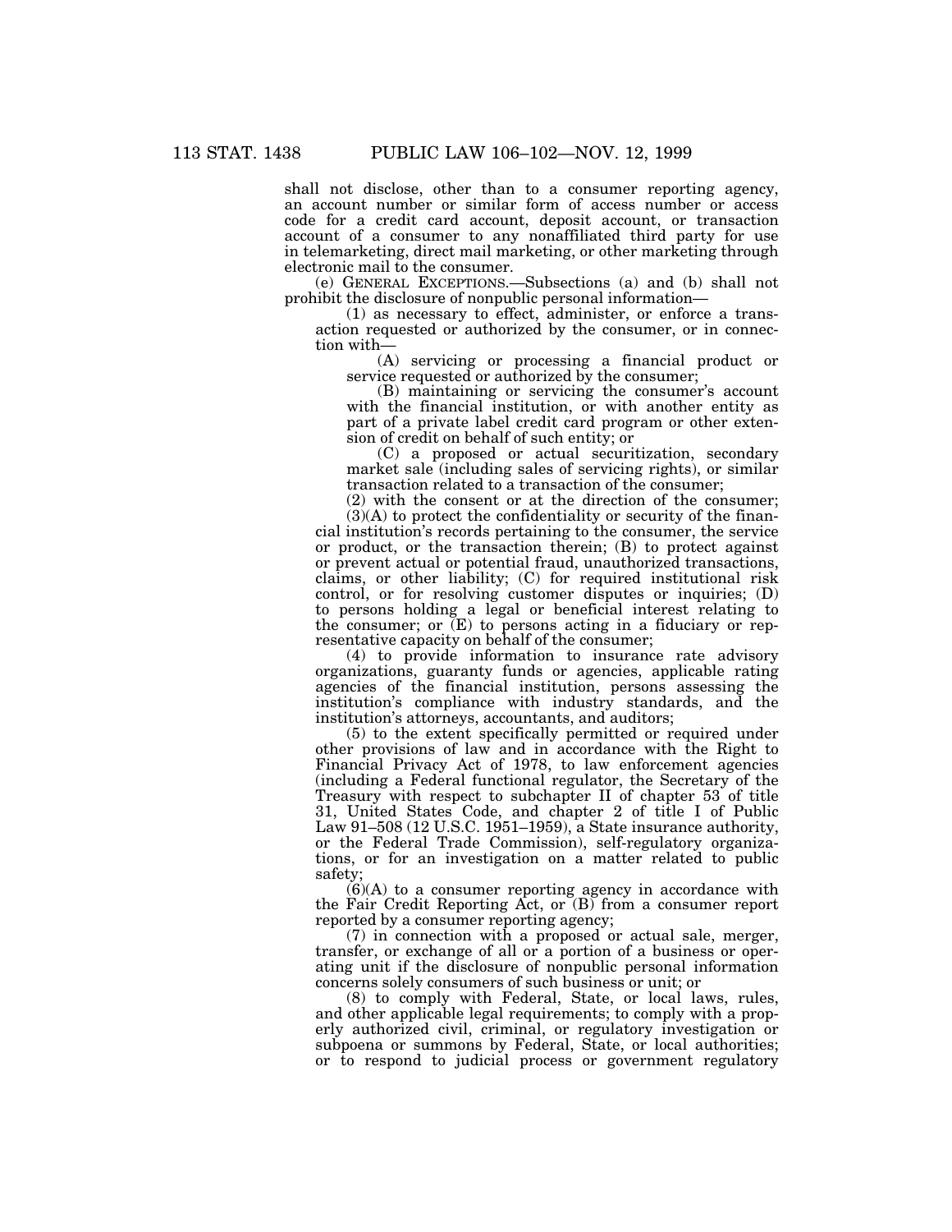shall not disclose, other than to a consumer reporting agency, an account number or similar form of access number or access code for a credit card account, deposit account, or transaction account of a consumer to any nonaffiliated third party for use in telemarketing, direct mail marketing, or other marketing through electronic mail to the consumer.

(e) GENERAL EXCEPTIONS.—Subsections (a) and (b) shall not prohibit the disclosure of nonpublic personal information—

(1) as necessary to effect, administer, or enforce a transaction requested or authorized by the consumer, or in connection with—

(A) servicing or processing a financial product or service requested or authorized by the consumer;

(B) maintaining or servicing the consumer's account with the financial institution, or with another entity as part of a private label credit card program or other extension of credit on behalf of such entity; or

(C) a proposed or actual securitization, secondary market sale (including sales of servicing rights), or similar transaction related to a transaction of the consumer;

(2) with the consent or at the direction of the consumer;

(3)(A) to protect the confidentiality or security of the financial institution's records pertaining to the consumer, the service or product, or the transaction therein; (B) to protect against or prevent actual or potential fraud, unauthorized transactions, claims, or other liability; (C) for required institutional risk control, or for resolving customer disputes or inquiries; (D) to persons holding a legal or beneficial interest relating to the consumer; or (E) to persons acting in a fiduciary or representative capacity on behalf of the consumer;

(4) to provide information to insurance rate advisory organizations, guaranty funds or agencies, applicable rating agencies of the financial institution, persons assessing the institution's compliance with industry standards, and the institution's attorneys, accountants, and auditors;

(5) to the extent specifically permitted or required under other provisions of law and in accordance with the Right to Financial Privacy Act of 1978, to law enforcement agencies (including a Federal functional regulator, the Secretary of the Treasury with respect to subchapter II of chapter 53 of title 31, United States Code, and chapter 2 of title I of Public Law 91–508 (12 U.S.C. 1951–1959), a State insurance authority, or the Federal Trade Commission), self-regulatory organizations, or for an investigation on a matter related to public safety;

(6)(A) to a consumer reporting agency in accordance with the Fair Credit Reporting Act, or (B) from a consumer report reported by a consumer reporting agency;

(7) in connection with a proposed or actual sale, merger, transfer, or exchange of all or a portion of a business or operating unit if the disclosure of nonpublic personal information concerns solely consumers of such business or unit; or

(8) to comply with Federal, State, or local laws, rules, and other applicable legal requirements; to comply with a properly authorized civil, criminal, or regulatory investigation or subpoena or summons by Federal, State, or local authorities; or to respond to judicial process or government regulatory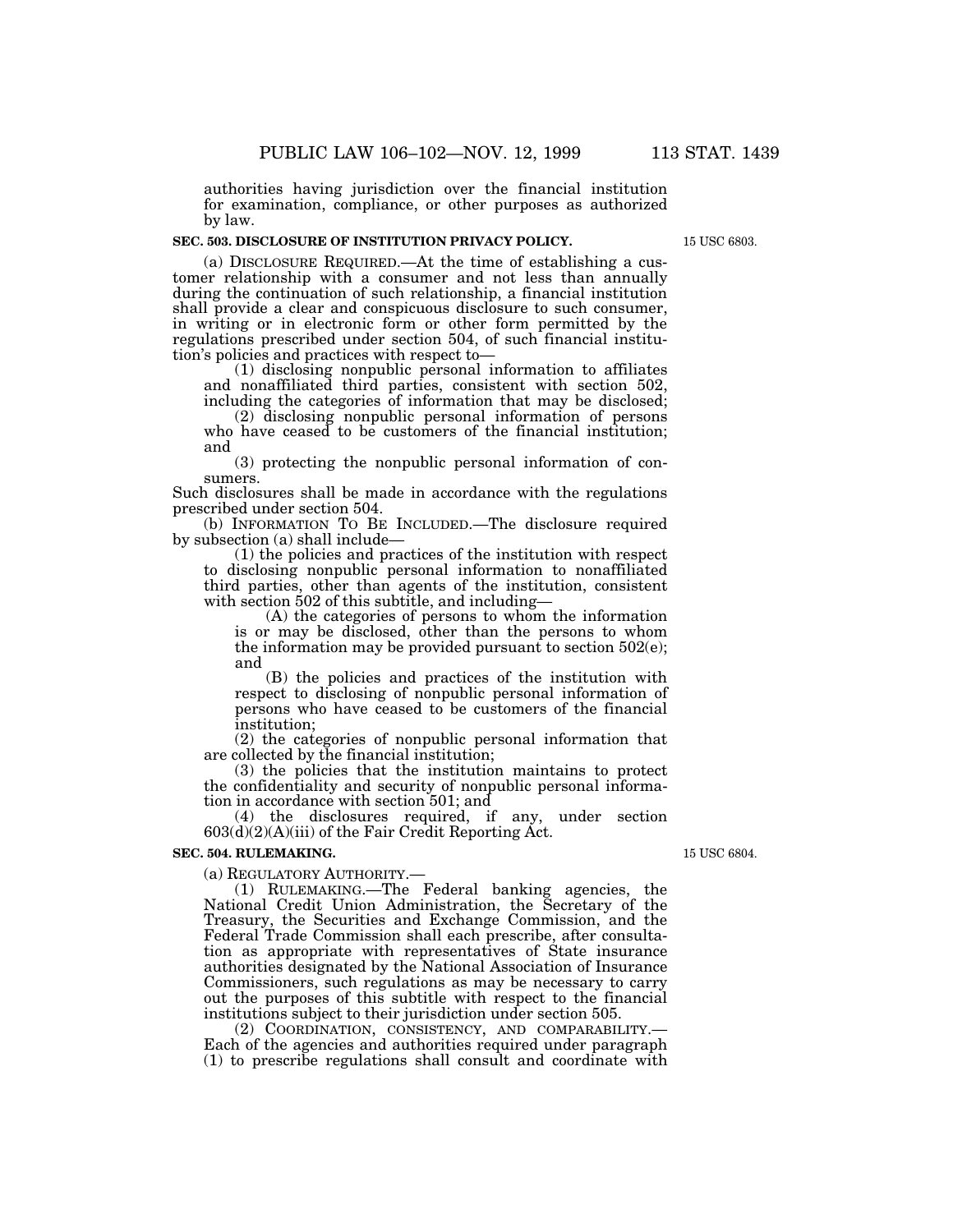authorities having jurisdiction over the financial institution for examination, compliance, or other purposes as authorized by law.

**SEC. 503. DISCLOSURE OF INSTITUTION PRIVACY POLICY.**

15 USC 6803.

(a) DISCLOSURE REQUIRED.—At the time of establishing a customer relationship with a consumer and not less than annually during the continuation of such relationship, a financial institution shall provide a clear and conspicuous disclosure to such consumer, in writing or in electronic form or other form permitted by the regulations prescribed under section 504, of such financial institution's policies and practices with respect to—

(1) disclosing nonpublic personal information to affiliates and nonaffiliated third parties, consistent with section 502, including the categories of information that may be disclosed;

(2) disclosing nonpublic personal information of persons who have ceased to be customers of the financial institution; and

(3) protecting the nonpublic personal information of consumers.

Such disclosures shall be made in accordance with the regulations prescribed under section 504.

(b) INFORMATION TO BE INCLUDED.—The disclosure required by subsection (a) shall include—

(1) the policies and practices of the institution with respect to disclosing nonpublic personal information to nonaffiliated third parties, other than agents of the institution, consistent with section 502 of this subtitle, and including—

(A) the categories of persons to whom the information is or may be disclosed, other than the persons to whom the information may be provided pursuant to section 502(e); and

(B) the policies and practices of the institution with respect to disclosing of nonpublic personal information of persons who have ceased to be customers of the financial institution;

(2) the categories of nonpublic personal information that are collected by the financial institution;

(3) the policies that the institution maintains to protect the confidentiality and security of nonpublic personal information in accordance with section 501; and

(4) the disclosures required, if any, under section 603(d)(2)(A)(iii) of the Fair Credit Reporting Act.

**SEC. 504. RULEMAKING.**

15 USC 6804.

(a) REGULATORY AUTHORITY.—

(1) RULEMAKING.—The Federal banking agencies, the National Credit Union Administration, the Secretary of the Treasury, the Securities and Exchange Commission, and the Federal Trade Commission shall each prescribe, after consultation as appropriate with representatives of State insurance authorities designated by the National Association of Insurance Commissioners, such regulations as may be necessary to carry out the purposes of this subtitle with respect to the financial institutions subject to their jurisdiction under section 505.

(2) COORDINATION, CONSISTENCY, AND COMPARABILITY.—Each of the agencies and authorities required under paragraph (1) to prescribe regulations shall consult and coordinate with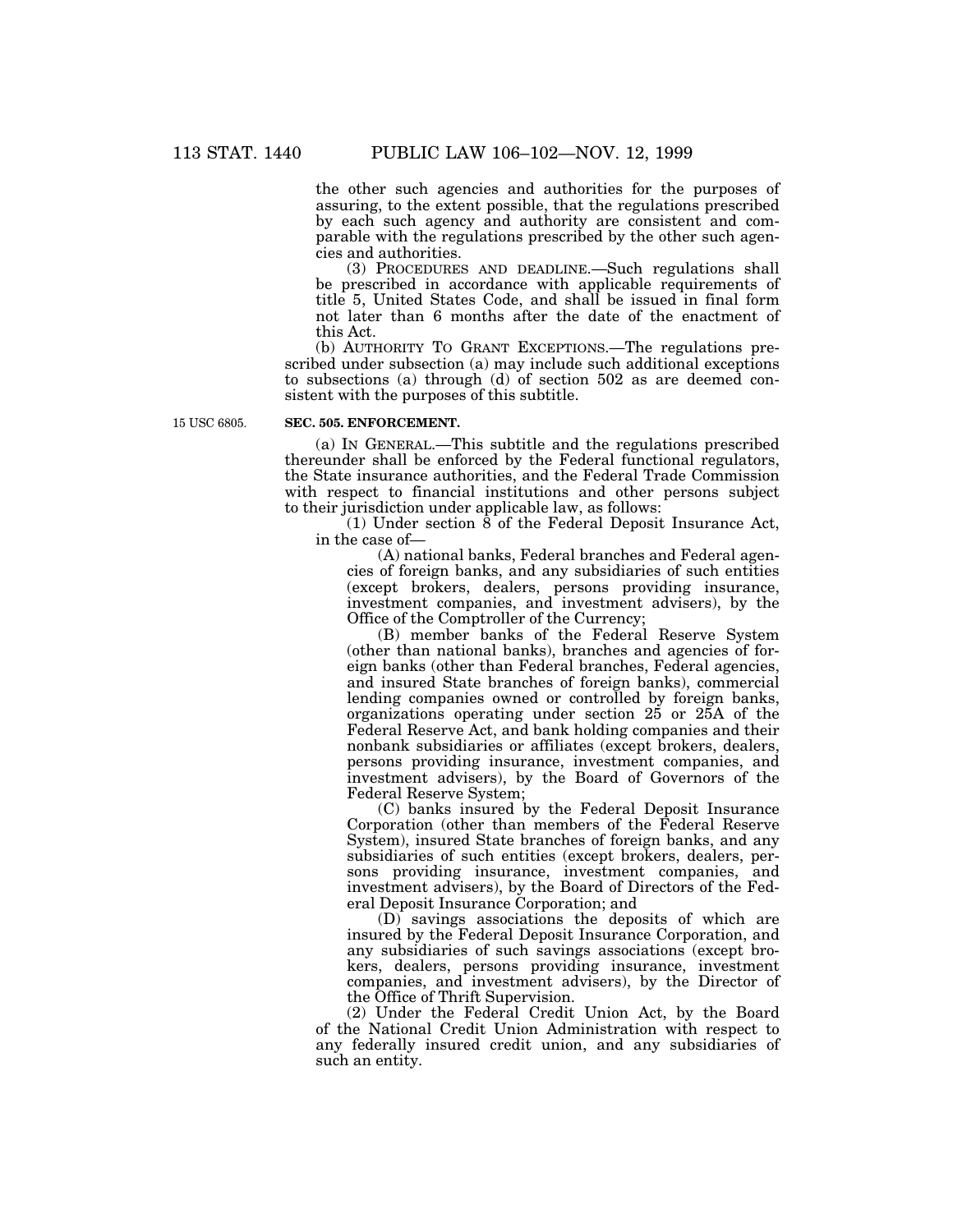the other such agencies and authorities for the purposes of assuring, to the extent possible, that the regulations prescribed by each such agency and authority are consistent and comparable with the regulations prescribed by the other such agencies and authorities.

(3) PROCEDURES AND DEADLINE.—Such regulations shall be prescribed in accordance with applicable requirements of title 5, United States Code, and shall be issued in final form not later than 6 months after the date of the enactment of this Act.

(b) AUTHORITY TO GRANT EXCEPTIONS.—The regulations prescribed under subsection (a) may include such additional exceptions to subsections (a) through (d) of section 502 as are deemed consistent with the purposes of this subtitle.

15 USC 6805.

**SEC. 505. ENFORCEMENT.**

(a) IN GENERAL.—This subtitle and the regulations prescribed thereunder shall be enforced by the Federal functional regulators, the State insurance authorities, and the Federal Trade Commission with respect to financial institutions and other persons subject to their jurisdiction under applicable law, as follows:

(1) Under section 8 of the Federal Deposit Insurance Act, in the case of—

(A) national banks, Federal branches and Federal agencies of foreign banks, and any subsidiaries of such entities (except brokers, dealers, persons providing insurance, investment companies, and investment advisers), by the Office of the Comptroller of the Currency;

(B) member banks of the Federal Reserve System (other than national banks), branches and agencies of foreign banks (other than Federal branches, Federal agencies, and insured State branches of foreign banks), commercial lending companies owned or controlled by foreign banks, organizations operating under section 25 or 25A of the Federal Reserve Act, and bank holding companies and their nonbank subsidiaries or affiliates (except brokers, dealers, persons providing insurance, investment companies, and investment advisers), by the Board of Governors of the Federal Reserve System;

(C) banks insured by the Federal Deposit Insurance Corporation (other than members of the Federal Reserve System), insured State branches of foreign banks, and any subsidiaries of such entities (except brokers, dealers, persons providing insurance, investment companies, and investment advisers), by the Board of Directors of the Federal Deposit Insurance Corporation; and

(D) savings associations the deposits of which are insured by the Federal Deposit Insurance Corporation, and any subsidiaries of such savings associations (except brokers, dealers, persons providing insurance, investment companies, and investment advisers), by the Director of the Office of Thrift Supervision.

(2) Under the Federal Credit Union Act, by the Board of the National Credit Union Administration with respect to any federally insured credit union, and any subsidiaries of such an entity.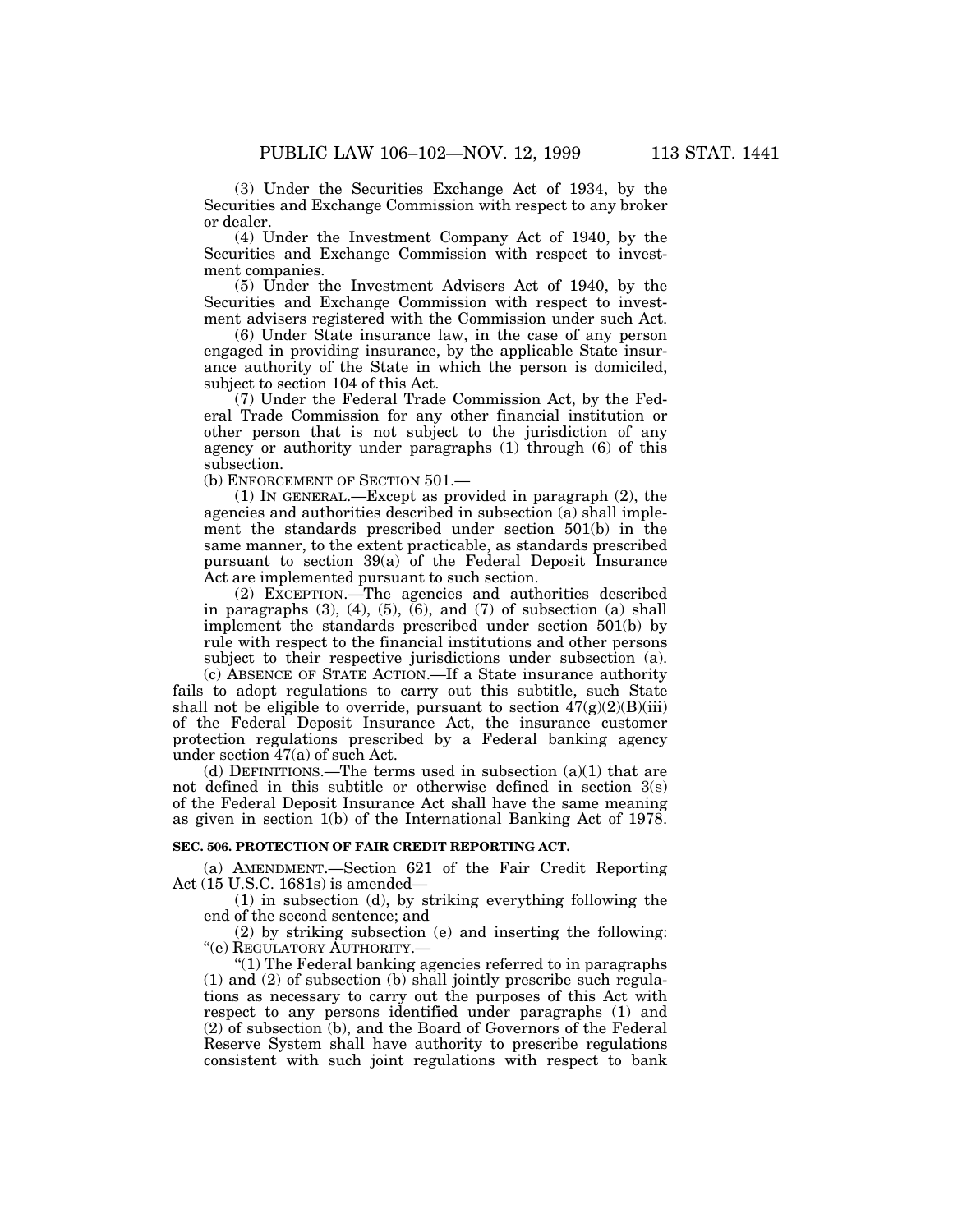(3) Under the Securities Exchange Act of 1934, by the Securities and Exchange Commission with respect to any broker or dealer.

(4) Under the Investment Company Act of 1940, by the Securities and Exchange Commission with respect to investment companies.

(5) Under the Investment Advisers Act of 1940, by the Securities and Exchange Commission with respect to investment advisers registered with the Commission under such Act.

(6) Under State insurance law, in the case of any person engaged in providing insurance, by the applicable State insurance authority of the State in which the person is domiciled, subject to section 104 of this Act.

(7) Under the Federal Trade Commission Act, by the Federal Trade Commission for any other financial institution or other person that is not subject to the jurisdiction of any agency or authority under paragraphs (1) through (6) of this subsection.

(b) ENFORCEMENT OF SECTION 501.—

(1) IN GENERAL.—Except as provided in paragraph (2), the agencies and authorities described in subsection (a) shall implement the standards prescribed under section 501(b) in the same manner, to the extent practicable, as standards prescribed pursuant to section 39(a) of the Federal Deposit Insurance Act are implemented pursuant to such section.

(2) EXCEPTION.—The agencies and authorities described in paragraphs (3), (4), (5), (6), and (7) of subsection (a) shall implement the standards prescribed under section 501(b) by rule with respect to the financial institutions and other persons subject to their respective jurisdictions under subsection (a).

(c) ABSENCE OF STATE ACTION.—If a State insurance authority fails to adopt regulations to carry out this subtitle, such State shall not be eligible to override, pursuant to section 47(g)(2)(B)(iii) of the Federal Deposit Insurance Act, the insurance customer protection regulations prescribed by a Federal banking agency under section 47(a) of such Act.

(d) DEFINITIONS.—The terms used in subsection (a)(1) that are not defined in this subtitle or otherwise defined in section 3(s) of the Federal Deposit Insurance Act shall have the same meaning as given in section 1(b) of the International Banking Act of 1978.

**SEC. 506. PROTECTION OF FAIR CREDIT REPORTING ACT.**

(a) AMENDMENT.—Section 621 of the Fair Credit Reporting Act (15 U.S.C. 1681s) is amended—

(1) in subsection (d), by striking everything following the end of the second sentence; and

(2) by striking subsection (e) and inserting the following:

"(e) REGULATORY AUTHORITY.—

"(1) The Federal banking agencies referred to in paragraphs (1) and (2) of subsection (b) shall jointly prescribe such regulations as necessary to carry out the purposes of this Act with respect to any persons identified under paragraphs (1) and (2) of subsection (b), and the Board of Governors of the Federal Reserve System shall have authority to prescribe regulations consistent with such joint regulations with respect to bank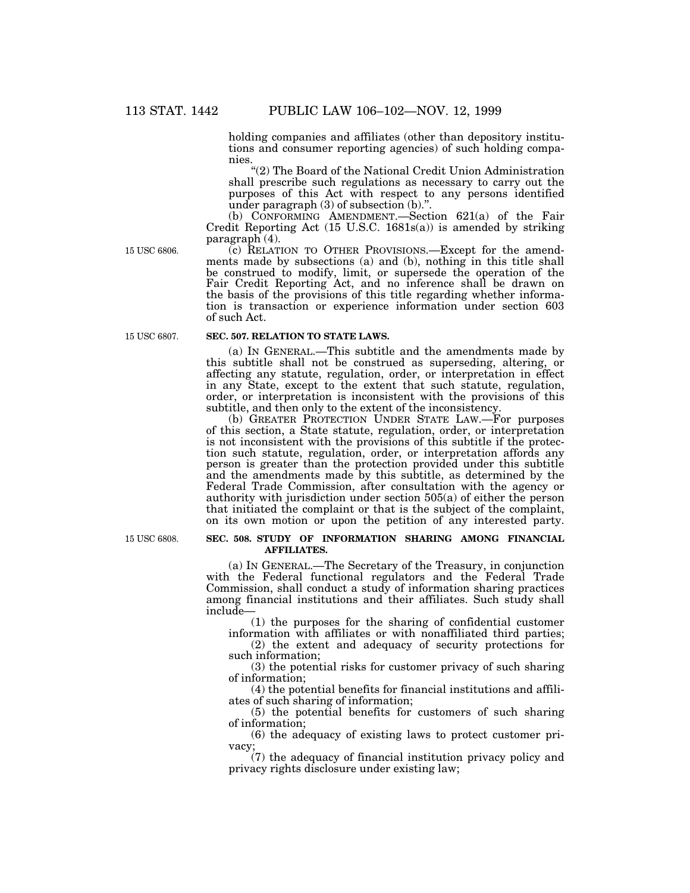holding companies and affiliates (other than depository institutions and consumer reporting agencies) of such holding companies.

"(2) The Board of the National Credit Union Administration shall prescribe such regulations as necessary to carry out the purposes of this Act with respect to any persons identified under paragraph (3) of subsection (b).".

(b) CONFORMING AMENDMENT.—Section 621(a) of the Fair Credit Reporting Act (15 U.S.C. 1681s(a)) is amended by striking paragraph (4).

15 USC 6806.

(c) RELATION TO OTHER PROVISIONS.—Except for the amendments made by subsections (a) and (b), nothing in this title shall be construed to modify, limit, or supersede the operation of the Fair Credit Reporting Act, and no inference shall be drawn on the basis of the provisions of this title regarding whether information is transaction or experience information under section 603 of such Act.

15 USC 6807.

**SEC. 507. RELATION TO STATE LAWS.**

(a) IN GENERAL.—This subtitle and the amendments made by this subtitle shall not be construed as superseding, altering, or affecting any statute, regulation, order, or interpretation in effect in any State, except to the extent that such statute, regulation, order, or interpretation is inconsistent with the provisions of this subtitle, and then only to the extent of the inconsistency.

(b) GREATER PROTECTION UNDER STATE LAW.—For purposes of this section, a State statute, regulation, order, or interpretation is not inconsistent with the provisions of this subtitle if the protection such statute, regulation, order, or interpretation affords any person is greater than the protection provided under this subtitle and the amendments made by this subtitle, as determined by the Federal Trade Commission, after consultation with the agency or authority with jurisdiction under section 505(a) of either the person that initiated the complaint or that is the subject of the complaint, on its own motion or upon the petition of any interested party.

15 USC 6808.

**SEC. 508. STUDY OF INFORMATION SHARING AMONG FINANCIAL AFFILIATES.**

(a) IN GENERAL.—The Secretary of the Treasury, in conjunction with the Federal functional regulators and the Federal Trade Commission, shall conduct a study of information sharing practices among financial institutions and their affiliates. Such study shall include—

(1) the purposes for the sharing of confidential customer information with affiliates or with nonaffiliated third parties;

(2) the extent and adequacy of security protections for such information;

(3) the potential risks for customer privacy of such sharing of information;

(4) the potential benefits for financial institutions and affiliates of such sharing of information;

(5) the potential benefits for customers of such sharing of information;

(6) the adequacy of existing laws to protect customer privacy;

(7) the adequacy of financial institution privacy policy and privacy rights disclosure under existing law;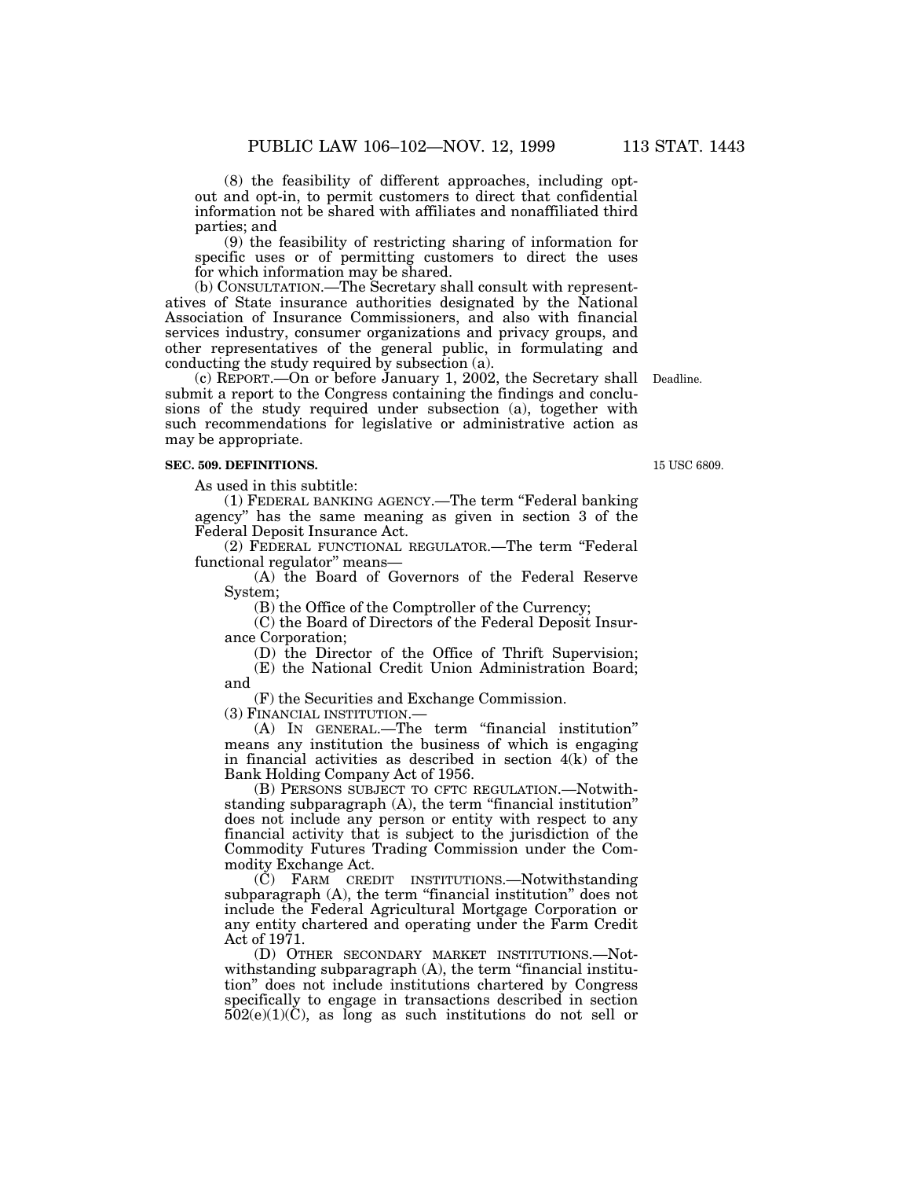(8) the feasibility of different approaches, including opt-out and opt-in, to permit customers to direct that confidential information not be shared with affiliates and nonaffiliated third parties; and

(9) the feasibility of restricting sharing of information for specific uses or of permitting customers to direct the uses for which information may be shared.

(b) CONSULTATION.—The Secretary shall consult with representatives of State insurance authorities designated by the National Association of Insurance Commissioners, and also with financial services industry, consumer organizations and privacy groups, and other representatives of the general public, in formulating and conducting the study required by subsection (a).

(c) REPORT.—On or before January 1, 2002, the Secretary shall submit a report to the Congress containing the findings and conclusions of the study required under subsection (a), together with such recommendations for legislative or administrative action as may be appropriate.

Deadline.

**SEC. 509. DEFINITIONS.**

15 USC 6809.

As used in this subtitle:

(1) FEDERAL BANKING AGENCY.—The term "Federal banking agency" has the same meaning as given in section 3 of the Federal Deposit Insurance Act.

(2) FEDERAL FUNCTIONAL REGULATOR.—The term "Federal functional regulator" means—

(A) the Board of Governors of the Federal Reserve System;

(B) the Office of the Comptroller of the Currency;

(C) the Board of Directors of the Federal Deposit Insurance Corporation;

(D) the Director of the Office of Thrift Supervision;

(E) the National Credit Union Administration Board; and

(F) the Securities and Exchange Commission.

(3) FINANCIAL INSTITUTION.—

(A) IN GENERAL.—The term "financial institution" means any institution the business of which is engaging in financial activities as described in section 4(k) of the Bank Holding Company Act of 1956.

(B) PERSONS SUBJECT TO CFTC REGULATION.—Notwithstanding subparagraph (A), the term "financial institution" does not include any person or entity with respect to any financial activity that is subject to the jurisdiction of the Commodity Futures Trading Commission under the Commodity Exchange Act.

(C) FARM CREDIT INSTITUTIONS.—Notwithstanding subparagraph (A), the term "financial institution" does not include the Federal Agricultural Mortgage Corporation or any entity chartered and operating under the Farm Credit Act of 1971.

(D) OTHER SECONDARY MARKET INSTITUTIONS.—Notwithstanding subparagraph (A), the term "financial institution" does not include institutions chartered by Congress specifically to engage in transactions described in section 502(e)(1)(C), as long as such institutions do not sell or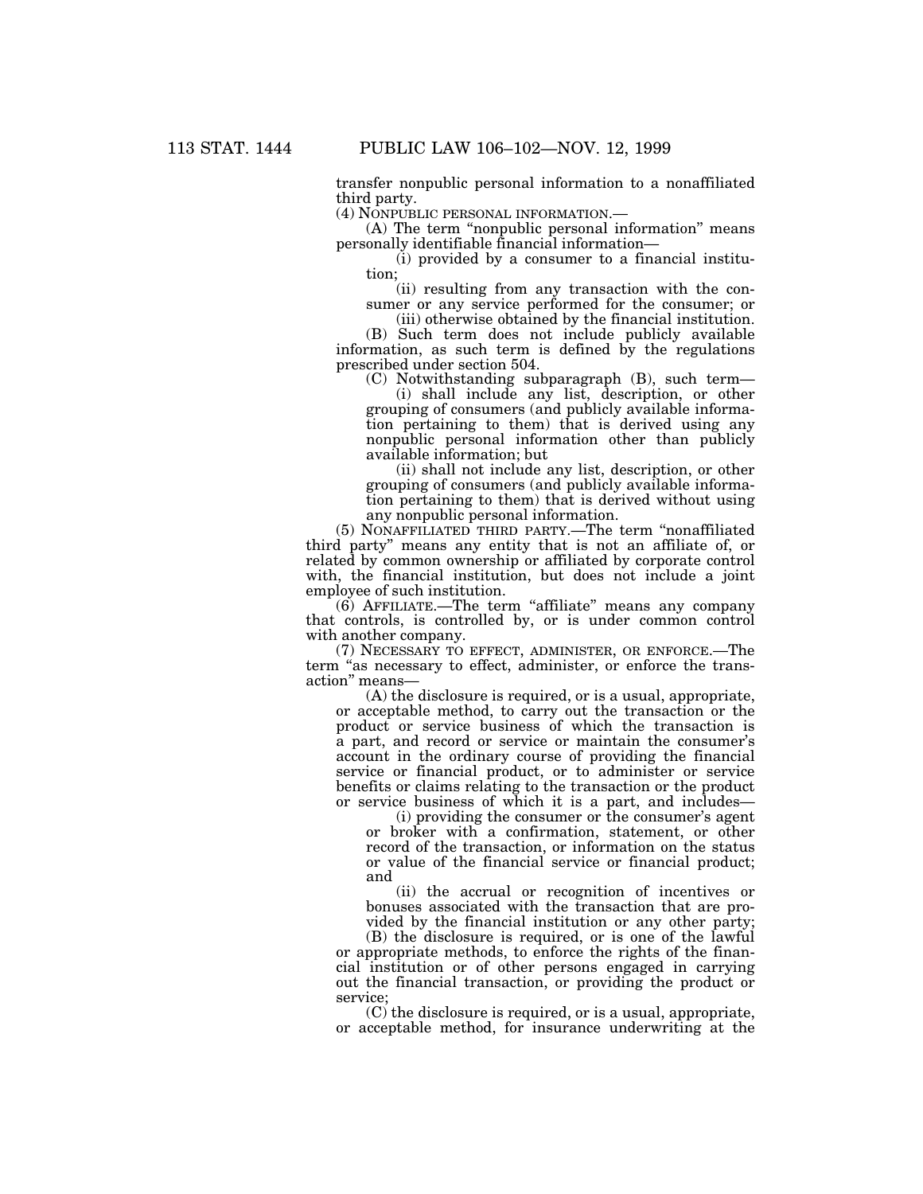transfer nonpublic personal information to a nonaffiliated third party.

(4) NONPUBLIC PERSONAL INFORMATION.—

(A) The term "nonpublic personal information" means personally identifiable financial information—

(i) provided by a consumer to a financial institution;

(ii) resulting from any transaction with the consumer or any service performed for the consumer; or

(iii) otherwise obtained by the financial institution.

(B) Such term does not include publicly available information, as such term is defined by the regulations prescribed under section 504.

(C) Notwithstanding subparagraph (B), such term—

(i) shall include any list, description, or other grouping of consumers (and publicly available information pertaining to them) that is derived using any nonpublic personal information other than publicly available information; but

(ii) shall not include any list, description, or other grouping of consumers (and publicly available information pertaining to them) that is derived without using any nonpublic personal information.

(5) NONAFFILIATED THIRD PARTY.—The term "nonaffiliated third party" means any entity that is not an affiliate of, or related by common ownership or affiliated by corporate control with, the financial institution, but does not include a joint employee of such institution.

(6) AFFILIATE.—The term "affiliate" means any company that controls, is controlled by, or is under common control with another company.

(7) NECESSARY TO EFFECT, ADMINISTER, OR ENFORCE.—The term "as necessary to effect, administer, or enforce the transaction" means—

(A) the disclosure is required, or is a usual, appropriate, or acceptable method, to carry out the transaction or the product or service business of which the transaction is a part, and record or service or maintain the consumer's account in the ordinary course of providing the financial service or financial product, or to administer or service benefits or claims relating to the transaction or the product or service business of which it is a part, and includes—

(i) providing the consumer or the consumer's agent or broker with a confirmation, statement, or other record of the transaction, or information on the status or value of the financial service or financial product; and

(ii) the accrual or recognition of incentives or bonuses associated with the transaction that are provided by the financial institution or any other party;

(B) the disclosure is required, or is one of the lawful or appropriate methods, to enforce the rights of the financial institution or of other persons engaged in carrying out the financial transaction, or providing the product or service;

(C) the disclosure is required, or is a usual, appropriate, or acceptable method, for insurance underwriting at the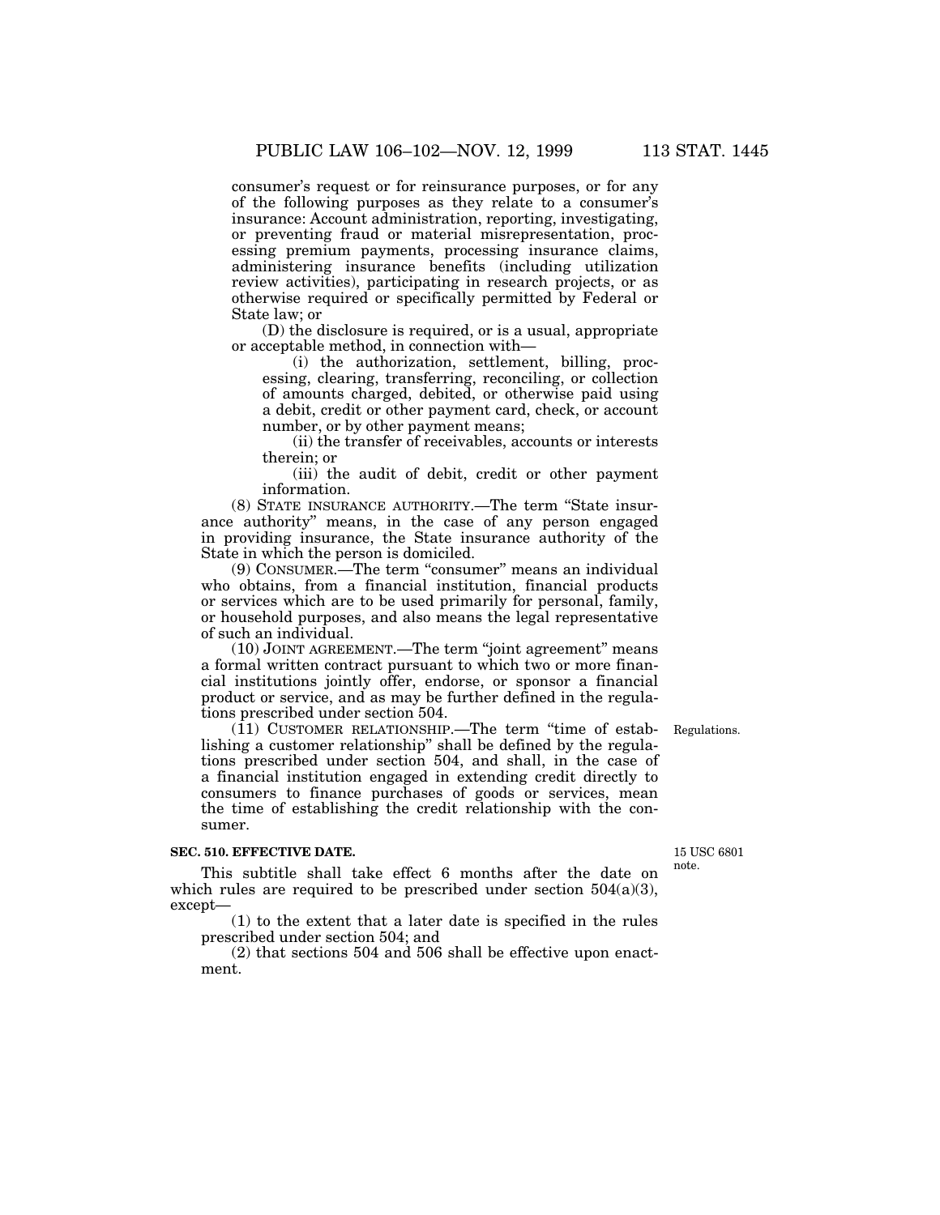consumer's request or for reinsurance purposes, or for any of the following purposes as they relate to a consumer's insurance: Account administration, reporting, investigating, or preventing fraud or material misrepresentation, processing premium payments, processing insurance claims, administering insurance benefits (including utilization review activities), participating in research projects, or as otherwise required or specifically permitted by Federal or State law; or

(D) the disclosure is required, or is a usual, appropriate or acceptable method, in connection with—

(i) the authorization, settlement, billing, processing, clearing, transferring, reconciling, or collection of amounts charged, debited, or otherwise paid using a debit, credit or other payment card, check, or account number, or by other payment means;

(ii) the transfer of receivables, accounts or interests therein; or

(iii) the audit of debit, credit or other payment information.

(8) STATE INSURANCE AUTHORITY.—The term "State insurance authority" means, in the case of any person engaged in providing insurance, the State insurance authority of the State in which the person is domiciled.

(9) CONSUMER.—The term "consumer" means an individual who obtains, from a financial institution, financial products or services which are to be used primarily for personal, family, or household purposes, and also means the legal representative of such an individual.

(10) JOINT AGREEMENT.—The term "joint agreement" means a formal written contract pursuant to which two or more financial institutions jointly offer, endorse, or sponsor a financial product or service, and as may be further defined in the regulations prescribed under section 504.

(11) CUSTOMER RELATIONSHIP.—The term "time of establishing a customer relationship" shall be defined by the regulations prescribed under section 504, and shall, in the case of a financial institution engaged in extending credit directly to consumers to finance purchases of goods or services, mean the time of establishing the credit relationship with the consumer.

Regulations.

**SEC. 510. EFFECTIVE DATE.**

15 USC 6801 note.

This subtitle shall take effect 6 months after the date on which rules are required to be prescribed under section 504(a)(3), except—

(1) to the extent that a later date is specified in the rules prescribed under section 504; and

(2) that sections 504 and 506 shall be effective upon enactment.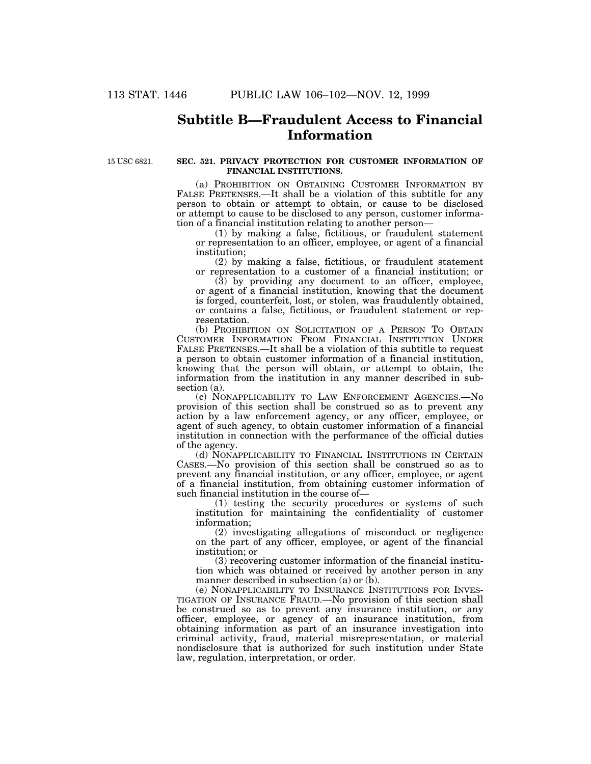# Subtitle B—Fraudulent Access to Financial Information

15 USC 6821.

**SEC. 521. PRIVACY PROTECTION FOR CUSTOMER INFORMATION OF FINANCIAL INSTITUTIONS.**

(a) PROHIBITION ON OBTAINING CUSTOMER INFORMATION BY FALSE PRETENSES.—It shall be a violation of this subtitle for any person to obtain or attempt to obtain, or cause to be disclosed or attempt to cause to be disclosed to any person, customer information of a financial institution relating to another person—

(1) by making a false, fictitious, or fraudulent statement or representation to an officer, employee, or agent of a financial institution;

(2) by making a false, fictitious, or fraudulent statement or representation to a customer of a financial institution; or

(3) by providing any document to an officer, employee, or agent of a financial institution, knowing that the document is forged, counterfeit, lost, or stolen, was fraudulently obtained, or contains a false, fictitious, or fraudulent statement or representation.

(b) PROHIBITION ON SOLICITATION OF A PERSON TO OBTAIN CUSTOMER INFORMATION FROM FINANCIAL INSTITUTION UNDER FALSE PRETENSES.—It shall be a violation of this subtitle to request a person to obtain customer information of a financial institution, knowing that the person will obtain, or attempt to obtain, the information from the institution in any manner described in subsection (a).

(c) NONAPPLICABILITY TO LAW ENFORCEMENT AGENCIES.—No provision of this section shall be construed so as to prevent any action by a law enforcement agency, or any officer, employee, or agent of such agency, to obtain customer information of a financial institution in connection with the performance of the official duties of the agency.

(d) NONAPPLICABILITY TO FINANCIAL INSTITUTIONS IN CERTAIN CASES.—No provision of this section shall be construed so as to prevent any financial institution, or any officer, employee, or agent of a financial institution, from obtaining customer information of such financial institution in the course of—

(1) testing the security procedures or systems of such institution for maintaining the confidentiality of customer information;

(2) investigating allegations of misconduct or negligence on the part of any officer, employee, or agent of the financial institution; or

(3) recovering customer information of the financial institution which was obtained or received by another person in any manner described in subsection (a) or (b).

(e) NONAPPLICABILITY TO INSURANCE INSTITUTIONS FOR INVESTIGATION OF INSURANCE FRAUD.—No provision of this section shall be construed so as to prevent any insurance institution, or any officer, employee, or agency of an insurance institution, from obtaining information as part of an insurance investigation into criminal activity, fraud, material misrepresentation, or material nondisclosure that is authorized for such institution under State law, regulation, interpretation, or order.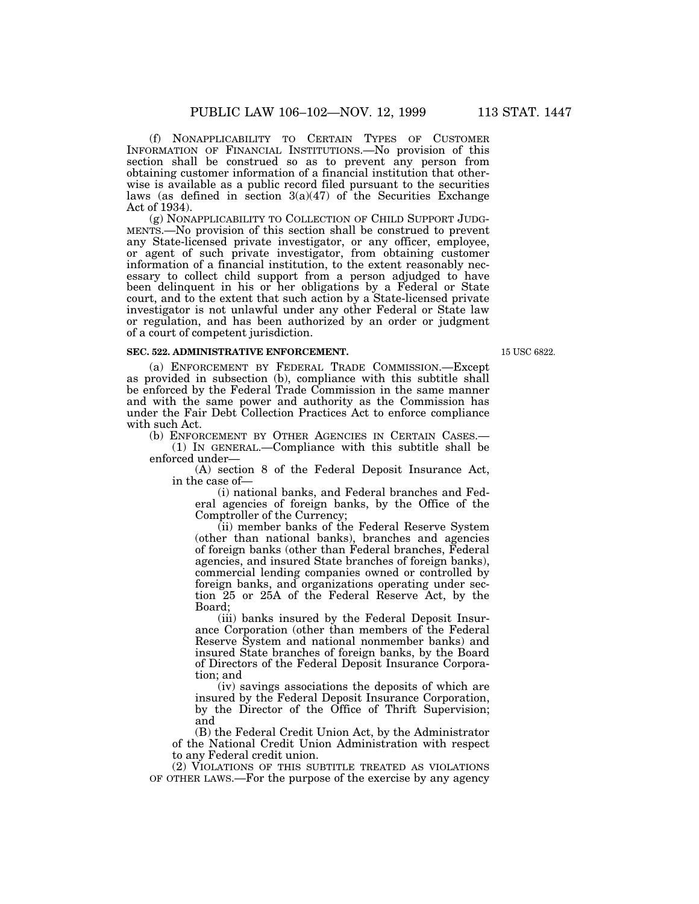(f) NONAPPLICABILITY TO CERTAIN TYPES OF CUSTOMER INFORMATION OF FINANCIAL INSTITUTIONS.—No provision of this section shall be construed so as to prevent any person from obtaining customer information of a financial institution that otherwise is available as a public record filed pursuant to the securities laws (as defined in section 3(a)(47) of the Securities Exchange Act of 1934).

(g) NONAPPLICABILITY TO COLLECTION OF CHILD SUPPORT JUDGMENTS.—No provision of this section shall be construed to prevent any State-licensed private investigator, or any officer, employee, or agent of such private investigator, from obtaining customer information of a financial institution, to the extent reasonably necessary to collect child support from a person adjudged to have been delinquent in his or her obligations by a Federal or State court, and to the extent that such action by a State-licensed private investigator is not unlawful under any other Federal or State law or regulation, and has been authorized by an order or judgment of a court of competent jurisdiction.

**SEC. 522. ADMINISTRATIVE ENFORCEMENT.**

15 USC 6822.

(a) ENFORCEMENT BY FEDERAL TRADE COMMISSION.—Except as provided in subsection (b), compliance with this subtitle shall be enforced by the Federal Trade Commission in the same manner and with the same power and authority as the Commission has under the Fair Debt Collection Practices Act to enforce compliance with such Act.

(b) ENFORCEMENT BY OTHER AGENCIES IN CERTAIN CASES.—

(1) IN GENERAL.—Compliance with this subtitle shall be enforced under—

(A) section 8 of the Federal Deposit Insurance Act, in the case of—

(i) national banks, and Federal branches and Federal agencies of foreign banks, by the Office of the Comptroller of the Currency;

(ii) member banks of the Federal Reserve System (other than national banks), branches and agencies of foreign banks (other than Federal branches, Federal agencies, and insured State branches of foreign banks), commercial lending companies owned or controlled by foreign banks, and organizations operating under section 25 or 25A of the Federal Reserve Act, by the Board;

(iii) banks insured by the Federal Deposit Insurance Corporation (other than members of the Federal Reserve System and national nonmember banks) and insured State branches of foreign banks, by the Board of Directors of the Federal Deposit Insurance Corporation; and

(iv) savings associations the deposits of which are insured by the Federal Deposit Insurance Corporation, by the Director of the Office of Thrift Supervision; and

(B) the Federal Credit Union Act, by the Administrator of the National Credit Union Administration with respect to any Federal credit union.

(2) VIOLATIONS OF THIS SUBTITLE TREATED AS VIOLATIONS OF OTHER LAWS.—For the purpose of the exercise by any agency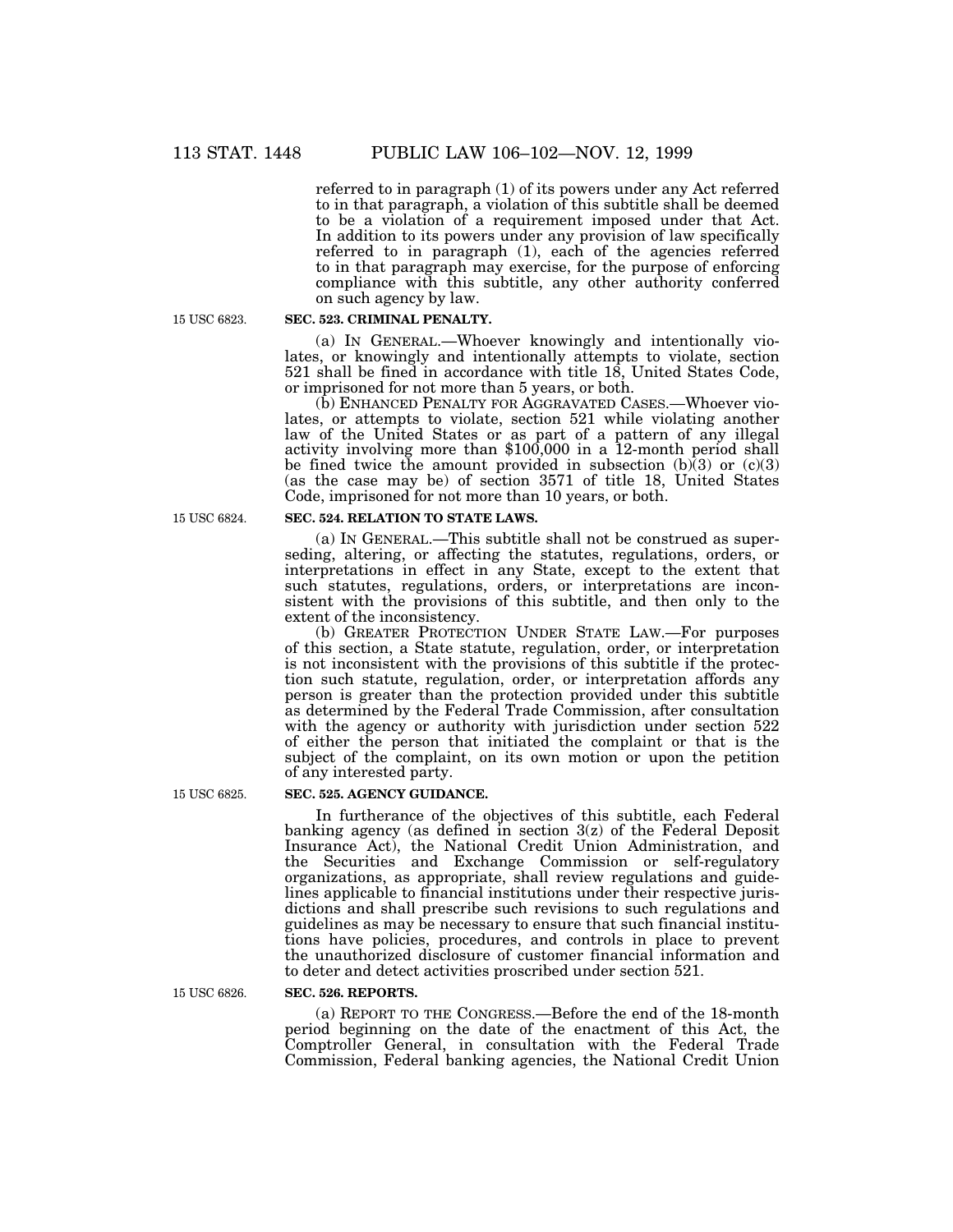referred to in paragraph (1) of its powers under any Act referred to in that paragraph, a violation of this subtitle shall be deemed to be a violation of a requirement imposed under that Act. In addition to its powers under any provision of law specifically referred to in paragraph (1), each of the agencies referred to in that paragraph may exercise, for the purpose of enforcing compliance with this subtitle, any other authority conferred on such agency by law.

15 USC 6823.

**SEC. 523. CRIMINAL PENALTY.**

(a) IN GENERAL.—Whoever knowingly and intentionally violates, or knowingly and intentionally attempts to violate, section 521 shall be fined in accordance with title 18, United States Code, or imprisoned for not more than 5 years, or both.

(b) ENHANCED PENALTY FOR AGGRAVATED CASES.—Whoever violates, or attempts to violate, section 521 while violating another law of the United States or as part of a pattern of any illegal activity involving more than $100,000 in a 12-month period shall be fined twice the amount provided in subsection (b)(3) or (c)(3) (as the case may be) of section 3571 of title 18, United States Code, imprisoned for not more than 10 years, or both.

15 USC 6824.

**SEC. 524. RELATION TO STATE LAWS.**

(a) IN GENERAL.—This subtitle shall not be construed as superseding, altering, or affecting the statutes, regulations, orders, or interpretations in effect in any State, except to the extent that such statutes, regulations, orders, or interpretations are inconsistent with the provisions of this subtitle, and then only to the extent of the inconsistency.

(b) GREATER PROTECTION UNDER STATE LAW.—For purposes of this section, a State statute, regulation, order, or interpretation is not inconsistent with the provisions of this subtitle if the protection such statute, regulation, order, or interpretation affords any person is greater than the protection provided under this subtitle as determined by the Federal Trade Commission, after consultation with the agency or authority with jurisdiction under section 522 of either the person that initiated the complaint or that is the subject of the complaint, on its own motion or upon the petition of any interested party.

15 USC 6825.

**SEC. 525. AGENCY GUIDANCE.**

In furtherance of the objectives of this subtitle, each Federal banking agency (as defined in section 3(z) of the Federal Deposit Insurance Act), the National Credit Union Administration, and the Securities and Exchange Commission or self-regulatory organizations, as appropriate, shall review regulations and guidelines applicable to financial institutions under their respective jurisdictions and shall prescribe such revisions to such regulations and guidelines as may be necessary to ensure that such financial institutions have policies, procedures, and controls in place to prevent the unauthorized disclosure of customer financial information and to deter and detect activities proscribed under section 521.

15 USC 6826.

**SEC. 526. REPORTS.**

(a) REPORT TO THE CONGRESS.—Before the end of the 18-month period beginning on the date of the enactment of this Act, the Comptroller General, in consultation with the Federal Trade Commission, Federal banking agencies, the National Credit Union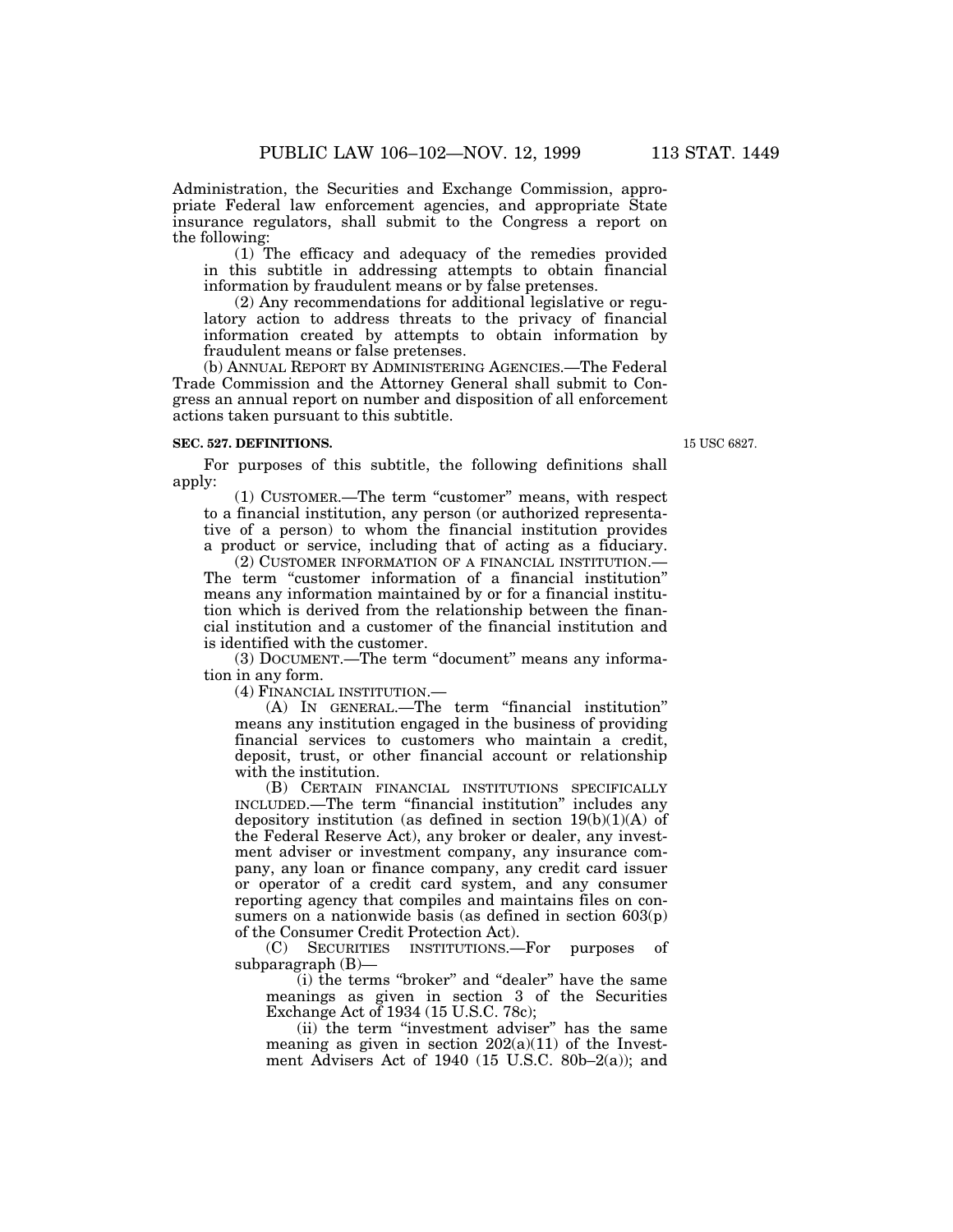Administration, the Securities and Exchange Commission, appropriate Federal law enforcement agencies, and appropriate State insurance regulators, shall submit to the Congress a report on the following:

(1) The efficacy and adequacy of the remedies provided in this subtitle in addressing attempts to obtain financial information by fraudulent means or by false pretenses.

(2) Any recommendations for additional legislative or regulatory action to address threats to the privacy of financial information created by attempts to obtain information by fraudulent means or false pretenses.

(b) ANNUAL REPORT BY ADMINISTERING AGENCIES.—The Federal Trade Commission and the Attorney General shall submit to Congress an annual report on number and disposition of all enforcement actions taken pursuant to this subtitle.

**SEC. 527. DEFINITIONS.**

15 USC 6827.

For purposes of this subtitle, the following definitions shall apply:

(1) CUSTOMER.—The term "customer" means, with respect to a financial institution, any person (or authorized representative of a person) to whom the financial institution provides a product or service, including that of acting as a fiduciary.

(2) CUSTOMER INFORMATION OF A FINANCIAL INSTITUTION.—The term "customer information of a financial institution" means any information maintained by or for a financial institution which is derived from the relationship between the financial institution and a customer of the financial institution and is identified with the customer.

(3) DOCUMENT.—The term "document" means any information in any form.

(4) FINANCIAL INSTITUTION.—

(A) IN GENERAL.—The term "financial institution" means any institution engaged in the business of providing financial services to customers who maintain a credit, deposit, trust, or other financial account or relationship with the institution.

(B) CERTAIN FINANCIAL INSTITUTIONS SPECIFICALLY INCLUDED.—The term "financial institution" includes any depository institution (as defined in section 19(b)(1)(A) of the Federal Reserve Act), any broker or dealer, any investment adviser or investment company, any insurance company, any loan or finance company, any credit card issuer or operator of a credit card system, and any consumer reporting agency that compiles and maintains files on consumers on a nationwide basis (as defined in section 603(p) of the Consumer Credit Protection Act).

(C) SECURITIES INSTITUTIONS.—For purposes of subparagraph (B)—

(i) the terms "broker" and "dealer" have the same meanings as given in section 3 of the Securities Exchange Act of 1934 (15 U.S.C. 78c);

(ii) the term "investment adviser" has the same meaning as given in section 202(a)(11) of the Investment Advisers Act of 1940 (15 U.S.C. 80b–2(a)); and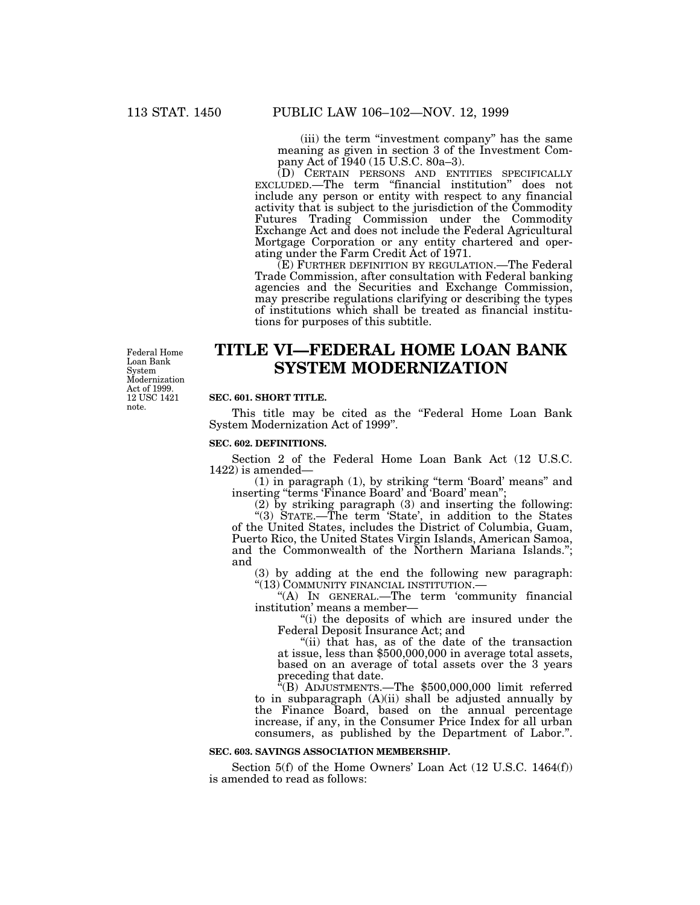(iii) the term "investment company" has the same meaning as given in section 3 of the Investment Company Act of 1940 (15 U.S.C. 80a–3).

(D) CERTAIN PERSONS AND ENTITIES SPECIFICALLY EXCLUDED.—The term "financial institution" does not include any person or entity with respect to any financial activity that is subject to the jurisdiction of the Commodity Futures Trading Commission under the Commodity Exchange Act and does not include the Federal Agricultural Mortgage Corporation or any entity chartered and operating under the Farm Credit Act of 1971.

(E) FURTHER DEFINITION BY REGULATION.—The Federal Trade Commission, after consultation with Federal banking agencies and the Securities and Exchange Commission, may prescribe regulations clarifying or describing the types of institutions which shall be treated as financial institutions for purposes of this subtitle.

Federal Home Loan Bank System Modernization Act of 1999. 12 USC 1421 note.

# TITLE VI—FEDERAL HOME LOAN BANK SYSTEM MODERNIZATION

**SEC. 601. SHORT TITLE.**

This title may be cited as the "Federal Home Loan Bank System Modernization Act of 1999".

**SEC. 602. DEFINITIONS.**

Section 2 of the Federal Home Loan Bank Act (12 U.S.C. 1422) is amended—

(1) in paragraph (1), by striking "term 'Board' means" and inserting "terms 'Finance Board' and 'Board' mean";

(2) by striking paragraph (3) and inserting the following:

"(3) STATE.—The term 'State', in addition to the States of the United States, includes the District of Columbia, Guam, Puerto Rico, the United States Virgin Islands, American Samoa, and the Commonwealth of the Northern Mariana Islands."; and

(3) by adding at the end the following new paragraph:

"(13) COMMUNITY FINANCIAL INSTITUTION.—

"(A) IN GENERAL.—The term 'community financial institution' means a member—

"(i) the deposits of which are insured under the Federal Deposit Insurance Act; and

"(ii) that has, as of the date of the transaction at issue, less than $500,000,000 in average total assets, based on an average of total assets over the 3 years preceding that date.

"(B) ADJUSTMENTS.—The $500,000,000 limit referred to in subparagraph (A)(ii) shall be adjusted annually by the Finance Board, based on the annual percentage increase, if any, in the Consumer Price Index for all urban consumers, as published by the Department of Labor.".

**SEC. 603. SAVINGS ASSOCIATION MEMBERSHIP.**

Section 5(f) of the Home Owners' Loan Act (12 U.S.C. 1464(f)) is amended to read as follows: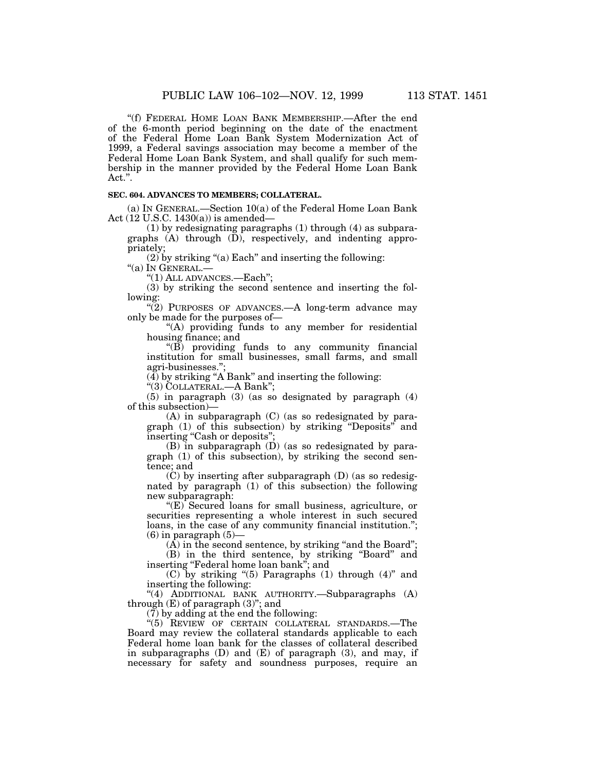"(f) FEDERAL HOME LOAN BANK MEMBERSHIP.—After the end of the 6-month period beginning on the date of the enactment of the Federal Home Loan Bank System Modernization Act of 1999, a Federal savings association may become a member of the Federal Home Loan Bank System, and shall qualify for such membership in the manner provided by the Federal Home Loan Bank Act.".

**SEC. 604. ADVANCES TO MEMBERS; COLLATERAL.**

(a) IN GENERAL.—Section 10(a) of the Federal Home Loan Bank Act (12 U.S.C. 1430(a)) is amended—

(1) by redesignating paragraphs (1) through (4) as subparagraphs (A) through (D), respectively, and indenting appropriately;

(2) by striking "(a) Each" and inserting the following:

"(a) IN GENERAL.—

"(1) ALL ADVANCES.—Each";

(3) by striking the second sentence and inserting the following:

"(2) PURPOSES OF ADVANCES.—A long-term advance may only be made for the purposes of—

"(A) providing funds to any member for residential housing finance; and

"(B) providing funds to any community financial institution for small businesses, small farms, and small agri-businesses.";

(4) by striking "A Bank" and inserting the following:

"(3) COLLATERAL.—A Bank";

(5) in paragraph (3) (as so designated by paragraph (4) of this subsection)—

(A) in subparagraph (C) (as so redesignated by paragraph (1) of this subsection) by striking "Deposits" and inserting "Cash or deposits";

(B) in subparagraph (D) (as so redesignated by paragraph (1) of this subsection), by striking the second sentence; and

(C) by inserting after subparagraph (D) (as so redesignated by paragraph (1) of this subsection) the following new subparagraph:

"(E) Secured loans for small business, agriculture, or securities representing a whole interest in such secured loans, in the case of any community financial institution.";

(6) in paragraph (5)—

(A) in the second sentence, by striking "and the Board";

(B) in the third sentence, by striking "Board" and inserting "Federal home loan bank"; and

(C) by striking "(5) Paragraphs (1) through (4)" and inserting the following:

"(4) ADDITIONAL BANK AUTHORITY.—Subparagraphs (A) through (E) of paragraph (3)"; and

(7) by adding at the end the following:

"(5) REVIEW OF CERTAIN COLLATERAL STANDARDS.—The Board may review the collateral standards applicable to each Federal home loan bank for the classes of collateral described in subparagraphs (D) and (E) of paragraph (3), and may, if necessary for safety and soundness purposes, require an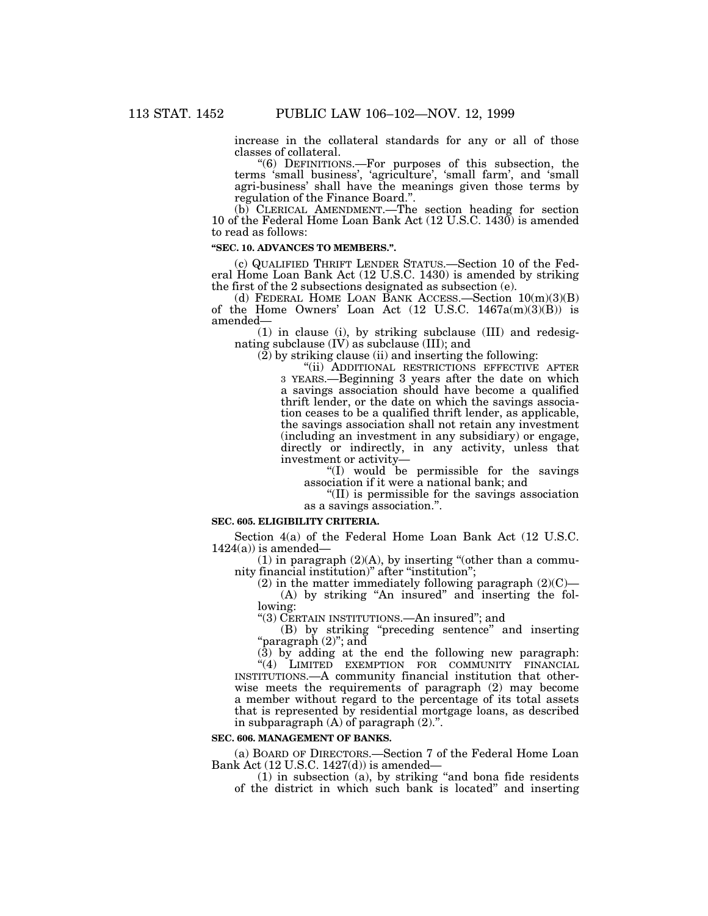increase in the collateral standards for any or all of those classes of collateral.

"(6) DEFINITIONS.—For purposes of this subsection, the terms 'small business', 'agriculture', 'small farm', and 'small agri-business' shall have the meanings given those terms by regulation of the Finance Board.".

(b) CLERICAL AMENDMENT.—The section heading for section 10 of the Federal Home Loan Bank Act (12 U.S.C. 1430) is amended to read as follows:

**"SEC. 10. ADVANCES TO MEMBERS.".**

(c) QUALIFIED THRIFT LENDER STATUS.—Section 10 of the Federal Home Loan Bank Act (12 U.S.C. 1430) is amended by striking the first of the 2 subsections designated as subsection (e).

(d) FEDERAL HOME LOAN BANK ACCESS.—Section 10(m)(3)(B) of the Home Owners' Loan Act (12 U.S.C. 1467a(m)(3)(B)) is amended—

(1) in clause (i), by striking subclause (III) and redesignating subclause (IV) as subclause (III); and

(2) by striking clause (ii) and inserting the following:

"(ii) ADDITIONAL RESTRICTIONS EFFECTIVE AFTER 3 YEARS.—Beginning 3 years after the date on which a savings association should have become a qualified thrift lender, or the date on which the savings association ceases to be a qualified thrift lender, as applicable, the savings association shall not retain any investment (including an investment in any subsidiary) or engage, directly or indirectly, in any activity, unless that investment or activity—

"(I) would be permissible for the savings association if it were a national bank; and

"(II) is permissible for the savings association as a savings association.".

**SEC. 605. ELIGIBILITY CRITERIA.**

Section 4(a) of the Federal Home Loan Bank Act (12 U.S.C. 1424(a)) is amended—

(1) in paragraph (2)(A), by inserting "(other than a community financial institution)" after "institution";

(2) in the matter immediately following paragraph (2)(C)—

(A) by striking "An insured" and inserting the following:

"(3) CERTAIN INSTITUTIONS.—An insured"; and

(B) by striking "preceding sentence" and inserting "paragraph (2)"; and

(3) by adding at the end the following new paragraph:

"(4) LIMITED EXEMPTION FOR COMMUNITY FINANCIAL INSTITUTIONS.—A community financial institution that otherwise meets the requirements of paragraph (2) may become a member without regard to the percentage of its total assets that is represented by residential mortgage loans, as described in subparagraph (A) of paragraph (2).".

**SEC. 606. MANAGEMENT OF BANKS.**

(a) BOARD OF DIRECTORS.—Section 7 of the Federal Home Loan Bank Act (12 U.S.C. 1427(d)) is amended—

(1) in subsection (a), by striking "and bona fide residents of the district in which such bank is located" and inserting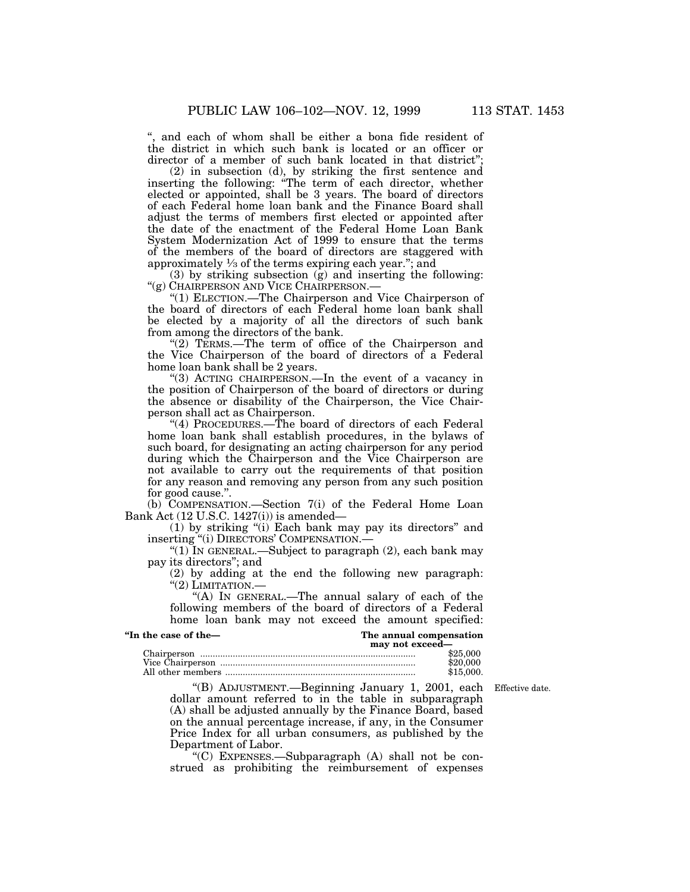", and each of whom shall be either a bona fide resident of the district in which such bank is located or an officer or director of a member of such bank located in that district";

(2) in subsection (d), by striking the first sentence and inserting the following: "The term of each director, whether elected or appointed, shall be 3 years. The board of directors of each Federal home loan bank and the Finance Board shall adjust the terms of members first elected or appointed after the date of the enactment of the Federal Home Loan Bank System Modernization Act of 1999 to ensure that the terms of the members of the board of directors are staggered with approximately ⅓ of the terms expiring each year."; and

(3) by striking subsection (g) and inserting the following:

"(g) CHAIRPERSON AND VICE CHAIRPERSON.—

"(1) ELECTION.—The Chairperson and Vice Chairperson of the board of directors of each Federal home loan bank shall be elected by a majority of all the directors of such bank from among the directors of the bank.

"(2) TERMS.—The term of office of the Chairperson and the Vice Chairperson of the board of directors of a Federal home loan bank shall be 2 years.

"(3) ACTING CHAIRPERSON.—In the event of a vacancy in the position of Chairperson of the board of directors or during the absence or disability of the Chairperson, the Vice Chairperson shall act as Chairperson.

"(4) PROCEDURES.—The board of directors of each Federal home loan bank shall establish procedures, in the bylaws of such board, for designating an acting chairperson for any period during which the Chairperson and the Vice Chairperson are not available to carry out the requirements of that position for any reason and removing any person from any such position for good cause.".

(b) COMPENSATION.—Section 7(i) of the Federal Home Loan Bank Act (12 U.S.C. 1427(i)) is amended—

(1) by striking "(i) Each bank may pay its directors" and inserting "(i) DIRECTORS' COMPENSATION.—

"(1) IN GENERAL.—Subject to paragraph (2), each bank may pay its directors"; and

(2) by adding at the end the following new paragraph:

"(2) LIMITATION.—

"(A) IN GENERAL.—The annual salary of each of the following members of the board of directors of a Federal home loan bank may not exceed the amount specified:

| "In the case of the— | The annual compensation may not exceed— |
|---|---|
| Chairperson | $25,000 |
| Vice Chairperson | $20,000 |
| All other members | $15,000. |

Effective date.

"(B) ADJUSTMENT.—Beginning January 1, 2001, each dollar amount referred to in the table in subparagraph (A) shall be adjusted annually by the Finance Board, based on the annual percentage increase, if any, in the Consumer Price Index for all urban consumers, as published by the Department of Labor.

"(C) EXPENSES.—Subparagraph (A) shall not be construed as prohibiting the reimbursement of expenses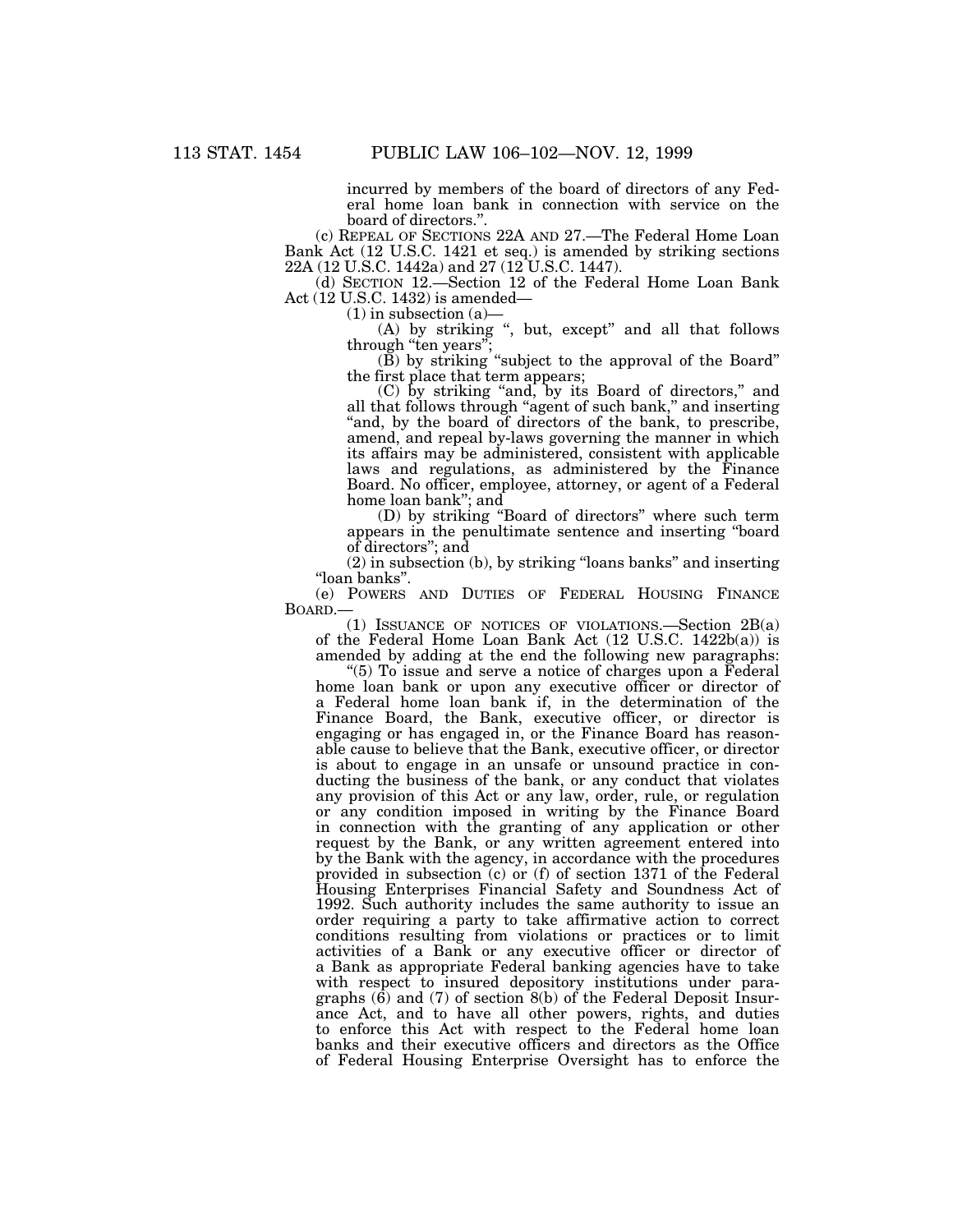incurred by members of the board of directors of any Federal home loan bank in connection with service on the board of directors.".

(c) REPEAL OF SECTIONS 22A AND 27.—The Federal Home Loan Bank Act (12 U.S.C. 1421 et seq.) is amended by striking sections 22A (12 U.S.C. 1442a) and 27 (12 U.S.C. 1447).

(d) SECTION 12.—Section 12 of the Federal Home Loan Bank Act (12 U.S.C. 1432) is amended—

(1) in subsection (a)—

(A) by striking ", but, except" and all that follows through "ten years";

(B) by striking "subject to the approval of the Board" the first place that term appears;

(C) by striking "and, by its Board of directors," and all that follows through "agent of such bank," and inserting "and, by the board of directors of the bank, to prescribe, amend, and repeal by-laws governing the manner in which its affairs may be administered, consistent with applicable laws and regulations, as administered by the Finance Board. No officer, employee, attorney, or agent of a Federal home loan bank"; and

(D) by striking "Board of directors" where such term appears in the penultimate sentence and inserting "board of directors"; and

(2) in subsection (b), by striking "loans banks" and inserting "loan banks".

(e) POWERS AND DUTIES OF FEDERAL HOUSING FINANCE BOARD.—

(1) ISSUANCE OF NOTICES OF VIOLATIONS.—Section 2B(a) of the Federal Home Loan Bank Act (12 U.S.C. 1422b(a)) is amended by adding at the end the following new paragraphs:

"(5) To issue and serve a notice of charges upon a Federal home loan bank or upon any executive officer or director of a Federal home loan bank if, in the determination of the Finance Board, the Bank, executive officer, or director is engaging or has engaged in, or the Finance Board has reasonable cause to believe that the Bank, executive officer, or director is about to engage in an unsafe or unsound practice in conducting the business of the bank, or any conduct that violates any provision of this Act or any law, order, rule, or regulation or any condition imposed in writing by the Finance Board in connection with the granting of any application or other request by the Bank, or any written agreement entered into by the Bank with the agency, in accordance with the procedures provided in subsection (c) or (f) of section 1371 of the Federal Housing Enterprises Financial Safety and Soundness Act of 1992. Such authority includes the same authority to issue an order requiring a party to take affirmative action to correct conditions resulting from violations or practices or to limit activities of a Bank or any executive officer or director of a Bank as appropriate Federal banking agencies have to take with respect to insured depository institutions under paragraphs (6) and (7) of section 8(b) of the Federal Deposit Insurance Act, and to have all other powers, rights, and duties to enforce this Act with respect to the Federal home loan banks and their executive officers and directors as the Office of Federal Housing Enterprise Oversight has to enforce the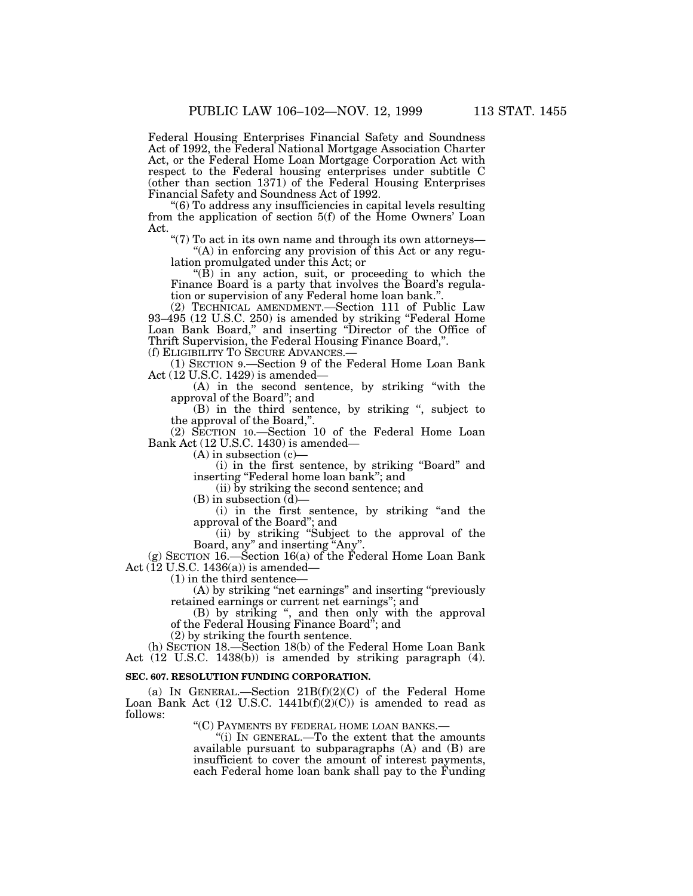Federal Housing Enterprises Financial Safety and Soundness Act of 1992, the Federal National Mortgage Association Charter Act, or the Federal Home Loan Mortgage Corporation Act with respect to the Federal housing enterprises under subtitle C (other than section 1371) of the Federal Housing Enterprises Financial Safety and Soundness Act of 1992.

"(6) To address any insufficiencies in capital levels resulting from the application of section 5(f) of the Home Owners' Loan Act.

"(7) To act in its own name and through its own attorneys—

"(A) in enforcing any provision of this Act or any regulation promulgated under this Act; or

"(B) in any action, suit, or proceeding to which the Finance Board is a party that involves the Board's regulation or supervision of any Federal home loan bank.".

(2) TECHNICAL AMENDMENT.—Section 111 of Public Law 93–495 (12 U.S.C. 250) is amended by striking "Federal Home Loan Bank Board," and inserting "Director of the Office of Thrift Supervision, the Federal Housing Finance Board,".

(f) ELIGIBILITY TO SECURE ADVANCES.—

(1) SECTION 9.—Section 9 of the Federal Home Loan Bank Act (12 U.S.C. 1429) is amended—

(A) in the second sentence, by striking "with the approval of the Board"; and

(B) in the third sentence, by striking ", subject to the approval of the Board,".

(2) SECTION 10.—Section 10 of the Federal Home Loan Bank Act (12 U.S.C. 1430) is amended—

(A) in subsection (c)—

(i) in the first sentence, by striking "Board" and inserting "Federal home loan bank"; and

(ii) by striking the second sentence; and

(B) in subsection (d)—

(i) in the first sentence, by striking "and the approval of the Board"; and

(ii) by striking "Subject to the approval of the Board, any" and inserting "Any".

(g) SECTION 16.—Section 16(a) of the Federal Home Loan Bank Act (12 U.S.C. 1436(a)) is amended—

(1) in the third sentence—

(A) by striking "net earnings" and inserting "previously retained earnings or current net earnings"; and

(B) by striking ", and then only with the approval of the Federal Housing Finance Board"; and

(2) by striking the fourth sentence.

(h) SECTION 18.—Section 18(b) of the Federal Home Loan Bank Act (12 U.S.C. 1438(b)) is amended by striking paragraph (4).

**SEC. 607. RESOLUTION FUNDING CORPORATION.**

(a) IN GENERAL.—Section 21B(f)(2)(C) of the Federal Home Loan Bank Act (12 U.S.C. 1441b(f)(2)(C)) is amended to read as follows:

"(C) PAYMENTS BY FEDERAL HOME LOAN BANKS.—

"(i) IN GENERAL.—To the extent that the amounts available pursuant to subparagraphs (A) and (B) are insufficient to cover the amount of interest payments, each Federal home loan bank shall pay to the Funding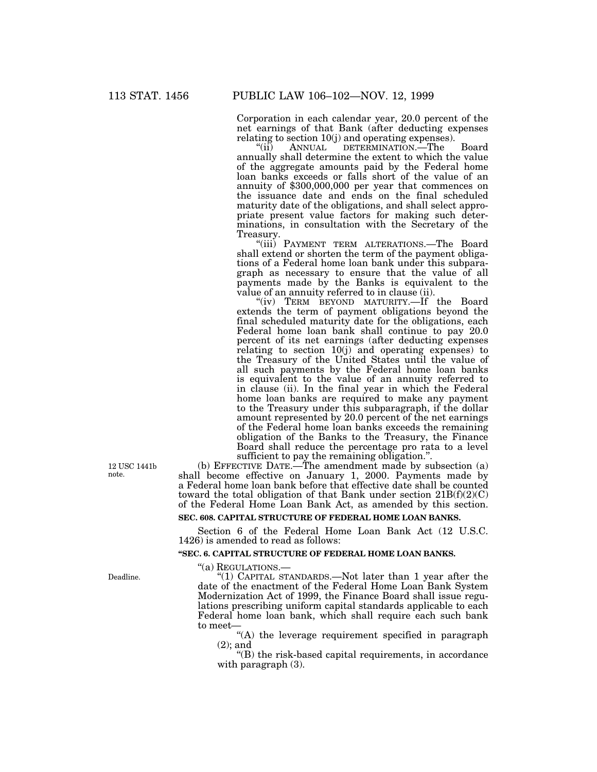Corporation in each calendar year, 20.0 percent of the net earnings of that Bank (after deducting expenses relating to section 10(j) and operating expenses).

"(ii) ANNUAL DETERMINATION.—The Board annually shall determine the extent to which the value of the aggregate amounts paid by the Federal home loan banks exceeds or falls short of the value of an annuity of $300,000,000 per year that commences on the issuance date and ends on the final scheduled maturity date of the obligations, and shall select appropriate present value factors for making such determinations, in consultation with the Secretary of the Treasury.

"(iii) PAYMENT TERM ALTERATIONS.—The Board shall extend or shorten the term of the payment obligations of a Federal home loan bank under this subparagraph as necessary to ensure that the value of all payments made by the Banks is equivalent to the value of an annuity referred to in clause (ii).

"(iv) TERM BEYOND MATURITY.—If the Board extends the term of payment obligations beyond the final scheduled maturity date for the obligations, each Federal home loan bank shall continue to pay 20.0 percent of its net earnings (after deducting expenses relating to section 10(j) and operating expenses) to the Treasury of the United States until the value of all such payments by the Federal home loan banks is equivalent to the value of an annuity referred to in clause (ii). In the final year in which the Federal home loan banks are required to make any payment to the Treasury under this subparagraph, if the dollar amount represented by 20.0 percent of the net earnings of the Federal home loan banks exceeds the remaining obligation of the Banks to the Treasury, the Finance Board shall reduce the percentage pro rata to a level sufficient to pay the remaining obligation.".

12 USC 1441b note.

(b) EFFECTIVE DATE.—The amendment made by subsection (a) shall become effective on January 1, 2000. Payments made by a Federal home loan bank before that effective date shall be counted toward the total obligation of that Bank under section 21B(f)(2)(C) of the Federal Home Loan Bank Act, as amended by this section.

**SEC. 608. CAPITAL STRUCTURE OF FEDERAL HOME LOAN BANKS.**

Section 6 of the Federal Home Loan Bank Act (12 U.S.C. 1426) is amended to read as follows:

**"SEC. 6. CAPITAL STRUCTURE OF FEDERAL HOME LOAN BANKS.**

"(a) REGULATIONS.—

Deadline.

"(1) CAPITAL STANDARDS.—Not later than 1 year after the date of the enactment of the Federal Home Loan Bank System Modernization Act of 1999, the Finance Board shall issue regulations prescribing uniform capital standards applicable to each Federal home loan bank, which shall require each such bank to meet—

"(A) the leverage requirement specified in paragraph (2); and

"(B) the risk-based capital requirements, in accordance with paragraph (3).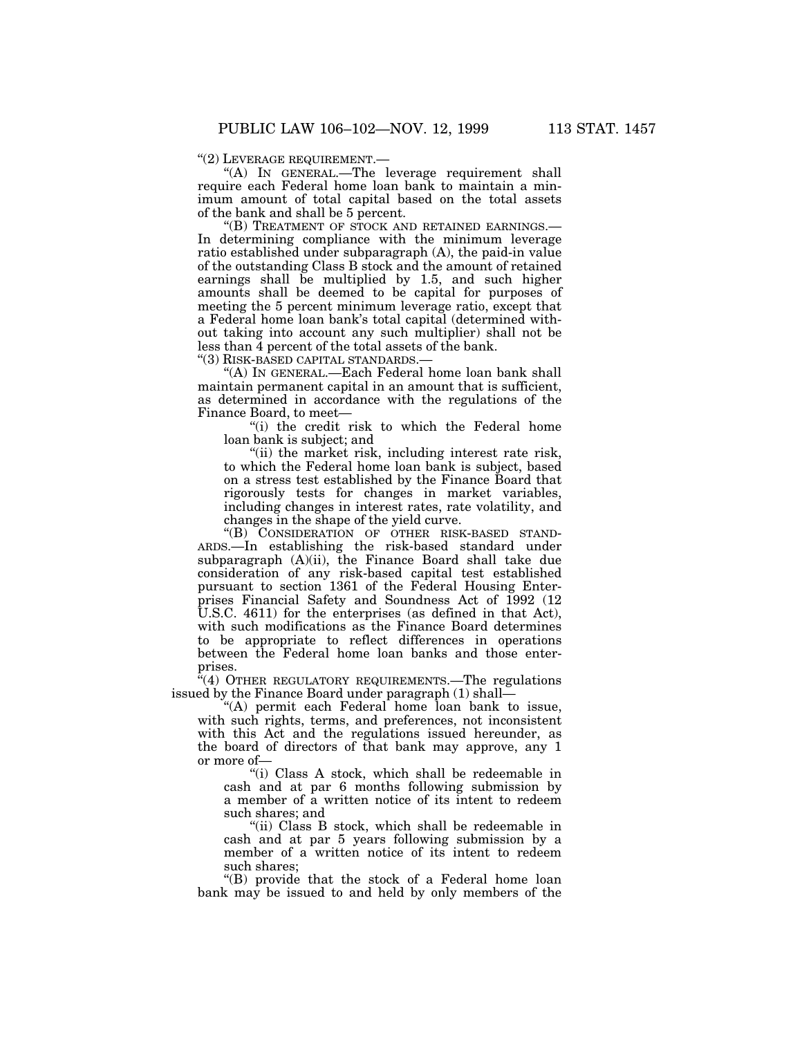"(2) LEVERAGE REQUIREMENT.—

"(A) IN GENERAL.—The leverage requirement shall require each Federal home loan bank to maintain a minimum amount of total capital based on the total assets of the bank and shall be 5 percent.

"(B) TREATMENT OF STOCK AND RETAINED EARNINGS.— In determining compliance with the minimum leverage ratio established under subparagraph (A), the paid-in value of the outstanding Class B stock and the amount of retained earnings shall be multiplied by 1.5, and such higher amounts shall be deemed to be capital for purposes of meeting the 5 percent minimum leverage ratio, except that a Federal home loan bank's total capital (determined without taking into account any such multiplier) shall not be less than 4 percent of the total assets of the bank.

"(3) RISK-BASED CAPITAL STANDARDS.—

"(A) IN GENERAL.—Each Federal home loan bank shall maintain permanent capital in an amount that is sufficient, as determined in accordance with the regulations of the Finance Board, to meet—

"(i) the credit risk to which the Federal home loan bank is subject; and

"(ii) the market risk, including interest rate risk, to which the Federal home loan bank is subject, based on a stress test established by the Finance Board that rigorously tests for changes in market variables, including changes in interest rates, rate volatility, and changes in the shape of the yield curve.

"(B) CONSIDERATION OF OTHER RISK-BASED STANDARDS.—In establishing the risk-based standard under subparagraph (A)(ii), the Finance Board shall take due consideration of any risk-based capital test established pursuant to section 1361 of the Federal Housing Enterprises Financial Safety and Soundness Act of 1992 (12 U.S.C. 4611) for the enterprises (as defined in that Act), with such modifications as the Finance Board determines to be appropriate to reflect differences in operations between the Federal home loan banks and those enterprises.

"(4) OTHER REGULATORY REQUIREMENTS.—The regulations issued by the Finance Board under paragraph (1) shall—

"(A) permit each Federal home loan bank to issue, with such rights, terms, and preferences, not inconsistent with this Act and the regulations issued hereunder, as the board of directors of that bank may approve, any 1 or more of—

"(i) Class A stock, which shall be redeemable in cash and at par 6 months following submission by a member of a written notice of its intent to redeem such shares; and

"(ii) Class B stock, which shall be redeemable in cash and at par 5 years following submission by a member of a written notice of its intent to redeem such shares;

"(B) provide that the stock of a Federal home loan bank may be issued to and held by only members of the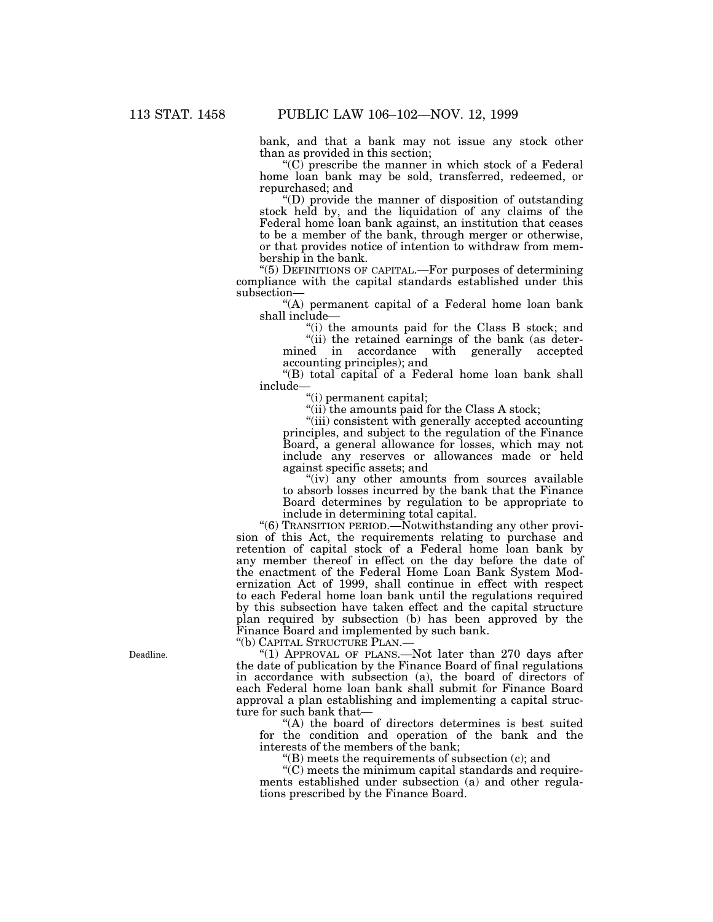bank, and that a bank may not issue any stock other than as provided in this section;

"(C) prescribe the manner in which stock of a Federal home loan bank may be sold, transferred, redeemed, or repurchased; and

"(D) provide the manner of disposition of outstanding stock held by, and the liquidation of any claims of the Federal home loan bank against, an institution that ceases to be a member of the bank, through merger or otherwise, or that provides notice of intention to withdraw from membership in the bank.

"(5) DEFINITIONS OF CAPITAL.—For purposes of determining compliance with the capital standards established under this subsection—

"(A) permanent capital of a Federal home loan bank shall include—

"(i) the amounts paid for the Class B stock; and

"(ii) the retained earnings of the bank (as determined in accordance with generally accepted accounting principles); and

"(B) total capital of a Federal home loan bank shall include—

"(i) permanent capital;

"(ii) the amounts paid for the Class A stock;

"(iii) consistent with generally accepted accounting principles, and subject to the regulation of the Finance Board, a general allowance for losses, which may not include any reserves or allowances made or held against specific assets; and

"(iv) any other amounts from sources available to absorb losses incurred by the bank that the Finance Board determines by regulation to be appropriate to include in determining total capital.

"(6) TRANSITION PERIOD.—Notwithstanding any other provision of this Act, the requirements relating to purchase and retention of capital stock of a Federal home loan bank by any member thereof in effect on the day before the date of the enactment of the Federal Home Loan Bank System Modernization Act of 1999, shall continue in effect with respect to each Federal home loan bank until the regulations required by this subsection have taken effect and the capital structure plan required by subsection (b) has been approved by the Finance Board and implemented by such bank.

"(b) CAPITAL STRUCTURE PLAN.—

Deadline.

"(1) APPROVAL OF PLANS.—Not later than 270 days after the date of publication by the Finance Board of final regulations in accordance with subsection (a), the board of directors of each Federal home loan bank shall submit for Finance Board approval a plan establishing and implementing a capital structure for such bank that—

"(A) the board of directors determines is best suited for the condition and operation of the bank and the interests of the members of the bank;

"(B) meets the requirements of subsection (c); and

"(C) meets the minimum capital standards and requirements established under subsection (a) and other regulations prescribed by the Finance Board.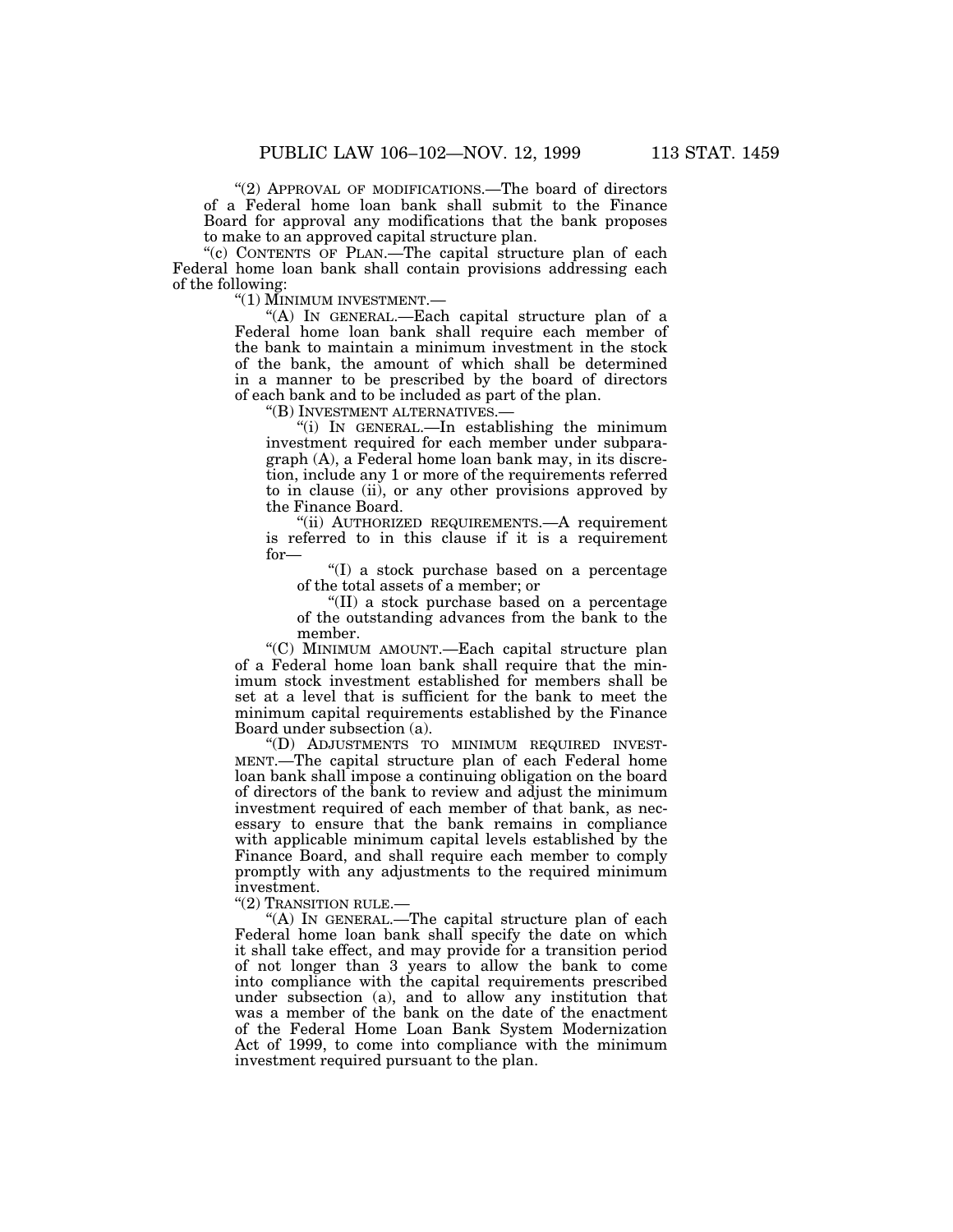"(2) APPROVAL OF MODIFICATIONS.—The board of directors of a Federal home loan bank shall submit to the Finance Board for approval any modifications that the bank proposes to make to an approved capital structure plan.

"(c) CONTENTS OF PLAN.—The capital structure plan of each Federal home loan bank shall contain provisions addressing each of the following:

"(1) MINIMUM INVESTMENT.—

"(A) IN GENERAL.—Each capital structure plan of a Federal home loan bank shall require each member of the bank to maintain a minimum investment in the stock of the bank, the amount of which shall be determined in a manner to be prescribed by the board of directors of each bank and to be included as part of the plan.

"(B) INVESTMENT ALTERNATIVES.—

"(i) IN GENERAL.—In establishing the minimum investment required for each member under subparagraph (A), a Federal home loan bank may, in its discretion, include any 1 or more of the requirements referred to in clause (ii), or any other provisions approved by the Finance Board.

"(ii) AUTHORIZED REQUIREMENTS.—A requirement is referred to in this clause if it is a requirement for—

"(I) a stock purchase based on a percentage of the total assets of a member; or

"(II) a stock purchase based on a percentage of the outstanding advances from the bank to the member.

"(C) MINIMUM AMOUNT.—Each capital structure plan of a Federal home loan bank shall require that the minimum stock investment established for members shall be set at a level that is sufficient for the bank to meet the minimum capital requirements established by the Finance Board under subsection (a).

"(D) ADJUSTMENTS TO MINIMUM REQUIRED INVESTMENT.—The capital structure plan of each Federal home loan bank shall impose a continuing obligation on the board of directors of the bank to review and adjust the minimum investment required of each member of that bank, as necessary to ensure that the bank remains in compliance with applicable minimum capital levels established by the Finance Board, and shall require each member to comply promptly with any adjustments to the required minimum investment.

"(2) TRANSITION RULE.—

"(A) IN GENERAL.—The capital structure plan of each Federal home loan bank shall specify the date on which it shall take effect, and may provide for a transition period of not longer than 3 years to allow the bank to come into compliance with the capital requirements prescribed under subsection (a), and to allow any institution that was a member of the bank on the date of the enactment of the Federal Home Loan Bank System Modernization Act of 1999, to come into compliance with the minimum investment required pursuant to the plan.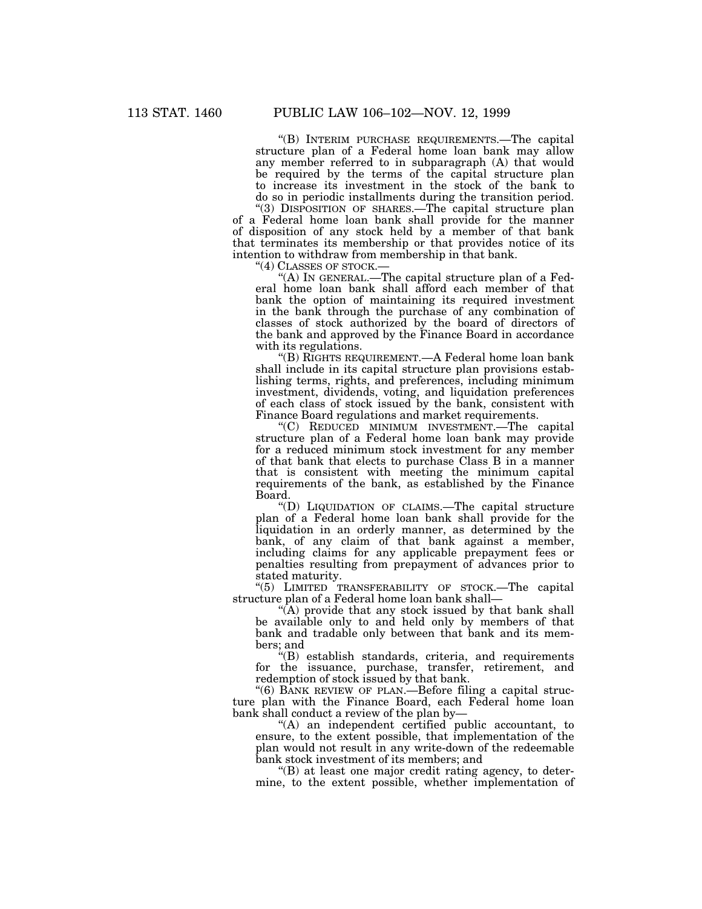"(B) INTERIM PURCHASE REQUIREMENTS.—The capital structure plan of a Federal home loan bank may allow any member referred to in subparagraph (A) that would be required by the terms of the capital structure plan to increase its investment in the stock of the bank to do so in periodic installments during the transition period.

"(3) DISPOSITION OF SHARES.—The capital structure plan of a Federal home loan bank shall provide for the manner of disposition of any stock held by a member of that bank that terminates its membership or that provides notice of its intention to withdraw from membership in that bank.

"(4) CLASSES OF STOCK.—

"(A) IN GENERAL.—The capital structure plan of a Federal home loan bank shall afford each member of that bank the option of maintaining its required investment in the bank through the purchase of any combination of classes of stock authorized by the board of directors of the bank and approved by the Finance Board in accordance with its regulations.

"(B) RIGHTS REQUIREMENT.—A Federal home loan bank shall include in its capital structure plan provisions establishing terms, rights, and preferences, including minimum investment, dividends, voting, and liquidation preferences of each class of stock issued by the bank, consistent with Finance Board regulations and market requirements.

"(C) REDUCED MINIMUM INVESTMENT.—The capital structure plan of a Federal home loan bank may provide for a reduced minimum stock investment for any member of that bank that elects to purchase Class B in a manner that is consistent with meeting the minimum capital requirements of the bank, as established by the Finance Board.

"(D) LIQUIDATION OF CLAIMS.—The capital structure plan of a Federal home loan bank shall provide for the liquidation in an orderly manner, as determined by the bank, of any claim of that bank against a member, including claims for any applicable prepayment fees or penalties resulting from prepayment of advances prior to stated maturity.

"(5) LIMITED TRANSFERABILITY OF STOCK.—The capital structure plan of a Federal home loan bank shall—

"(A) provide that any stock issued by that bank shall be available only to and held only by members of that bank and tradable only between that bank and its members; and

"(B) establish standards, criteria, and requirements for the issuance, purchase, transfer, retirement, and redemption of stock issued by that bank.

"(6) BANK REVIEW OF PLAN.—Before filing a capital structure plan with the Finance Board, each Federal home loan bank shall conduct a review of the plan by—

"(A) an independent certified public accountant, to ensure, to the extent possible, that implementation of the plan would not result in any write-down of the redeemable bank stock investment of its members; and

"(B) at least one major credit rating agency, to determine, to the extent possible, whether implementation of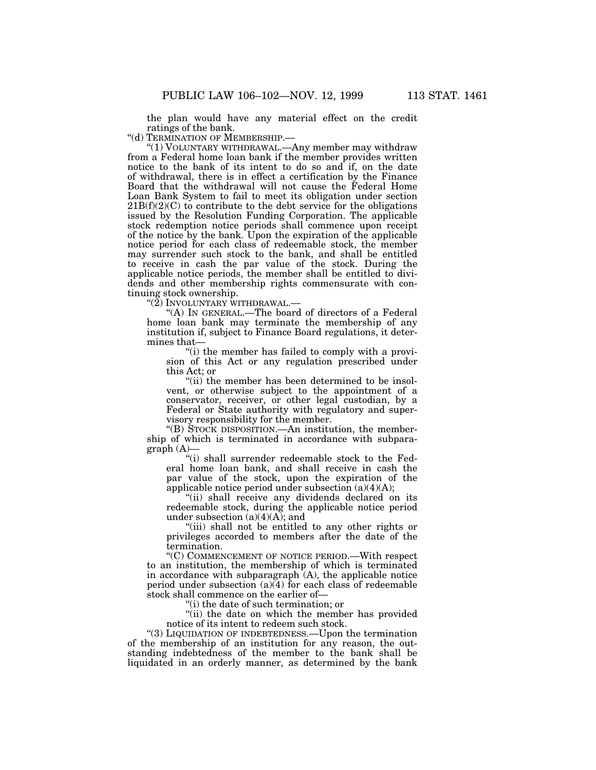the plan would have any material effect on the credit ratings of the bank.

"(d) TERMINATION OF MEMBERSHIP.—

"(1) VOLUNTARY WITHDRAWAL.—Any member may withdraw from a Federal home loan bank if the member provides written notice to the bank of its intent to do so and if, on the date of withdrawal, there is in effect a certification by the Finance Board that the withdrawal will not cause the Federal Home Loan Bank System to fail to meet its obligation under section 21B(f)(2)(C) to contribute to the debt service for the obligations issued by the Resolution Funding Corporation. The applicable stock redemption notice periods shall commence upon receipt of the notice by the bank. Upon the expiration of the applicable notice period for each class of redeemable stock, the member may surrender such stock to the bank, and shall be entitled to receive in cash the par value of the stock. During the applicable notice periods, the member shall be entitled to dividends and other membership rights commensurate with continuing stock ownership.

"(2) INVOLUNTARY WITHDRAWAL.—

"(A) IN GENERAL.—The board of directors of a Federal home loan bank may terminate the membership of any institution if, subject to Finance Board regulations, it determines that—

"(i) the member has failed to comply with a provision of this Act or any regulation prescribed under this Act; or

"(ii) the member has been determined to be insolvent, or otherwise subject to the appointment of a conservator, receiver, or other legal custodian, by a Federal or State authority with regulatory and supervisory responsibility for the member.

"(B) STOCK DISPOSITION.—An institution, the membership of which is terminated in accordance with subparagraph (A)—

"(i) shall surrender redeemable stock to the Federal home loan bank, and shall receive in cash the par value of the stock, upon the expiration of the applicable notice period under subsection (a)(4)(A);

"(ii) shall receive any dividends declared on its redeemable stock, during the applicable notice period under subsection (a)(4)(A); and

"(iii) shall not be entitled to any other rights or privileges accorded to members after the date of the termination.

"(C) COMMENCEMENT OF NOTICE PERIOD.—With respect to an institution, the membership of which is terminated in accordance with subparagraph (A), the applicable notice period under subsection (a)(4) for each class of redeemable stock shall commence on the earlier of—

"(i) the date of such termination; or

"(ii) the date on which the member has provided notice of its intent to redeem such stock.

"(3) LIQUIDATION OF INDEBTEDNESS.—Upon the termination of the membership of an institution for any reason, the outstanding indebtedness of the member to the bank shall be liquidated in an orderly manner, as determined by the bank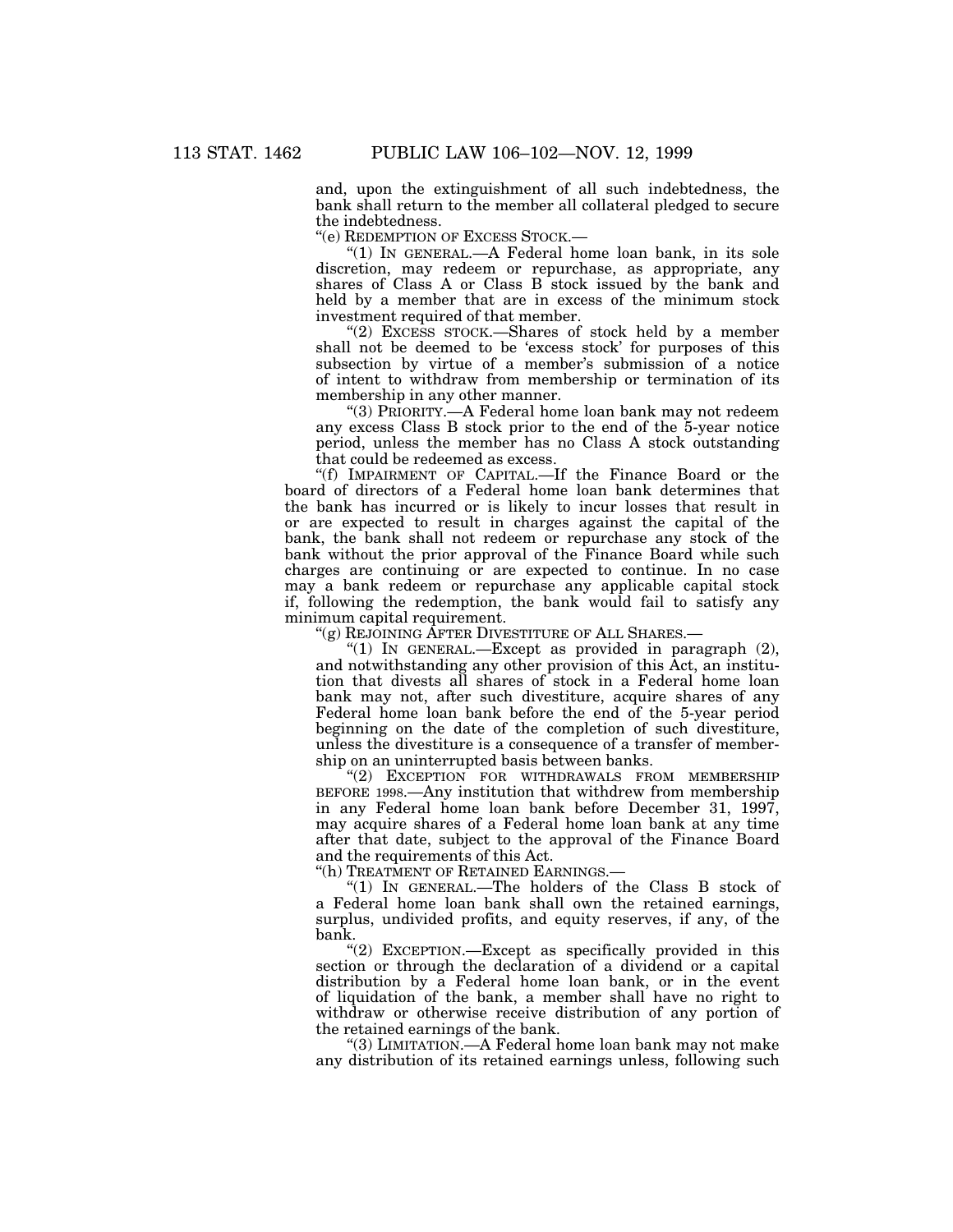and, upon the extinguishment of all such indebtedness, the bank shall return to the member all collateral pledged to secure the indebtedness.

"(e) REDEMPTION OF EXCESS STOCK.—

"(1) IN GENERAL.—A Federal home loan bank, in its sole discretion, may redeem or repurchase, as appropriate, any shares of Class A or Class B stock issued by the bank and held by a member that are in excess of the minimum stock investment required of that member.

"(2) EXCESS STOCK.—Shares of stock held by a member shall not be deemed to be 'excess stock' for purposes of this subsection by virtue of a member's submission of a notice of intent to withdraw from membership or termination of its membership in any other manner.

"(3) PRIORITY.—A Federal home loan bank may not redeem any excess Class B stock prior to the end of the 5-year notice period, unless the member has no Class A stock outstanding that could be redeemed as excess.

"(f) IMPAIRMENT OF CAPITAL.—If the Finance Board or the board of directors of a Federal home loan bank determines that the bank has incurred or is likely to incur losses that result in or are expected to result in charges against the capital of the bank, the bank shall not redeem or repurchase any stock of the bank without the prior approval of the Finance Board while such charges are continuing or are expected to continue. In no case may a bank redeem or repurchase any applicable capital stock if, following the redemption, the bank would fail to satisfy any minimum capital requirement.

"(g) REJOINING AFTER DIVESTITURE OF ALL SHARES.—

"(1) IN GENERAL.—Except as provided in paragraph (2), and notwithstanding any other provision of this Act, an institution that divests all shares of stock in a Federal home loan bank may not, after such divestiture, acquire shares of any Federal home loan bank before the end of the 5-year period beginning on the date of the completion of such divestiture, unless the divestiture is a consequence of a transfer of membership on an uninterrupted basis between banks.

"(2) EXCEPTION FOR WITHDRAWALS FROM MEMBERSHIP BEFORE 1998.—Any institution that withdrew from membership in any Federal home loan bank before December 31, 1997, may acquire shares of a Federal home loan bank at any time after that date, subject to the approval of the Finance Board and the requirements of this Act.

"(h) TREATMENT OF RETAINED EARNINGS.—

"(1) IN GENERAL.—The holders of the Class B stock of a Federal home loan bank shall own the retained earnings, surplus, undivided profits, and equity reserves, if any, of the bank.

"(2) EXCEPTION.—Except as specifically provided in this section or through the declaration of a dividend or a capital distribution by a Federal home loan bank, or in the event of liquidation of the bank, a member shall have no right to withdraw or otherwise receive distribution of any portion of the retained earnings of the bank.

"(3) LIMITATION.—A Federal home loan bank may not make any distribution of its retained earnings unless, following such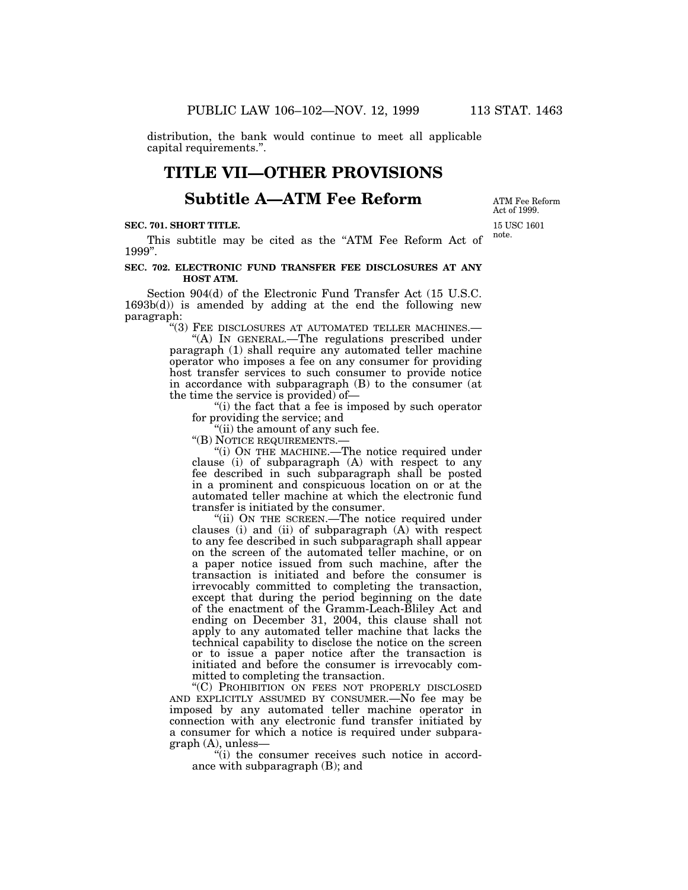distribution, the bank would continue to meet all applicable capital requirements.”.

# TITLE VII—OTHER PROVISIONS

## Subtitle A—ATM Fee Reform

ATM Fee Reform Act of 1999.

15 USC 1601 note.

**SEC. 701. SHORT TITLE.**

This subtitle may be cited as the “ATM Fee Reform Act of 1999”.

**SEC. 702. ELECTRONIC FUND TRANSFER FEE DISCLOSURES AT ANY HOST ATM.**

Section 904(d) of the Electronic Fund Transfer Act (15 U.S.C. 1693b(d)) is amended by adding at the end the following new paragraph:

“(3) FEE DISCLOSURES AT AUTOMATED TELLER MACHINES.—

“(A) IN GENERAL.—The regulations prescribed under paragraph (1) shall require any automated teller machine operator who imposes a fee on any consumer for providing host transfer services to such consumer to provide notice in accordance with subparagraph (B) to the consumer (at the time the service is provided) of—

“(i) the fact that a fee is imposed by such operator for providing the service; and

“(ii) the amount of any such fee.

“(B) NOTICE REQUIREMENTS.—

“(i) ON THE MACHINE.—The notice required under clause (i) of subparagraph (A) with respect to any fee described in such subparagraph shall be posted in a prominent and conspicuous location on or at the automated teller machine at which the electronic fund transfer is initiated by the consumer.

“(ii) ON THE SCREEN.—The notice required under clauses (i) and (ii) of subparagraph (A) with respect to any fee described in such subparagraph shall appear on the screen of the automated teller machine, or on a paper notice issued from such machine, after the transaction is initiated and before the consumer is irrevocably committed to completing the transaction, except that during the period beginning on the date of the enactment of the Gramm-Leach-Bliley Act and ending on December 31, 2004, this clause shall not apply to any automated teller machine that lacks the technical capability to disclose the notice on the screen or to issue a paper notice after the transaction is initiated and before the consumer is irrevocably committed to completing the transaction.

“(C) PROHIBITION ON FEES NOT PROPERLY DISCLOSED AND EXPLICITLY ASSUMED BY CONSUMER.—No fee may be imposed by any automated teller machine operator in connection with any electronic fund transfer initiated by a consumer for which a notice is required under subparagraph (A), unless—

“(i) the consumer receives such notice in accordance with subparagraph (B); and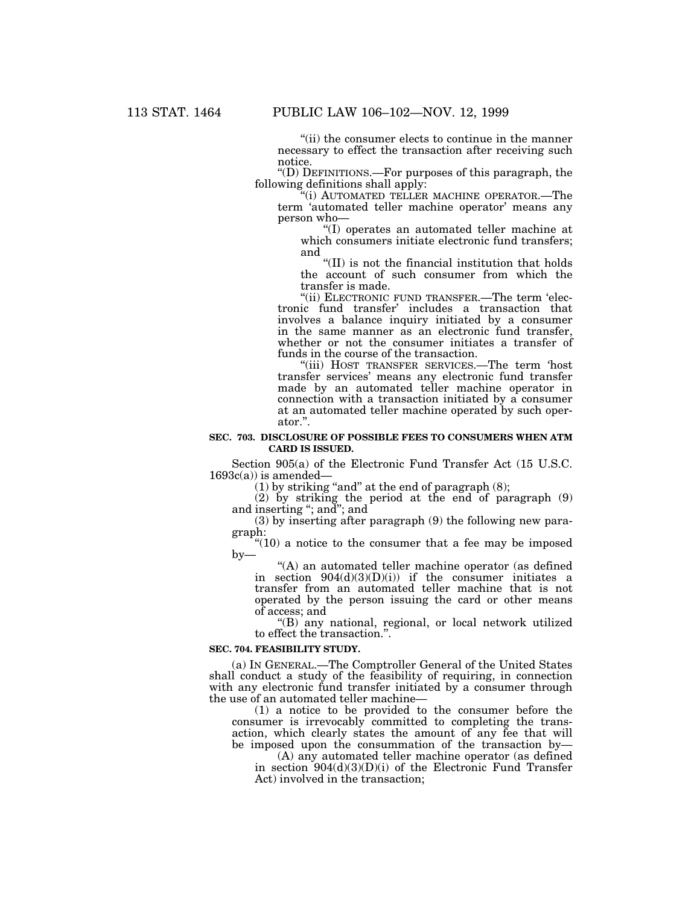"(ii) the consumer elects to continue in the manner necessary to effect the transaction after receiving such notice.

"(D) DEFINITIONS.—For purposes of this paragraph, the following definitions shall apply:

"(i) AUTOMATED TELLER MACHINE OPERATOR.—The term 'automated teller machine operator' means any person who—

"(I) operates an automated teller machine at which consumers initiate electronic fund transfers; and

"(II) is not the financial institution that holds the account of such consumer from which the transfer is made.

"(ii) ELECTRONIC FUND TRANSFER.—The term 'electronic fund transfer' includes a transaction that involves a balance inquiry initiated by a consumer in the same manner as an electronic fund transfer, whether or not the consumer initiates a transfer of funds in the course of the transaction.

"(iii) HOST TRANSFER SERVICES.—The term 'host transfer services' means any electronic fund transfer made by an automated teller machine operator in connection with a transaction initiated by a consumer at an automated teller machine operated by such operator.".

**SEC. 703. DISCLOSURE OF POSSIBLE FEES TO CONSUMERS WHEN ATM CARD IS ISSUED.**

Section 905(a) of the Electronic Fund Transfer Act (15 U.S.C. 1693c(a)) is amended—

(1) by striking "and" at the end of paragraph (8);

(2) by striking the period at the end of paragraph (9) and inserting "; and"; and

(3) by inserting after paragraph (9) the following new paragraph:

"(10) a notice to the consumer that a fee may be imposed by—

"(A) an automated teller machine operator (as defined in section 904(d)(3)(D)(i)) if the consumer initiates a transfer from an automated teller machine that is not operated by the person issuing the card or other means of access; and

"(B) any national, regional, or local network utilized to effect the transaction.".

**SEC. 704. FEASIBILITY STUDY.**

(a) IN GENERAL.—The Comptroller General of the United States shall conduct a study of the feasibility of requiring, in connection with any electronic fund transfer initiated by a consumer through the use of an automated teller machine—

(1) a notice to be provided to the consumer before the consumer is irrevocably committed to completing the transaction, which clearly states the amount of any fee that will be imposed upon the consummation of the transaction by—

(A) any automated teller machine operator (as defined in section 904(d)(3)(D)(i) of the Electronic Fund Transfer Act) involved in the transaction;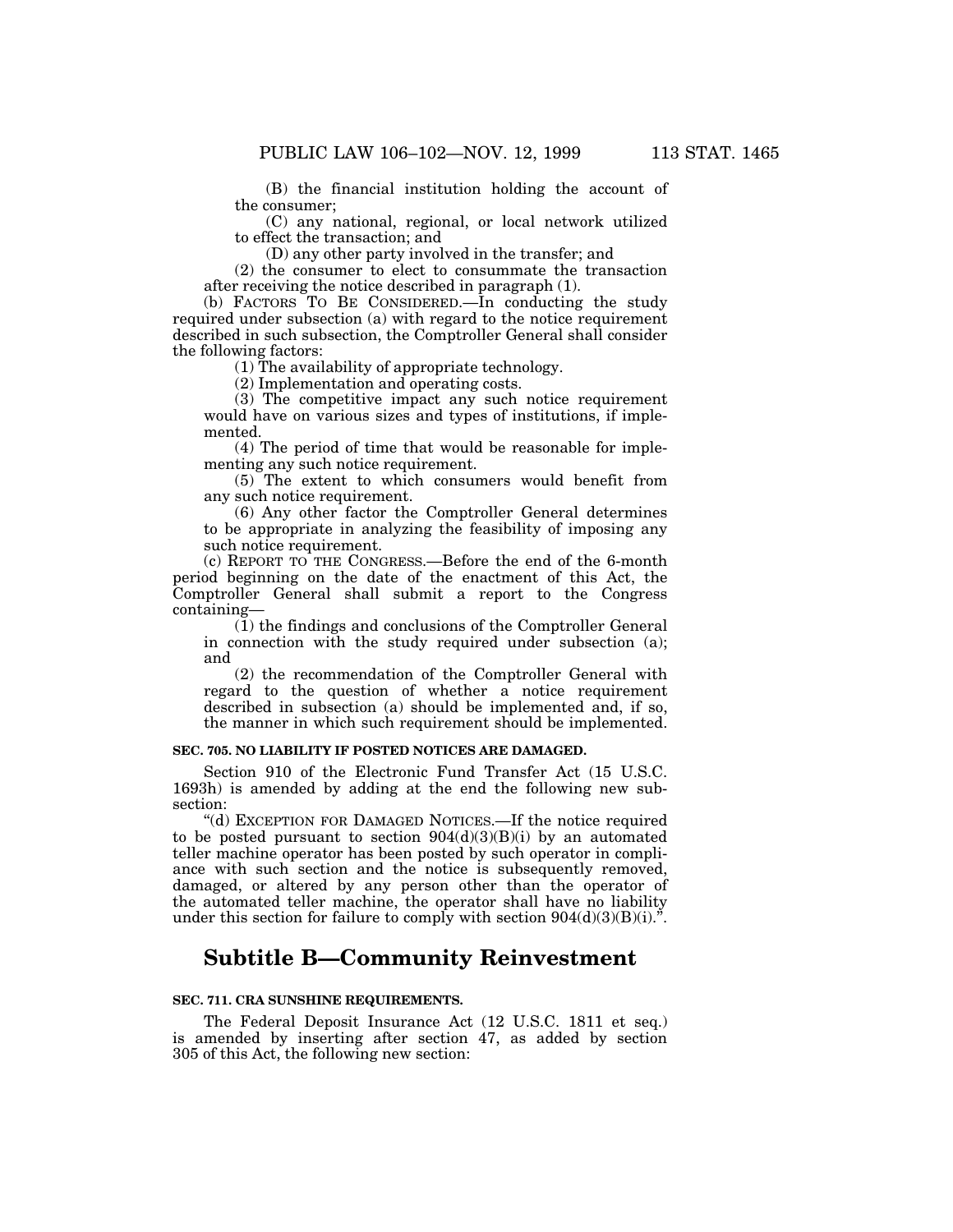(B) the financial institution holding the account of the consumer;

(C) any national, regional, or local network utilized to effect the transaction; and

(D) any other party involved in the transfer; and

(2) the consumer to elect to consummate the transaction after receiving the notice described in paragraph (1).

(b) FACTORS TO BE CONSIDERED.—In conducting the study required under subsection (a) with regard to the notice requirement described in such subsection, the Comptroller General shall consider the following factors:

(1) The availability of appropriate technology.

(2) Implementation and operating costs.

(3) The competitive impact any such notice requirement would have on various sizes and types of institutions, if implemented.

(4) The period of time that would be reasonable for implementing any such notice requirement.

(5) The extent to which consumers would benefit from any such notice requirement.

(6) Any other factor the Comptroller General determines to be appropriate in analyzing the feasibility of imposing any such notice requirement.

(c) REPORT TO THE CONGRESS.—Before the end of the 6-month period beginning on the date of the enactment of this Act, the Comptroller General shall submit a report to the Congress containing—

(1) the findings and conclusions of the Comptroller General in connection with the study required under subsection (a); and

(2) the recommendation of the Comptroller General with regard to the question of whether a notice requirement described in subsection (a) should be implemented and, if so, the manner in which such requirement should be implemented.

**SEC. 705. NO LIABILITY IF POSTED NOTICES ARE DAMAGED.**

Section 910 of the Electronic Fund Transfer Act (15 U.S.C. 1693h) is amended by adding at the end the following new subsection:

"(d) EXCEPTION FOR DAMAGED NOTICES.—If the notice required to be posted pursuant to section 904(d)(3)(B)(i) by an automated teller machine operator has been posted by such operator in compliance with such section and the notice is subsequently removed, damaged, or altered by any person other than the operator of the automated teller machine, the operator shall have no liability under this section for failure to comply with section 904(d)(3)(B)(i).".

## Subtitle B—Community Reinvestment

**SEC. 711. CRA SUNSHINE REQUIREMENTS.**

The Federal Deposit Insurance Act (12 U.S.C. 1811 et seq.) is amended by inserting after section 47, as added by section 305 of this Act, the following new section: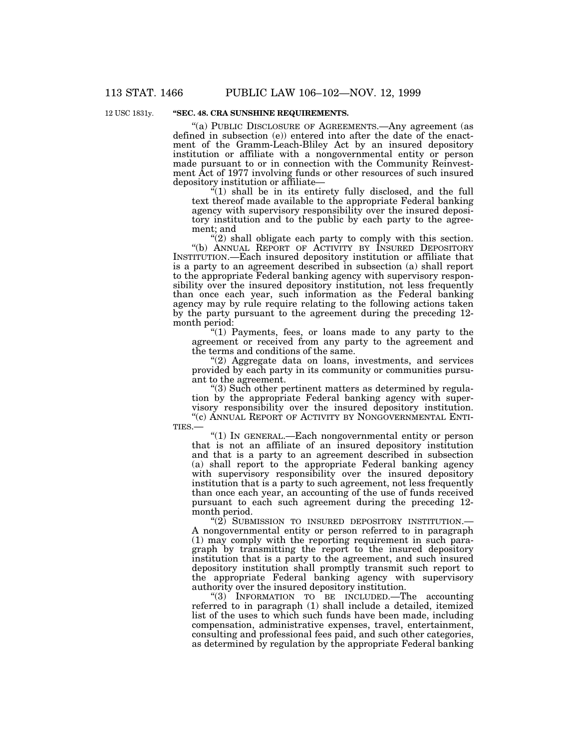12 USC 1831y.

**"SEC. 48. CRA SUNSHINE REQUIREMENTS.**

"(a) PUBLIC DISCLOSURE OF AGREEMENTS.—Any agreement (as defined in subsection (e)) entered into after the date of the enactment of the Gramm-Leach-Bliley Act by an insured depository institution or affiliate with a nongovernmental entity or person made pursuant to or in connection with the Community Reinvestment Act of 1977 involving funds or other resources of such insured depository institution or affiliate—

"(1) shall be in its entirety fully disclosed, and the full text thereof made available to the appropriate Federal banking agency with supervisory responsibility over the insured depository institution and to the public by each party to the agreement; and

"(2) shall obligate each party to comply with this section.

"(b) ANNUAL REPORT OF ACTIVITY BY INSURED DEPOSITORY INSTITUTION.—Each insured depository institution or affiliate that is a party to an agreement described in subsection (a) shall report to the appropriate Federal banking agency with supervisory responsibility over the insured depository institution, not less frequently than once each year, such information as the Federal banking agency may by rule require relating to the following actions taken by the party pursuant to the agreement during the preceding 12-month period:

"(1) Payments, fees, or loans made to any party to the agreement or received from any party to the agreement and the terms and conditions of the same.

"(2) Aggregate data on loans, investments, and services provided by each party in its community or communities pursuant to the agreement.

"(3) Such other pertinent matters as determined by regulation by the appropriate Federal banking agency with supervisory responsibility over the insured depository institution.

"(c) ANNUAL REPORT OF ACTIVITY BY NONGOVERNMENTAL ENTITIES.—

"(1) IN GENERAL.—Each nongovernmental entity or person that is not an affiliate of an insured depository institution and that is a party to an agreement described in subsection (a) shall report to the appropriate Federal banking agency with supervisory responsibility over the insured depository institution that is a party to such agreement, not less frequently than once each year, an accounting of the use of funds received pursuant to each such agreement during the preceding 12-month period.

"(2) SUBMISSION TO INSURED DEPOSITORY INSTITUTION.—A nongovernmental entity or person referred to in paragraph (1) may comply with the reporting requirement in such paragraph by transmitting the report to the insured depository institution that is a party to the agreement, and such insured depository institution shall promptly transmit such report to the appropriate Federal banking agency with supervisory authority over the insured depository institution.

"(3) INFORMATION TO BE INCLUDED.—The accounting referred to in paragraph (1) shall include a detailed, itemized list of the uses to which such funds have been made, including compensation, administrative expenses, travel, entertainment, consulting and professional fees paid, and such other categories, as determined by regulation by the appropriate Federal banking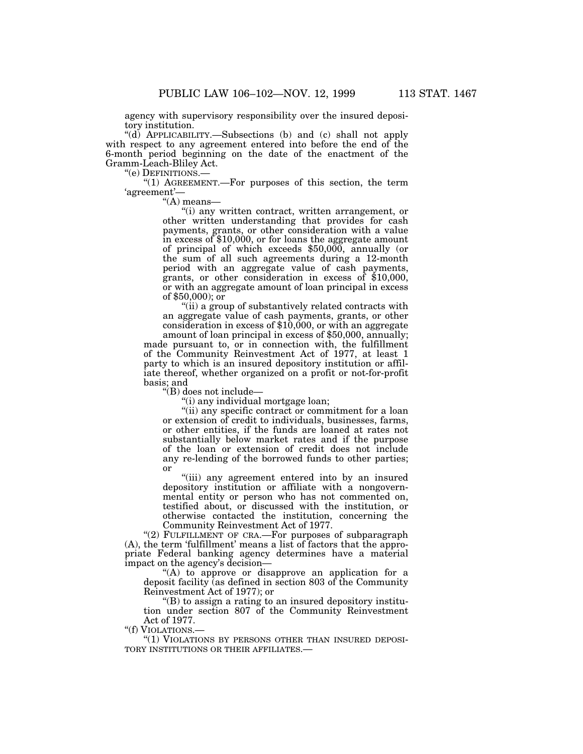agency with supervisory responsibility over the insured depository institution.

"(d) APPLICABILITY.—Subsections (b) and (c) shall not apply with respect to any agreement entered into before the end of the 6-month period beginning on the date of the enactment of the Gramm-Leach-Bliley Act.

"(e) DEFINITIONS.—

"(1) AGREEMENT.—For purposes of this section, the term 'agreement'—

"(A) means—

"(i) any written contract, written arrangement, or other written understanding that provides for cash payments, grants, or other consideration with a value in excess of $10,000, or for loans the aggregate amount of principal of which exceeds $50,000, annually (or the sum of all such agreements during a 12-month period with an aggregate value of cash payments, grants, or other consideration in excess of $10,000, or with an aggregate amount of loan principal in excess of $50,000); or

"(ii) a group of substantively related contracts with an aggregate value of cash payments, grants, or other consideration in excess of $10,000, or with an aggregate amount of loan principal in excess of $50,000, annually;

made pursuant to, or in connection with, the fulfillment of the Community Reinvestment Act of 1977, at least 1 party to which is an insured depository institution or affiliate thereof, whether organized on a profit or not-for-profit basis; and

"(B) does not include—

"(i) any individual mortgage loan;

"(ii) any specific contract or commitment for a loan or extension of credit to individuals, businesses, farms, or other entities, if the funds are loaned at rates not substantially below market rates and if the purpose of the loan or extension of credit does not include any re-lending of the borrowed funds to other parties; or

"(iii) any agreement entered into by an insured depository institution or affiliate with a nongovernmental entity or person who has not commented on, testified about, or discussed with the institution, or otherwise contacted the institution, concerning the Community Reinvestment Act of 1977.

"(2) FULFILLMENT OF CRA.—For purposes of subparagraph (A), the term 'fulfillment' means a list of factors that the appropriate Federal banking agency determines have a material impact on the agency's decision—

"(A) to approve or disapprove an application for a deposit facility (as defined in section 803 of the Community Reinvestment Act of 1977); or

"(B) to assign a rating to an insured depository institution under section 807 of the Community Reinvestment Act of 1977.

"(f) VIOLATIONS.—

"(1) VIOLATIONS BY PERSONS OTHER THAN INSURED DEPOSITORY INSTITUTIONS OR THEIR AFFILIATES.—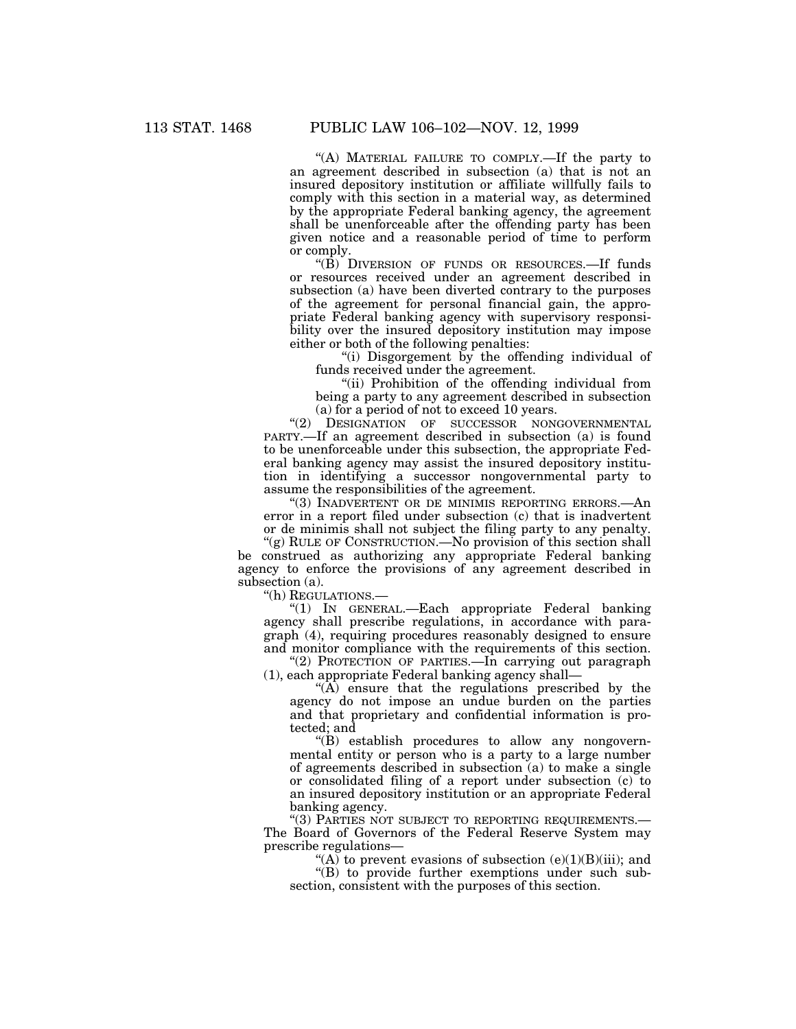"(A) MATERIAL FAILURE TO COMPLY.—If the party to an agreement described in subsection (a) that is not an insured depository institution or affiliate willfully fails to comply with this section in a material way, as determined by the appropriate Federal banking agency, the agreement shall be unenforceable after the offending party has been given notice and a reasonable period of time to perform or comply.

"(B) DIVERSION OF FUNDS OR RESOURCES.—If funds or resources received under an agreement described in subsection (a) have been diverted contrary to the purposes of the agreement for personal financial gain, the appropriate Federal banking agency with supervisory responsibility over the insured depository institution may impose either or both of the following penalties:

"(i) Disgorgement by the offending individual of funds received under the agreement.

"(ii) Prohibition of the offending individual from being a party to any agreement described in subsection (a) for a period of not to exceed 10 years.

"(2) DESIGNATION OF SUCCESSOR NONGOVERNMENTAL PARTY.—If an agreement described in subsection (a) is found to be unenforceable under this subsection, the appropriate Federal banking agency may assist the insured depository institution in identifying a successor nongovernmental party to assume the responsibilities of the agreement.

"(3) INADVERTENT OR DE MINIMIS REPORTING ERRORS.—An error in a report filed under subsection (c) that is inadvertent or de minimis shall not subject the filing party to any penalty.

"(g) RULE OF CONSTRUCTION.—No provision of this section shall be construed as authorizing any appropriate Federal banking agency to enforce the provisions of any agreement described in subsection (a).

"(h) REGULATIONS.—

"(1) IN GENERAL.—Each appropriate Federal banking agency shall prescribe regulations, in accordance with paragraph (4), requiring procedures reasonably designed to ensure and monitor compliance with the requirements of this section.

"(2) PROTECTION OF PARTIES.—In carrying out paragraph (1), each appropriate Federal banking agency shall—

"(A) ensure that the regulations prescribed by the agency do not impose an undue burden on the parties and that proprietary and confidential information is protected; and

"(B) establish procedures to allow any nongovernmental entity or person who is a party to a large number of agreements described in subsection (a) to make a single or consolidated filing of a report under subsection (c) to an insured depository institution or an appropriate Federal banking agency.

"(3) PARTIES NOT SUBJECT TO REPORTING REQUIREMENTS.—The Board of Governors of the Federal Reserve System may prescribe regulations—

"(A) to prevent evasions of subsection (e)(1)(B)(iii); and

"(B) to provide further exemptions under such subsection, consistent with the purposes of this section.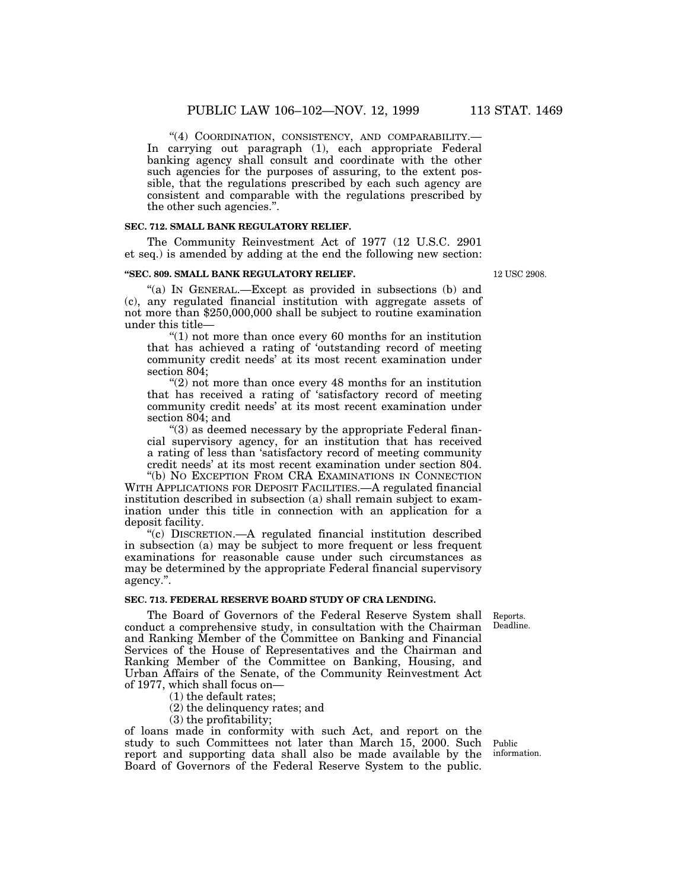"(4) COORDINATION, CONSISTENCY, AND COMPARABILITY.— In carrying out paragraph (1), each appropriate Federal banking agency shall consult and coordinate with the other such agencies for the purposes of assuring, to the extent possible, that the regulations prescribed by each such agency are consistent and comparable with the regulations prescribed by the other such agencies.".

**SEC. 712. SMALL BANK REGULATORY RELIEF.**

The Community Reinvestment Act of 1977 (12 U.S.C. 2901 et seq.) is amended by adding at the end the following new section:

**"SEC. 809. SMALL BANK REGULATORY RELIEF.**

12 USC 2908.

"(a) IN GENERAL.—Except as provided in subsections (b) and (c), any regulated financial institution with aggregate assets of not more than $250,000,000 shall be subject to routine examination under this title—

"(1) not more than once every 60 months for an institution that has achieved a rating of 'outstanding record of meeting community credit needs' at its most recent examination under section 804;

"(2) not more than once every 48 months for an institution that has received a rating of 'satisfactory record of meeting community credit needs' at its most recent examination under section 804; and

"(3) as deemed necessary by the appropriate Federal financial supervisory agency, for an institution that has received a rating of less than 'satisfactory record of meeting community credit needs' at its most recent examination under section 804.

"(b) NO EXCEPTION FROM CRA EXAMINATIONS IN CONNECTION WITH APPLICATIONS FOR DEPOSIT FACILITIES.—A regulated financial institution described in subsection (a) shall remain subject to examination under this title in connection with an application for a deposit facility.

"(c) DISCRETION.—A regulated financial institution described in subsection (a) may be subject to more frequent or less frequent examinations for reasonable cause under such circumstances as may be determined by the appropriate Federal financial supervisory agency.".

**SEC. 713. FEDERAL RESERVE BOARD STUDY OF CRA LENDING.**

Reports.
Deadline.

The Board of Governors of the Federal Reserve System shall conduct a comprehensive study, in consultation with the Chairman and Ranking Member of the Committee on Banking and Financial Services of the House of Representatives and the Chairman and Ranking Member of the Committee on Banking, Housing, and Urban Affairs of the Senate, of the Community Reinvestment Act of 1977, which shall focus on—

(1) the default rates;

(2) the delinquency rates; and

(3) the profitability;

of loans made in conformity with such Act, and report on the study to such Committees not later than March 15, 2000. Such report and supporting data shall also be made available by the Board of Governors of the Federal Reserve System to the public.

Public information.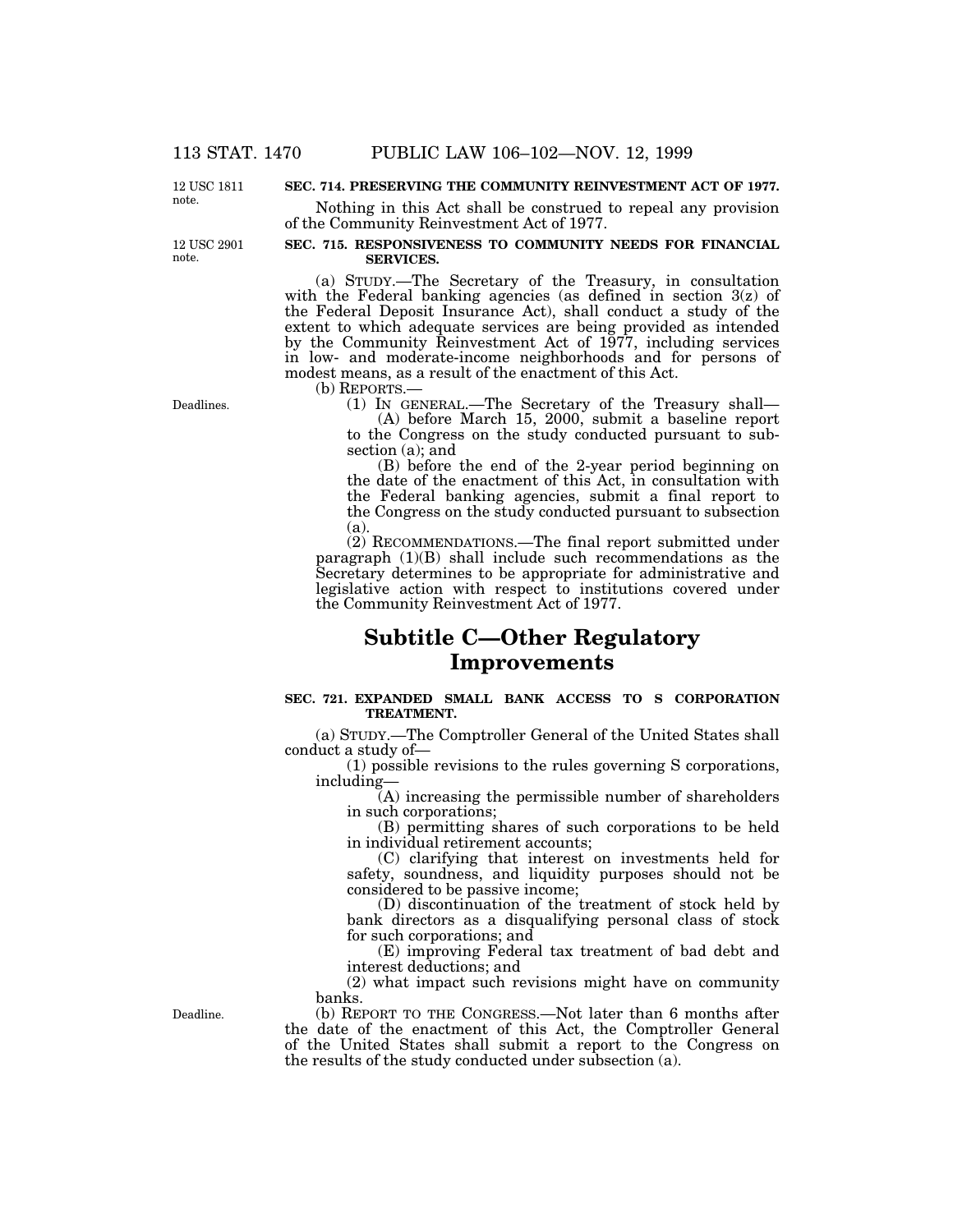**SEC. 714. PRESERVING THE COMMUNITY REINVESTMENT ACT OF 1977.**

12 USC 1811 note.

Nothing in this Act shall be construed to repeal any provision of the Community Reinvestment Act of 1977.

**SEC. 715. RESPONSIVENESS TO COMMUNITY NEEDS FOR FINANCIAL SERVICES.**

12 USC 2901 note.

(a) STUDY.—The Secretary of the Treasury, in consultation with the Federal banking agencies (as defined in section 3(z) of the Federal Deposit Insurance Act), shall conduct a study of the extent to which adequate services are being provided as intended by the Community Reinvestment Act of 1977, including services in low- and moderate-income neighborhoods and for persons of modest means, as a result of the enactment of this Act.

(b) REPORTS.—

Deadlines.

(1) IN GENERAL.—The Secretary of the Treasury shall—

(A) before March 15, 2000, submit a baseline report to the Congress on the study conducted pursuant to subsection (a); and

(B) before the end of the 2-year period beginning on the date of the enactment of this Act, in consultation with the Federal banking agencies, submit a final report to the Congress on the study conducted pursuant to subsection (a).

(2) RECOMMENDATIONS.—The final report submitted under paragraph (1)(B) shall include such recommendations as the Secretary determines to be appropriate for administrative and legislative action with respect to institutions covered under the Community Reinvestment Act of 1977.

# Subtitle C—Other Regulatory Improvements

**SEC. 721. EXPANDED SMALL BANK ACCESS TO S CORPORATION TREATMENT.**

(a) STUDY.—The Comptroller General of the United States shall conduct a study of—

(1) possible revisions to the rules governing S corporations, including—

(A) increasing the permissible number of shareholders in such corporations;

(B) permitting shares of such corporations to be held in individual retirement accounts;

(C) clarifying that interest on investments held for safety, soundness, and liquidity purposes should not be considered to be passive income;

(D) discontinuation of the treatment of stock held by bank directors as a disqualifying personal class of stock for such corporations; and

(E) improving Federal tax treatment of bad debt and interest deductions; and

(2) what impact such revisions might have on community banks.

Deadline.

(b) REPORT TO THE CONGRESS.—Not later than 6 months after the date of the enactment of this Act, the Comptroller General of the United States shall submit a report to the Congress on the results of the study conducted under subsection (a).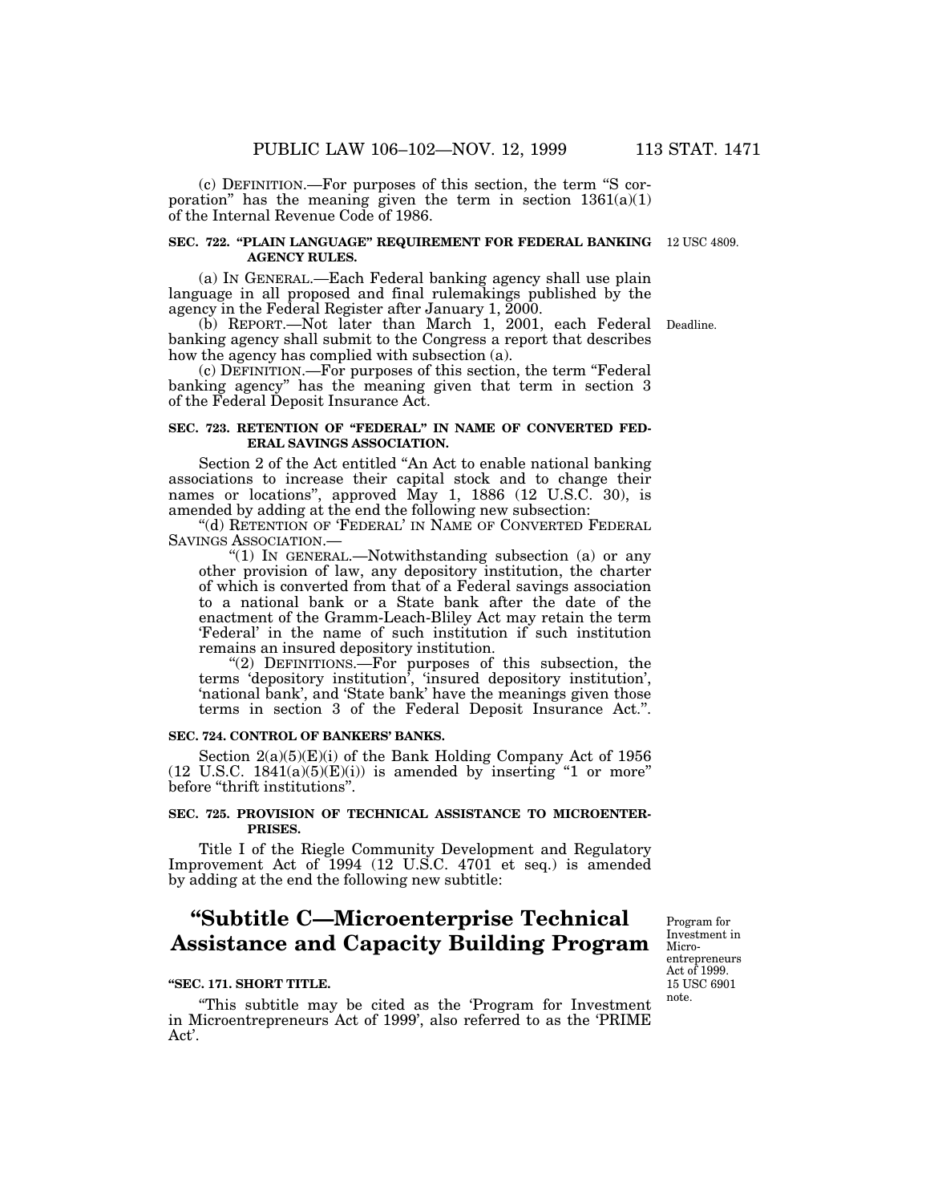(c) DEFINITION.—For purposes of this section, the term "S corporation" has the meaning given the term in section 1361(a)(1) of the Internal Revenue Code of 1986.

**SEC. 722. "PLAIN LANGUAGE" REQUIREMENT FOR FEDERAL BANKING AGENCY RULES.**

12 USC 4809.

(a) IN GENERAL.—Each Federal banking agency shall use plain language in all proposed and final rulemakings published by the agency in the Federal Register after January 1, 2000.

(b) REPORT.—Not later than March 1, 2001, each Federal banking agency shall submit to the Congress a report that describes how the agency has complied with subsection (a).

Deadline.

(c) DEFINITION.—For purposes of this section, the term "Federal banking agency" has the meaning given that term in section 3 of the Federal Deposit Insurance Act.

**SEC. 723. RETENTION OF "FEDERAL" IN NAME OF CONVERTED FEDERAL SAVINGS ASSOCIATION.**

Section 2 of the Act entitled "An Act to enable national banking associations to increase their capital stock and to change their names or locations", approved May 1, 1886 (12 U.S.C. 30), is amended by adding at the end the following new subsection:

"(d) RETENTION OF 'FEDERAL' IN NAME OF CONVERTED FEDERAL SAVINGS ASSOCIATION.—

"(1) IN GENERAL.—Notwithstanding subsection (a) or any other provision of law, any depository institution, the charter of which is converted from that of a Federal savings association to a national bank or a State bank after the date of the enactment of the Gramm-Leach-Bliley Act may retain the term 'Federal' in the name of such institution if such institution remains an insured depository institution.

"(2) DEFINITIONS.—For purposes of this subsection, the terms 'depository institution', 'insured depository institution', 'national bank', and 'State bank' have the meanings given those terms in section 3 of the Federal Deposit Insurance Act.".

**SEC. 724. CONTROL OF BANKERS' BANKS.**

Section 2(a)(5)(E)(i) of the Bank Holding Company Act of 1956 (12 U.S.C. 1841(a)(5)(E)(i)) is amended by inserting "1 or more" before "thrift institutions".

**SEC. 725. PROVISION OF TECHNICAL ASSISTANCE TO MICROENTERPRISES.**

Title I of the Riegle Community Development and Regulatory Improvement Act of 1994 (12 U.S.C. 4701 et seq.) is amended by adding at the end the following new subtitle:

# "Subtitle C—Microenterprise Technical Assistance and Capacity Building Program

Program for Investment in Microentrepreneurs Act of 1999. 15 USC 6901 note.

**"SEC. 171. SHORT TITLE.**

"This subtitle may be cited as the 'Program for Investment in Microentrepreneurs Act of 1999', also referred to as the 'PRIME Act'.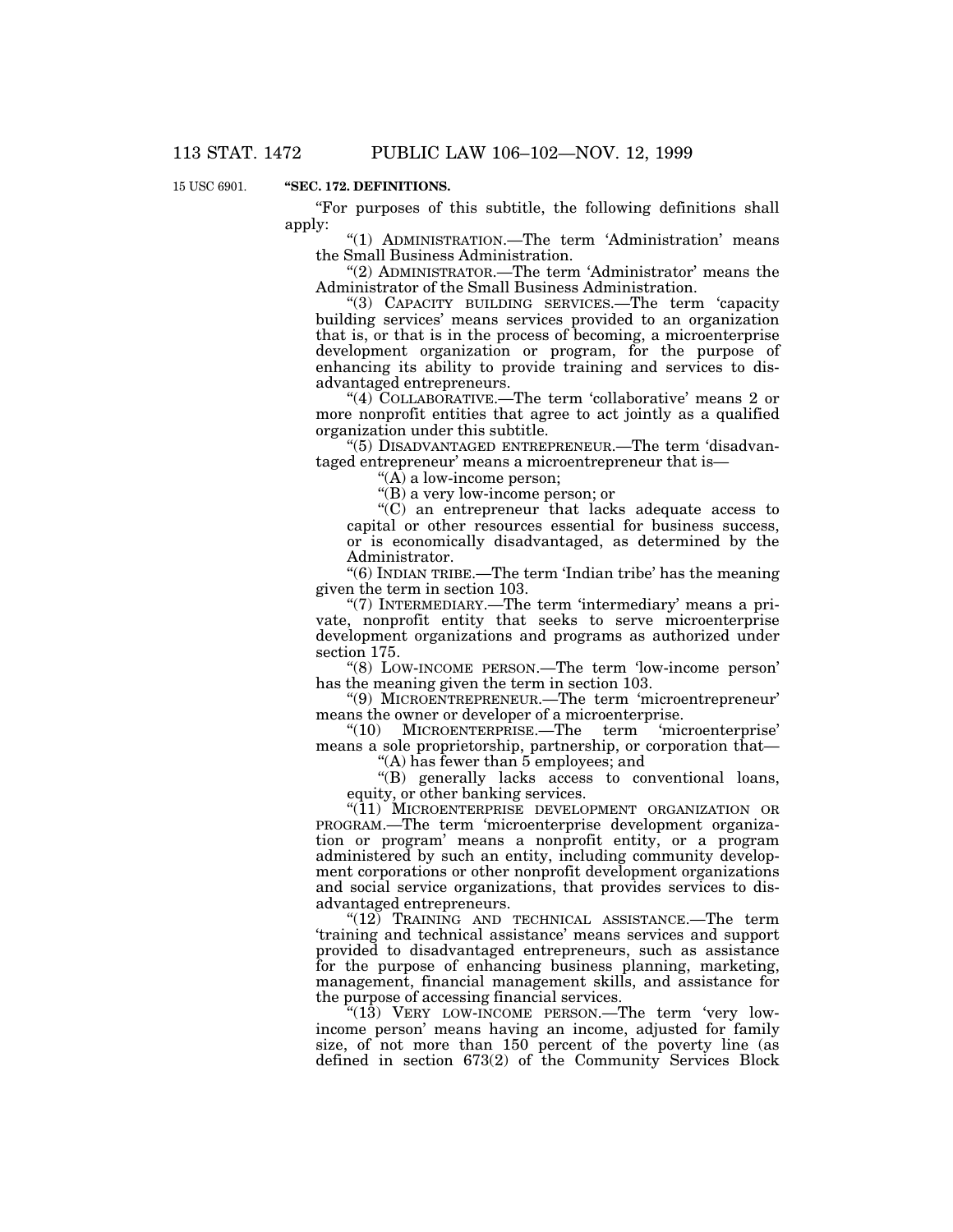15 USC 6901.

**"SEC. 172. DEFINITIONS.**

"For purposes of this subtitle, the following definitions shall apply:

"(1) ADMINISTRATION.—The term 'Administration' means the Small Business Administration.

"(2) ADMINISTRATOR.—The term 'Administrator' means the Administrator of the Small Business Administration.

"(3) CAPACITY BUILDING SERVICES.—The term 'capacity building services' means services provided to an organization that is, or that is in the process of becoming, a microenterprise development organization or program, for the purpose of enhancing its ability to provide training and services to disadvantaged entrepreneurs.

"(4) COLLABORATIVE.—The term 'collaborative' means 2 or more nonprofit entities that agree to act jointly as a qualified organization under this subtitle.

"(5) DISADVANTAGED ENTREPRENEUR.—The term 'disadvantaged entrepreneur' means a microentrepreneur that is—

"(A) a low-income person;

"(B) a very low-income person; or

"(C) an entrepreneur that lacks adequate access to capital or other resources essential for business success, or is economically disadvantaged, as determined by the Administrator.

"(6) INDIAN TRIBE.—The term 'Indian tribe' has the meaning given the term in section 103.

"(7) INTERMEDIARY.—The term 'intermediary' means a private, nonprofit entity that seeks to serve microenterprise development organizations and programs as authorized under section 175.

"(8) LOW-INCOME PERSON.—The term 'low-income person' has the meaning given the term in section 103.

"(9) MICROENTREPRENEUR.—The term 'microentrepreneur' means the owner or developer of a microenterprise.

"(10) MICROENTERPRISE.—The term 'microenterprise' means a sole proprietorship, partnership, or corporation that—

"(A) has fewer than 5 employees; and

"(B) generally lacks access to conventional loans, equity, or other banking services.

"(11) MICROENTERPRISE DEVELOPMENT ORGANIZATION OR PROGRAM.—The term 'microenterprise development organization or program' means a nonprofit entity, or a program administered by such an entity, including community development corporations or other nonprofit development organizations and social service organizations, that provides services to disadvantaged entrepreneurs.

"(12) TRAINING AND TECHNICAL ASSISTANCE.—The term 'training and technical assistance' means services and support provided to disadvantaged entrepreneurs, such as assistance for the purpose of enhancing business planning, marketing, management, financial management skills, and assistance for the purpose of accessing financial services.

"(13) VERY LOW-INCOME PERSON.—The term 'very low-income person' means having an income, adjusted for family size, of not more than 150 percent of the poverty line (as defined in section 673(2) of the Community Services Block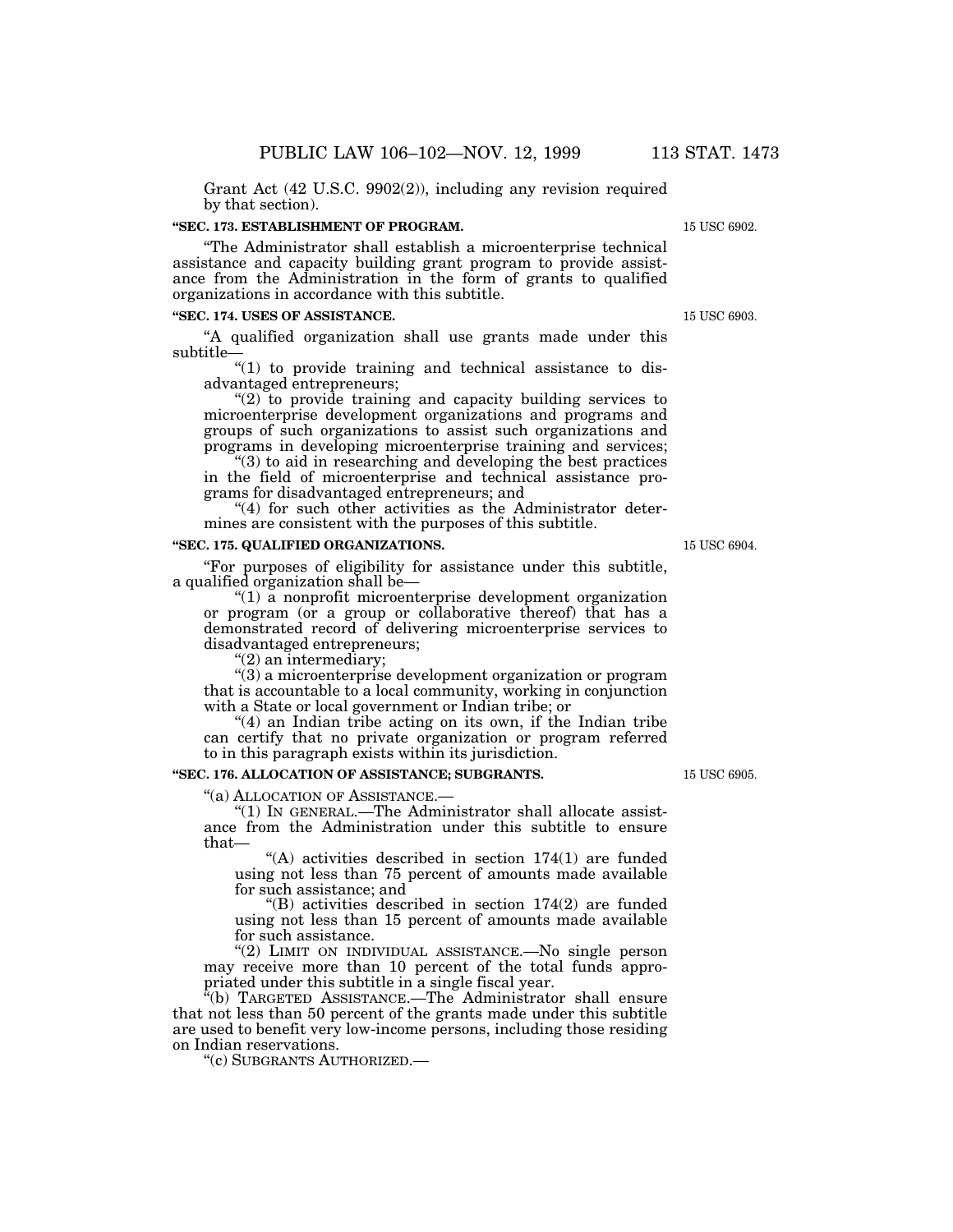Grant Act (42 U.S.C. 9902(2)), including any revision required by that section).

**"SEC. 173. ESTABLISHMENT OF PROGRAM.**

15 USC 6902.

"The Administrator shall establish a microenterprise technical assistance and capacity building grant program to provide assistance from the Administration in the form of grants to qualified organizations in accordance with this subtitle.

**"SEC. 174. USES OF ASSISTANCE.**

15 USC 6903.

"A qualified organization shall use grants made under this subtitle—

"(1) to provide training and technical assistance to disadvantaged entrepreneurs;

"(2) to provide training and capacity building services to microenterprise development organizations and programs and groups of such organizations to assist such organizations and programs in developing microenterprise training and services;

"(3) to aid in researching and developing the best practices in the field of microenterprise and technical assistance programs for disadvantaged entrepreneurs; and

"(4) for such other activities as the Administrator determines are consistent with the purposes of this subtitle.

**"SEC. 175. QUALIFIED ORGANIZATIONS.**

15 USC 6904.

"For purposes of eligibility for assistance under this subtitle, a qualified organization shall be—

"(1) a nonprofit microenterprise development organization or program (or a group or collaborative thereof) that has a demonstrated record of delivering microenterprise services to disadvantaged entrepreneurs;

"(2) an intermediary;

"(3) a microenterprise development organization or program that is accountable to a local community, working in conjunction with a State or local government or Indian tribe; or

"(4) an Indian tribe acting on its own, if the Indian tribe can certify that no private organization or program referred to in this paragraph exists within its jurisdiction.

**"SEC. 176. ALLOCATION OF ASSISTANCE; SUBGRANTS.**

15 USC 6905.

"(a) ALLOCATION OF ASSISTANCE.—

"(1) IN GENERAL.—The Administrator shall allocate assistance from the Administration under this subtitle to ensure that—

"(A) activities described in section 174(1) are funded using not less than 75 percent of amounts made available for such assistance; and

"(B) activities described in section 174(2) are funded using not less than 15 percent of amounts made available for such assistance.

"(2) LIMIT ON INDIVIDUAL ASSISTANCE.—No single person may receive more than 10 percent of the total funds appropriated under this subtitle in a single fiscal year.

"(b) TARGETED ASSISTANCE.—The Administrator shall ensure that not less than 50 percent of the grants made under this subtitle are used to benefit very low-income persons, including those residing on Indian reservations.

"(c) SUBGRANTS AUTHORIZED.—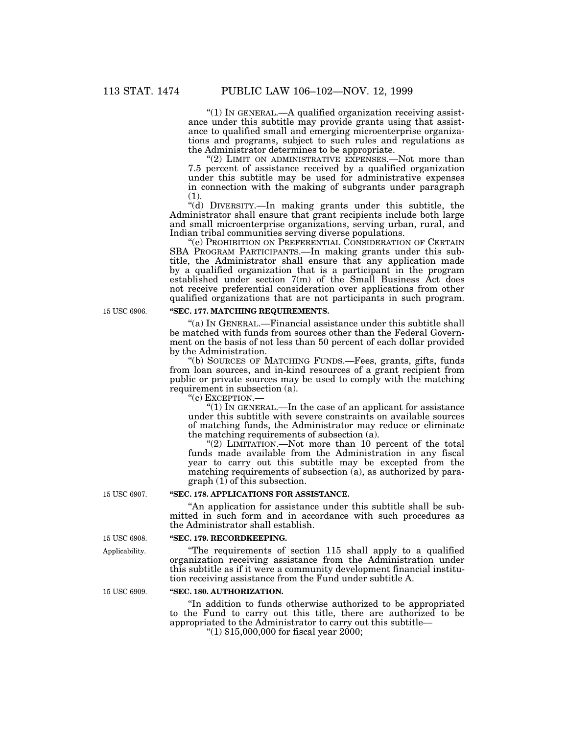"(1) IN GENERAL.—A qualified organization receiving assistance under this subtitle may provide grants using that assistance to qualified small and emerging microenterprise organizations and programs, subject to such rules and regulations as the Administrator determines to be appropriate.

"(2) LIMIT ON ADMINISTRATIVE EXPENSES.—Not more than 7.5 percent of assistance received by a qualified organization under this subtitle may be used for administrative expenses in connection with the making of subgrants under paragraph (1).

"(d) DIVERSITY.—In making grants under this subtitle, the Administrator shall ensure that grant recipients include both large and small microenterprise organizations, serving urban, rural, and Indian tribal communities serving diverse populations.

"(e) PROHIBITION ON PREFERENTIAL CONSIDERATION OF CERTAIN SBA PROGRAM PARTICIPANTS.—In making grants under this subtitle, the Administrator shall ensure that any application made by a qualified organization that is a participant in the program established under section 7(m) of the Small Business Act does not receive preferential consideration over applications from other qualified organizations that are not participants in such program.

15 USC 6906.

**"SEC. 177. MATCHING REQUIREMENTS.**

"(a) IN GENERAL.—Financial assistance under this subtitle shall be matched with funds from sources other than the Federal Government on the basis of not less than 50 percent of each dollar provided by the Administration.

"(b) SOURCES OF MATCHING FUNDS.—Fees, grants, gifts, funds from loan sources, and in-kind resources of a grant recipient from public or private sources may be used to comply with the matching requirement in subsection (a).

"(c) EXCEPTION.—

"(1) IN GENERAL.—In the case of an applicant for assistance under this subtitle with severe constraints on available sources of matching funds, the Administrator may reduce or eliminate the matching requirements of subsection (a).

"(2) LIMITATION.—Not more than 10 percent of the total funds made available from the Administration in any fiscal year to carry out this subtitle may be excepted from the matching requirements of subsection (a), as authorized by paragraph (1) of this subsection.

15 USC 6907.

**"SEC. 178. APPLICATIONS FOR ASSISTANCE.**

"An application for assistance under this subtitle shall be submitted in such form and in accordance with such procedures as the Administrator shall establish.

15 USC 6908.

Applicability.

**"SEC. 179. RECORDKEEPING.**

"The requirements of section 115 shall apply to a qualified organization receiving assistance from the Administration under this subtitle as if it were a community development financial institution receiving assistance from the Fund under subtitle A.

15 USC 6909.

**"SEC. 180. AUTHORIZATION.**

"In addition to funds otherwise authorized to be appropriated to the Fund to carry out this title, there are authorized to be appropriated to the Administrator to carry out this subtitle—

"(1) $15,000,000 for fiscal year 2000;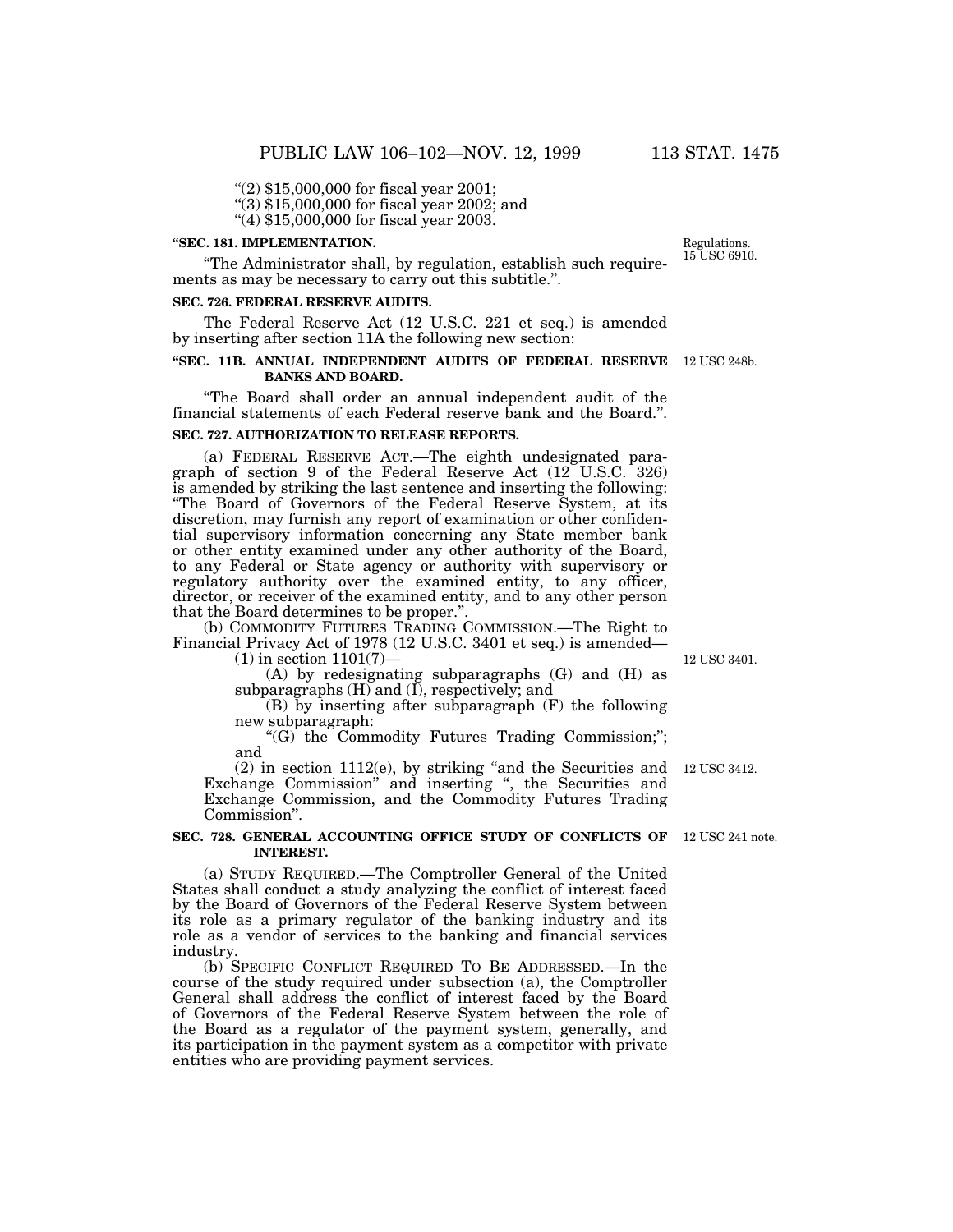"(2) $15,000,000 for fiscal year 2001;

"(3) $15,000,000 for fiscal year 2002; and

"(4) $15,000,000 for fiscal year 2003.

**"SEC. 181. IMPLEMENTATION.**

Regulations. 15 USC 6910.

"The Administrator shall, by regulation, establish such requirements as may be necessary to carry out this subtitle.".

**SEC. 726. FEDERAL RESERVE AUDITS.**

The Federal Reserve Act (12 U.S.C. 221 et seq.) is amended by inserting after section 11A the following new section:

**"SEC. 11B. ANNUAL INDEPENDENT AUDITS OF FEDERAL RESERVE BANKS AND BOARD.**

12 USC 248b.

"The Board shall order an annual independent audit of the financial statements of each Federal reserve bank and the Board.".

**SEC. 727. AUTHORIZATION TO RELEASE REPORTS.**

(a) FEDERAL RESERVE ACT.—The eighth undesignated paragraph of section 9 of the Federal Reserve Act (12 U.S.C. 326) is amended by striking the last sentence and inserting the following: "The Board of Governors of the Federal Reserve System, at its discretion, may furnish any report of examination or other confidential supervisory information concerning any State member bank or other entity examined under any other authority of the Board, to any Federal or State agency or authority with supervisory or regulatory authority over the examined entity, to any officer, director, or receiver of the examined entity, and to any other person that the Board determines to be proper.".

(b) COMMODITY FUTURES TRADING COMMISSION.—The Right to Financial Privacy Act of 1978 (12 U.S.C. 3401 et seq.) is amended—

(1) in section 1101(7)—

12 USC 3401.

(A) by redesignating subparagraphs (G) and (H) as subparagraphs (H) and (I), respectively; and

(B) by inserting after subparagraph (F) the following new subparagraph:

"(G) the Commodity Futures Trading Commission;"; and

(2) in section 1112(e), by striking "and the Securities and Exchange Commission" and inserting ", the Securities and Exchange Commission, and the Commodity Futures Trading Commission".

12 USC 3412.

**SEC. 728. GENERAL ACCOUNTING OFFICE STUDY OF CONFLICTS OF INTEREST.**

12 USC 241 note.

(a) STUDY REQUIRED.—The Comptroller General of the United States shall conduct a study analyzing the conflict of interest faced by the Board of Governors of the Federal Reserve System between its role as a primary regulator of the banking industry and its role as a vendor of services to the banking and financial services industry.

(b) SPECIFIC CONFLICT REQUIRED TO BE ADDRESSED.—In the course of the study required under subsection (a), the Comptroller General shall address the conflict of interest faced by the Board of Governors of the Federal Reserve System between the role of the Board as a regulator of the payment system, generally, and its participation in the payment system as a competitor with private entities who are providing payment services.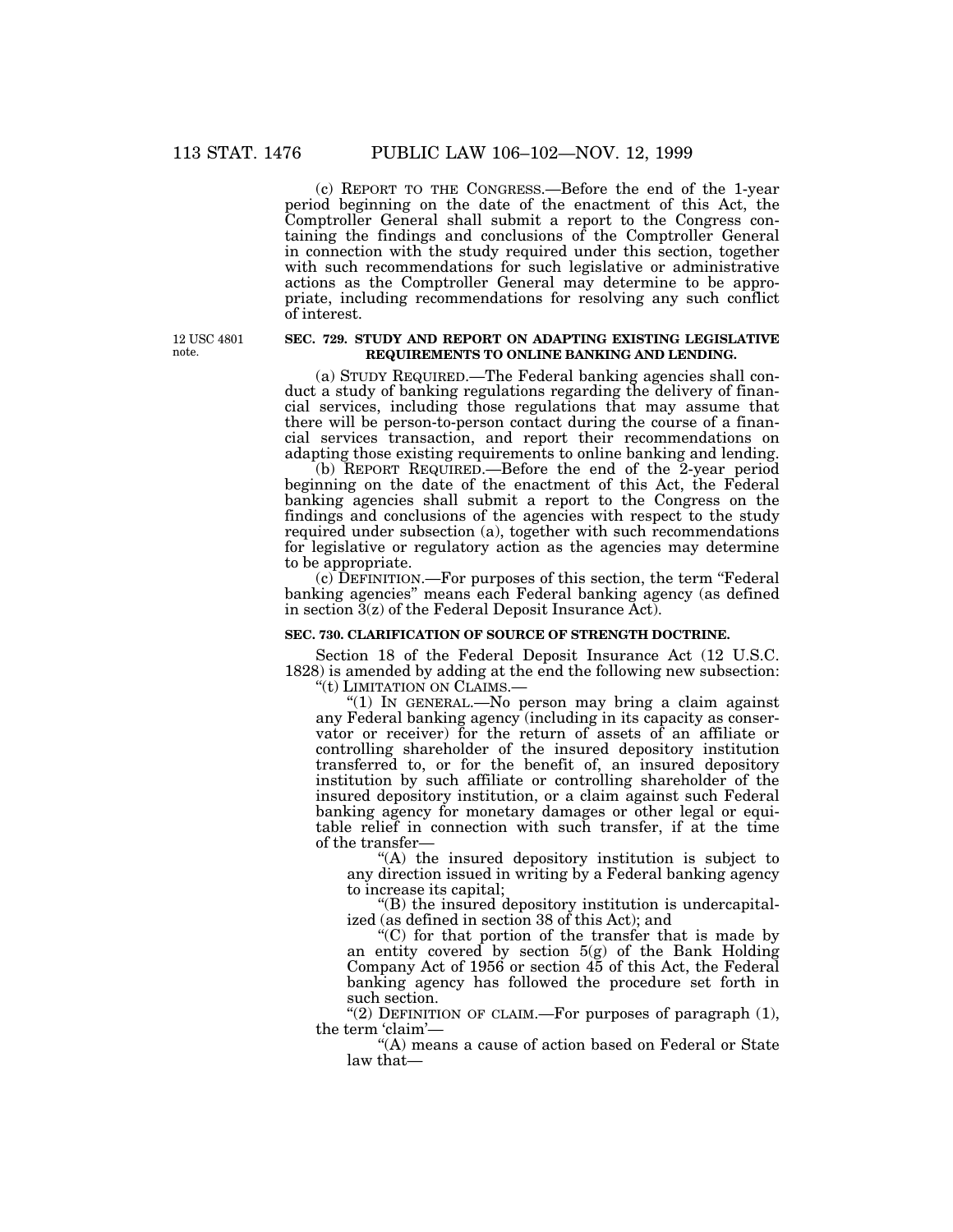(c) REPORT TO THE CONGRESS.—Before the end of the 1-year period beginning on the date of the enactment of this Act, the Comptroller General shall submit a report to the Congress containing the findings and conclusions of the Comptroller General in connection with the study required under this section, together with such recommendations for such legislative or administrative actions as the Comptroller General may determine to be appropriate, including recommendations for resolving any such conflict of interest.

12 USC 4801 note.

**SEC. 729. STUDY AND REPORT ON ADAPTING EXISTING LEGISLATIVE REQUIREMENTS TO ONLINE BANKING AND LENDING.**

(a) STUDY REQUIRED.—The Federal banking agencies shall conduct a study of banking regulations regarding the delivery of financial services, including those regulations that may assume that there will be person-to-person contact during the course of a financial services transaction, and report their recommendations on adapting those existing requirements to online banking and lending.

(b) REPORT REQUIRED.—Before the end of the 2-year period beginning on the date of the enactment of this Act, the Federal banking agencies shall submit a report to the Congress on the findings and conclusions of the agencies with respect to the study required under subsection (a), together with such recommendations for legislative or regulatory action as the agencies may determine to be appropriate.

(c) DEFINITION.—For purposes of this section, the term "Federal banking agencies" means each Federal banking agency (as defined in section 3(z) of the Federal Deposit Insurance Act).

**SEC. 730. CLARIFICATION OF SOURCE OF STRENGTH DOCTRINE.**

Section 18 of the Federal Deposit Insurance Act (12 U.S.C. 1828) is amended by adding at the end the following new subsection:

"(t) LIMITATION ON CLAIMS.—

"(1) IN GENERAL.—No person may bring a claim against any Federal banking agency (including in its capacity as conservator or receiver) for the return of assets of an affiliate or controlling shareholder of the insured depository institution transferred to, or for the benefit of, an insured depository institution by such affiliate or controlling shareholder of the insured depository institution, or a claim against such Federal banking agency for monetary damages or other legal or equitable relief in connection with such transfer, if at the time of the transfer—

"(A) the insured depository institution is subject to any direction issued in writing by a Federal banking agency to increase its capital;

"(B) the insured depository institution is undercapitalized (as defined in section 38 of this Act); and

"(C) for that portion of the transfer that is made by an entity covered by section 5(g) of the Bank Holding Company Act of 1956 or section 45 of this Act, the Federal banking agency has followed the procedure set forth in such section.

"(2) DEFINITION OF CLAIM.—For purposes of paragraph (1), the term 'claim'—

"(A) means a cause of action based on Federal or State law that—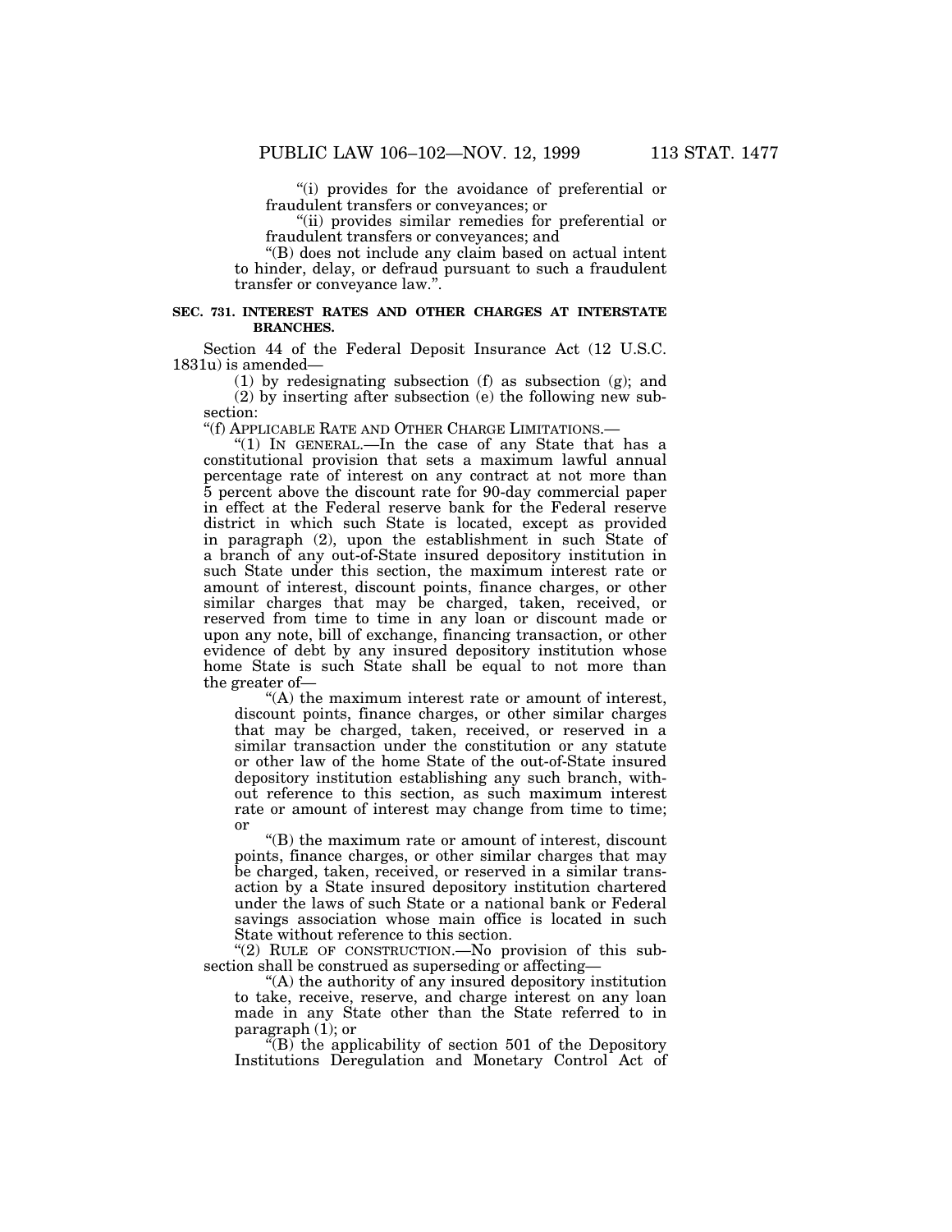"(i) provides for the avoidance of preferential or fraudulent transfers or conveyances; or

"(ii) provides similar remedies for preferential or fraudulent transfers or conveyances; and

"(B) does not include any claim based on actual intent to hinder, delay, or defraud pursuant to such a fraudulent transfer or conveyance law.".

**SEC. 731. INTEREST RATES AND OTHER CHARGES AT INTERSTATE BRANCHES.**

Section 44 of the Federal Deposit Insurance Act (12 U.S.C. 1831u) is amended—

(1) by redesignating subsection (f) as subsection (g); and

(2) by inserting after subsection (e) the following new subsection:

"(f) APPLICABLE RATE AND OTHER CHARGE LIMITATIONS.—

"(1) IN GENERAL.—In the case of any State that has a constitutional provision that sets a maximum lawful annual percentage rate of interest on any contract at not more than 5 percent above the discount rate for 90-day commercial paper in effect at the Federal reserve bank for the Federal reserve district in which such State is located, except as provided in paragraph (2), upon the establishment in such State of a branch of any out-of-State insured depository institution in such State under this section, the maximum interest rate or amount of interest, discount points, finance charges, or other similar charges that may be charged, taken, received, or reserved from time to time in any loan or discount made or upon any note, bill of exchange, financing transaction, or other evidence of debt by any insured depository institution whose home State is such State shall be equal to not more than the greater of—

"(A) the maximum interest rate or amount of interest, discount points, finance charges, or other similar charges that may be charged, taken, received, or reserved in a similar transaction under the constitution or any statute or other law of the home State of the out-of-State insured depository institution establishing any such branch, without reference to this section, as such maximum interest rate or amount of interest may change from time to time; or

"(B) the maximum rate or amount of interest, discount points, finance charges, or other similar charges that may be charged, taken, received, or reserved in a similar transaction by a State insured depository institution chartered under the laws of such State or a national bank or Federal savings association whose main office is located in such State without reference to this section.

"(2) RULE OF CONSTRUCTION.—No provision of this subsection shall be construed as superseding or affecting—

"(A) the authority of any insured depository institution to take, receive, reserve, and charge interest on any loan made in any State other than the State referred to in paragraph (1); or

"(B) the applicability of section 501 of the Depository Institutions Deregulation and Monetary Control Act of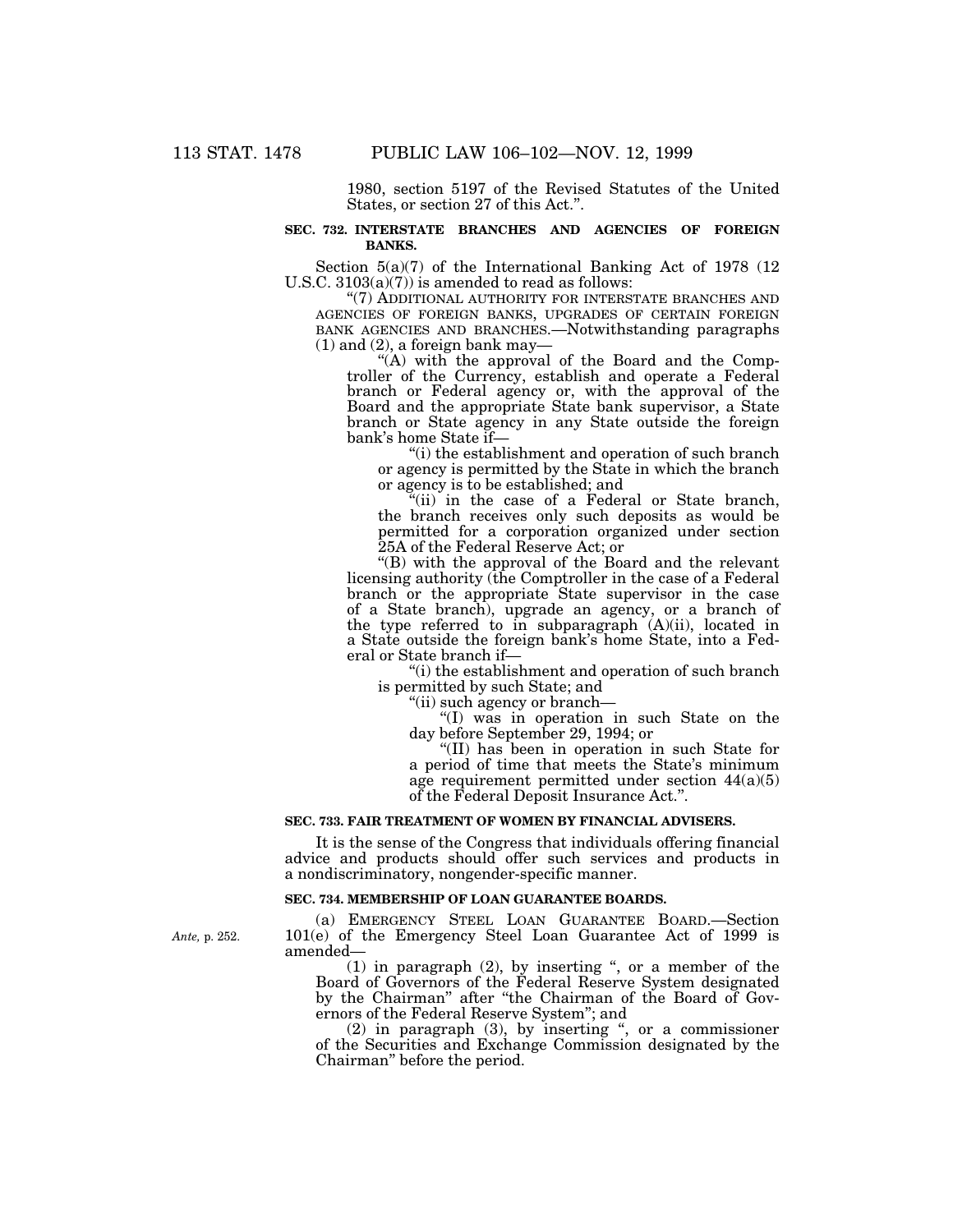1980, section 5197 of the Revised Statutes of the United States, or section 27 of this Act.".

**SEC. 732. INTERSTATE BRANCHES AND AGENCIES OF FOREIGN BANKS.**

Section 5(a)(7) of the International Banking Act of 1978 (12 U.S.C. 3103(a)(7)) is amended to read as follows:

"(7) ADDITIONAL AUTHORITY FOR INTERSTATE BRANCHES AND AGENCIES OF FOREIGN BANKS, UPGRADES OF CERTAIN FOREIGN BANK AGENCIES AND BRANCHES.—Notwithstanding paragraphs (1) and (2), a foreign bank may—

"(A) with the approval of the Board and the Comptroller of the Currency, establish and operate a Federal branch or Federal agency or, with the approval of the Board and the appropriate State bank supervisor, a State branch or State agency in any State outside the foreign bank's home State if—

"(i) the establishment and operation of such branch or agency is permitted by the State in which the branch or agency is to be established; and

"(ii) in the case of a Federal or State branch, the branch receives only such deposits as would be permitted for a corporation organized under section 25A of the Federal Reserve Act; or

"(B) with the approval of the Board and the relevant licensing authority (the Comptroller in the case of a Federal branch or the appropriate State supervisor in the case of a State branch), upgrade an agency, or a branch of the type referred to in subparagraph (A)(ii), located in a State outside the foreign bank's home State, into a Federal or State branch if—

"(i) the establishment and operation of such branch is permitted by such State; and

"(ii) such agency or branch—

"(I) was in operation in such State on the day before September 29, 1994; or

"(II) has been in operation in such State for a period of time that meets the State's minimum age requirement permitted under section 44(a)(5) of the Federal Deposit Insurance Act.".

**SEC. 733. FAIR TREATMENT OF WOMEN BY FINANCIAL ADVISERS.**

It is the sense of the Congress that individuals offering financial advice and products should offer such services and products in a nondiscriminatory, nongender-specific manner.

**SEC. 734. MEMBERSHIP OF LOAN GUARANTEE BOARDS.**

*Ante,* p. 252.

(a) EMERGENCY STEEL LOAN GUARANTEE BOARD.—Section 101(e) of the Emergency Steel Loan Guarantee Act of 1999 is amended—

(1) in paragraph (2), by inserting ", or a member of the Board of Governors of the Federal Reserve System designated by the Chairman" after "the Chairman of the Board of Governors of the Federal Reserve System"; and

(2) in paragraph (3), by inserting ", or a commissioner of the Securities and Exchange Commission designated by the Chairman" before the period.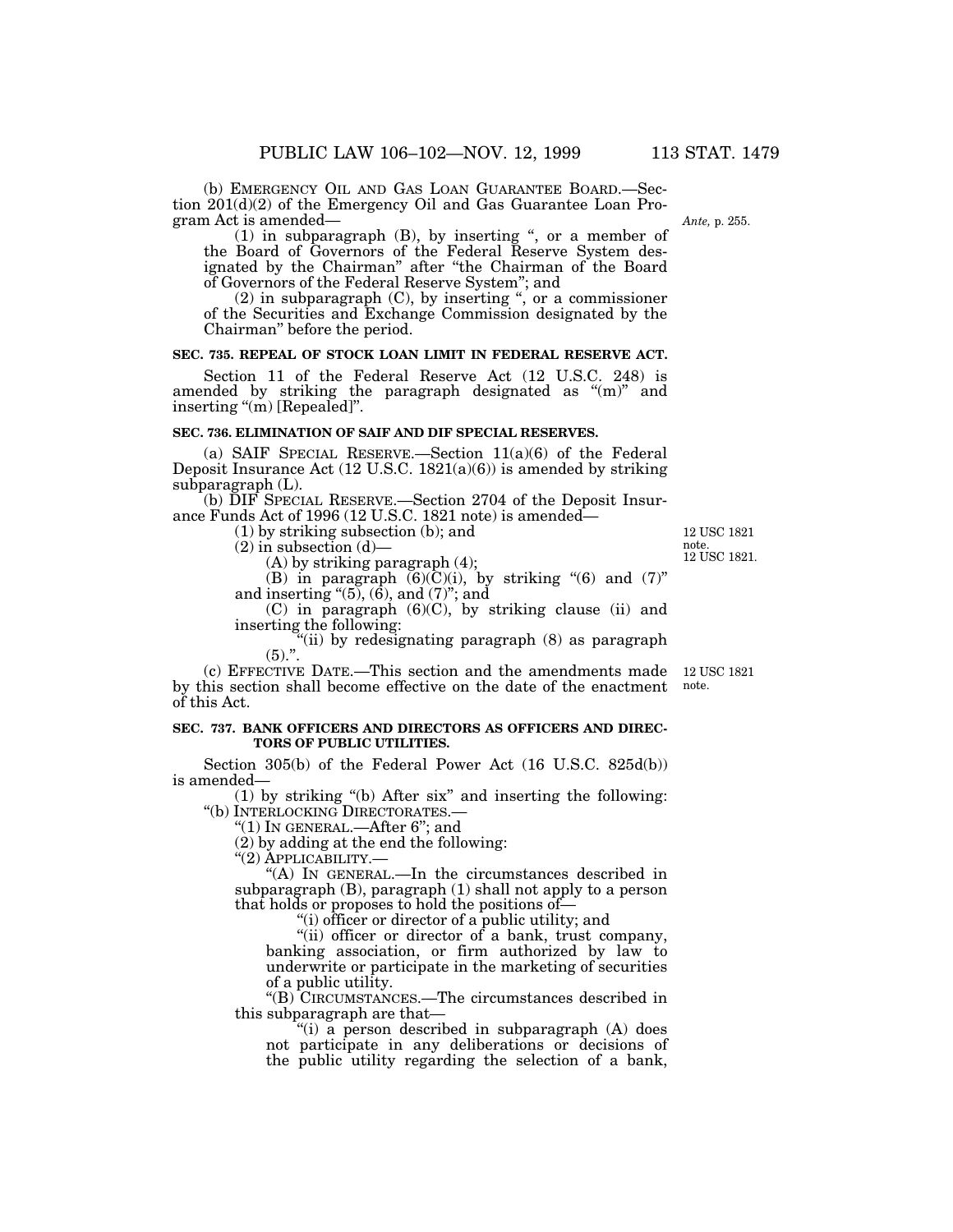(b) EMERGENCY OIL AND GAS LOAN GUARANTEE BOARD.—Section 201(d)(2) of the Emergency Oil and Gas Guarantee Loan Program Act is amended—

*Ante,* p. 255.

(1) in subparagraph (B), by inserting ", or a member of the Board of Governors of the Federal Reserve System designated by the Chairman" after "the Chairman of the Board of Governors of the Federal Reserve System"; and

(2) in subparagraph (C), by inserting ", or a commissioner of the Securities and Exchange Commission designated by the Chairman" before the period.

**SEC. 735. REPEAL OF STOCK LOAN LIMIT IN FEDERAL RESERVE ACT.**

Section 11 of the Federal Reserve Act (12 U.S.C. 248) is amended by striking the paragraph designated as "(m)" and inserting "(m) [Repealed]".

**SEC. 736. ELIMINATION OF SAIF AND DIF SPECIAL RESERVES.**

(a) SAIF SPECIAL RESERVE.—Section 11(a)(6) of the Federal Deposit Insurance Act (12 U.S.C. 1821(a)(6)) is amended by striking subparagraph (L).

(b) DIF SPECIAL RESERVE.—Section 2704 of the Deposit Insurance Funds Act of 1996 (12 U.S.C. 1821 note) is amended—

12 USC 1821 note.
12 USC 1821.

(1) by striking subsection (b); and

(2) in subsection (d)—

(A) by striking paragraph (4);

(B) in paragraph (6)(C)(i), by striking "(6) and (7)" and inserting "(5), (6), and (7)"; and

(C) in paragraph (6)(C), by striking clause (ii) and inserting the following:

"(ii) by redesignating paragraph (8) as paragraph (5).".

(c) EFFECTIVE DATE.—This section and the amendments made by this section shall become effective on the date of the enactment of this Act.

12 USC 1821 note.

**SEC. 737. BANK OFFICERS AND DIRECTORS AS OFFICERS AND DIRECTORS OF PUBLIC UTILITIES.**

Section 305(b) of the Federal Power Act (16 U.S.C. 825d(b)) is amended—

(1) by striking "(b) After six" and inserting the following:

"(b) INTERLOCKING DIRECTORATES.—

"(1) IN GENERAL.—After 6"; and

(2) by adding at the end the following:

"(2) APPLICABILITY.—

"(A) IN GENERAL.—In the circumstances described in subparagraph (B), paragraph (1) shall not apply to a person that holds or proposes to hold the positions of—

"(i) officer or director of a public utility; and

"(ii) officer or director of a bank, trust company, banking association, or firm authorized by law to underwrite or participate in the marketing of securities of a public utility.

"(B) CIRCUMSTANCES.—The circumstances described in this subparagraph are that—

"(i) a person described in subparagraph (A) does not participate in any deliberations or decisions of the public utility regarding the selection of a bank,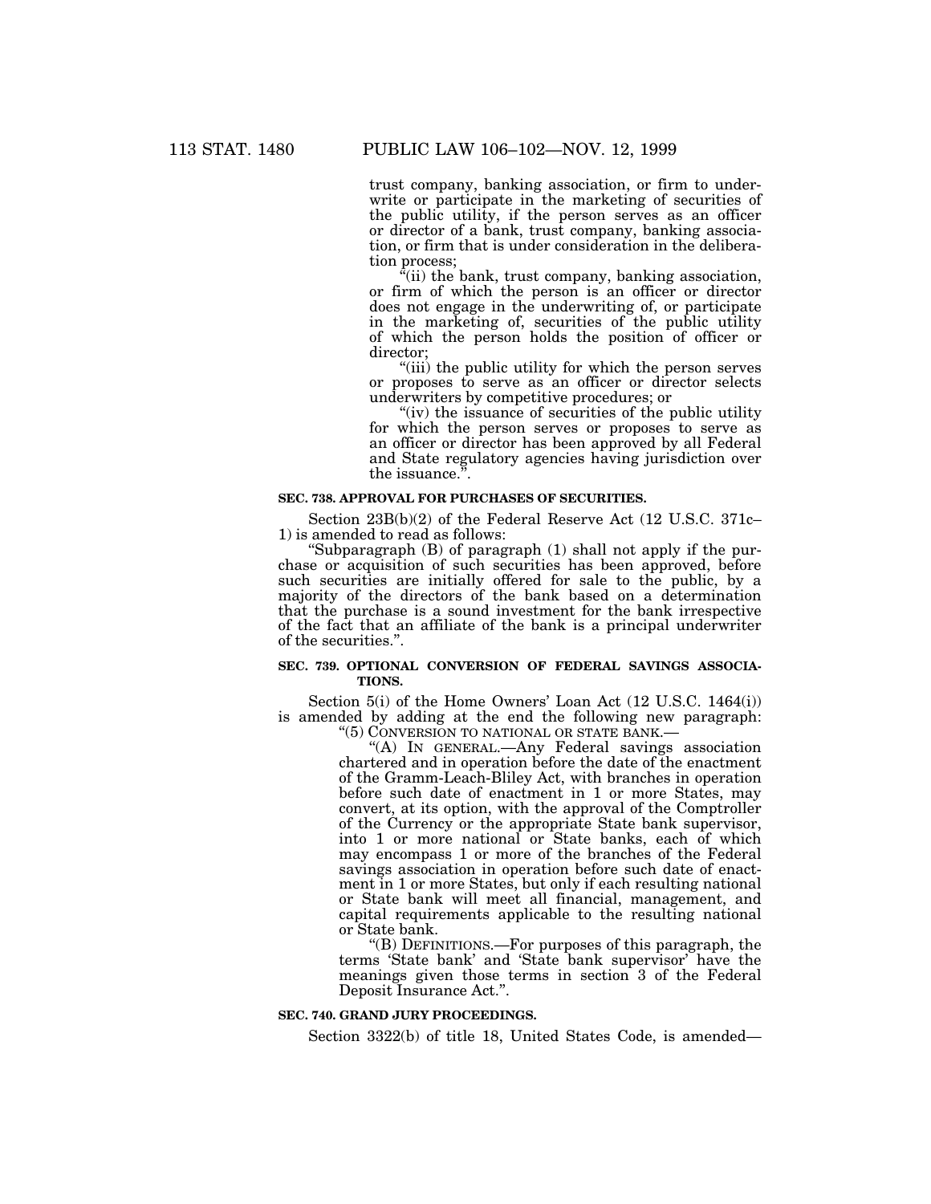trust company, banking association, or firm to underwrite or participate in the marketing of securities of the public utility, if the person serves as an officer or director of a bank, trust company, banking association, or firm that is under consideration in the deliberation process;

"(ii) the bank, trust company, banking association, or firm of which the person is an officer or director does not engage in the underwriting of, or participate in the marketing of, securities of the public utility of which the person holds the position of officer or director;

"(iii) the public utility for which the person serves or proposes to serve as an officer or director selects underwriters by competitive procedures; or

"(iv) the issuance of securities of the public utility for which the person serves or proposes to serve as an officer or director has been approved by all Federal and State regulatory agencies having jurisdiction over the issuance.".

**SEC. 738. APPROVAL FOR PURCHASES OF SECURITIES.**

Section 23B(b)(2) of the Federal Reserve Act (12 U.S.C. 371c–1) is amended to read as follows:

"Subparagraph (B) of paragraph (1) shall not apply if the purchase or acquisition of such securities has been approved, before such securities are initially offered for sale to the public, by a majority of the directors of the bank based on a determination that the purchase is a sound investment for the bank irrespective of the fact that an affiliate of the bank is a principal underwriter of the securities.".

**SEC. 739. OPTIONAL CONVERSION OF FEDERAL SAVINGS ASSOCIATIONS.**

Section 5(i) of the Home Owners' Loan Act (12 U.S.C. 1464(i)) is amended by adding at the end the following new paragraph:

"(5) CONVERSION TO NATIONAL OR STATE BANK.—

"(A) IN GENERAL.—Any Federal savings association chartered and in operation before the date of the enactment of the Gramm-Leach-Bliley Act, with branches in operation before such date of enactment in 1 or more States, may convert, at its option, with the approval of the Comptroller of the Currency or the appropriate State bank supervisor, into 1 or more national or State banks, each of which may encompass 1 or more of the branches of the Federal savings association in operation before such date of enactment in 1 or more States, but only if each resulting national or State bank will meet all financial, management, and capital requirements applicable to the resulting national or State bank.

"(B) DEFINITIONS.—For purposes of this paragraph, the terms 'State bank' and 'State bank supervisor' have the meanings given those terms in section 3 of the Federal Deposit Insurance Act.".

**SEC. 740. GRAND JURY PROCEEDINGS.**

Section 3322(b) of title 18, United States Code, is amended—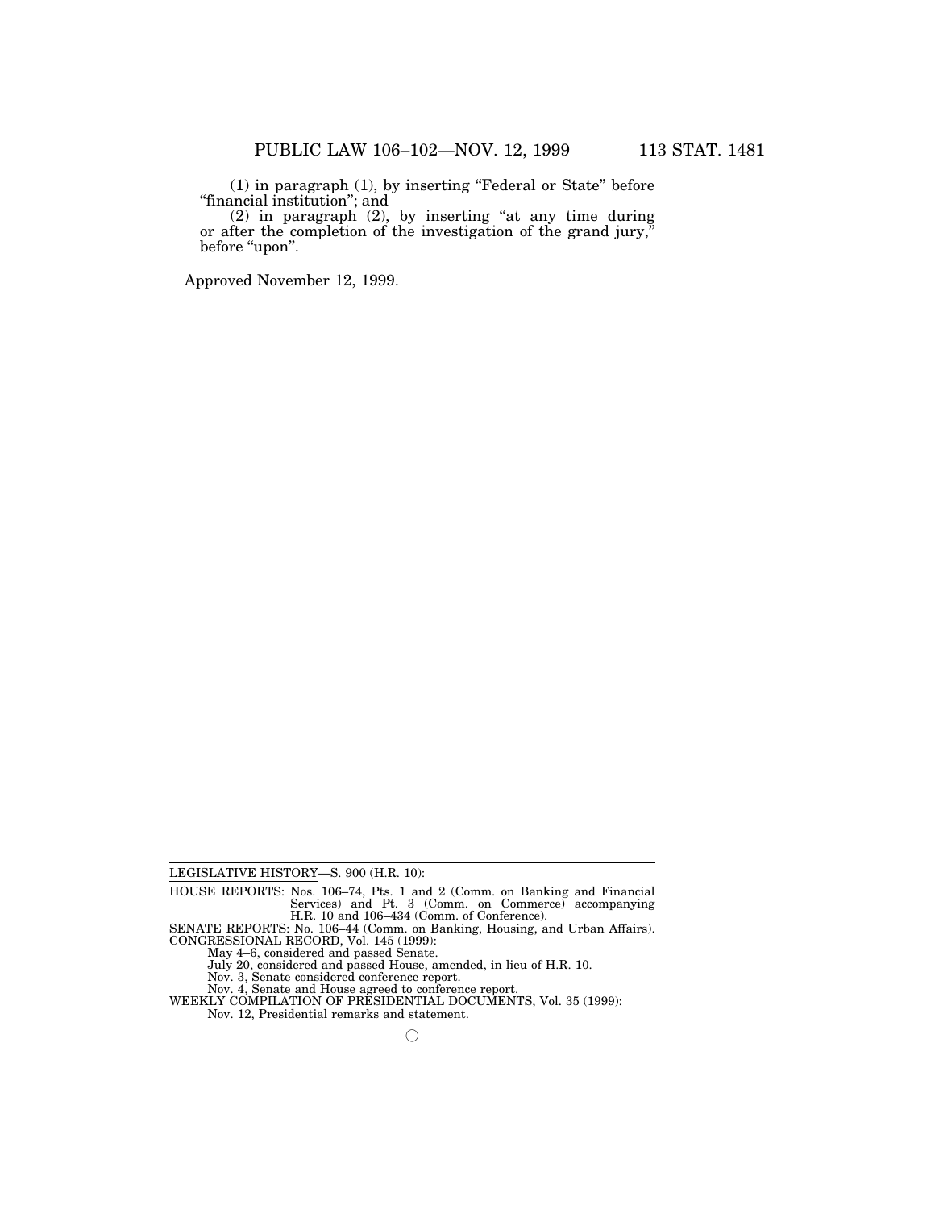(1) in paragraph (1), by inserting "Federal or State" before "financial institution"; and

(2) in paragraph (2), by inserting "at any time during or after the completion of the investigation of the grand jury," before "upon".

Approved November 12, 1999.

---

LEGISLATIVE HISTORY—S. 900 (H.R. 10):

HOUSE REPORTS: Nos. 106–74, Pts. 1 and 2 (Comm. on Banking and Financial Services) and Pt. 3 (Comm. on Commerce) accompanying H.R. 10 and 106–434 (Comm. of Conference).

SENATE REPORTS: No. 106–44 (Comm. on Banking, Housing, and Urban Affairs).

CONGRESSIONAL RECORD, Vol. 145 (1999):

May 4–6, considered and passed Senate.

July 20, considered and passed House, amended, in lieu of H.R. 10.

Nov. 3, Senate considered conference report.

Nov. 4, Senate and House agreed to conference report.

WEEKLY COMPILATION OF PRESIDENTIAL DOCUMENTS, Vol. 35 (1999):

Nov. 12, Presidential remarks and statement.